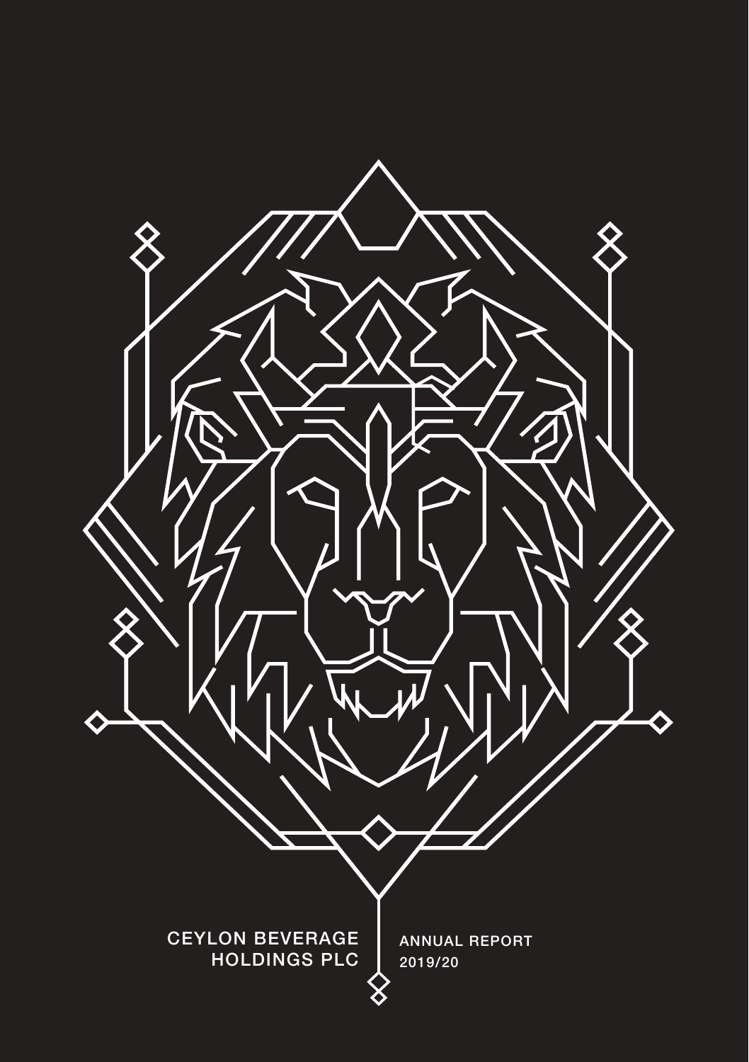CEYLON BEVERAGE HOLDINGS PLC

ANNUAL REPORT 2019/20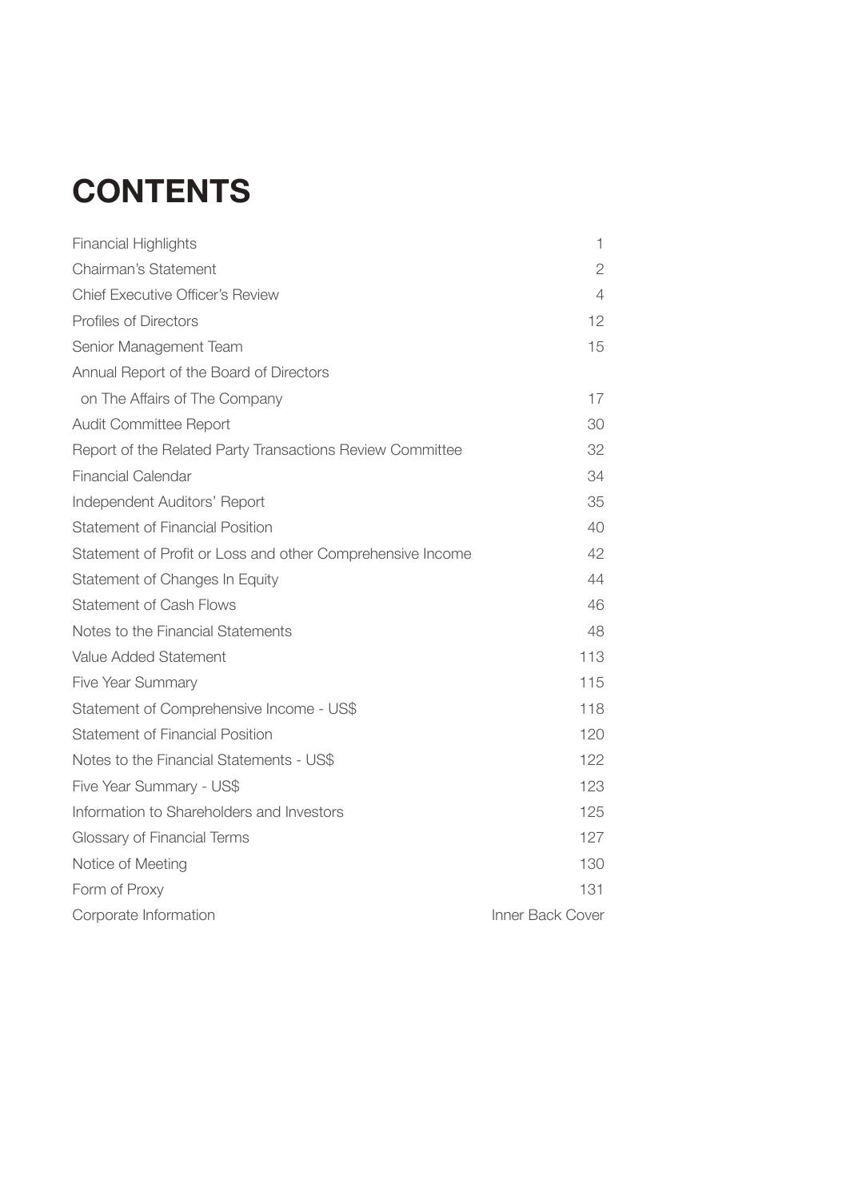# CONTENTS

| | |
|---|---|
| Financial Highlights | 1 |
| Chairman's Statement | 2 |
| Chief Executive Officer's Review | 4 |
| Profiles of Directors | 12 |
| Senior Management Team | 15 |
| Annual Report of the Board of Directors on The Affairs of The Company | 17 |
| Audit Committee Report | 30 |
| Report of the Related Party Transactions Review Committee | 32 |
| Financial Calendar | 34 |
| Independent Auditors' Report | 35 |
| Statement of Financial Position | 40 |
| Statement of Profit or Loss and other Comprehensive Income | 42 |
| Statement of Changes In Equity | 44 |
| Statement of Cash Flows | 46 |
| Notes to the Financial Statements | 48 |
| Value Added Statement | 113 |
| Five Year Summary | 115 |
| Statement of Comprehensive Income - US$ | 118 |
| Statement of Financial Position | 120 |
| Notes to the Financial Statements - US$ | 122 |
| Five Year Summary - US$ | 123 |
| Information to Shareholders and Investors | 125 |
| Glossary of Financial Terms | 127 |
| Notice of Meeting | 130 |
| Form of Proxy | 131 |
| Corporate Information | Inner Back Cover |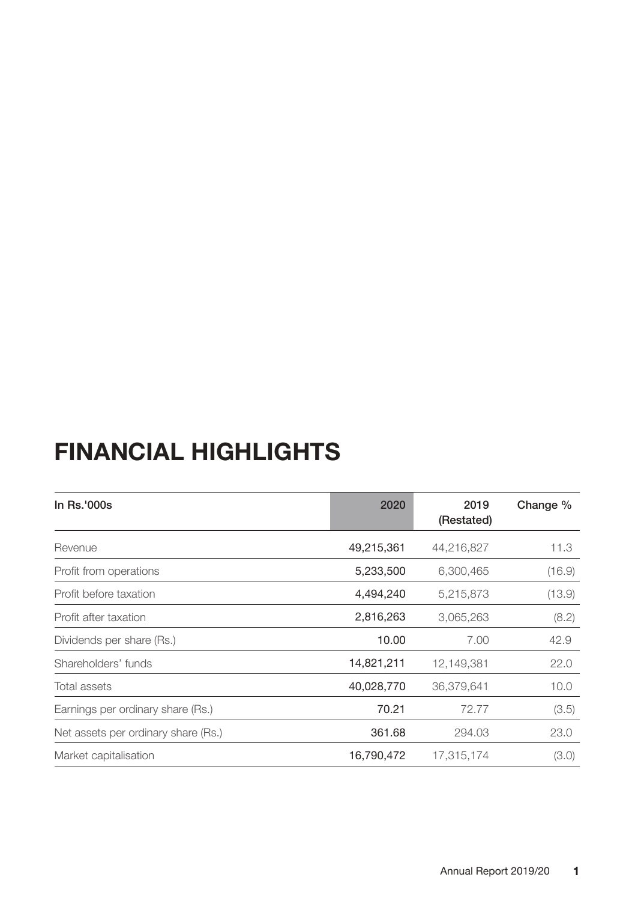# FINANCIAL HIGHLIGHTS

| In Rs.'000s | 2020 | 2019 (Restated) | Change % |
| --- | --- | --- | --- |
| Revenue | 49,215,361 | 44,216,827 | 11.3 |
| Profit from operations | 5,233,500 | 6,300,465 | (16.9) |
| Profit before taxation | 4,494,240 | 5,215,873 | (13.9) |
| Profit after taxation | 2,816,263 | 3,065,263 | (8.2) |
| Dividends per share (Rs.) | 10.00 | 7.00 | 42.9 |
| Shareholders' funds | 14,821,211 | 12,149,381 | 22.0 |
| Total assets | 40,028,770 | 36,379,641 | 10.0 |
| Earnings per ordinary share (Rs.) | 70.21 | 72.77 | (3.5) |
| Net assets per ordinary share (Rs.) | 361.68 | 294.03 | 23.0 |
| Market capitalisation | 16,790,472 | 17,315,174 | (3.0) |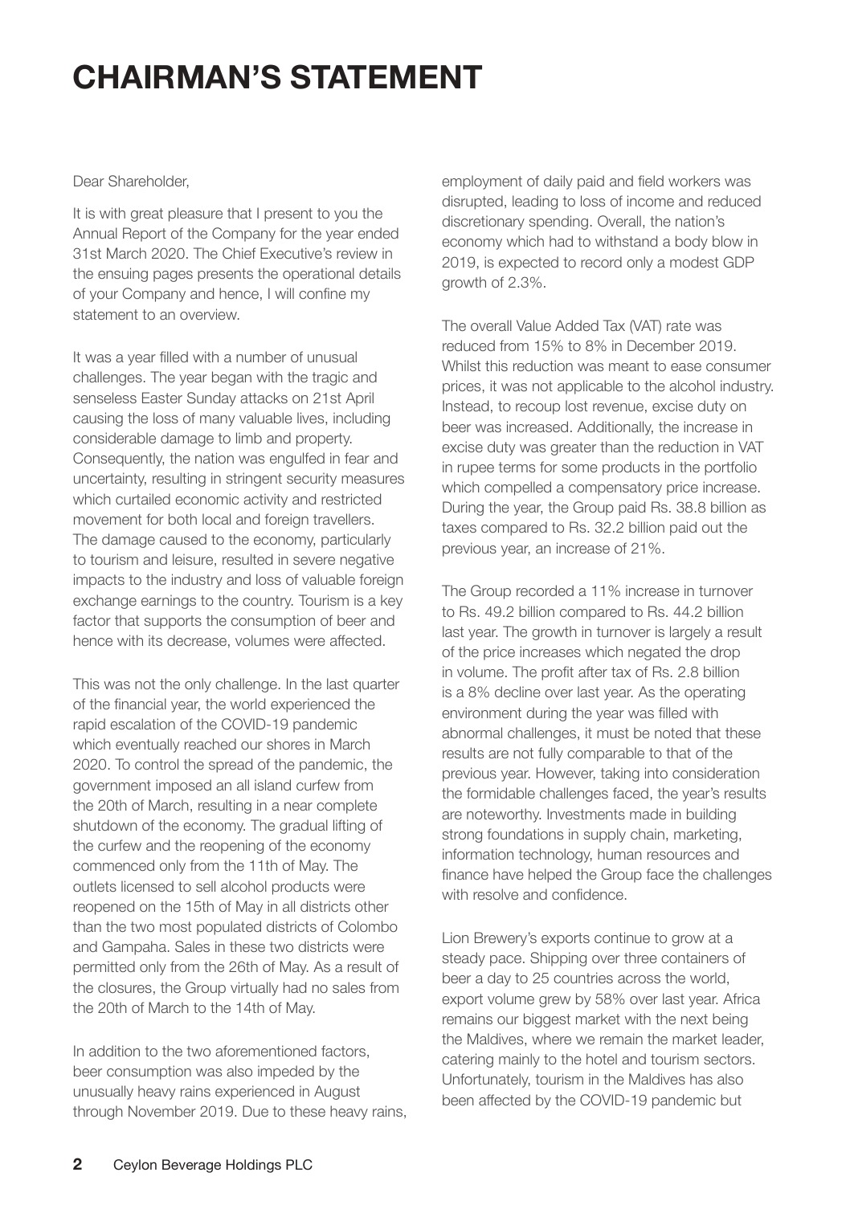# CHAIRMAN'S STATEMENT

Dear Shareholder,

It is with great pleasure that I present to you the Annual Report of the Company for the year ended 31st March 2020. The Chief Executive's review in the ensuing pages presents the operational details of your Company and hence, I will confine my statement to an overview.

It was a year filled with a number of unusual challenges. The year began with the tragic and senseless Easter Sunday attacks on 21st April causing the loss of many valuable lives, including considerable damage to limb and property. Consequently, the nation was engulfed in fear and uncertainty, resulting in stringent security measures which curtailed economic activity and restricted movement for both local and foreign travellers. The damage caused to the economy, particularly to tourism and leisure, resulted in severe negative impacts to the industry and loss of valuable foreign exchange earnings to the country. Tourism is a key factor that supports the consumption of beer and hence with its decrease, volumes were affected.

This was not the only challenge. In the last quarter of the financial year, the world experienced the rapid escalation of the COVID-19 pandemic which eventually reached our shores in March 2020. To control the spread of the pandemic, the government imposed an all island curfew from the 20th of March, resulting in a near complete shutdown of the economy. The gradual lifting of the curfew and the reopening of the economy commenced only from the 11th of May. The outlets licensed to sell alcohol products were reopened on the 15th of May in all districts other than the two most populated districts of Colombo and Gampaha. Sales in these two districts were permitted only from the 26th of May. As a result of the closures, the Group virtually had no sales from the 20th of March to the 14th of May.

In addition to the two aforementioned factors, beer consumption was also impeded by the unusually heavy rains experienced in August through November 2019. Due to these heavy rains, employment of daily paid and field workers was disrupted, leading to loss of income and reduced discretionary spending. Overall, the nation's economy which had to withstand a body blow in 2019, is expected to record only a modest GDP growth of 2.3%.

The overall Value Added Tax (VAT) rate was reduced from 15% to 8% in December 2019. Whilst this reduction was meant to ease consumer prices, it was not applicable to the alcohol industry. Instead, to recoup lost revenue, excise duty on beer was increased. Additionally, the increase in excise duty was greater than the reduction in VAT in rupee terms for some products in the portfolio which compelled a compensatory price increase. During the year, the Group paid Rs. 38.8 billion as taxes compared to Rs. 32.2 billion paid out the previous year, an increase of 21%.

The Group recorded a 11% increase in turnover to Rs. 49.2 billion compared to Rs. 44.2 billion last year. The growth in turnover is largely a result of the price increases which negated the drop in volume. The profit after tax of Rs. 2.8 billion is a 8% decline over last year. As the operating environment during the year was filled with abnormal challenges, it must be noted that these results are not fully comparable to that of the previous year. However, taking into consideration the formidable challenges faced, the year's results are noteworthy. Investments made in building strong foundations in supply chain, marketing, information technology, human resources and finance have helped the Group face the challenges with resolve and confidence.

Lion Brewery's exports continue to grow at a steady pace. Shipping over three containers of beer a day to 25 countries across the world, export volume grew by 58% over last year. Africa remains our biggest market with the next being the Maldives, where we remain the market leader, catering mainly to the hotel and tourism sectors. Unfortunately, tourism in the Maldives has also been affected by the COVID-19 pandemic but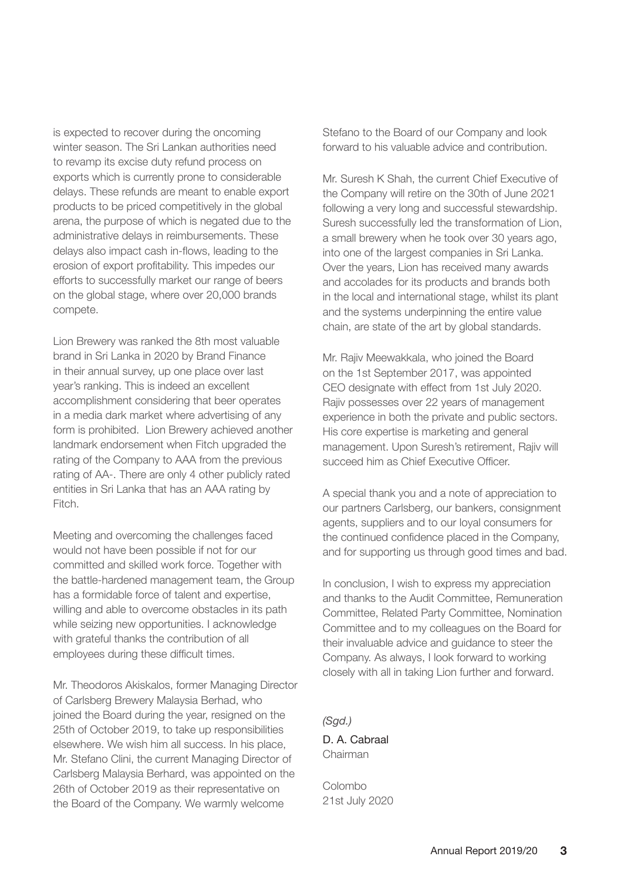is expected to recover during the oncoming winter season. The Sri Lankan authorities need to revamp its excise duty refund process on exports which is currently prone to considerable delays. These refunds are meant to enable export products to be priced competitively in the global arena, the purpose of which is negated due to the administrative delays in reimbursements. These delays also impact cash in-flows, leading to the erosion of export profitability. This impedes our efforts to successfully market our range of beers on the global stage, where over 20,000 brands compete.

Lion Brewery was ranked the 8th most valuable brand in Sri Lanka in 2020 by Brand Finance in their annual survey, up one place over last year's ranking. This is indeed an excellent accomplishment considering that beer operates in a media dark market where advertising of any form is prohibited. Lion Brewery achieved another landmark endorsement when Fitch upgraded the rating of the Company to AAA from the previous rating of AA-. There are only 4 other publicly rated entities in Sri Lanka that has an AAA rating by Fitch.

Meeting and overcoming the challenges faced would not have been possible if not for our committed and skilled work force. Together with the battle-hardened management team, the Group has a formidable force of talent and expertise, willing and able to overcome obstacles in its path while seizing new opportunities. I acknowledge with grateful thanks the contribution of all employees during these difficult times.

Mr. Theodoros Akiskalos, former Managing Director of Carlsberg Brewery Malaysia Berhad, who joined the Board during the year, resigned on the 25th of October 2019, to take up responsibilities elsewhere. We wish him all success. In his place, Mr. Stefano Clini, the current Managing Director of Carlsberg Malaysia Berhard, was appointed on the 26th of October 2019 as their representative on the Board of the Company. We warmly welcome Stefano to the Board of our Company and look forward to his valuable advice and contribution.

Mr. Suresh K Shah, the current Chief Executive of the Company will retire on the 30th of June 2021 following a very long and successful stewardship. Suresh successfully led the transformation of Lion, a small brewery when he took over 30 years ago, into one of the largest companies in Sri Lanka. Over the years, Lion has received many awards and accolades for its products and brands both in the local and international stage, whilst its plant and the systems underpinning the entire value chain, are state of the art by global standards.

Mr. Rajiv Meewakkala, who joined the Board on the 1st September 2017, was appointed CEO designate with effect from 1st July 2020. Rajiv possesses over 22 years of management experience in both the private and public sectors. His core expertise is marketing and general management. Upon Suresh's retirement, Rajiv will succeed him as Chief Executive Officer.

A special thank you and a note of appreciation to our partners Carlsberg, our bankers, consignment agents, suppliers and to our loyal consumers for the continued confidence placed in the Company, and for supporting us through good times and bad.

In conclusion, I wish to express my appreciation and thanks to the Audit Committee, Remuneration Committee, Related Party Committee, Nomination Committee and to my colleagues on the Board for their invaluable advice and guidance to steer the Company. As always, I look forward to working closely with all in taking Lion further and forward.

*(Sgd.)*

D. A. Cabraal
Chairman

Colombo
21st July 2020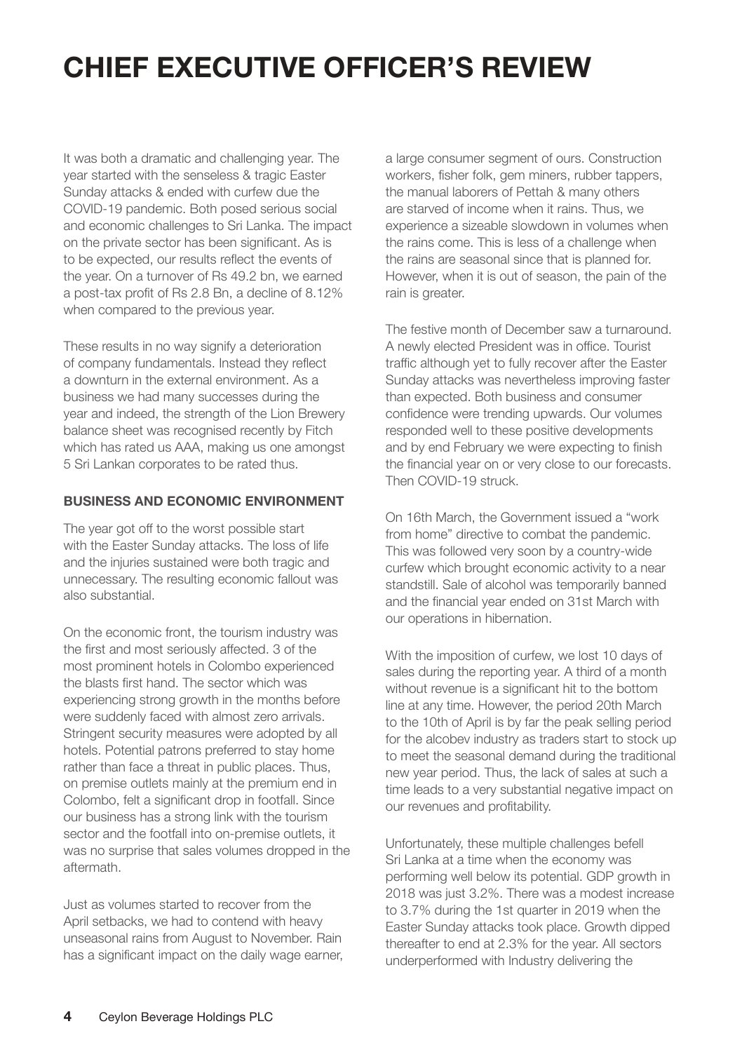# CHIEF EXECUTIVE OFFICER'S REVIEW

It was both a dramatic and challenging year. The year started with the senseless & tragic Easter Sunday attacks & ended with curfew due the COVID-19 pandemic. Both posed serious social and economic challenges to Sri Lanka. The impact on the private sector has been significant. As is to be expected, our results reflect the events of the year. On a turnover of Rs 49.2 bn, we earned a post-tax profit of Rs 2.8 Bn, a decline of 8.12% when compared to the previous year.

These results in no way signify a deterioration of company fundamentals. Instead they reflect a downturn in the external environment. As a business we had many successes during the year and indeed, the strength of the Lion Brewery balance sheet was recognised recently by Fitch which has rated us AAA, making us one amongst 5 Sri Lankan corporates to be rated thus.

## BUSINESS AND ECONOMIC ENVIRONMENT

The year got off to the worst possible start with the Easter Sunday attacks. The loss of life and the injuries sustained were both tragic and unnecessary. The resulting economic fallout was also substantial.

On the economic front, the tourism industry was the first and most seriously affected. 3 of the most prominent hotels in Colombo experienced the blasts first hand. The sector which was experiencing strong growth in the months before were suddenly faced with almost zero arrivals. Stringent security measures were adopted by all hotels. Potential patrons preferred to stay home rather than face a threat in public places. Thus, on premise outlets mainly at the premium end in Colombo, felt a significant drop in footfall. Since our business has a strong link with the tourism sector and the footfall into on-premise outlets, it was no surprise that sales volumes dropped in the aftermath.

Just as volumes started to recover from the April setbacks, we had to contend with heavy unseasonal rains from August to November. Rain has a significant impact on the daily wage earner, a large consumer segment of ours. Construction workers, fisher folk, gem miners, rubber tappers, the manual laborers of Pettah & many others are starved of income when it rains. Thus, we experience a sizeable slowdown in volumes when the rains come. This is less of a challenge when the rains are seasonal since that is planned for. However, when it is out of season, the pain of the rain is greater.

The festive month of December saw a turnaround. A newly elected President was in office. Tourist traffic although yet to fully recover after the Easter Sunday attacks was nevertheless improving faster than expected. Both business and consumer confidence were trending upwards. Our volumes responded well to these positive developments and by end February we were expecting to finish the financial year on or very close to our forecasts. Then COVID-19 struck.

On 16th March, the Government issued a "work from home" directive to combat the pandemic. This was followed very soon by a country-wide curfew which brought economic activity to a near standstill. Sale of alcohol was temporarily banned and the financial year ended on 31st March with our operations in hibernation.

With the imposition of curfew, we lost 10 days of sales during the reporting year. A third of a month without revenue is a significant hit to the bottom line at any time. However, the period 20th March to the 10th of April is by far the peak selling period for the alcobev industry as traders start to stock up to meet the seasonal demand during the traditional new year period. Thus, the lack of sales at such a time leads to a very substantial negative impact on our revenues and profitability.

Unfortunately, these multiple challenges befell Sri Lanka at a time when the economy was performing well below its potential. GDP growth in 2018 was just 3.2%. There was a modest increase to 3.7% during the 1st quarter in 2019 when the Easter Sunday attacks took place. Growth dipped thereafter to end at 2.3% for the year. All sectors underperformed with Industry delivering the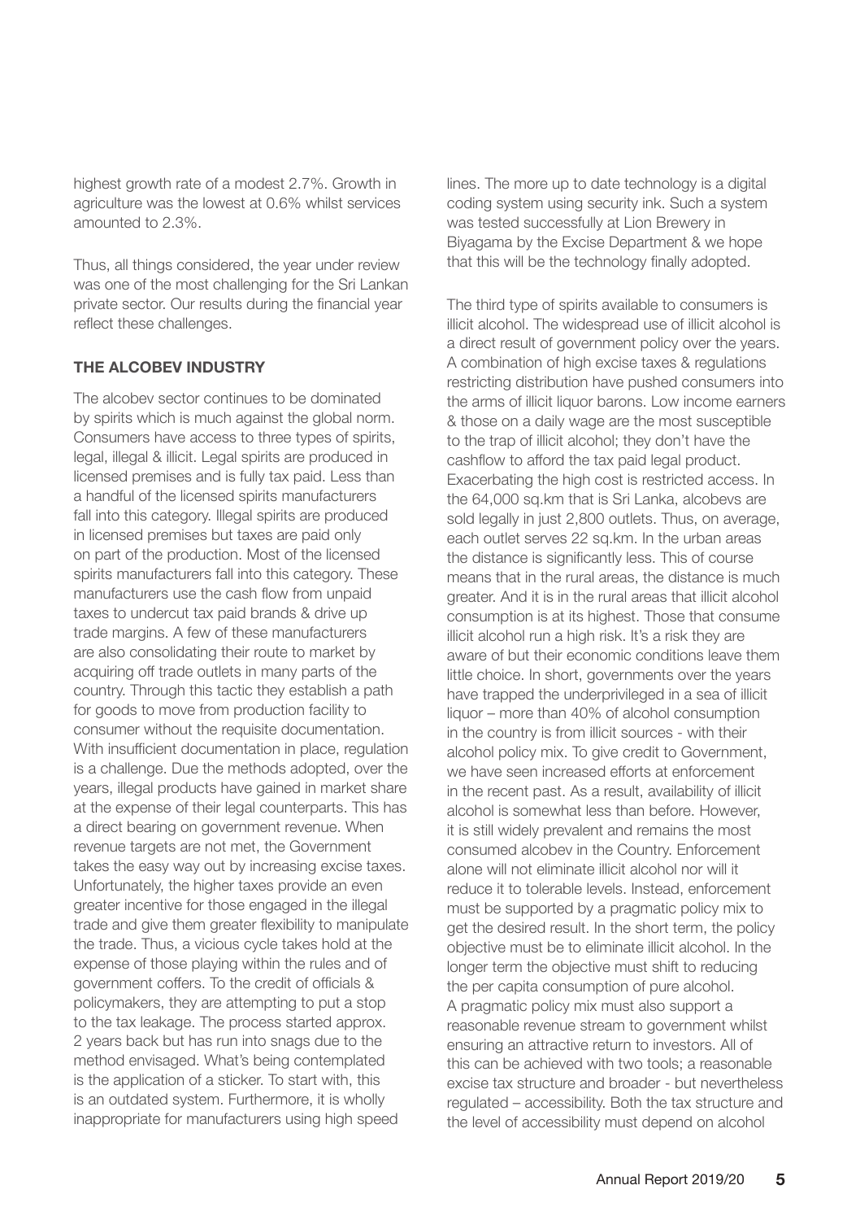highest growth rate of a modest 2.7%. Growth in agriculture was the lowest at 0.6% whilst services amounted to 2.3%.

Thus, all things considered, the year under review was one of the most challenging for the Sri Lankan private sector. Our results during the financial year reflect these challenges.

## THE ALCOBEV INDUSTRY

The alcobev sector continues to be dominated by spirits which is much against the global norm. Consumers have access to three types of spirits, legal, illegal & illicit. Legal spirits are produced in licensed premises and is fully tax paid. Less than a handful of the licensed spirits manufacturers fall into this category. Illegal spirits are produced in licensed premises but taxes are paid only on part of the production. Most of the licensed spirits manufacturers fall into this category. These manufacturers use the cash flow from unpaid taxes to undercut tax paid brands & drive up trade margins. A few of these manufacturers are also consolidating their route to market by acquiring off trade outlets in many parts of the country. Through this tactic they establish a path for goods to move from production facility to consumer without the requisite documentation. With insufficient documentation in place, regulation is a challenge. Due the methods adopted, over the years, illegal products have gained in market share at the expense of their legal counterparts. This has a direct bearing on government revenue. When revenue targets are not met, the Government takes the easy way out by increasing excise taxes. Unfortunately, the higher taxes provide an even greater incentive for those engaged in the illegal trade and give them greater flexibility to manipulate the trade. Thus, a vicious cycle takes hold at the expense of those playing within the rules and of government coffers. To the credit of officials & policymakers, they are attempting to put a stop to the tax leakage. The process started approx. 2 years back but has run into snags due to the method envisaged. What's being contemplated is the application of a sticker. To start with, this is an outdated system. Furthermore, it is wholly inappropriate for manufacturers using high speed lines. The more up to date technology is a digital coding system using security ink. Such a system was tested successfully at Lion Brewery in Biyagama by the Excise Department & we hope that this will be the technology finally adopted.

The third type of spirits available to consumers is illicit alcohol. The widespread use of illicit alcohol is a direct result of government policy over the years. A combination of high excise taxes & regulations restricting distribution have pushed consumers into the arms of illicit liquor barons. Low income earners & those on a daily wage are the most susceptible to the trap of illicit alcohol; they don't have the cashflow to afford the tax paid legal product. Exacerbating the high cost is restricted access. In the 64,000 sq.km that is Sri Lanka, alcobevs are sold legally in just 2,800 outlets. Thus, on average, each outlet serves 22 sq.km. In the urban areas the distance is significantly less. This of course means that in the rural areas, the distance is much greater. And it is in the rural areas that illicit alcohol consumption is at its highest. Those that consume illicit alcohol run a high risk. It's a risk they are aware of but their economic conditions leave them little choice. In short, governments over the years have trapped the underprivileged in a sea of illicit liquor – more than 40% of alcohol consumption in the country is from illicit sources - with their alcohol policy mix. To give credit to Government, we have seen increased efforts at enforcement in the recent past. As a result, availability of illicit alcohol is somewhat less than before. However, it is still widely prevalent and remains the most consumed alcobev in the Country. Enforcement alone will not eliminate illicit alcohol nor will it reduce it to tolerable levels. Instead, enforcement must be supported by a pragmatic policy mix to get the desired result. In the short term, the policy objective must be to eliminate illicit alcohol. In the longer term the objective must shift to reducing the per capita consumption of pure alcohol. A pragmatic policy mix must also support a reasonable revenue stream to government whilst ensuring an attractive return to investors. All of this can be achieved with two tools; a reasonable excise tax structure and broader - but nevertheless regulated – accessibility. Both the tax structure and the level of accessibility must depend on alcohol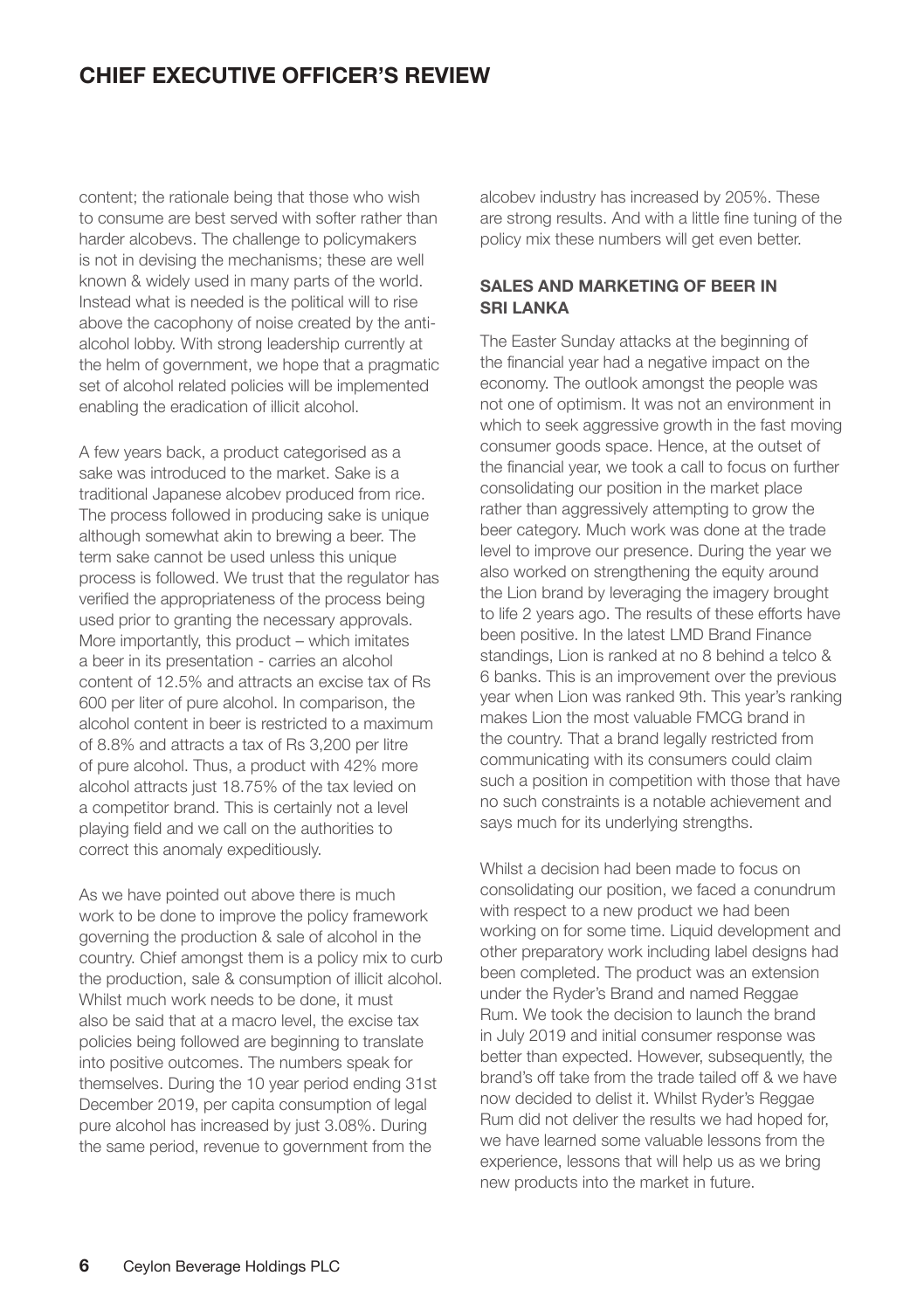# CHIEF EXECUTIVE OFFICER'S REVIEW

content; the rationale being that those who wish to consume are best served with softer rather than harder alcobevs. The challenge to policymakers is not in devising the mechanisms; these are well known & widely used in many parts of the world. Instead what is needed is the political will to rise above the cacophony of noise created by the anti-alcohol lobby. With strong leadership currently at the helm of government, we hope that a pragmatic set of alcohol related policies will be implemented enabling the eradication of illicit alcohol.

A few years back, a product categorised as a sake was introduced to the market. Sake is a traditional Japanese alcobev produced from rice. The process followed in producing sake is unique although somewhat akin to brewing a beer. The term sake cannot be used unless this unique process is followed. We trust that the regulator has verified the appropriateness of the process being used prior to granting the necessary approvals. More importantly, this product – which imitates a beer in its presentation - carries an alcohol content of 12.5% and attracts an excise tax of Rs 600 per liter of pure alcohol. In comparison, the alcohol content in beer is restricted to a maximum of 8.8% and attracts a tax of Rs 3,200 per litre of pure alcohol. Thus, a product with 42% more alcohol attracts just 18.75% of the tax levied on a competitor brand. This is certainly not a level playing field and we call on the authorities to correct this anomaly expeditiously.

As we have pointed out above there is much work to be done to improve the policy framework governing the production & sale of alcohol in the country. Chief amongst them is a policy mix to curb the production, sale & consumption of illicit alcohol. Whilst much work needs to be done, it must also be said that at a macro level, the excise tax policies being followed are beginning to translate into positive outcomes. The numbers speak for themselves. During the 10 year period ending 31st December 2019, per capita consumption of legal pure alcohol has increased by just 3.08%. During the same period, revenue to government from the alcobev industry has increased by 205%. These are strong results. And with a little fine tuning of the policy mix these numbers will get even better.

## SALES AND MARKETING OF BEER IN SRI LANKA

The Easter Sunday attacks at the beginning of the financial year had a negative impact on the economy. The outlook amongst the people was not one of optimism. It was not an environment in which to seek aggressive growth in the fast moving consumer goods space. Hence, at the outset of the financial year, we took a call to focus on further consolidating our position in the market place rather than aggressively attempting to grow the beer category. Much work was done at the trade level to improve our presence. During the year we also worked on strengthening the equity around the Lion brand by leveraging the imagery brought to life 2 years ago. The results of these efforts have been positive. In the latest LMD Brand Finance standings, Lion is ranked at no 8 behind a telco & 6 banks. This is an improvement over the previous year when Lion was ranked 9th. This year's ranking makes Lion the most valuable FMCG brand in the country. That a brand legally restricted from communicating with its consumers could claim such a position in competition with those that have no such constraints is a notable achievement and says much for its underlying strengths.

Whilst a decision had been made to focus on consolidating our position, we faced a conundrum with respect to a new product we had been working on for some time. Liquid development and other preparatory work including label designs had been completed. The product was an extension under the Ryder's Brand and named Reggae Rum. We took the decision to launch the brand in July 2019 and initial consumer response was better than expected. However, subsequently, the brand's off take from the trade tailed off & we have now decided to delist it. Whilst Ryder's Reggae Rum did not deliver the results we had hoped for, we have learned some valuable lessons from the experience, lessons that will help us as we bring new products into the market in future.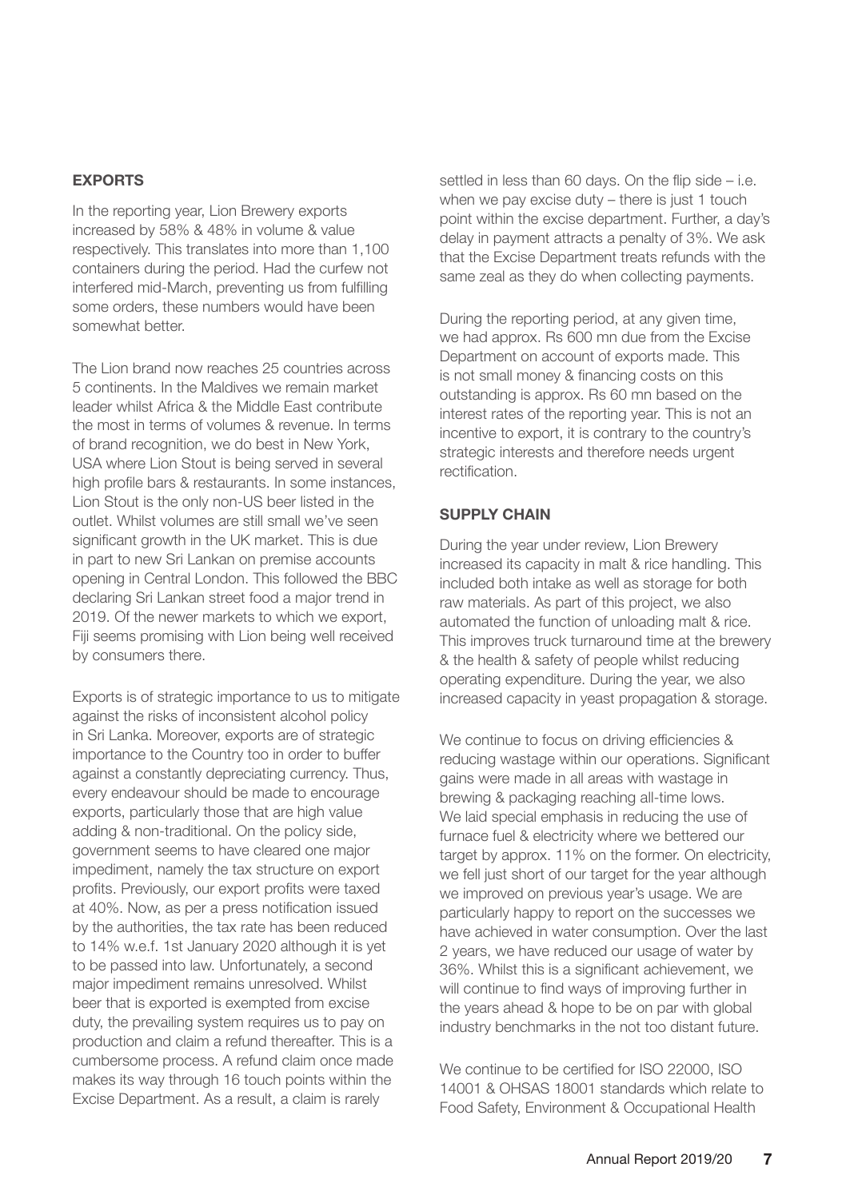## EXPORTS

In the reporting year, Lion Brewery exports increased by 58% & 48% in volume & value respectively. This translates into more than 1,100 containers during the period. Had the curfew not interfered mid-March, preventing us from fulfilling some orders, these numbers would have been somewhat better.

The Lion brand now reaches 25 countries across 5 continents. In the Maldives we remain market leader whilst Africa & the Middle East contribute the most in terms of volumes & revenue. In terms of brand recognition, we do best in New York, USA where Lion Stout is being served in several high profile bars & restaurants. In some instances, Lion Stout is the only non-US beer listed in the outlet. Whilst volumes are still small we've seen significant growth in the UK market. This is due in part to new Sri Lankan on premise accounts opening in Central London. This followed the BBC declaring Sri Lankan street food a major trend in 2019. Of the newer markets to which we export, Fiji seems promising with Lion being well received by consumers there.

Exports is of strategic importance to us to mitigate against the risks of inconsistent alcohol policy in Sri Lanka. Moreover, exports are of strategic importance to the Country too in order to buffer against a constantly depreciating currency. Thus, every endeavour should be made to encourage exports, particularly those that are high value adding & non-traditional. On the policy side, government seems to have cleared one major impediment, namely the tax structure on export profits. Previously, our export profits were taxed at 40%. Now, as per a press notification issued by the authorities, the tax rate has been reduced to 14% w.e.f. 1st January 2020 although it is yet to be passed into law. Unfortunately, a second major impediment remains unresolved. Whilst beer that is exported is exempted from excise duty, the prevailing system requires us to pay on production and claim a refund thereafter. This is a cumbersome process. A refund claim once made makes its way through 16 touch points within the Excise Department. As a result, a claim is rarely settled in less than 60 days. On the flip side – i.e. when we pay excise duty – there is just 1 touch point within the excise department. Further, a day's delay in payment attracts a penalty of 3%. We ask that the Excise Department treats refunds with the same zeal as they do when collecting payments.

During the reporting period, at any given time, we had approx. Rs 600 mn due from the Excise Department on account of exports made. This is not small money & financing costs on this outstanding is approx. Rs 60 mn based on the interest rates of the reporting year. This is not an incentive to export, it is contrary to the country's strategic interests and therefore needs urgent rectification.

## SUPPLY CHAIN

During the year under review, Lion Brewery increased its capacity in malt & rice handling. This included both intake as well as storage for both raw materials. As part of this project, we also automated the function of unloading malt & rice. This improves truck turnaround time at the brewery & the health & safety of people whilst reducing operating expenditure. During the year, we also increased capacity in yeast propagation & storage.

We continue to focus on driving efficiencies & reducing wastage within our operations. Significant gains were made in all areas with wastage in brewing & packaging reaching all-time lows. We laid special emphasis in reducing the use of furnace fuel & electricity where we bettered our target by approx. 11% on the former. On electricity, we fell just short of our target for the year although we improved on previous year's usage. We are particularly happy to report on the successes we have achieved in water consumption. Over the last 2 years, we have reduced our usage of water by 36%. Whilst this is a significant achievement, we will continue to find ways of improving further in the years ahead & hope to be on par with global industry benchmarks in the not too distant future.

We continue to be certified for ISO 22000, ISO 14001 & OHSAS 18001 standards which relate to Food Safety, Environment & Occupational Health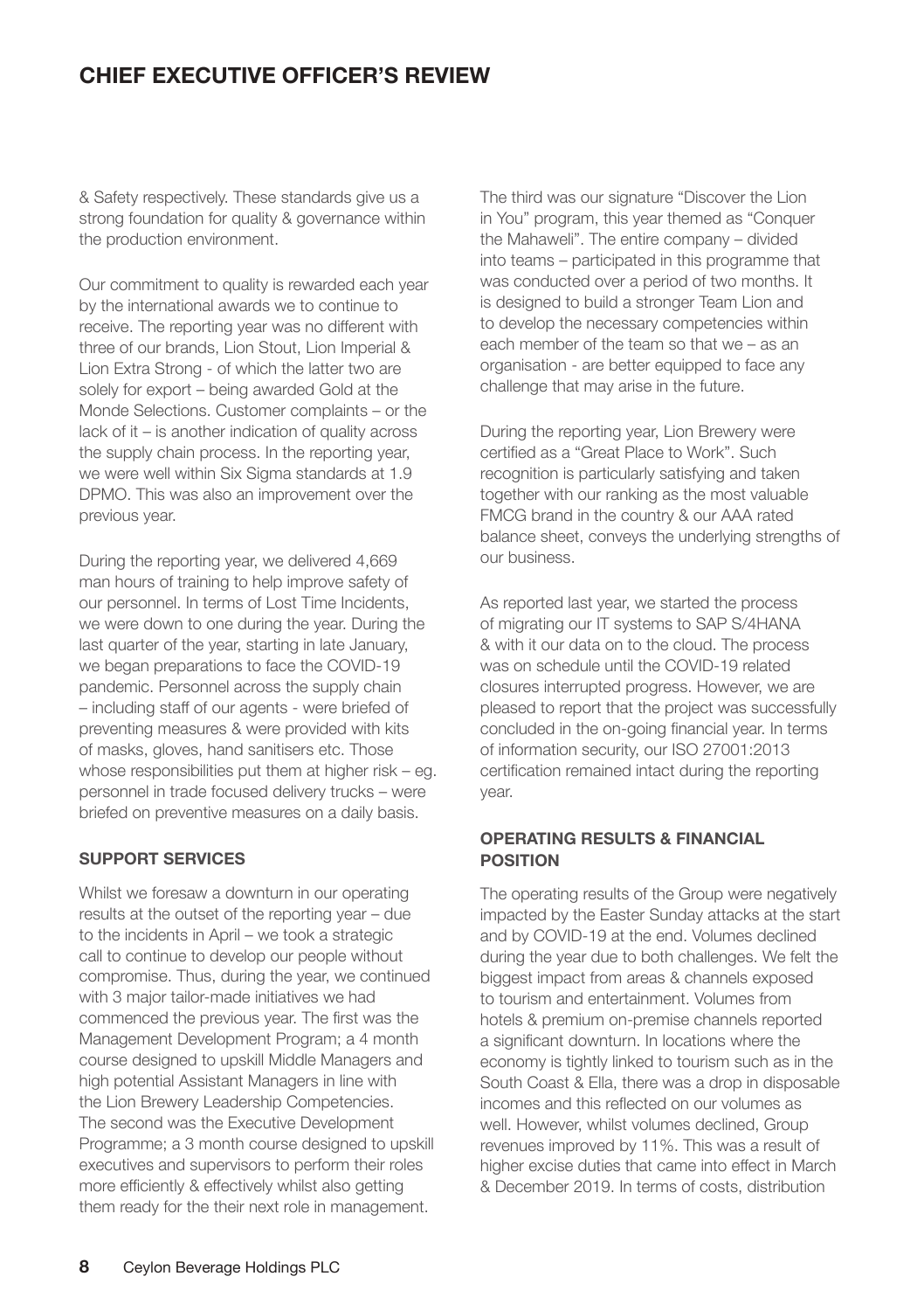# CHIEF EXECUTIVE OFFICER'S REVIEW

& Safety respectively. These standards give us a strong foundation for quality & governance within the production environment.

Our commitment to quality is rewarded each year by the international awards we to continue to receive. The reporting year was no different with three of our brands, Lion Stout, Lion Imperial & Lion Extra Strong - of which the latter two are solely for export – being awarded Gold at the Monde Selections. Customer complaints – or the lack of it – is another indication of quality across the supply chain process. In the reporting year, we were well within Six Sigma standards at 1.9 DPMO. This was also an improvement over the previous year.

During the reporting year, we delivered 4,669 man hours of training to help improve safety of our personnel. In terms of Lost Time Incidents, we were down to one during the year. During the last quarter of the year, starting in late January, we began preparations to face the COVID-19 pandemic. Personnel across the supply chain – including staff of our agents - were briefed of preventing measures & were provided with kits of masks, gloves, hand sanitisers etc. Those whose responsibilities put them at higher risk – eg. personnel in trade focused delivery trucks – were briefed on preventive measures on a daily basis.

### SUPPORT SERVICES

Whilst we foresaw a downturn in our operating results at the outset of the reporting year – due to the incidents in April – we took a strategic call to continue to develop our people without compromise. Thus, during the year, we continued with 3 major tailor-made initiatives we had commenced the previous year. The first was the Management Development Program; a 4 month course designed to upskill Middle Managers and high potential Assistant Managers in line with the Lion Brewery Leadership Competencies. The second was the Executive Development Programme; a 3 month course designed to upskill executives and supervisors to perform their roles more efficiently & effectively whilst also getting them ready for the their next role in management.

The third was our signature "Discover the Lion in You" program, this year themed as "Conquer the Mahaweli". The entire company – divided into teams – participated in this programme that was conducted over a period of two months. It is designed to build a stronger Team Lion and to develop the necessary competencies within each member of the team so that we – as an organisation - are better equipped to face any challenge that may arise in the future.

During the reporting year, Lion Brewery were certified as a "Great Place to Work". Such recognition is particularly satisfying and taken together with our ranking as the most valuable FMCG brand in the country & our AAA rated balance sheet, conveys the underlying strengths of our business.

As reported last year, we started the process of migrating our IT systems to SAP S/4HANA & with it our data on to the cloud. The process was on schedule until the COVID-19 related closures interrupted progress. However, we are pleased to report that the project was successfully concluded in the on-going financial year. In terms of information security, our ISO 27001:2013 certification remained intact during the reporting year.

### OPERATING RESULTS & FINANCIAL POSITION

The operating results of the Group were negatively impacted by the Easter Sunday attacks at the start and by COVID-19 at the end. Volumes declined during the year due to both challenges. We felt the biggest impact from areas & channels exposed to tourism and entertainment. Volumes from hotels & premium on-premise channels reported a significant downturn. In locations where the economy is tightly linked to tourism such as in the South Coast & Ella, there was a drop in disposable incomes and this reflected on our volumes as well. However, whilst volumes declined, Group revenues improved by 11%. This was a result of higher excise duties that came into effect in March & December 2019. In terms of costs, distribution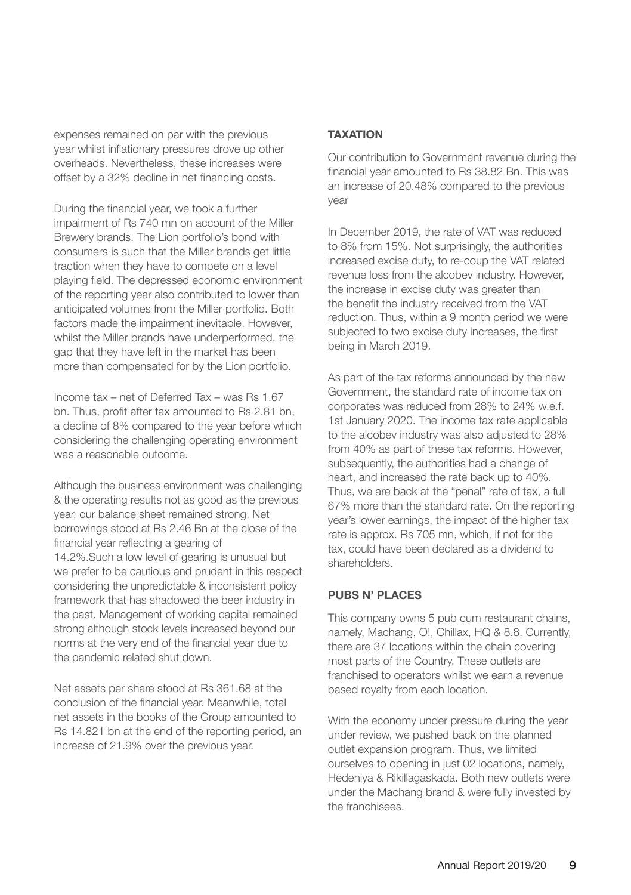expenses remained on par with the previous year whilst inflationary pressures drove up other overheads. Nevertheless, these increases were offset by a 32% decline in net financing costs.

During the financial year, we took a further impairment of Rs 740 mn on account of the Miller Brewery brands. The Lion portfolio's bond with consumers is such that the Miller brands get little traction when they have to compete on a level playing field. The depressed economic environment of the reporting year also contributed to lower than anticipated volumes from the Miller portfolio. Both factors made the impairment inevitable. However, whilst the Miller brands have underperformed, the gap that they have left in the market has been more than compensated for by the Lion portfolio.

Income tax – net of Deferred Tax – was Rs 1.67 bn. Thus, profit after tax amounted to Rs 2.81 bn, a decline of 8% compared to the year before which considering the challenging operating environment was a reasonable outcome.

Although the business environment was challenging & the operating results not as good as the previous year, our balance sheet remained strong. Net borrowings stood at Rs 2.46 Bn at the close of the financial year reflecting a gearing of 14.2%.Such a low level of gearing is unusual but we prefer to be cautious and prudent in this respect considering the unpredictable & inconsistent policy framework that has shadowed the beer industry in the past. Management of working capital remained strong although stock levels increased beyond our norms at the very end of the financial year due to the pandemic related shut down.

Net assets per share stood at Rs 361.68 at the conclusion of the financial year. Meanwhile, total net assets in the books of the Group amounted to Rs 14.821 bn at the end of the reporting period, an increase of 21.9% over the previous year.

## TAXATION

Our contribution to Government revenue during the financial year amounted to Rs 38.82 Bn. This was an increase of 20.48% compared to the previous year

In December 2019, the rate of VAT was reduced to 8% from 15%. Not surprisingly, the authorities increased excise duty, to re-coup the VAT related revenue loss from the alcobev industry. However, the increase in excise duty was greater than the benefit the industry received from the VAT reduction. Thus, within a 9 month period we were subjected to two excise duty increases, the first being in March 2019.

As part of the tax reforms announced by the new Government, the standard rate of income tax on corporates was reduced from 28% to 24% w.e.f. 1st January 2020. The income tax rate applicable to the alcobev industry was also adjusted to 28% from 40% as part of these tax reforms. However, subsequently, the authorities had a change of heart, and increased the rate back up to 40%. Thus, we are back at the "penal" rate of tax, a full 67% more than the standard rate. On the reporting year's lower earnings, the impact of the higher tax rate is approx. Rs 705 mn, which, if not for the tax, could have been declared as a dividend to shareholders.

## PUBS N' PLACES

This company owns 5 pub cum restaurant chains, namely, Machang, O!, Chillax, HQ & 8.8. Currently, there are 37 locations within the chain covering most parts of the Country. These outlets are franchised to operators whilst we earn a revenue based royalty from each location.

With the economy under pressure during the year under review, we pushed back on the planned outlet expansion program. Thus, we limited ourselves to opening in just 02 locations, namely, Hedeniya & Rikillagaskada. Both new outlets were under the Machang brand & were fully invested by the franchisees.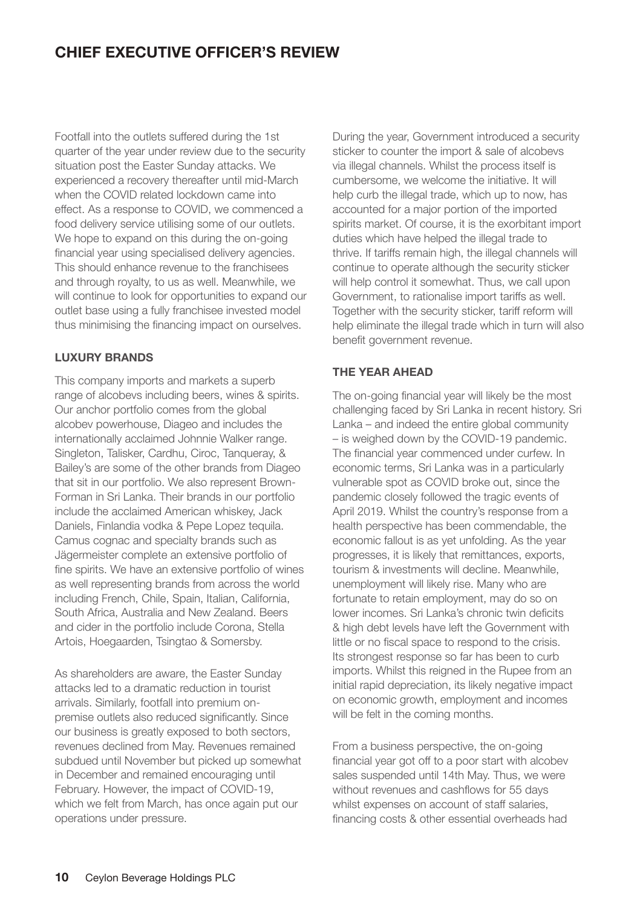# CHIEF EXECUTIVE OFFICER'S REVIEW

Footfall into the outlets suffered during the 1st quarter of the year under review due to the security situation post the Easter Sunday attacks. We experienced a recovery thereafter until mid-March when the COVID related lockdown came into effect. As a response to COVID, we commenced a food delivery service utilising some of our outlets. We hope to expand on this during the on-going financial year using specialised delivery agencies. This should enhance revenue to the franchisees and through royalty, to us as well. Meanwhile, we will continue to look for opportunities to expand our outlet base using a fully franchisee invested model thus minimising the financing impact on ourselves.

### LUXURY BRANDS

This company imports and markets a superb range of alcobevs including beers, wines & spirits. Our anchor portfolio comes from the global alcobev powerhouse, Diageo and includes the internationally acclaimed Johnnie Walker range. Singleton, Talisker, Cardhu, Ciroc, Tanqueray, & Bailey's are some of the other brands from Diageo that sit in our portfolio. We also represent Brown-Forman in Sri Lanka. Their brands in our portfolio include the acclaimed American whiskey, Jack Daniels, Finlandia vodka & Pepe Lopez tequila. Camus cognac and specialty brands such as Jägermeister complete an extensive portfolio of fine spirits. We have an extensive portfolio of wines as well representing brands from across the world including French, Chile, Spain, Italian, California, South Africa, Australia and New Zealand. Beers and cider in the portfolio include Corona, Stella Artois, Hoegaarden, Tsingtao & Somersby.

As shareholders are aware, the Easter Sunday attacks led to a dramatic reduction in tourist arrivals. Similarly, footfall into premium on-premise outlets also reduced significantly. Since our business is greatly exposed to both sectors, revenues declined from May. Revenues remained subdued until November but picked up somewhat in December and remained encouraging until February. However, the impact of COVID-19, which we felt from March, has once again put our operations under pressure.

During the year, Government introduced a security sticker to counter the import & sale of alcobevs via illegal channels. Whilst the process itself is cumbersome, we welcome the initiative. It will help curb the illegal trade, which up to now, has accounted for a major portion of the imported spirits market. Of course, it is the exorbitant import duties which have helped the illegal trade to thrive. If tariffs remain high, the illegal channels will continue to operate although the security sticker will help control it somewhat. Thus, we call upon Government, to rationalise import tariffs as well. Together with the security sticker, tariff reform will help eliminate the illegal trade which in turn will also benefit government revenue.

### THE YEAR AHEAD

The on-going financial year will likely be the most challenging faced by Sri Lanka in recent history. Sri Lanka – and indeed the entire global community – is weighed down by the COVID-19 pandemic. The financial year commenced under curfew. In economic terms, Sri Lanka was in a particularly vulnerable spot as COVID broke out, since the pandemic closely followed the tragic events of April 2019. Whilst the country's response from a health perspective has been commendable, the economic fallout is as yet unfolding. As the year progresses, it is likely that remittances, exports, tourism & investments will decline. Meanwhile, unemployment will likely rise. Many who are fortunate to retain employment, may do so on lower incomes. Sri Lanka's chronic twin deficits & high debt levels have left the Government with little or no fiscal space to respond to the crisis. Its strongest response so far has been to curb imports. Whilst this reigned in the Rupee from an initial rapid depreciation, its likely negative impact on economic growth, employment and incomes will be felt in the coming months.

From a business perspective, the on-going financial year got off to a poor start with alcobev sales suspended until 14th May. Thus, we were without revenues and cashflows for 55 days whilst expenses on account of staff salaries, financing costs & other essential overheads had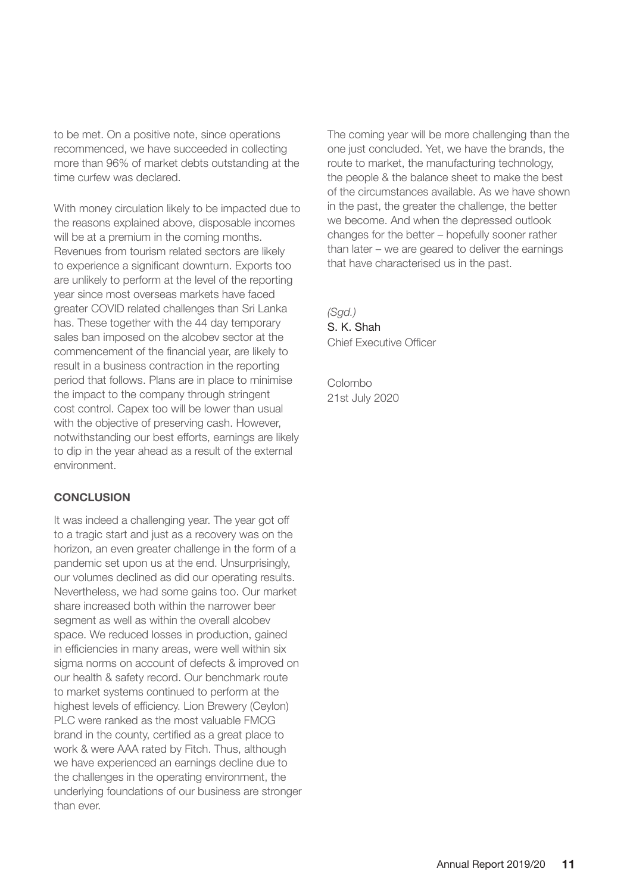to be met. On a positive note, since operations recommenced, we have succeeded in collecting more than 96% of market debts outstanding at the time curfew was declared.

With money circulation likely to be impacted due to the reasons explained above, disposable incomes will be at a premium in the coming months. Revenues from tourism related sectors are likely to experience a significant downturn. Exports too are unlikely to perform at the level of the reporting year since most overseas markets have faced greater COVID related challenges than Sri Lanka has. These together with the 44 day temporary sales ban imposed on the alcobev sector at the commencement of the financial year, are likely to result in a business contraction in the reporting period that follows. Plans are in place to minimise the impact to the company through stringent cost control. Capex too will be lower than usual with the objective of preserving cash. However, notwithstanding our best efforts, earnings are likely to dip in the year ahead as a result of the external environment.

**CONCLUSION**

It was indeed a challenging year. The year got off to a tragic start and just as a recovery was on the horizon, an even greater challenge in the form of a pandemic set upon us at the end. Unsurprisingly, our volumes declined as did our operating results. Nevertheless, we had some gains too. Our market share increased both within the narrower beer segment as well as within the overall alcobev space. We reduced losses in production, gained in efficiencies in many areas, were well within six sigma norms on account of defects & improved on our health & safety record. Our benchmark route to market systems continued to perform at the highest levels of efficiency. Lion Brewery (Ceylon) PLC were ranked as the most valuable FMCG brand in the county, certified as a great place to work & were AAA rated by Fitch. Thus, although we have experienced an earnings decline due to the challenges in the operating environment, the underlying foundations of our business are stronger than ever.

The coming year will be more challenging than the one just concluded. Yet, we have the brands, the route to market, the manufacturing technology, the people & the balance sheet to make the best of the circumstances available. As we have shown in the past, the greater the challenge, the better we become. And when the depressed outlook changes for the better – hopefully sooner rather than later – we are geared to deliver the earnings that have characterised us in the past.

*(Sgd.)*
S. K. Shah
Chief Executive Officer

Colombo
21st July 2020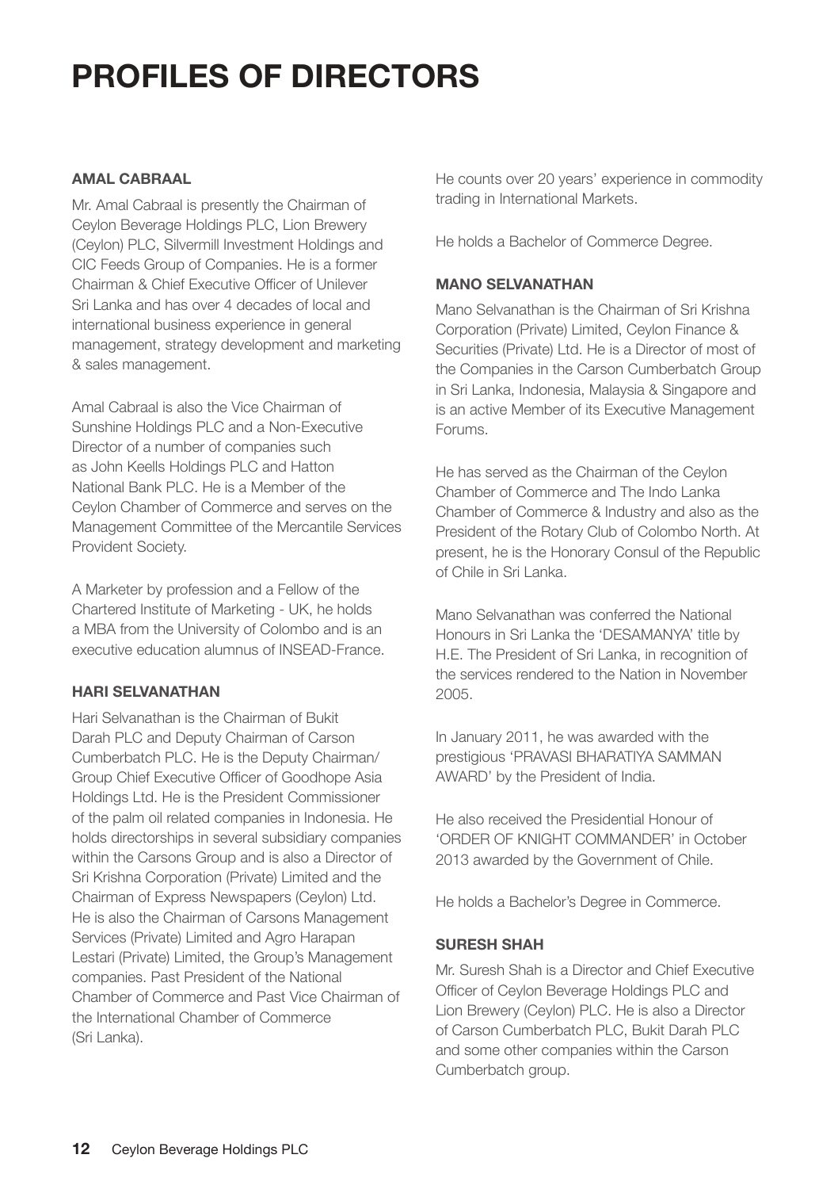# PROFILES OF DIRECTORS

### AMAL CABRAAL

Mr. Amal Cabraal is presently the Chairman of Ceylon Beverage Holdings PLC, Lion Brewery (Ceylon) PLC, Silvermill Investment Holdings and CIC Feeds Group of Companies. He is a former Chairman & Chief Executive Officer of Unilever Sri Lanka and has over 4 decades of local and international business experience in general management, strategy development and marketing & sales management.

Amal Cabraal is also the Vice Chairman of Sunshine Holdings PLC and a Non-Executive Director of a number of companies such as John Keells Holdings PLC and Hatton National Bank PLC. He is a Member of the Ceylon Chamber of Commerce and serves on the Management Committee of the Mercantile Services Provident Society.

A Marketer by profession and a Fellow of the Chartered Institute of Marketing - UK, he holds a MBA from the University of Colombo and is an executive education alumnus of INSEAD-France.

### HARI SELVANATHAN

Hari Selvanathan is the Chairman of Bukit Darah PLC and Deputy Chairman of Carson Cumberbatch PLC. He is the Deputy Chairman/ Group Chief Executive Officer of Goodhope Asia Holdings Ltd. He is the President Commissioner of the palm oil related companies in Indonesia. He holds directorships in several subsidiary companies within the Carsons Group and is also a Director of Sri Krishna Corporation (Private) Limited and the Chairman of Express Newspapers (Ceylon) Ltd. He is also the Chairman of Carsons Management Services (Private) Limited and Agro Harapan Lestari (Private) Limited, the Group's Management companies. Past President of the National Chamber of Commerce and Past Vice Chairman of the International Chamber of Commerce (Sri Lanka).

He counts over 20 years' experience in commodity trading in International Markets.

He holds a Bachelor of Commerce Degree.

### MANO SELVANATHAN

Mano Selvanathan is the Chairman of Sri Krishna Corporation (Private) Limited, Ceylon Finance & Securities (Private) Ltd. He is a Director of most of the Companies in the Carson Cumberbatch Group in Sri Lanka, Indonesia, Malaysia & Singapore and is an active Member of its Executive Management Forums.

He has served as the Chairman of the Ceylon Chamber of Commerce and The Indo Lanka Chamber of Commerce & Industry and also as the President of the Rotary Club of Colombo North. At present, he is the Honorary Consul of the Republic of Chile in Sri Lanka.

Mano Selvanathan was conferred the National Honours in Sri Lanka the 'DESAMANYA' title by H.E. The President of Sri Lanka, in recognition of the services rendered to the Nation in November 2005.

In January 2011, he was awarded with the prestigious 'PRAVASI BHARATIYA SAMMAN AWARD' by the President of India.

He also received the Presidential Honour of 'ORDER OF KNIGHT COMMANDER' in October 2013 awarded by the Government of Chile.

He holds a Bachelor's Degree in Commerce.

### SURESH SHAH

Mr. Suresh Shah is a Director and Chief Executive Officer of Ceylon Beverage Holdings PLC and Lion Brewery (Ceylon) PLC. He is also a Director of Carson Cumberbatch PLC, Bukit Darah PLC and some other companies within the Carson Cumberbatch group.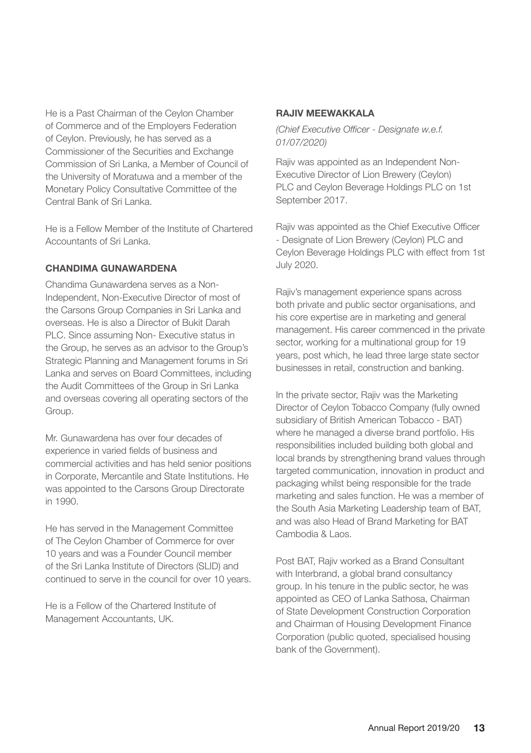He is a Past Chairman of the Ceylon Chamber of Commerce and of the Employers Federation of Ceylon. Previously, he has served as a Commissioner of the Securities and Exchange Commission of Sri Lanka, a Member of Council of the University of Moratuwa and a member of the Monetary Policy Consultative Committee of the Central Bank of Sri Lanka.

He is a Fellow Member of the Institute of Chartered Accountants of Sri Lanka.

### CHANDIMA GUNAWARDENA

Chandima Gunawardena serves as a Non-Independent, Non-Executive Director of most of the Carsons Group Companies in Sri Lanka and overseas. He is also a Director of Bukit Darah PLC. Since assuming Non- Executive status in the Group, he serves as an advisor to the Group's Strategic Planning and Management forums in Sri Lanka and serves on Board Committees, including the Audit Committees of the Group in Sri Lanka and overseas covering all operating sectors of the Group.

Mr. Gunawardena has over four decades of experience in varied fields of business and commercial activities and has held senior positions in Corporate, Mercantile and State Institutions. He was appointed to the Carsons Group Directorate in 1990.

He has served in the Management Committee of The Ceylon Chamber of Commerce for over 10 years and was a Founder Council member of the Sri Lanka Institute of Directors (SLID) and continued to serve in the council for over 10 years.

He is a Fellow of the Chartered Institute of Management Accountants, UK.

### RAJIV MEEWAKKALA

*(Chief Executive Officer - Designate w.e.f. 01/07/2020)*

Rajiv was appointed as an Independent Non-Executive Director of Lion Brewery (Ceylon) PLC and Ceylon Beverage Holdings PLC on 1st September 2017.

Rajiv was appointed as the Chief Executive Officer - Designate of Lion Brewery (Ceylon) PLC and Ceylon Beverage Holdings PLC with effect from 1st July 2020.

Rajiv's management experience spans across both private and public sector organisations, and his core expertise are in marketing and general management. His career commenced in the private sector, working for a multinational group for 19 years, post which, he lead three large state sector businesses in retail, construction and banking.

In the private sector, Rajiv was the Marketing Director of Ceylon Tobacco Company (fully owned subsidiary of British American Tobacco - BAT) where he managed a diverse brand portfolio. His responsibilities included building both global and local brands by strengthening brand values through targeted communication, innovation in product and packaging whilst being responsible for the trade marketing and sales function. He was a member of the South Asia Marketing Leadership team of BAT, and was also Head of Brand Marketing for BAT Cambodia & Laos.

Post BAT, Rajiv worked as a Brand Consultant with Interbrand, a global brand consultancy group. In his tenure in the public sector, he was appointed as CEO of Lanka Sathosa, Chairman of State Development Construction Corporation and Chairman of Housing Development Finance Corporation (public quoted, specialised housing bank of the Government).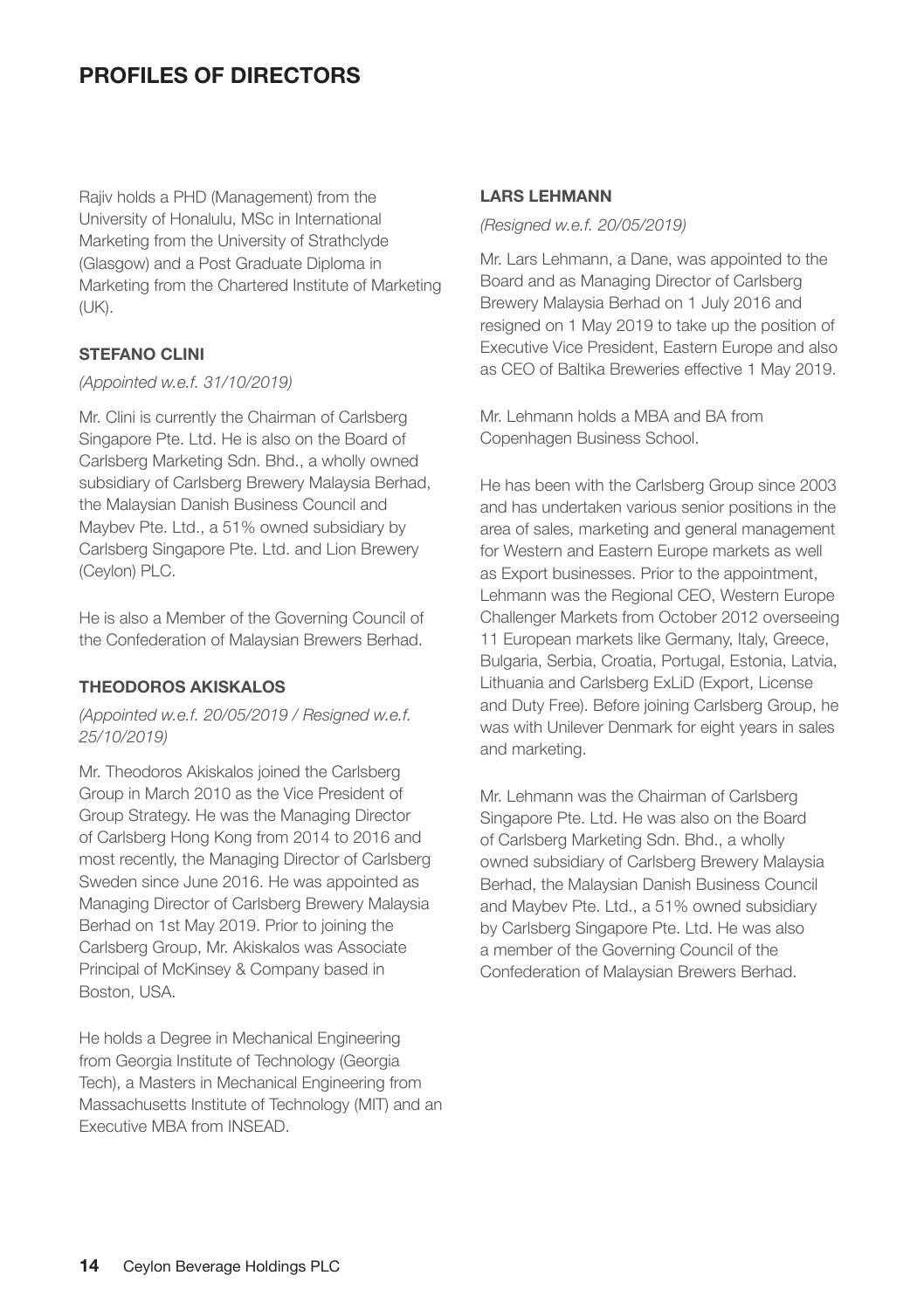# PROFILES OF DIRECTORS

Rajiv holds a PHD (Management) from the University of Honalulu, MSc in International Marketing from the University of Strathclyde (Glasgow) and a Post Graduate Diploma in Marketing from the Chartered Institute of Marketing (UK).

### STEFANO CLINI

*(Appointed w.e.f. 31/10/2019)*

Mr. Clini is currently the Chairman of Carlsberg Singapore Pte. Ltd. He is also on the Board of Carlsberg Marketing Sdn. Bhd., a wholly owned subsidiary of Carlsberg Brewery Malaysia Berhad, the Malaysian Danish Business Council and Maybev Pte. Ltd., a 51% owned subsidiary by Carlsberg Singapore Pte. Ltd. and Lion Brewery (Ceylon) PLC.

He is also a Member of the Governing Council of the Confederation of Malaysian Brewers Berhad.

### THEODOROS AKISKALOS

*(Appointed w.e.f. 20/05/2019 / Resigned w.e.f. 25/10/2019)*

Mr. Theodoros Akiskalos joined the Carlsberg Group in March 2010 as the Vice President of Group Strategy. He was the Managing Director of Carlsberg Hong Kong from 2014 to 2016 and most recently, the Managing Director of Carlsberg Sweden since June 2016. He was appointed as Managing Director of Carlsberg Brewery Malaysia Berhad on 1st May 2019. Prior to joining the Carlsberg Group, Mr. Akiskalos was Associate Principal of McKinsey & Company based in Boston, USA.

He holds a Degree in Mechanical Engineering from Georgia Institute of Technology (Georgia Tech), a Masters in Mechanical Engineering from Massachusetts Institute of Technology (MIT) and an Executive MBA from INSEAD.

### LARS LEHMANN

*(Resigned w.e.f. 20/05/2019)*

Mr. Lars Lehmann, a Dane, was appointed to the Board and as Managing Director of Carlsberg Brewery Malaysia Berhad on 1 July 2016 and resigned on 1 May 2019 to take up the position of Executive Vice President, Eastern Europe and also as CEO of Baltika Breweries effective 1 May 2019.

Mr. Lehmann holds a MBA and BA from Copenhagen Business School.

He has been with the Carlsberg Group since 2003 and has undertaken various senior positions in the area of sales, marketing and general management for Western and Eastern Europe markets as well as Export businesses. Prior to the appointment, Lehmann was the Regional CEO, Western Europe Challenger Markets from October 2012 overseeing 11 European markets like Germany, Italy, Greece, Bulgaria, Serbia, Croatia, Portugal, Estonia, Latvia, Lithuania and Carlsberg ExLiD (Export, License and Duty Free). Before joining Carlsberg Group, he was with Unilever Denmark for eight years in sales and marketing.

Mr. Lehmann was the Chairman of Carlsberg Singapore Pte. Ltd. He was also on the Board of Carlsberg Marketing Sdn. Bhd., a wholly owned subsidiary of Carlsberg Brewery Malaysia Berhad, the Malaysian Danish Business Council and Maybev Pte. Ltd., a 51% owned subsidiary by Carlsberg Singapore Pte. Ltd. He was also a member of the Governing Council of the Confederation of Malaysian Brewers Berhad.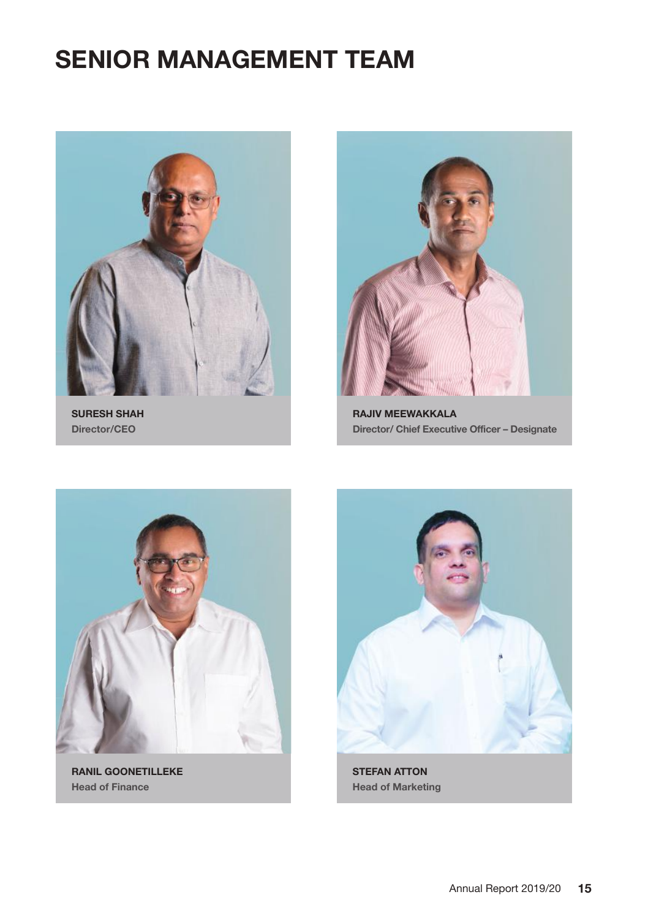# SENIOR MANAGEMENT TEAM

**SURESH SHAH**
**Director/CEO**

**RAJIV MEEWAKKALA**
**Director/ Chief Executive Officer – Designate**

**RANIL GOONETILLEKE**
**Head of Finance**

**STEFAN ATTON**
**Head of Marketing**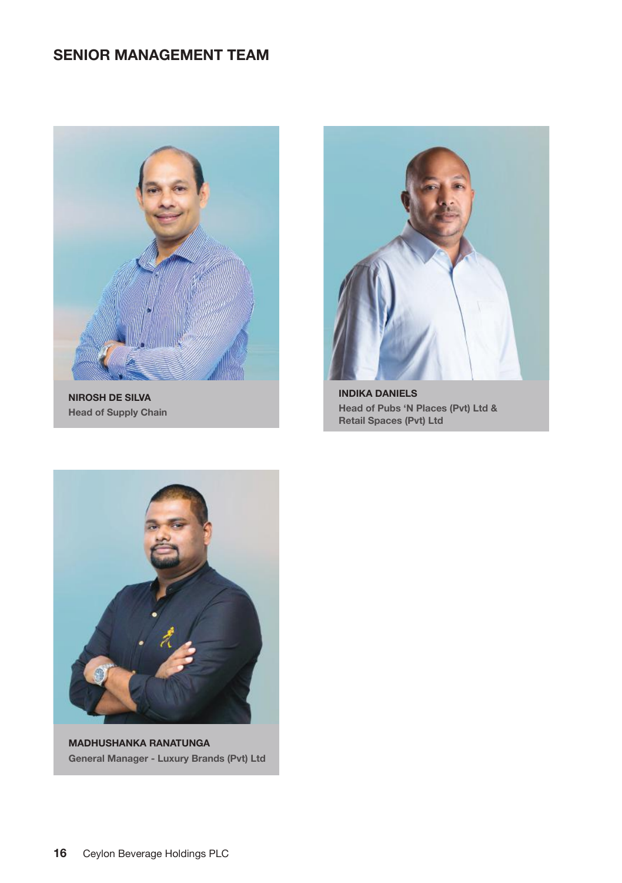## SENIOR MANAGEMENT TEAM

**NIROSH DE SILVA**
**Head of Supply Chain**

**INDIKA DANIELS**
**Head of Pubs 'N Places (Pvt) Ltd & Retail Spaces (Pvt) Ltd**

**MADHUSHANKA RANATUNGA**
**General Manager - Luxury Brands (Pvt) Ltd**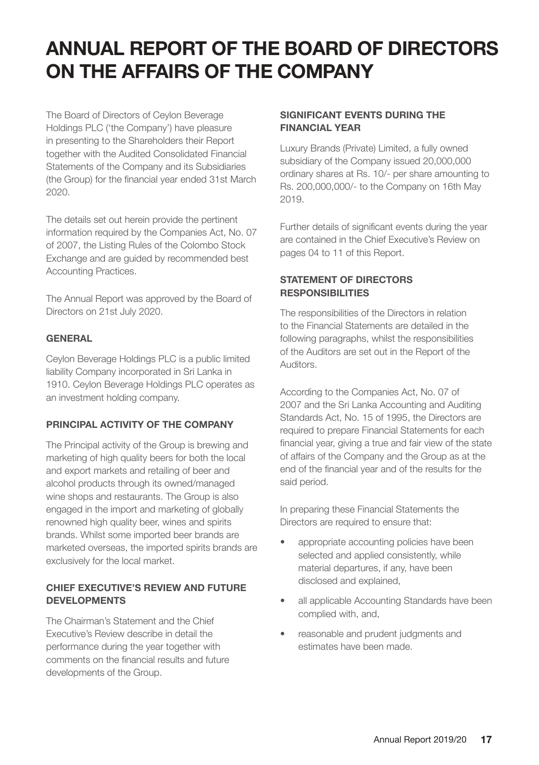# ANNUAL REPORT OF THE BOARD OF DIRECTORS ON THE AFFAIRS OF THE COMPANY

The Board of Directors of Ceylon Beverage Holdings PLC ('the Company') have pleasure in presenting to the Shareholders their Report together with the Audited Consolidated Financial Statements of the Company and its Subsidiaries (the Group) for the financial year ended 31st March 2020.

The details set out herein provide the pertinent information required by the Companies Act, No. 07 of 2007, the Listing Rules of the Colombo Stock Exchange and are guided by recommended best Accounting Practices.

The Annual Report was approved by the Board of Directors on 21st July 2020.

### GENERAL

Ceylon Beverage Holdings PLC is a public limited liability Company incorporated in Sri Lanka in 1910. Ceylon Beverage Holdings PLC operates as an investment holding company.

### PRINCIPAL ACTIVITY OF THE COMPANY

The Principal activity of the Group is brewing and marketing of high quality beers for both the local and export markets and retailing of beer and alcohol products through its owned/managed wine shops and restaurants. The Group is also engaged in the import and marketing of globally renowned high quality beer, wines and spirits brands. Whilst some imported beer brands are marketed overseas, the imported spirits brands are exclusively for the local market.

### CHIEF EXECUTIVE'S REVIEW AND FUTURE DEVELOPMENTS

The Chairman's Statement and the Chief Executive's Review describe in detail the performance during the year together with comments on the financial results and future developments of the Group.

### SIGNIFICANT EVENTS DURING THE FINANCIAL YEAR

Luxury Brands (Private) Limited, a fully owned subsidiary of the Company issued 20,000,000 ordinary shares at Rs. 10/- per share amounting to Rs. 200,000,000/- to the Company on 16th May 2019.

Further details of significant events during the year are contained in the Chief Executive's Review on pages 04 to 11 of this Report.

### STATEMENT OF DIRECTORS RESPONSIBILITIES

The responsibilities of the Directors in relation to the Financial Statements are detailed in the following paragraphs, whilst the responsibilities of the Auditors are set out in the Report of the Auditors.

According to the Companies Act, No. 07 of 2007 and the Sri Lanka Accounting and Auditing Standards Act, No. 15 of 1995, the Directors are required to prepare Financial Statements for each financial year, giving a true and fair view of the state of affairs of the Company and the Group as at the end of the financial year and of the results for the said period.

In preparing these Financial Statements the Directors are required to ensure that:

- appropriate accounting policies have been selected and applied consistently, while material departures, if any, have been disclosed and explained,
- all applicable Accounting Standards have been complied with, and,
- reasonable and prudent judgments and estimates have been made.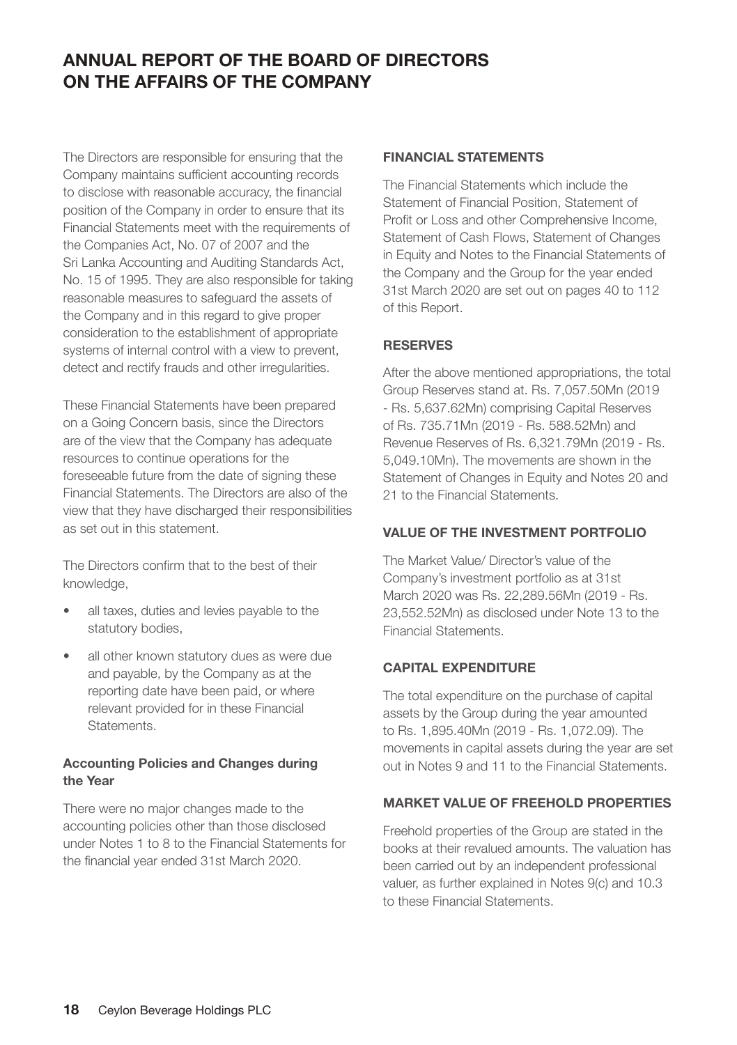# ANNUAL REPORT OF THE BOARD OF DIRECTORS ON THE AFFAIRS OF THE COMPANY

The Directors are responsible for ensuring that the Company maintains sufficient accounting records to disclose with reasonable accuracy, the financial position of the Company in order to ensure that its Financial Statements meet with the requirements of the Companies Act, No. 07 of 2007 and the Sri Lanka Accounting and Auditing Standards Act, No. 15 of 1995. They are also responsible for taking reasonable measures to safeguard the assets of the Company and in this regard to give proper consideration to the establishment of appropriate systems of internal control with a view to prevent, detect and rectify frauds and other irregularities.

These Financial Statements have been prepared on a Going Concern basis, since the Directors are of the view that the Company has adequate resources to continue operations for the foreseeable future from the date of signing these Financial Statements. The Directors are also of the view that they have discharged their responsibilities as set out in this statement.

The Directors confirm that to the best of their knowledge,

- all taxes, duties and levies payable to the statutory bodies,
- all other known statutory dues as were due and payable, by the Company as at the reporting date have been paid, or where relevant provided for in these Financial Statements.

### Accounting Policies and Changes during the Year

There were no major changes made to the accounting policies other than those disclosed under Notes 1 to 8 to the Financial Statements for the financial year ended 31st March 2020.

## FINANCIAL STATEMENTS

The Financial Statements which include the Statement of Financial Position, Statement of Profit or Loss and other Comprehensive Income, Statement of Cash Flows, Statement of Changes in Equity and Notes to the Financial Statements of the Company and the Group for the year ended 31st March 2020 are set out on pages 40 to 112 of this Report.

## RESERVES

After the above mentioned appropriations, the total Group Reserves stand at. Rs. 7,057.50Mn (2019 - Rs. 5,637.62Mn) comprising Capital Reserves of Rs. 735.71Mn (2019 - Rs. 588.52Mn) and Revenue Reserves of Rs. 6,321.79Mn (2019 - Rs. 5,049.10Mn). The movements are shown in the Statement of Changes in Equity and Notes 20 and 21 to the Financial Statements.

## VALUE OF THE INVESTMENT PORTFOLIO

The Market Value/ Director's value of the Company's investment portfolio as at 31st March 2020 was Rs. 22,289.56Mn (2019 - Rs. 23,552.52Mn) as disclosed under Note 13 to the Financial Statements.

## CAPITAL EXPENDITURE

The total expenditure on the purchase of capital assets by the Group during the year amounted to Rs. 1,895.40Mn (2019 - Rs. 1,072.09). The movements in capital assets during the year are set out in Notes 9 and 11 to the Financial Statements.

## MARKET VALUE OF FREEHOLD PROPERTIES

Freehold properties of the Group are stated in the books at their revalued amounts. The valuation has been carried out by an independent professional valuer, as further explained in Notes 9(c) and 10.3 to these Financial Statements.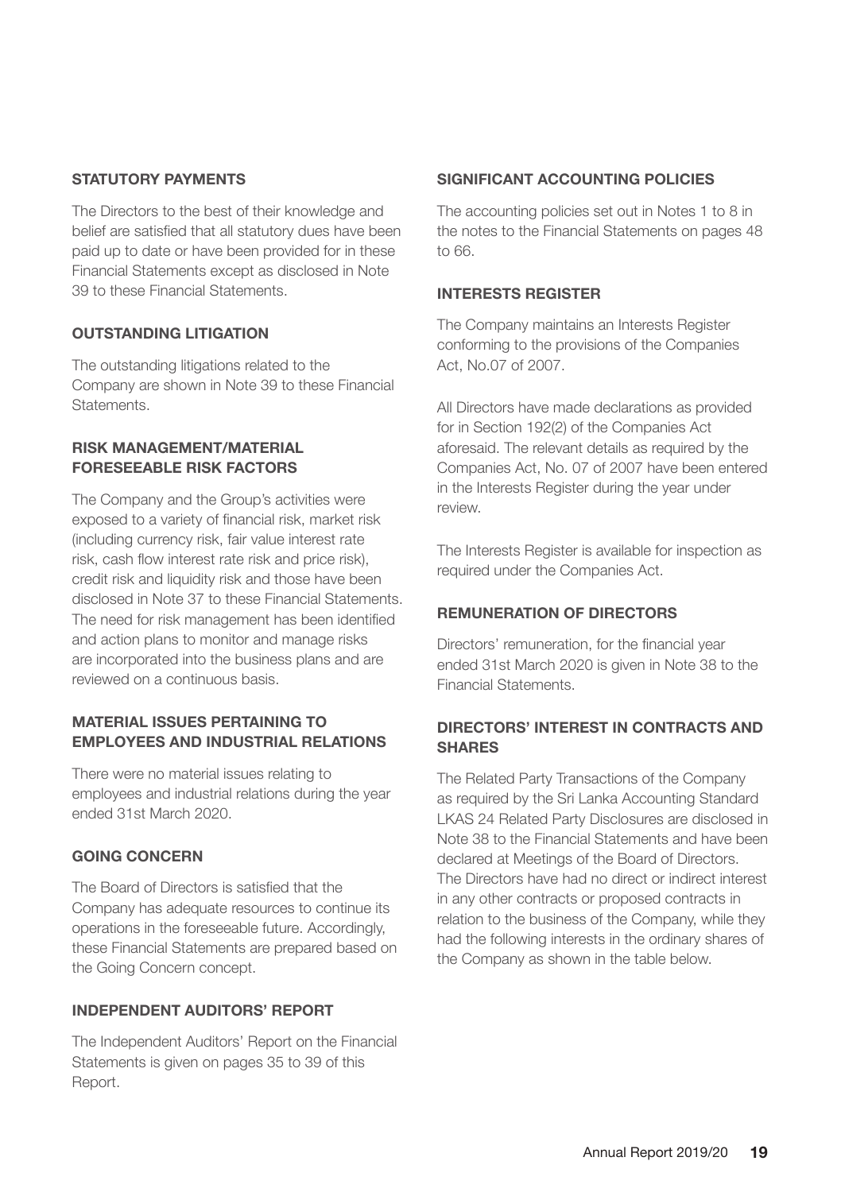## STATUTORY PAYMENTS

The Directors to the best of their knowledge and belief are satisfied that all statutory dues have been paid up to date or have been provided for in these Financial Statements except as disclosed in Note 39 to these Financial Statements.

## OUTSTANDING LITIGATION

The outstanding litigations related to the Company are shown in Note 39 to these Financial Statements.

## RISK MANAGEMENT/MATERIAL FORESEEABLE RISK FACTORS

The Company and the Group's activities were exposed to a variety of financial risk, market risk (including currency risk, fair value interest rate risk, cash flow interest rate risk and price risk), credit risk and liquidity risk and those have been disclosed in Note 37 to these Financial Statements. The need for risk management has been identified and action plans to monitor and manage risks are incorporated into the business plans and are reviewed on a continuous basis.

## MATERIAL ISSUES PERTAINING TO EMPLOYEES AND INDUSTRIAL RELATIONS

There were no material issues relating to employees and industrial relations during the year ended 31st March 2020.

## GOING CONCERN

The Board of Directors is satisfied that the Company has adequate resources to continue its operations in the foreseeable future. Accordingly, these Financial Statements are prepared based on the Going Concern concept.

## INDEPENDENT AUDITORS' REPORT

The Independent Auditors' Report on the Financial Statements is given on pages 35 to 39 of this Report.

## SIGNIFICANT ACCOUNTING POLICIES

The accounting policies set out in Notes 1 to 8 in the notes to the Financial Statements on pages 48 to 66.

## INTERESTS REGISTER

The Company maintains an Interests Register conforming to the provisions of the Companies Act, No.07 of 2007.

All Directors have made declarations as provided for in Section 192(2) of the Companies Act aforesaid. The relevant details as required by the Companies Act, No. 07 of 2007 have been entered in the Interests Register during the year under review.

The Interests Register is available for inspection as required under the Companies Act.

## REMUNERATION OF DIRECTORS

Directors' remuneration, for the financial year ended 31st March 2020 is given in Note 38 to the Financial Statements.

## DIRECTORS' INTEREST IN CONTRACTS AND SHARES

The Related Party Transactions of the Company as required by the Sri Lanka Accounting Standard LKAS 24 Related Party Disclosures are disclosed in Note 38 to the Financial Statements and have been declared at Meetings of the Board of Directors. The Directors have had no direct or indirect interest in any other contracts or proposed contracts in relation to the business of the Company, while they had the following interests in the ordinary shares of the Company as shown in the table below.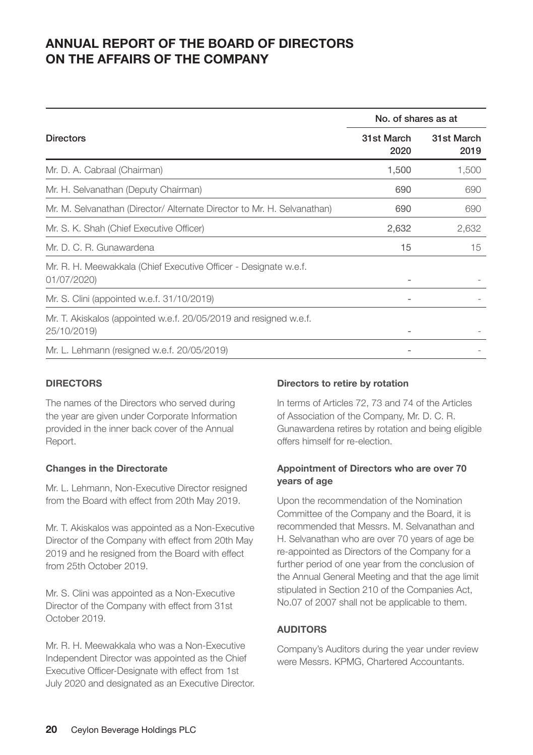# ANNUAL REPORT OF THE BOARD OF DIRECTORS ON THE AFFAIRS OF THE COMPANY

| Directors | No. of shares as at | |
|---|---|---|
| | 31st March 2020 | 31st March 2019 |
| Mr. D. A. Cabraal (Chairman) | 1,500 | 1,500 |
| Mr. H. Selvanathan (Deputy Chairman) | 690 | 690 |
| Mr. M. Selvanathan (Director/ Alternate Director to Mr. H. Selvanathan) | 690 | 690 |
| Mr. S. K. Shah (Chief Executive Officer) | 2,632 | 2,632 |
| Mr. D. C. R. Gunawardena | 15 | 15 |
| Mr. R. H. Meewakkala (Chief Executive Officer - Designate w.e.f. 01/07/2020) | - | - |
| Mr. S. Clini (appointed w.e.f. 31/10/2019) | - | - |
| Mr. T. Akiskalos (appointed w.e.f. 20/05/2019 and resigned w.e.f. 25/10/2019) | - | - |
| Mr. L. Lehmann (resigned w.e.f. 20/05/2019) | - | - |

## DIRECTORS

The names of the Directors who served during the year are given under Corporate Information provided in the inner back cover of the Annual Report.

### Changes in the Directorate

Mr. L. Lehmann, Non-Executive Director resigned from the Board with effect from 20th May 2019.

Mr. T. Akiskalos was appointed as a Non-Executive Director of the Company with effect from 20th May 2019 and he resigned from the Board with effect from 25th October 2019.

Mr. S. Clini was appointed as a Non-Executive Director of the Company with effect from 31st October 2019.

Mr. R. H. Meewakkala who was a Non-Executive Independent Director was appointed as the Chief Executive Officer-Designate with effect from 1st July 2020 and designated as an Executive Director.

### Directors to retire by rotation

In terms of Articles 72, 73 and 74 of the Articles of Association of the Company, Mr. D. C. R. Gunawardena retires by rotation and being eligible offers himself for re-election.

### Appointment of Directors who are over 70 years of age

Upon the recommendation of the Nomination Committee of the Company and the Board, it is recommended that Messrs. M. Selvanathan and H. Selvanathan who are over 70 years of age be re-appointed as Directors of the Company for a further period of one year from the conclusion of the Annual General Meeting and that the age limit stipulated in Section 210 of the Companies Act, No.07 of 2007 shall not be applicable to them.

## AUDITORS

Company's Auditors during the year under review were Messrs. KPMG, Chartered Accountants.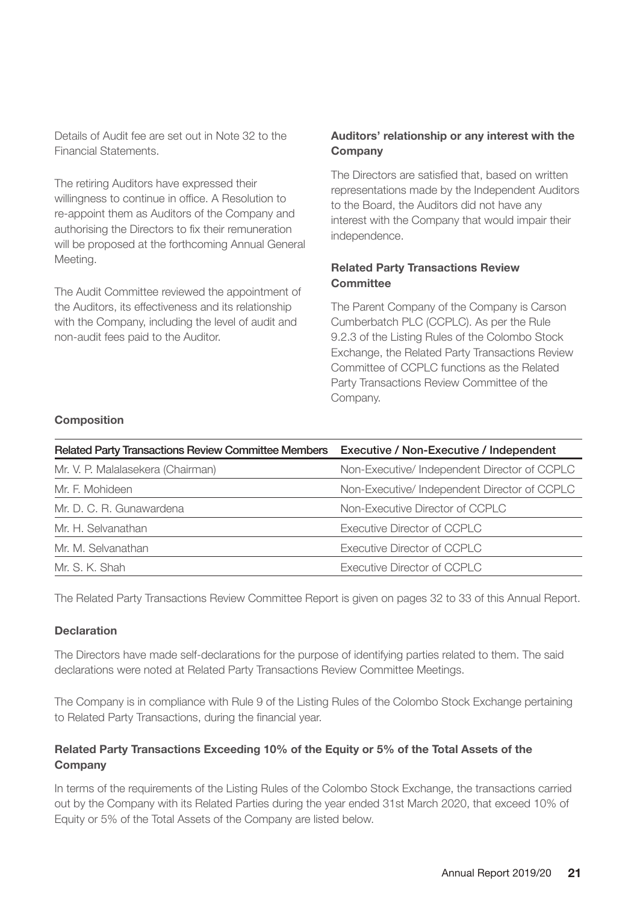Details of Audit fee are set out in Note 32 to the Financial Statements.

The retiring Auditors have expressed their willingness to continue in office. A Resolution to re-appoint them as Auditors of the Company and authorising the Directors to fix their remuneration will be proposed at the forthcoming Annual General Meeting.

The Audit Committee reviewed the appointment of the Auditors, its effectiveness and its relationship with the Company, including the level of audit and non-audit fees paid to the Auditor.

**Auditors' relationship or any interest with the Company**

The Directors are satisfied that, based on written representations made by the Independent Auditors to the Board, the Auditors did not have any interest with the Company that would impair their independence.

**Related Party Transactions Review Committee**

The Parent Company of the Company is Carson Cumberbatch PLC (CCPLC). As per the Rule 9.2.3 of the Listing Rules of the Colombo Stock Exchange, the Related Party Transactions Review Committee of CCPLC functions as the Related Party Transactions Review Committee of the Company.

**Composition**

| Related Party Transactions Review Committee Members | Executive / Non-Executive / Independent |
|---|---|
| Mr. V. P. Malalasekera (Chairman) | Non-Executive/ Independent Director of CCPLC |
| Mr. F. Mohideen | Non-Executive/ Independent Director of CCPLC |
| Mr. D. C. R. Gunawardena | Non-Executive Director of CCPLC |
| Mr. H. Selvanathan | Executive Director of CCPLC |
| Mr. M. Selvanathan | Executive Director of CCPLC |
| Mr. S. K. Shah | Executive Director of CCPLC |

The Related Party Transactions Review Committee Report is given on pages 32 to 33 of this Annual Report.

**Declaration**

The Directors have made self-declarations for the purpose of identifying parties related to them. The said declarations were noted at Related Party Transactions Review Committee Meetings.

The Company is in compliance with Rule 9 of the Listing Rules of the Colombo Stock Exchange pertaining to Related Party Transactions, during the financial year.

**Related Party Transactions Exceeding 10% of the Equity or 5% of the Total Assets of the Company**

In terms of the requirements of the Listing Rules of the Colombo Stock Exchange, the transactions carried out by the Company with its Related Parties during the year ended 31st March 2020, that exceed 10% of Equity or 5% of the Total Assets of the Company are listed below.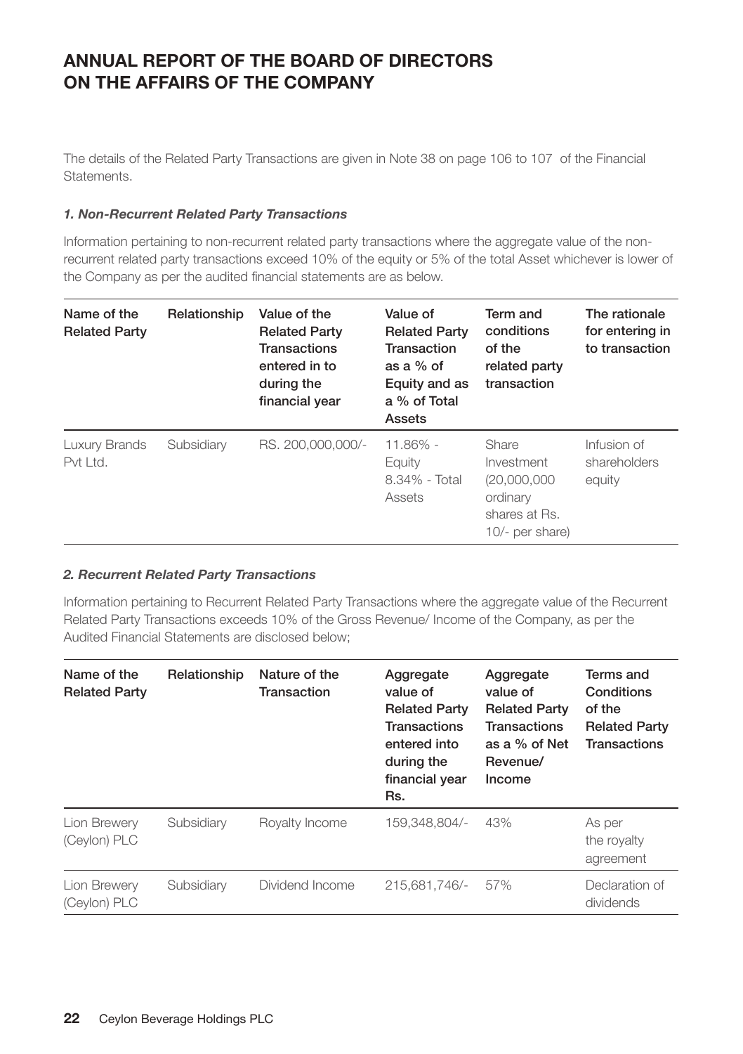# ANNUAL REPORT OF THE BOARD OF DIRECTORS ON THE AFFAIRS OF THE COMPANY

The details of the Related Party Transactions are given in Note 38 on page 106 to 107 of the Financial Statements.

### *1. Non-Recurrent Related Party Transactions*

Information pertaining to non-recurrent related party transactions where the aggregate value of the non-recurrent related party transactions exceed 10% of the equity or 5% of the total Asset whichever is lower of the Company as per the audited financial statements are as below.

| Name of the Related Party | Relationship | Value of the Related Party Transactions entered in to during the financial year | Value of Related Party Transaction as a % of Equity and as a % of Total Assets | Term and conditions of the related party transaction | The rationale for entering in to transaction |
|---|---|---|---|---|---|
| Luxury Brands Pvt Ltd. | Subsidiary | RS. 200,000,000/- | 11.86% - Equity 8.34% - Total Assets | Share Investment (20,000,000 ordinary shares at Rs. 10/- per share) | Infusion of shareholders equity |

### *2. Recurrent Related Party Transactions*

Information pertaining to Recurrent Related Party Transactions where the aggregate value of the Recurrent Related Party Transactions exceeds 10% of the Gross Revenue/ Income of the Company, as per the Audited Financial Statements are disclosed below;

| Name of the Related Party | Relationship | Nature of the Transaction | Aggregate value of Related Party Transactions entered into during the financial year Rs. | Aggregate value of Related Party Transactions as a % of Net Revenue/ Income | Terms and Conditions of the Related Party Transactions |
|---|---|---|---|---|---|
| Lion Brewery (Ceylon) PLC | Subsidiary | Royalty Income | 159,348,804/- | 43% | As per the royalty agreement |
| Lion Brewery (Ceylon) PLC | Subsidiary | Dividend Income | 215,681,746/- | 57% | Declaration of dividends |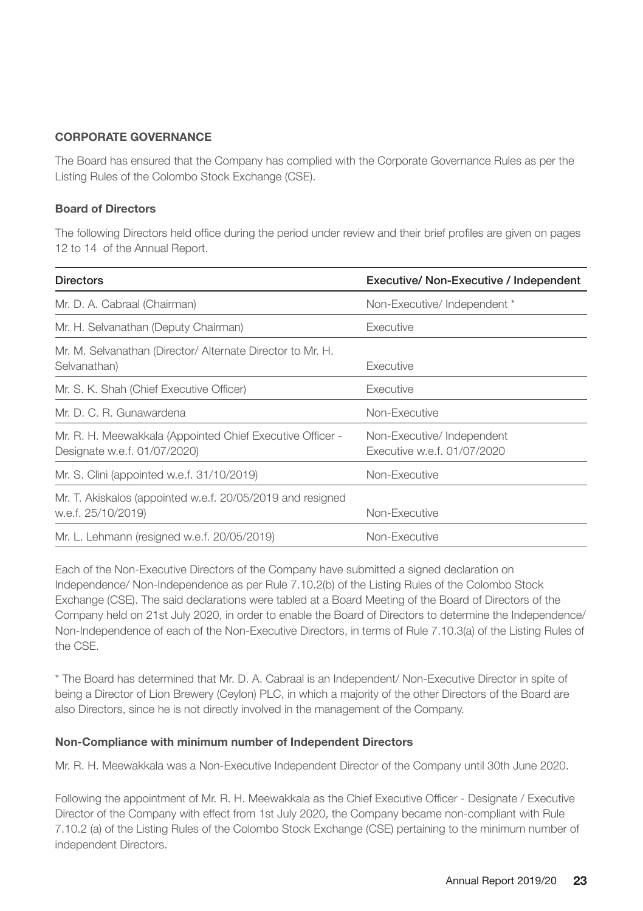## CORPORATE GOVERNANCE

The Board has ensured that the Company has complied with the Corporate Governance Rules as per the Listing Rules of the Colombo Stock Exchange (CSE).

### Board of Directors

The following Directors held office during the period under review and their brief profiles are given on pages 12 to 14 of the Annual Report.

| Directors | Executive/ Non-Executive / Independent |
|---|---|
| Mr. D. A. Cabraal (Chairman) | Non-Executive/ Independent * |
| Mr. H. Selvanathan (Deputy Chairman) | Executive |
| Mr. M. Selvanathan (Director/ Alternate Director to Mr. H. Selvanathan) | Executive |
| Mr. S. K. Shah (Chief Executive Officer) | Executive |
| Mr. D. C. R. Gunawardena | Non-Executive |
| Mr. R. H. Meewakkala (Appointed Chief Executive Officer - Designate w.e.f. 01/07/2020) | Non-Executive/ Independent Executive w.e.f. 01/07/2020 |
| Mr. S. Clini (appointed w.e.f. 31/10/2019) | Non-Executive |
| Mr. T. Akiskalos (appointed w.e.f. 20/05/2019 and resigned w.e.f. 25/10/2019) | Non-Executive |
| Mr. L. Lehmann (resigned w.e.f. 20/05/2019) | Non-Executive |

Each of the Non-Executive Directors of the Company have submitted a signed declaration on Independence/ Non-Independence as per Rule 7.10.2(b) of the Listing Rules of the Colombo Stock Exchange (CSE). The said declarations were tabled at a Board Meeting of the Board of Directors of the Company held on 21st July 2020, in order to enable the Board of Directors to determine the Independence/ Non-Independence of each of the Non-Executive Directors, in terms of Rule 7.10.3(a) of the Listing Rules of the CSE.

* The Board has determined that Mr. D. A. Cabraal is an Independent/ Non-Executive Director in spite of being a Director of Lion Brewery (Ceylon) PLC, in which a majority of the other Directors of the Board are also Directors, since he is not directly involved in the management of the Company.

### Non-Compliance with minimum number of Independent Directors

Mr. R. H. Meewakkala was a Non-Executive Independent Director of the Company until 30th June 2020.

Following the appointment of Mr. R. H. Meewakkala as the Chief Executive Officer - Designate / Executive Director of the Company with effect from 1st July 2020, the Company became non-compliant with Rule 7.10.2 (a) of the Listing Rules of the Colombo Stock Exchange (CSE) pertaining to the minimum number of independent Directors.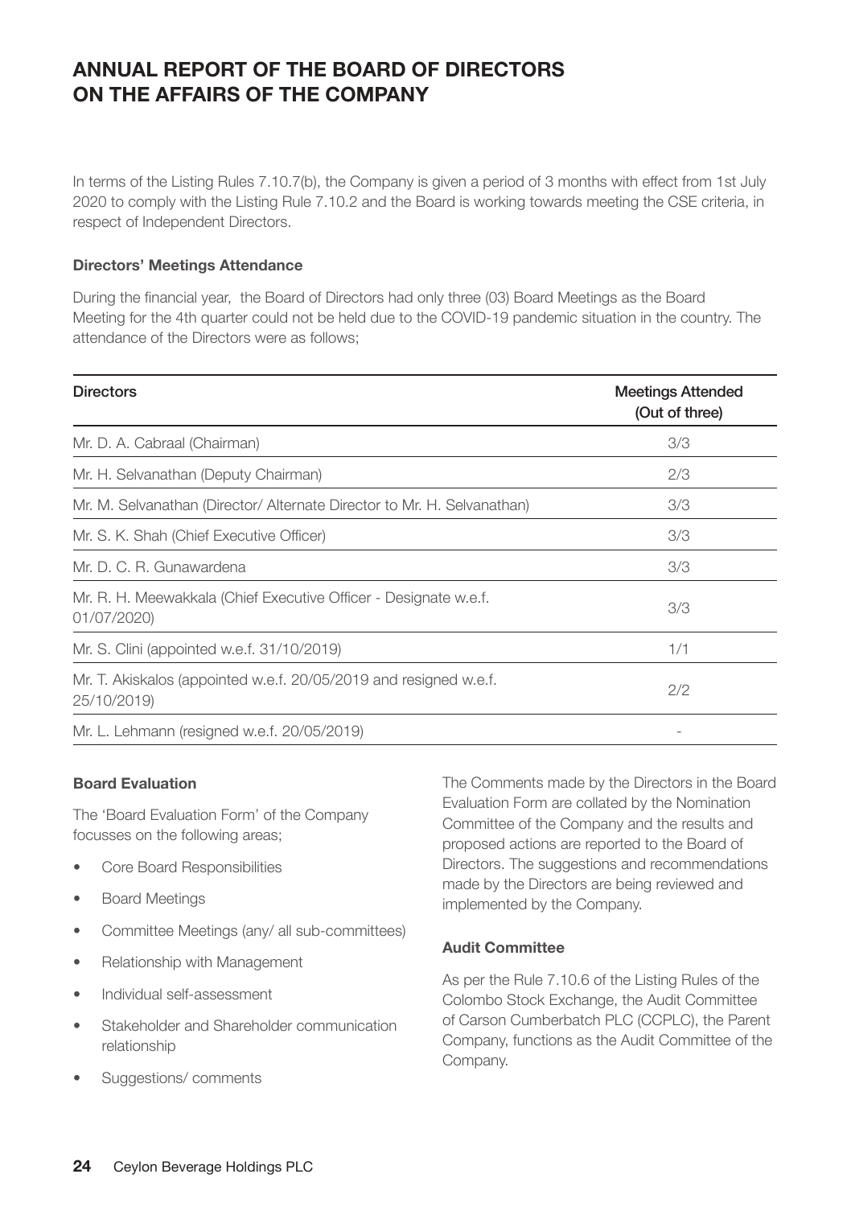# ANNUAL REPORT OF THE BOARD OF DIRECTORS ON THE AFFAIRS OF THE COMPANY

In terms of the Listing Rules 7.10.7(b), the Company is given a period of 3 months with effect from 1st July 2020 to comply with the Listing Rule 7.10.2 and the Board is working towards meeting the CSE criteria, in respect of Independent Directors.

**Directors' Meetings Attendance**

During the financial year, the Board of Directors had only three (03) Board Meetings as the Board Meeting for the 4th quarter could not be held due to the COVID-19 pandemic situation in the country. The attendance of the Directors were as follows;

| Directors | Meetings Attended (Out of three) |
|---|---|
| Mr. D. A. Cabraal (Chairman) | 3/3 |
| Mr. H. Selvanathan (Deputy Chairman) | 2/3 |
| Mr. M. Selvanathan (Director/ Alternate Director to Mr. H. Selvanathan) | 3/3 |
| Mr. S. K. Shah (Chief Executive Officer) | 3/3 |
| Mr. D. C. R. Gunawardena | 3/3 |
| Mr. R. H. Meewakkala (Chief Executive Officer - Designate w.e.f. 01/07/2020) | 3/3 |
| Mr. S. Clini (appointed w.e.f. 31/10/2019) | 1/1 |
| Mr. T. Akiskalos (appointed w.e.f. 20/05/2019 and resigned w.e.f. 25/10/2019) | 2/2 |
| Mr. L. Lehmann (resigned w.e.f. 20/05/2019) | - |

**Board Evaluation**

The 'Board Evaluation Form' of the Company focusses on the following areas;

- Core Board Responsibilities
- Board Meetings
- Committee Meetings (any/ all sub-committees)
- Relationship with Management
- Individual self-assessment
- Stakeholder and Shareholder communication relationship
- Suggestions/ comments

The Comments made by the Directors in the Board Evaluation Form are collated by the Nomination Committee of the Company and the results and proposed actions are reported to the Board of Directors. The suggestions and recommendations made by the Directors are being reviewed and implemented by the Company.

**Audit Committee**

As per the Rule 7.10.6 of the Listing Rules of the Colombo Stock Exchange, the Audit Committee of Carson Cumberbatch PLC (CCPLC), the Parent Company, functions as the Audit Committee of the Company.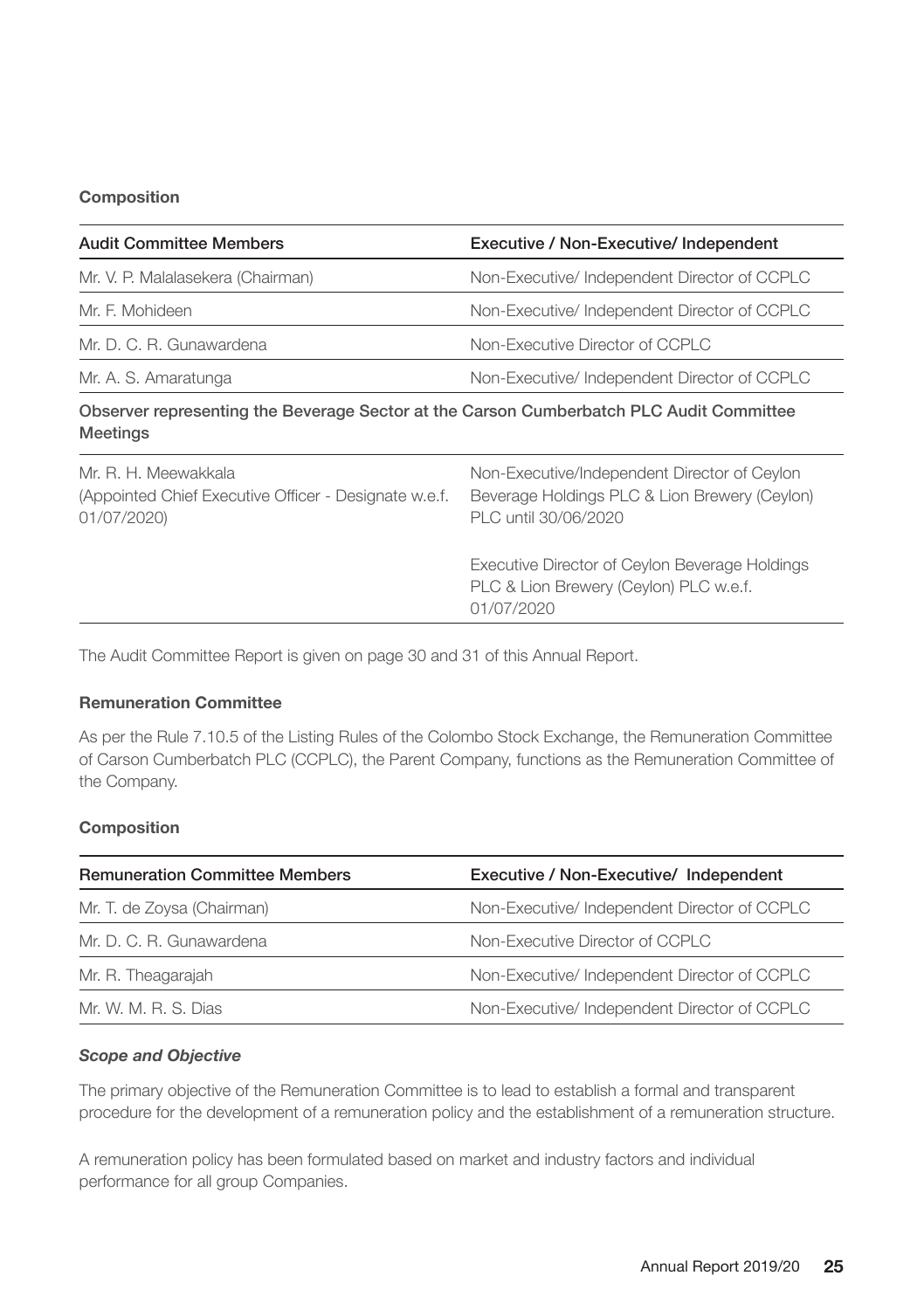**Composition**

| Audit Committee Members | Executive / Non-Executive/ Independent |
|---|---|
| Mr. V. P. Malalasekera (Chairman) | Non-Executive/ Independent Director of CCPLC |
| Mr. F. Mohideen | Non-Executive/ Independent Director of CCPLC |
| Mr. D. C. R. Gunawardena | Non-Executive Director of CCPLC |
| Mr. A. S. Amaratunga | Non-Executive/ Independent Director of CCPLC |
| **Observer representing the Beverage Sector at the Carson Cumberbatch PLC Audit Committee Meetings** | |
| Mr. R. H. Meewakkala (Appointed Chief Executive Officer - Designate w.e.f. 01/07/2020) | Non-Executive/Independent Director of Ceylon Beverage Holdings PLC & Lion Brewery (Ceylon) PLC until 30/06/2020<br><br>Executive Director of Ceylon Beverage Holdings PLC & Lion Brewery (Ceylon) PLC w.e.f. 01/07/2020 |

The Audit Committee Report is given on page 30 and 31 of this Annual Report.

**Remuneration Committee**

As per the Rule 7.10.5 of the Listing Rules of the Colombo Stock Exchange, the Remuneration Committee of Carson Cumberbatch PLC (CCPLC), the Parent Company, functions as the Remuneration Committee of the Company.

**Composition**

| Remuneration Committee Members | Executive / Non-Executive/ Independent |
|---|---|
| Mr. T. de Zoysa (Chairman) | Non-Executive/ Independent Director of CCPLC |
| Mr. D. C. R. Gunawardena | Non-Executive Director of CCPLC |
| Mr. R. Theagarajah | Non-Executive/ Independent Director of CCPLC |
| Mr. W. M. R. S. Dias | Non-Executive/ Independent Director of CCPLC |

***Scope and Objective***

The primary objective of the Remuneration Committee is to lead to establish a formal and transparent procedure for the development of a remuneration policy and the establishment of a remuneration structure.

A remuneration policy has been formulated based on market and industry factors and individual performance for all group Companies.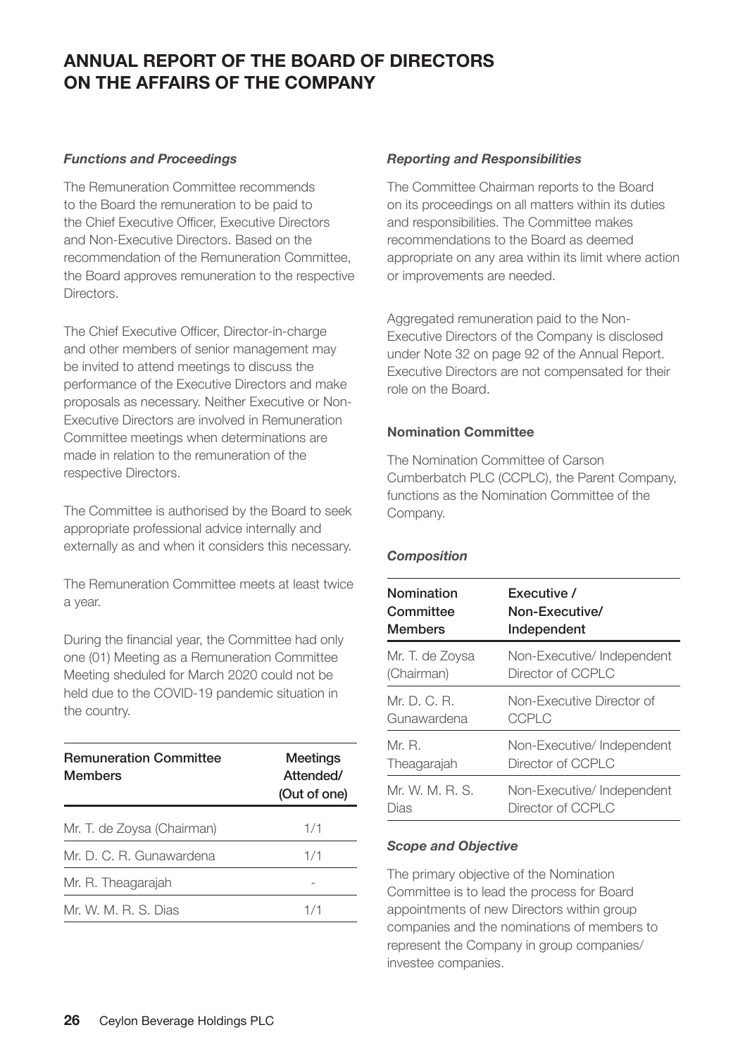# ANNUAL REPORT OF THE BOARD OF DIRECTORS ON THE AFFAIRS OF THE COMPANY

***Functions and Proceedings***

The Remuneration Committee recommends to the Board the remuneration to be paid to the Chief Executive Officer, Executive Directors and Non-Executive Directors. Based on the recommendation of the Remuneration Committee, the Board approves remuneration to the respective Directors.

The Chief Executive Officer, Director-in-charge and other members of senior management may be invited to attend meetings to discuss the performance of the Executive Directors and make proposals as necessary. Neither Executive or Non-Executive Directors are involved in Remuneration Committee meetings when determinations are made in relation to the remuneration of the respective Directors.

The Committee is authorised by the Board to seek appropriate professional advice internally and externally as and when it considers this necessary.

The Remuneration Committee meets at least twice a year.

During the financial year, the Committee had only one (01) Meeting as a Remuneration Committee Meeting sheduled for March 2020 could not be held due to the COVID-19 pandemic situation in the country.

| Remuneration Committee Members | Meetings Attended/ (Out of one) |
|---|---|
| Mr. T. de Zoysa (Chairman) | 1/1 |
| Mr. D. C. R. Gunawardena | 1/1 |
| Mr. R. Theagarajah | - |
| Mr. W. M. R. S. Dias | 1/1 |

***Reporting and Responsibilities***

The Committee Chairman reports to the Board on its proceedings on all matters within its duties and responsibilities. The Committee makes recommendations to the Board as deemed appropriate on any area within its limit where action or improvements are needed.

Aggregated remuneration paid to the Non-Executive Directors of the Company is disclosed under Note 32 on page 92 of the Annual Report. Executive Directors are not compensated for their role on the Board.

**Nomination Committee**

The Nomination Committee of Carson Cumberbatch PLC (CCPLC), the Parent Company, functions as the Nomination Committee of the Company.

***Composition***

| Nomination Committee Members | Executive / Non-Executive/ Independent |
|---|---|
| Mr. T. de Zoysa (Chairman) | Non-Executive/ Independent Director of CCPLC |
| Mr. D. C. R. Gunawardena | Non-Executive Director of CCPLC |
| Mr. R. Theagarajah | Non-Executive/ Independent Director of CCPLC |
| Mr. W. M. R. S. Dias | Non-Executive/ Independent Director of CCPLC |

***Scope and Objective***

The primary objective of the Nomination Committee is to lead the process for Board appointments of new Directors within group companies and the nominations of members to represent the Company in group companies/ investee companies.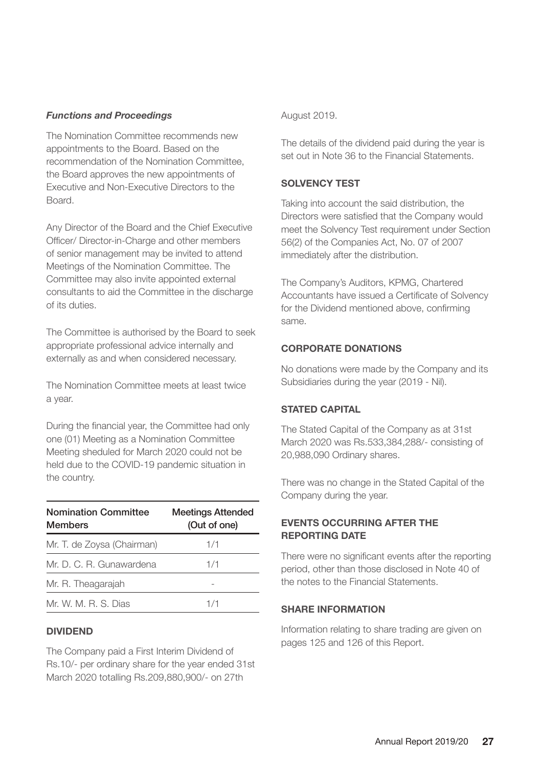### *Functions and Proceedings*

The Nomination Committee recommends new appointments to the Board. Based on the recommendation of the Nomination Committee, the Board approves the new appointments of Executive and Non-Executive Directors to the Board.

Any Director of the Board and the Chief Executive Officer/ Director-in-Charge and other members of senior management may be invited to attend Meetings of the Nomination Committee. The Committee may also invite appointed external consultants to aid the Committee in the discharge of its duties.

The Committee is authorised by the Board to seek appropriate professional advice internally and externally as and when considered necessary.

The Nomination Committee meets at least twice a year.

During the financial year, the Committee had only one (01) Meeting as a Nomination Committee Meeting sheduled for March 2020 could not be held due to the COVID-19 pandemic situation in the country.

| Nomination Committee Members | Meetings Attended (Out of one) |
|---|---|
| Mr. T. de Zoysa (Chairman) | 1/1 |
| Mr. D. C. R. Gunawardena | 1/1 |
| Mr. R. Theagarajah | - |
| Mr. W. M. R. S. Dias | 1/1 |

## DIVIDEND

The Company paid a First Interim Dividend of Rs.10/- per ordinary share for the year ended 31st March 2020 totalling Rs.209,880,900/- on 27th August 2019.

The details of the dividend paid during the year is set out in Note 36 to the Financial Statements.

## SOLVENCY TEST

Taking into account the said distribution, the Directors were satisfied that the Company would meet the Solvency Test requirement under Section 56(2) of the Companies Act, No. 07 of 2007 immediately after the distribution.

The Company's Auditors, KPMG, Chartered Accountants have issued a Certificate of Solvency for the Dividend mentioned above, confirming same.

## CORPORATE DONATIONS

No donations were made by the Company and its Subsidiaries during the year (2019 - Nil).

## STATED CAPITAL

The Stated Capital of the Company as at 31st March 2020 was Rs.533,384,288/- consisting of 20,988,090 Ordinary shares.

There was no change in the Stated Capital of the Company during the year.

## EVENTS OCCURRING AFTER THE REPORTING DATE

There were no significant events after the reporting period, other than those disclosed in Note 40 of the notes to the Financial Statements.

## SHARE INFORMATION

Information relating to share trading are given on pages 125 and 126 of this Report.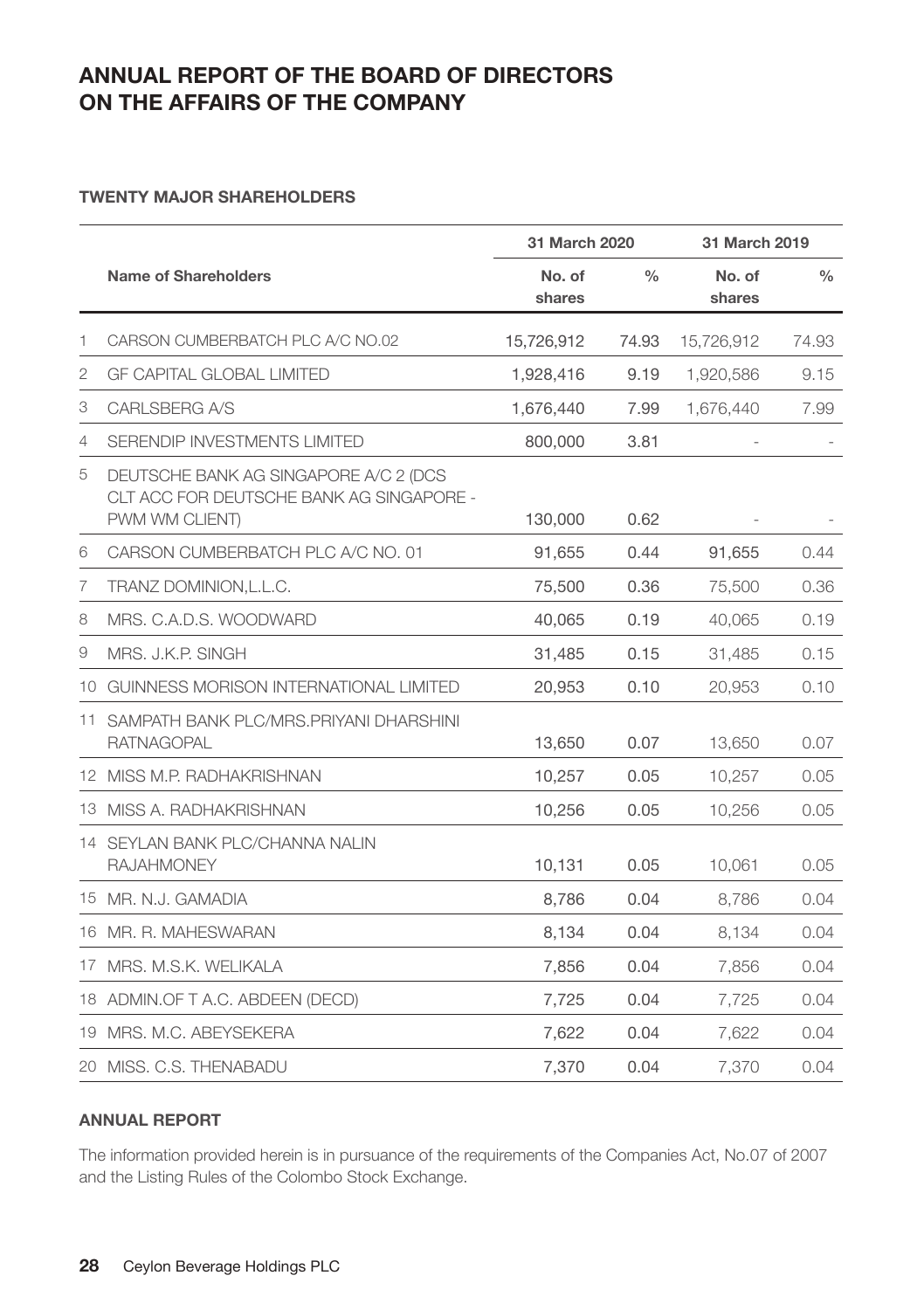# ANNUAL REPORT OF THE BOARD OF DIRECTORS ON THE AFFAIRS OF THE COMPANY

### TWENTY MAJOR SHAREHOLDERS

| | Name of Shareholders | 31 March 2020 | | 31 March 2019 | |
|---|---|---|---|---|---|
| | | No. of shares | % | No. of shares | % |
| 1 | CARSON CUMBERBATCH PLC A/C NO.02 | 15,726,912 | 74.93 | 15,726,912 | 74.93 |
| 2 | GF CAPITAL GLOBAL LIMITED | 1,928,416 | 9.19 | 1,920,586 | 9.15 |
| 3 | CARLSBERG A/S | 1,676,440 | 7.99 | 1,676,440 | 7.99 |
| 4 | SERENDIP INVESTMENTS LIMITED | 800,000 | 3.81 | - | - |
| 5 | DEUTSCHE BANK AG SINGAPORE A/C 2 (DCS CLT ACC FOR DEUTSCHE BANK AG SINGAPORE - PWM WM CLIENT) | 130,000 | 0.62 | - | - |
| 6 | CARSON CUMBERBATCH PLC A/C NO. 01 | 91,655 | 0.44 | 91,655 | 0.44 |
| 7 | TRANZ DOMINION,L.L.C. | 75,500 | 0.36 | 75,500 | 0.36 |
| 8 | MRS. C.A.D.S. WOODWARD | 40,065 | 0.19 | 40,065 | 0.19 |
| 9 | MRS. J.K.P. SINGH | 31,485 | 0.15 | 31,485 | 0.15 |
| 10 | GUINNESS MORISON INTERNATIONAL LIMITED | 20,953 | 0.10 | 20,953 | 0.10 |
| 11 | SAMPATH BANK PLC/MRS.PRIYANI DHARSHINI RATNAGOPAL | 13,650 | 0.07 | 13,650 | 0.07 |
| 12 | MISS M.P. RADHAKRISHNAN | 10,257 | 0.05 | 10,257 | 0.05 |
| 13 | MISS A. RADHAKRISHNAN | 10,256 | 0.05 | 10,256 | 0.05 |
| 14 | SEYLAN BANK PLC/CHANNA NALIN RAJAHMONEY | 10,131 | 0.05 | 10,061 | 0.05 |
| 15 | MR. N.J. GAMADIA | 8,786 | 0.04 | 8,786 | 0.04 |
| 16 | MR. R. MAHESWARAN | 8,134 | 0.04 | 8,134 | 0.04 |
| 17 | MRS. M.S.K. WELIKALA | 7,856 | 0.04 | 7,856 | 0.04 |
| 18 | ADMIN.OF T A.C. ABDEEN (DECD) | 7,725 | 0.04 | 7,725 | 0.04 |
| 19 | MRS. M.C. ABEYSEKERA | 7,622 | 0.04 | 7,622 | 0.04 |
| 20 | MISS. C.S. THENABADU | 7,370 | 0.04 | 7,370 | 0.04 |

### ANNUAL REPORT

The information provided herein is in pursuance of the requirements of the Companies Act, No.07 of 2007 and the Listing Rules of the Colombo Stock Exchange.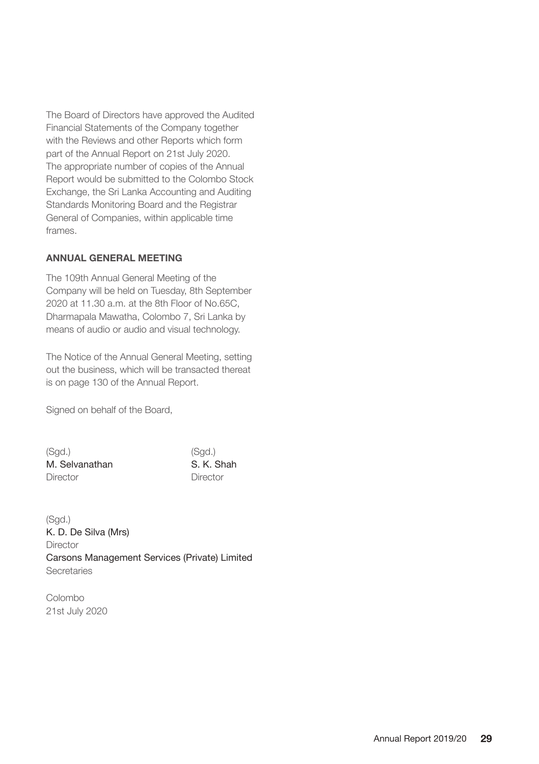The Board of Directors have approved the Audited Financial Statements of the Company together with the Reviews and other Reports which form part of the Annual Report on 21st July 2020. The appropriate number of copies of the Annual Report would be submitted to the Colombo Stock Exchange, the Sri Lanka Accounting and Auditing Standards Monitoring Board and the Registrar General of Companies, within applicable time frames.

**ANNUAL GENERAL MEETING**

The 109th Annual General Meeting of the Company will be held on Tuesday, 8th September 2020 at 11.30 a.m. at the 8th Floor of No.65C, Dharmapala Mawatha, Colombo 7, Sri Lanka by means of audio or audio and visual technology.

The Notice of the Annual General Meeting, setting out the business, which will be transacted thereat is on page 130 of the Annual Report.

Signed on behalf of the Board,

(Sgd.)
M. Selvanathan
Director

(Sgd.)
S. K. Shah
Director

(Sgd.)
K. D. De Silva (Mrs)
Director
Carsons Management Services (Private) Limited
Secretaries

Colombo
21st July 2020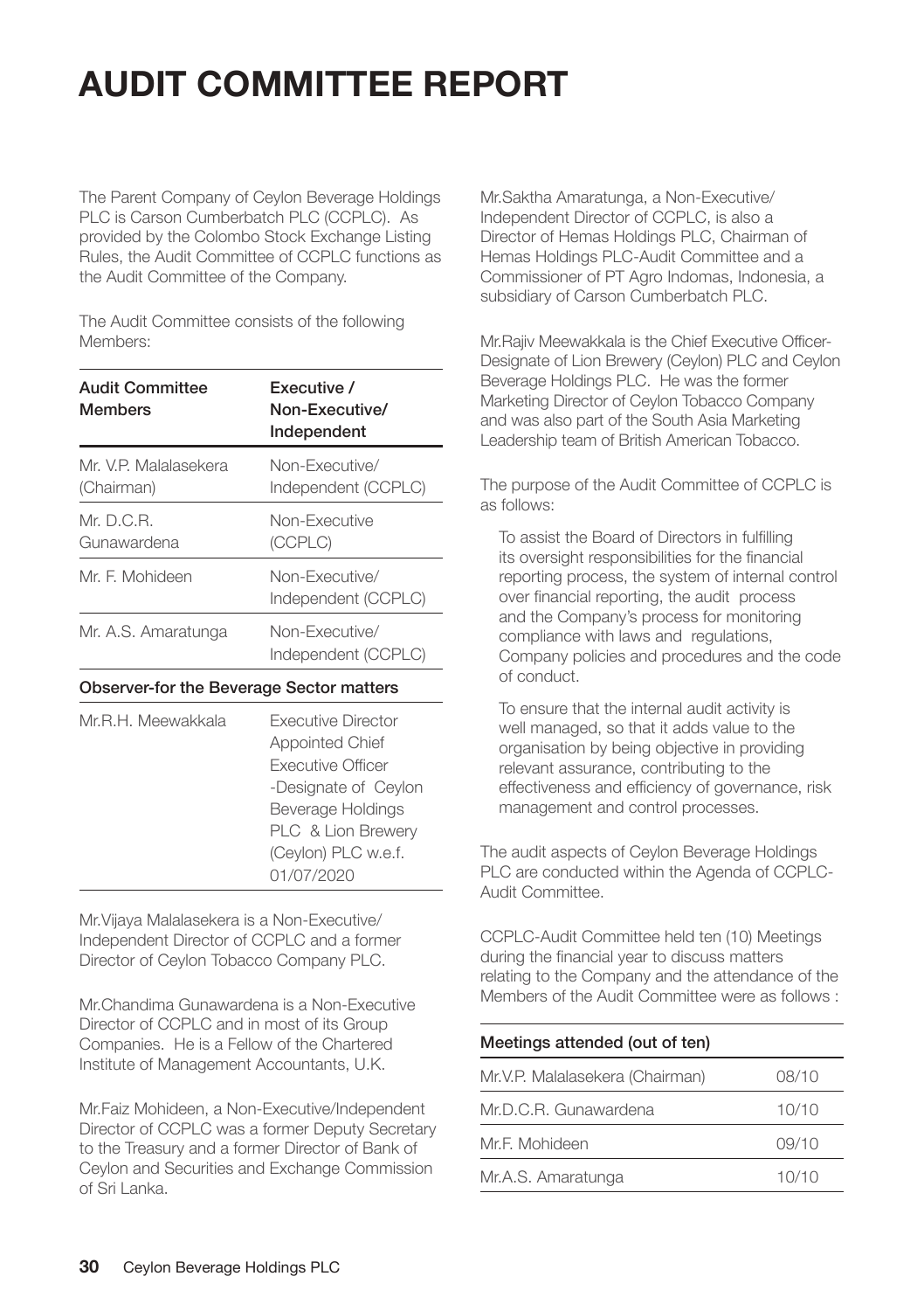# AUDIT COMMITTEE REPORT

The Parent Company of Ceylon Beverage Holdings PLC is Carson Cumberbatch PLC (CCPLC). As provided by the Colombo Stock Exchange Listing Rules, the Audit Committee of CCPLC functions as the Audit Committee of the Company.

The Audit Committee consists of the following Members:

| Audit Committee Members | Executive / Non-Executive/ Independent |
|---|---|
| Mr. V.P. Malalasekera (Chairman) | Non-Executive/ Independent (CCPLC) |
| Mr. D.C.R. Gunawardena | Non-Executive (CCPLC) |
| Mr. F. Mohideen | Non-Executive/ Independent (CCPLC) |
| Mr. A.S. Amaratunga | Non-Executive/ Independent (CCPLC) |
| **Observer-for the Beverage Sector matters** | |
| Mr.R.H. Meewakkala | Executive Director Appointed Chief Executive Officer -Designate of Ceylon Beverage Holdings PLC & Lion Brewery (Ceylon) PLC w.e.f. 01/07/2020 |

Mr.Vijaya Malalasekera is a Non-Executive/ Independent Director of CCPLC and a former Director of Ceylon Tobacco Company PLC.

Mr.Chandima Gunawardena is a Non-Executive Director of CCPLC and in most of its Group Companies. He is a Fellow of the Chartered Institute of Management Accountants, U.K.

Mr.Faiz Mohideen, a Non-Executive/Independent Director of CCPLC was a former Deputy Secretary to the Treasury and a former Director of Bank of Ceylon and Securities and Exchange Commission of Sri Lanka.

Mr.Saktha Amaratunga, a Non-Executive/ Independent Director of CCPLC, is also a Director of Hemas Holdings PLC, Chairman of Hemas Holdings PLC-Audit Committee and a Commissioner of PT Agro Indomas, Indonesia, a subsidiary of Carson Cumberbatch PLC.

Mr.Rajiv Meewakkala is the Chief Executive Officer-Designate of Lion Brewery (Ceylon) PLC and Ceylon Beverage Holdings PLC. He was the former Marketing Director of Ceylon Tobacco Company and was also part of the South Asia Marketing Leadership team of British American Tobacco.

The purpose of the Audit Committee of CCPLC is as follows:

To assist the Board of Directors in fulfilling its oversight responsibilities for the financial reporting process, the system of internal control over financial reporting, the audit process and the Company's process for monitoring compliance with laws and regulations, Company policies and procedures and the code of conduct.

To ensure that the internal audit activity is well managed, so that it adds value to the organisation by being objective in providing relevant assurance, contributing to the effectiveness and efficiency of governance, risk management and control processes.

The audit aspects of Ceylon Beverage Holdings PLC are conducted within the Agenda of CCPLC-Audit Committee.

CCPLC-Audit Committee held ten (10) Meetings during the financial year to discuss matters relating to the Company and the attendance of the Members of the Audit Committee were as follows :

| Meetings attended (out of ten) | |
|---|---|
| Mr.V.P. Malalasekera (Chairman) | 08/10 |
| Mr.D.C.R. Gunawardena | 10/10 |
| Mr.F. Mohideen | 09/10 |
| Mr.A.S. Amaratunga | 10/10 |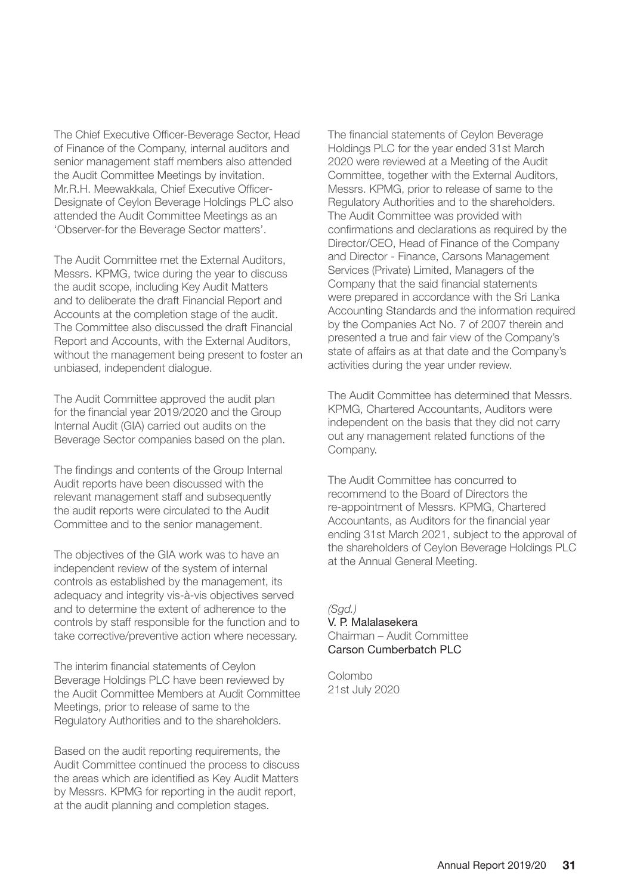The Chief Executive Officer-Beverage Sector, Head of Finance of the Company, internal auditors and senior management staff members also attended the Audit Committee Meetings by invitation. Mr.R.H. Meewakkala, Chief Executive Officer-Designate of Ceylon Beverage Holdings PLC also attended the Audit Committee Meetings as an 'Observer-for the Beverage Sector matters'.

The Audit Committee met the External Auditors, Messrs. KPMG, twice during the year to discuss the audit scope, including Key Audit Matters and to deliberate the draft Financial Report and Accounts at the completion stage of the audit. The Committee also discussed the draft Financial Report and Accounts, with the External Auditors, without the management being present to foster an unbiased, independent dialogue.

The Audit Committee approved the audit plan for the financial year 2019/2020 and the Group Internal Audit (GIA) carried out audits on the Beverage Sector companies based on the plan.

The findings and contents of the Group Internal Audit reports have been discussed with the relevant management staff and subsequently the audit reports were circulated to the Audit Committee and to the senior management.

The objectives of the GIA work was to have an independent review of the system of internal controls as established by the management, its adequacy and integrity vis-à-vis objectives served and to determine the extent of adherence to the controls by staff responsible for the function and to take corrective/preventive action where necessary.

The interim financial statements of Ceylon Beverage Holdings PLC have been reviewed by the Audit Committee Members at Audit Committee Meetings, prior to release of same to the Regulatory Authorities and to the shareholders.

Based on the audit reporting requirements, the Audit Committee continued the process to discuss the areas which are identified as Key Audit Matters by Messrs. KPMG for reporting in the audit report, at the audit planning and completion stages.

The financial statements of Ceylon Beverage Holdings PLC for the year ended 31st March 2020 were reviewed at a Meeting of the Audit Committee, together with the External Auditors, Messrs. KPMG, prior to release of same to the Regulatory Authorities and to the shareholders. The Audit Committee was provided with confirmations and declarations as required by the Director/CEO, Head of Finance of the Company and Director - Finance, Carsons Management Services (Private) Limited, Managers of the Company that the said financial statements were prepared in accordance with the Sri Lanka Accounting Standards and the information required by the Companies Act No. 7 of 2007 therein and presented a true and fair view of the Company's state of affairs as at that date and the Company's activities during the year under review.

The Audit Committee has determined that Messrs. KPMG, Chartered Accountants, Auditors were independent on the basis that they did not carry out any management related functions of the Company.

The Audit Committee has concurred to recommend to the Board of Directors the re-appointment of Messrs. KPMG, Chartered Accountants, as Auditors for the financial year ending 31st March 2021, subject to the approval of the shareholders of Ceylon Beverage Holdings PLC at the Annual General Meeting.

*(Sgd.)*
V. P. Malalasekera
Chairman – Audit Committee
Carson Cumberbatch PLC

Colombo
21st July 2020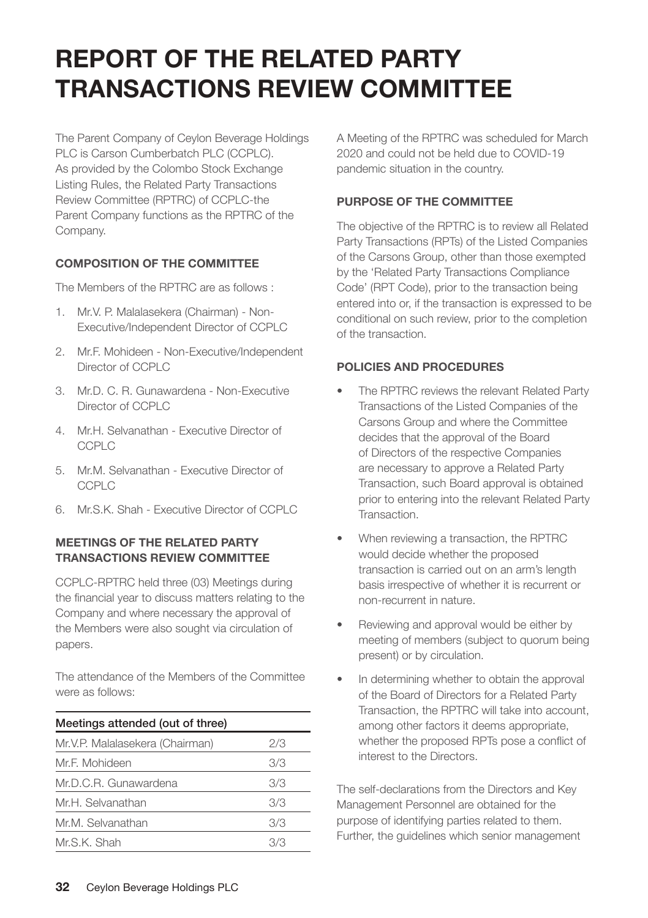# REPORT OF THE RELATED PARTY TRANSACTIONS REVIEW COMMITTEE

The Parent Company of Ceylon Beverage Holdings PLC is Carson Cumberbatch PLC (CCPLC). As provided by the Colombo Stock Exchange Listing Rules, the Related Party Transactions Review Committee (RPTRC) of CCPLC-the Parent Company functions as the RPTRC of the Company.

### COMPOSITION OF THE COMMITTEE

The Members of the RPTRC are as follows :

1. Mr.V. P. Malalasekera (Chairman) - Non-Executive/Independent Director of CCPLC
2. Mr.F. Mohideen - Non-Executive/Independent Director of CCPLC
3. Mr.D. C. R. Gunawardena - Non-Executive Director of CCPLC
4. Mr.H. Selvanathan - Executive Director of CCPLC
5. Mr.M. Selvanathan - Executive Director of CCPLC
6. Mr.S.K. Shah - Executive Director of CCPLC

### MEETINGS OF THE RELATED PARTY TRANSACTIONS REVIEW COMMITTEE

CCPLC-RPTRC held three (03) Meetings during the financial year to discuss matters relating to the Company and where necessary the approval of the Members were also sought via circulation of papers.

The attendance of the Members of the Committee were as follows:

| Meetings attended (out of three) | |
|---|---|
| Mr.V.P. Malalasekera (Chairman) | 2/3 |
| Mr.F. Mohideen | 3/3 |
| Mr.D.C.R. Gunawardena | 3/3 |
| Mr.H. Selvanathan | 3/3 |
| Mr.M. Selvanathan | 3/3 |
| Mr.S.K. Shah | 3/3 |

A Meeting of the RPTRC was scheduled for March 2020 and could not be held due to COVID-19 pandemic situation in the country.

### PURPOSE OF THE COMMITTEE

The objective of the RPTRC is to review all Related Party Transactions (RPTs) of the Listed Companies of the Carsons Group, other than those exempted by the 'Related Party Transactions Compliance Code' (RPT Code), prior to the transaction being entered into or, if the transaction is expressed to be conditional on such review, prior to the completion of the transaction.

### POLICIES AND PROCEDURES

- The RPTRC reviews the relevant Related Party Transactions of the Listed Companies of the Carsons Group and where the Committee decides that the approval of the Board of Directors of the respective Companies are necessary to approve a Related Party Transaction, such Board approval is obtained prior to entering into the relevant Related Party Transaction.
- When reviewing a transaction, the RPTRC would decide whether the proposed transaction is carried out on an arm's length basis irrespective of whether it is recurrent or non-recurrent in nature.
- Reviewing and approval would be either by meeting of members (subject to quorum being present) or by circulation.
- In determining whether to obtain the approval of the Board of Directors for a Related Party Transaction, the RPTRC will take into account, among other factors it deems appropriate, whether the proposed RPTs pose a conflict of interest to the Directors.

The self-declarations from the Directors and Key Management Personnel are obtained for the purpose of identifying parties related to them. Further, the guidelines which senior management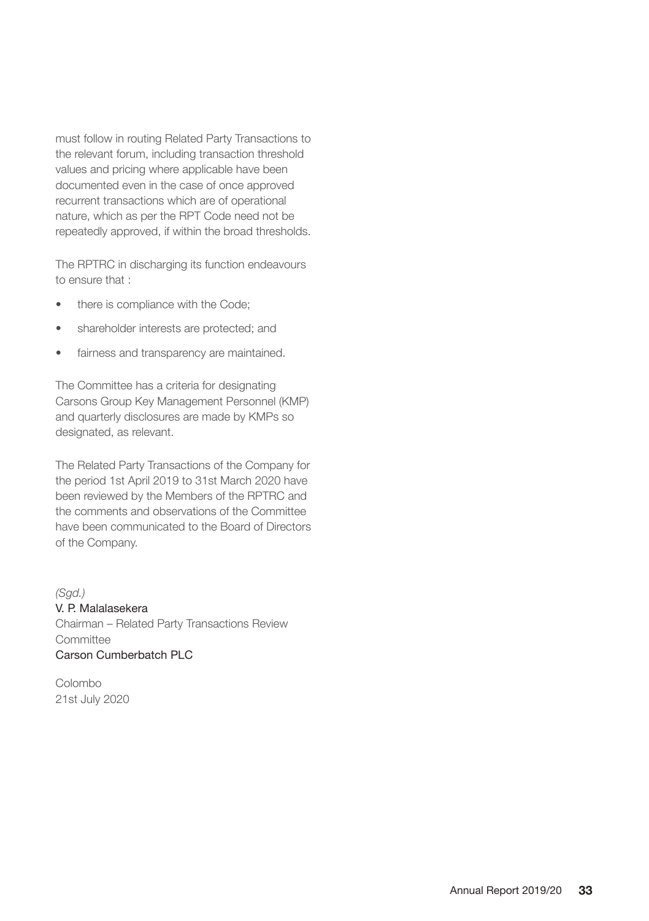must follow in routing Related Party Transactions to the relevant forum, including transaction threshold values and pricing where applicable have been documented even in the case of once approved recurrent transactions which are of operational nature, which as per the RPT Code need not be repeatedly approved, if within the broad thresholds.

The RPTRC in discharging its function endeavours to ensure that :

- there is compliance with the Code;
- shareholder interests are protected; and
- fairness and transparency are maintained.

The Committee has a criteria for designating Carsons Group Key Management Personnel (KMP) and quarterly disclosures are made by KMPs so designated, as relevant.

The Related Party Transactions of the Company for the period 1st April 2019 to 31st March 2020 have been reviewed by the Members of the RPTRC and the comments and observations of the Committee have been communicated to the Board of Directors of the Company.

*(Sgd.)*
V. P. Malalasekera
Chairman – Related Party Transactions Review Committee
Carson Cumberbatch PLC

Colombo
21st July 2020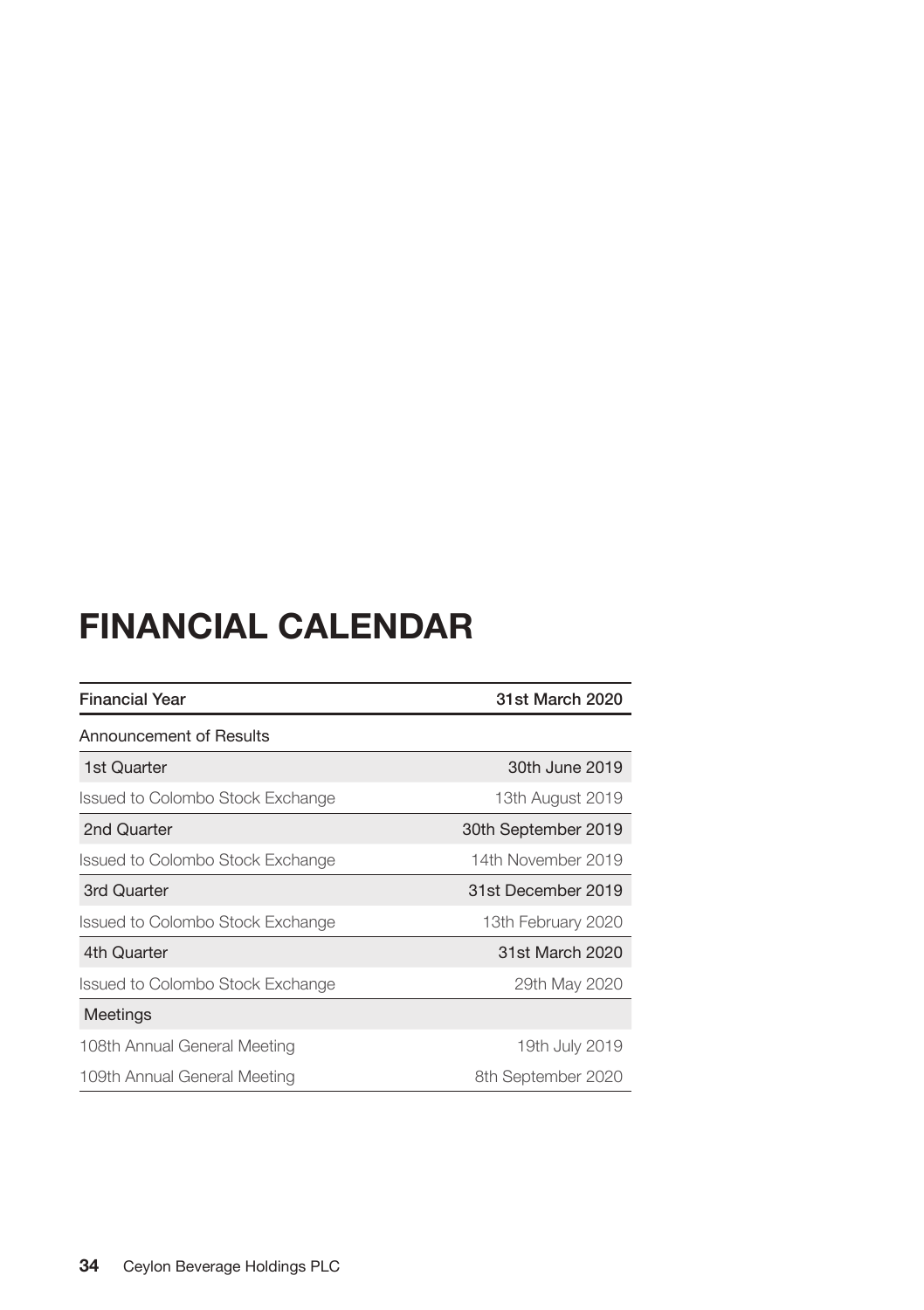# FINANCIAL CALENDAR

| Financial Year | 31st March 2020 |
| --- | --- |
| Announcement of Results | |
| 1st Quarter | 30th June 2019 |
| Issued to Colombo Stock Exchange | 13th August 2019 |
| 2nd Quarter | 30th September 2019 |
| Issued to Colombo Stock Exchange | 14th November 2019 |
| 3rd Quarter | 31st December 2019 |
| Issued to Colombo Stock Exchange | 13th February 2020 |
| 4th Quarter | 31st March 2020 |
| Issued to Colombo Stock Exchange | 29th May 2020 |
| Meetings | |
| 108th Annual General Meeting | 19th July 2019 |
| 109th Annual General Meeting | 8th September 2020 |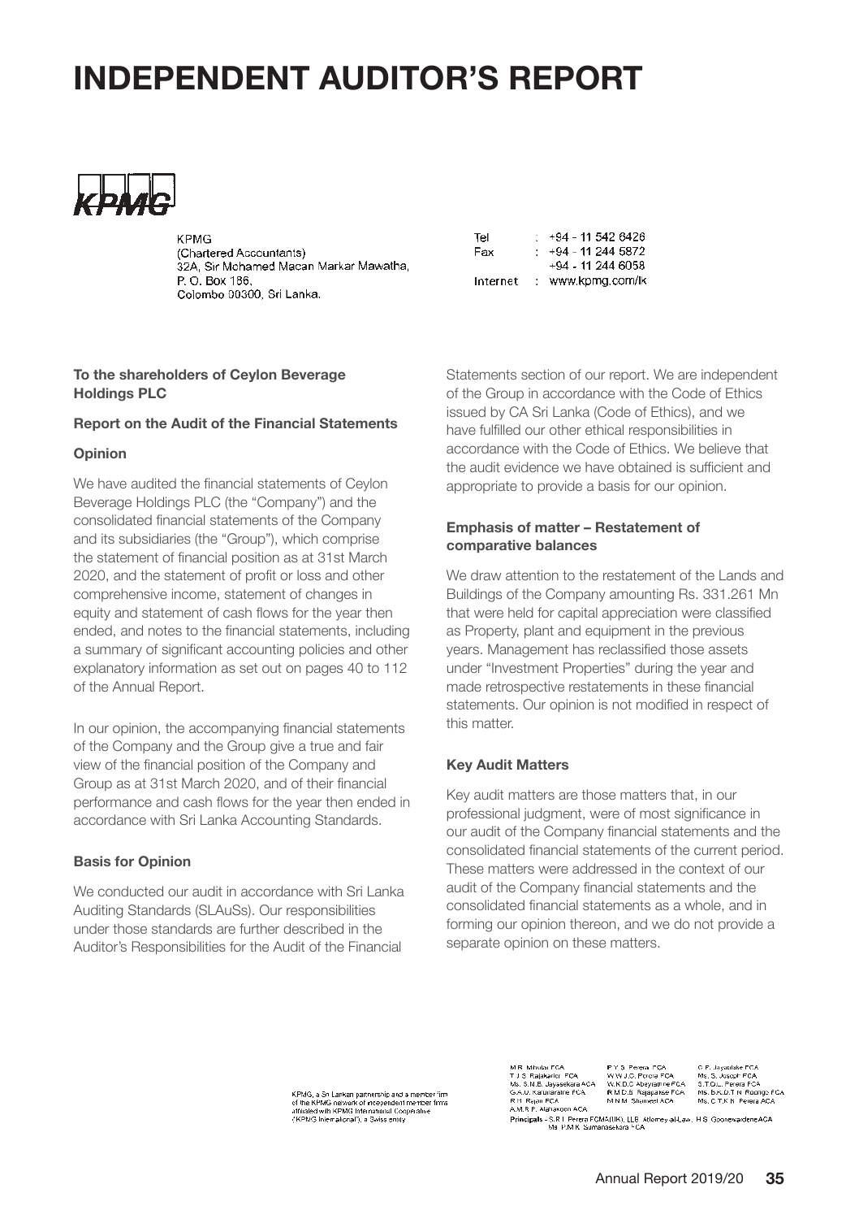# INDEPENDENT AUDITOR'S REPORT

KPMG
(Chartered Accountants)
32A, Sir Mohamed Macan Markar Mawatha,
P. O. Box 186,
Colombo 00300, Sri Lanka.

| | |
|---|---|
| Tel | : +94 - 11 542 6426 |
| Fax | : +94 - 11 244 5872 |
| | +94 - 11 244 6058 |
| Internet | : www.kpmg.com/lk |

**To the shareholders of Ceylon Beverage Holdings PLC**

**Report on the Audit of the Financial Statements**

**Opinion**

We have audited the financial statements of Ceylon Beverage Holdings PLC (the "Company") and the consolidated financial statements of the Company and its subsidiaries (the "Group"), which comprise the statement of financial position as at 31st March 2020, and the statement of profit or loss and other comprehensive income, statement of changes in equity and statement of cash flows for the year then ended, and notes to the financial statements, including a summary of significant accounting policies and other explanatory information as set out on pages 40 to 112 of the Annual Report.

In our opinion, the accompanying financial statements of the Company and the Group give a true and fair view of the financial position of the Company and Group as at 31st March 2020, and of their financial performance and cash flows for the year then ended in accordance with Sri Lanka Accounting Standards.

**Basis for Opinion**

We conducted our audit in accordance with Sri Lanka Auditing Standards (SLAuSs). Our responsibilities under those standards are further described in the Auditor's Responsibilities for the Audit of the Financial Statements section of our report. We are independent of the Group in accordance with the Code of Ethics issued by CA Sri Lanka (Code of Ethics), and we have fulfilled our other ethical responsibilities in accordance with the Code of Ethics. We believe that the audit evidence we have obtained is sufficient and appropriate to provide a basis for our opinion.

**Emphasis of matter – Restatement of comparative balances**

We draw attention to the restatement of the Lands and Buildings of the Company amounting Rs. 331.261 Mn that were held for capital appreciation were classified as Property, plant and equipment in the previous years. Management has reclassified those assets under "Investment Properties" during the year and made retrospective restatements in these financial statements. Our opinion is not modified in respect of this matter.

**Key Audit Matters**

Key audit matters are those matters that, in our professional judgment, were of most significance in our audit of the Company financial statements and the consolidated financial statements of the current period. These matters were addressed in the context of our audit of the Company financial statements and the consolidated financial statements as a whole, and in forming our opinion thereon, and we do not provide a separate opinion on these matters.

KPMG, a Sri Lankan partnership and a member firm of the KPMG network of independent member firms affiliated with KPMG International Cooperative ("KPMG International"), a Swiss entity

| | | |
|---|---|---|
| M.R. Mihular FCA | P.Y.S. Perera FCA | C.P. Jayatilake FCA |
| T.J.S. Rajakarier FCA | W.W.J.C. Perera FCA | Ms. S. Joseph FCA |
| Ms. S.M.B. Jayasekara ACA | W.K.D.C Abeyrathne FCA | S.T.D.L. Perera FCA |
| G.A.U. Karunaratne FCA | R.M.D.B. Rajapakse FCA | Ms. B.K.D.T.N. Rodrigo FCA |
| R.H. Rajan FCA | M.N.M. Shameel ACA | Ms. C.T.K.N. Perera ACA |
| A.M.R.P. Alahakoon ACA | | |

Principals - S.R.I. Perera FCMA(UK), LLB, Attorney-at-Law, H.S. Goonewardene ACA
Ms. P.M.K. Sumanasekara FCA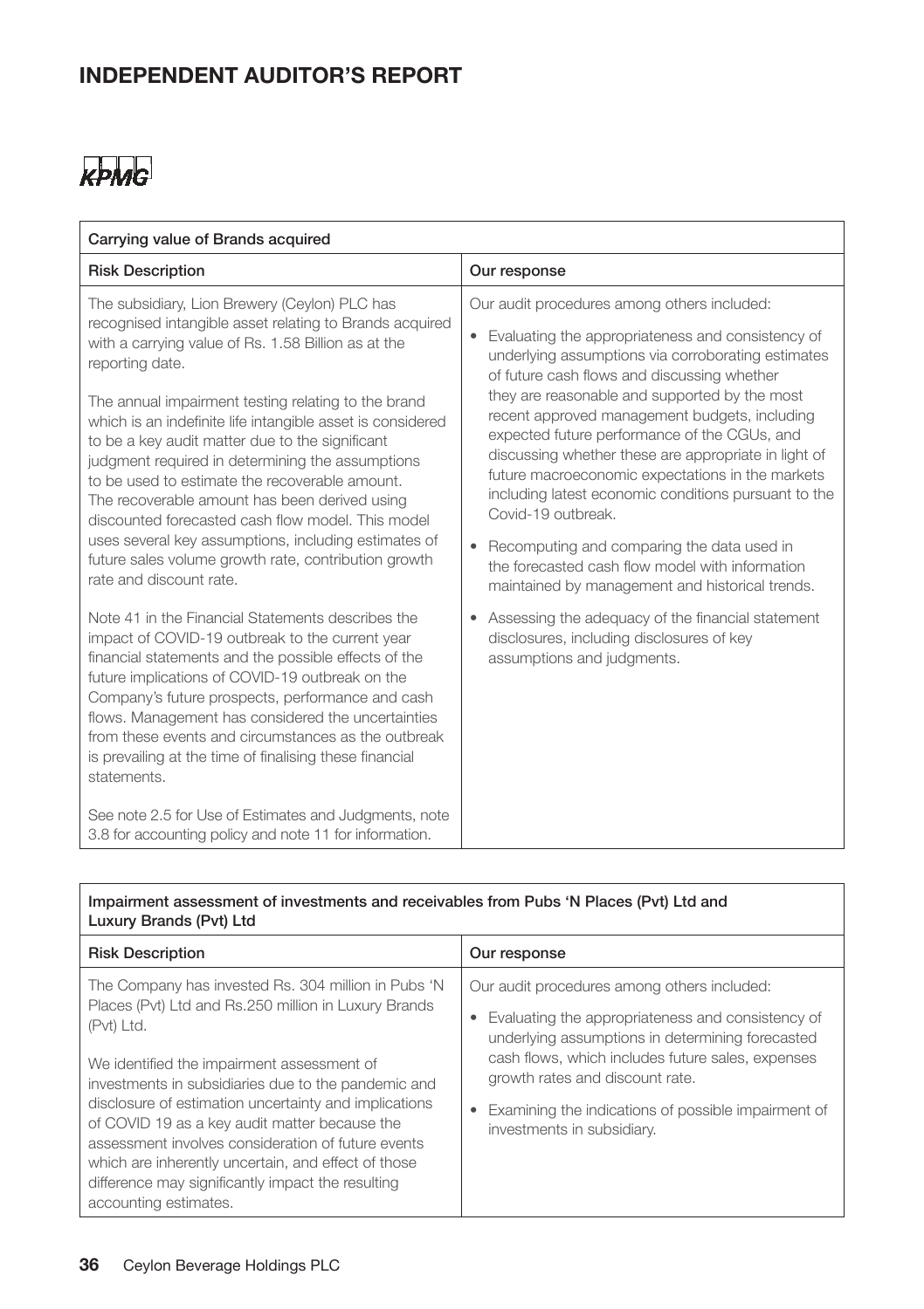# INDEPENDENT AUDITOR'S REPORT

KPMG

| Carrying value of Brands acquired | |
|---|---|
| **Risk Description** | **Our response** |
| The subsidiary, Lion Brewery (Ceylon) PLC has recognised intangible asset relating to Brands acquired with a carrying value of Rs. 1.58 Billion as at the reporting date.<br><br>The annual impairment testing relating to the brand which is an indefinite life intangible asset is considered to be a key audit matter due to the significant judgment required in determining the assumptions to be used to estimate the recoverable amount. The recoverable amount has been derived using discounted forecasted cash flow model. This model uses several key assumptions, including estimates of future sales volume growth rate, contribution growth rate and discount rate.<br><br>Note 41 in the Financial Statements describes the impact of COVID-19 outbreak to the current year financial statements and the possible effects of the future implications of COVID-19 outbreak on the Company's future prospects, performance and cash flows. Management has considered the uncertainties from these events and circumstances as the outbreak is prevailing at the time of finalising these financial statements.<br><br>See note 2.5 for Use of Estimates and Judgments, note 3.8 for accounting policy and note 11 for information. | Our audit procedures among others included:<br><br>• Evaluating the appropriateness and consistency of underlying assumptions via corroborating estimates of future cash flows and discussing whether they are reasonable and supported by the most recent approved management budgets, including expected future performance of the CGUs, and discussing whether these are appropriate in light of future macroeconomic expectations in the markets including latest economic conditions pursuant to the Covid-19 outbreak.<br><br>• Recomputing and comparing the data used in the forecasted cash flow model with information maintained by management and historical trends.<br><br>• Assessing the adequacy of the financial statement disclosures, including disclosures of key assumptions and judgments. |

| Impairment assessment of investments and receivables from Pubs 'N Places (Pvt) Ltd and Luxury Brands (Pvt) Ltd | |
|---|---|
| **Risk Description** | **Our response** |
| The Company has invested Rs. 304 million in Pubs 'N Places (Pvt) Ltd and Rs.250 million in Luxury Brands (Pvt) Ltd.<br><br>We identified the impairment assessment of investments in subsidiaries due to the pandemic and disclosure of estimation uncertainty and implications of COVID 19 as a key audit matter because the assessment involves consideration of future events which are inherently uncertain, and effect of those difference may significantly impact the resulting accounting estimates. | Our audit procedures among others included:<br><br>• Evaluating the appropriateness and consistency of underlying assumptions in determining forecasted cash flows, which includes future sales, expenses growth rates and discount rate.<br><br>• Examining the indications of possible impairment of investments in subsidiary. |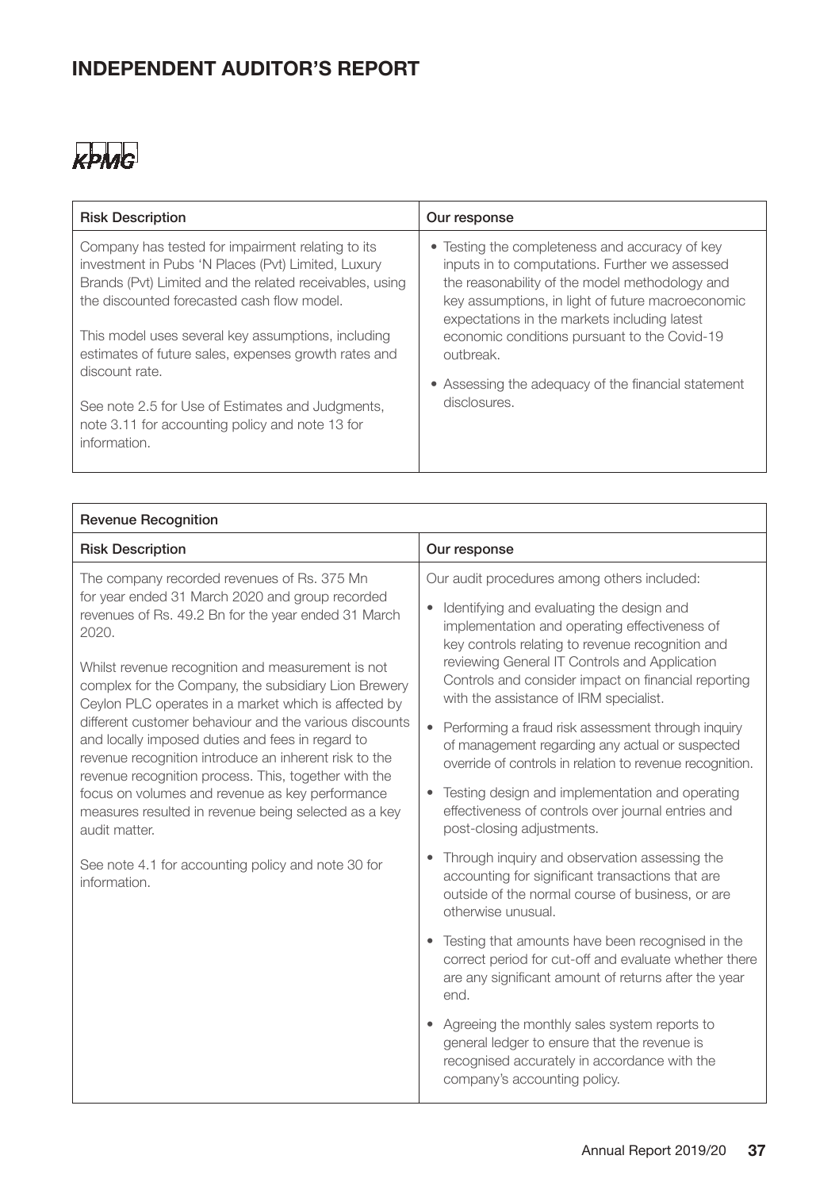# INDEPENDENT AUDITOR'S REPORT

KPMG

| Risk Description | Our response |
|---|---|
| Company has tested for impairment relating to its investment in Pubs 'N Places (Pvt) Limited, Luxury Brands (Pvt) Limited and the related receivables, using the discounted forecasted cash flow model.<br><br>This model uses several key assumptions, including estimates of future sales, expenses growth rates and discount rate.<br><br>See note 2.5 for Use of Estimates and Judgments, note 3.11 for accounting policy and note 13 for information. | • Testing the completeness and accuracy of key inputs in to computations. Further we assessed the reasonability of the model methodology and key assumptions, in light of future macroeconomic expectations in the markets including latest economic conditions pursuant to the Covid-19 outbreak.<br><br>• Assessing the adequacy of the financial statement disclosures. |

| Revenue Recognition | |
|---|---|
| **Risk Description** | **Our response** |
| The company recorded revenues of Rs. 375 Mn for year ended 31 March 2020 and group recorded revenues of Rs. 49.2 Bn for the year ended 31 March 2020.<br><br>Whilst revenue recognition and measurement is not complex for the Company, the subsidiary Lion Brewery Ceylon PLC operates in a market which is affected by different customer behaviour and the various discounts and locally imposed duties and fees in regard to revenue recognition introduce an inherent risk to the revenue recognition process. This, together with the focus on volumes and revenue as key performance measures resulted in revenue being selected as a key audit matter.<br><br>See note 4.1 for accounting policy and note 30 for information. | Our audit procedures among others included:<br><br>• Identifying and evaluating the design and implementation and operating effectiveness of key controls relating to revenue recognition and reviewing General IT Controls and Application Controls and consider impact on financial reporting with the assistance of IRM specialist.<br><br>• Performing a fraud risk assessment through inquiry of management regarding any actual or suspected override of controls in relation to revenue recognition.<br><br>• Testing design and implementation and operating effectiveness of controls over journal entries and post-closing adjustments.<br><br>• Through inquiry and observation assessing the accounting for significant transactions that are outside of the normal course of business, or are otherwise unusual.<br><br>• Testing that amounts have been recognised in the correct period for cut-off and evaluate whether there are any significant amount of returns after the year end.<br><br>• Agreeing the monthly sales system reports to general ledger to ensure that the revenue is recognised accurately in accordance with the company's accounting policy. |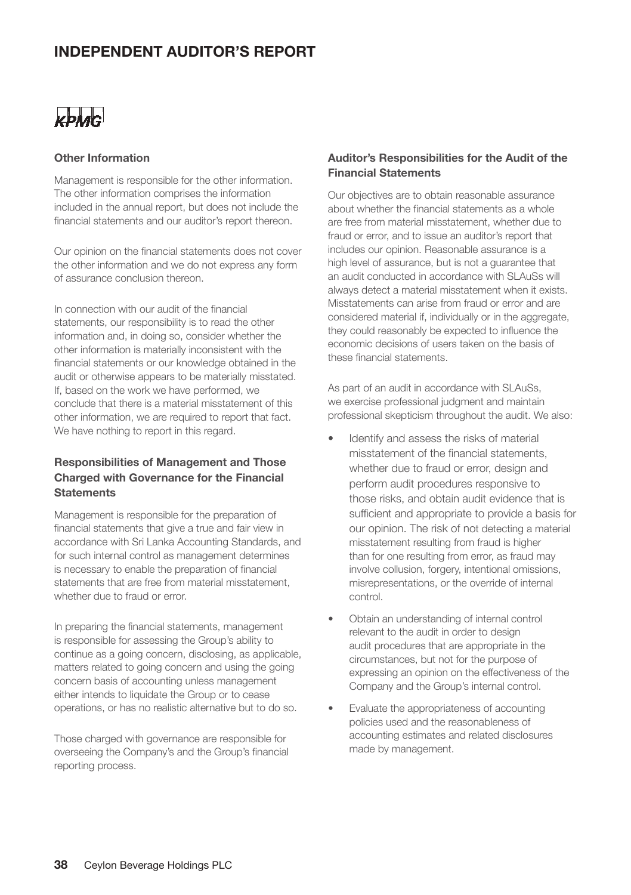# INDEPENDENT AUDITOR'S REPORT

KPMG

### Other Information

Management is responsible for the other information. The other information comprises the information included in the annual report, but does not include the financial statements and our auditor's report thereon.

Our opinion on the financial statements does not cover the other information and we do not express any form of assurance conclusion thereon.

In connection with our audit of the financial statements, our responsibility is to read the other information and, in doing so, consider whether the other information is materially inconsistent with the financial statements or our knowledge obtained in the audit or otherwise appears to be materially misstated. If, based on the work we have performed, we conclude that there is a material misstatement of this other information, we are required to report that fact. We have nothing to report in this regard.

### Responsibilities of Management and Those Charged with Governance for the Financial Statements

Management is responsible for the preparation of financial statements that give a true and fair view in accordance with Sri Lanka Accounting Standards, and for such internal control as management determines is necessary to enable the preparation of financial statements that are free from material misstatement, whether due to fraud or error.

In preparing the financial statements, management is responsible for assessing the Group's ability to continue as a going concern, disclosing, as applicable, matters related to going concern and using the going concern basis of accounting unless management either intends to liquidate the Group or to cease operations, or has no realistic alternative but to do so.

Those charged with governance are responsible for overseeing the Company's and the Group's financial reporting process.

### Auditor's Responsibilities for the Audit of the Financial Statements

Our objectives are to obtain reasonable assurance about whether the financial statements as a whole are free from material misstatement, whether due to fraud or error, and to issue an auditor's report that includes our opinion. Reasonable assurance is a high level of assurance, but is not a guarantee that an audit conducted in accordance with SLAuSs will always detect a material misstatement when it exists. Misstatements can arise from fraud or error and are considered material if, individually or in the aggregate, they could reasonably be expected to influence the economic decisions of users taken on the basis of these financial statements.

As part of an audit in accordance with SLAuSs, we exercise professional judgment and maintain professional skepticism throughout the audit. We also:

- Identify and assess the risks of material misstatement of the financial statements, whether due to fraud or error, design and perform audit procedures responsive to those risks, and obtain audit evidence that is sufficient and appropriate to provide a basis for our opinion. The risk of not detecting a material misstatement resulting from fraud is higher than for one resulting from error, as fraud may involve collusion, forgery, intentional omissions, misrepresentations, or the override of internal control.
- Obtain an understanding of internal control relevant to the audit in order to design audit procedures that are appropriate in the circumstances, but not for the purpose of expressing an opinion on the effectiveness of the Company and the Group's internal control.
- Evaluate the appropriateness of accounting policies used and the reasonableness of accounting estimates and related disclosures made by management.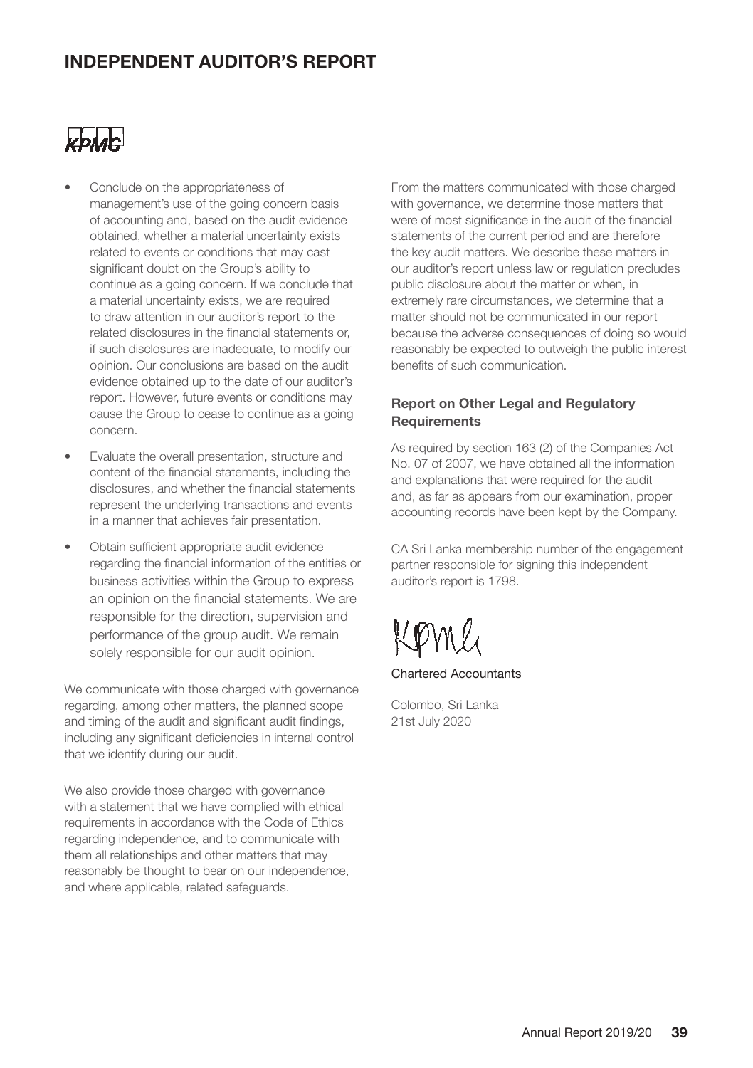# INDEPENDENT AUDITOR'S REPORT

KPMG

- Conclude on the appropriateness of management's use of the going concern basis of accounting and, based on the audit evidence obtained, whether a material uncertainty exists related to events or conditions that may cast significant doubt on the Group's ability to continue as a going concern. If we conclude that a material uncertainty exists, we are required to draw attention in our auditor's report to the related disclosures in the financial statements or, if such disclosures are inadequate, to modify our opinion. Our conclusions are based on the audit evidence obtained up to the date of our auditor's report. However, future events or conditions may cause the Group to cease to continue as a going concern.
- Evaluate the overall presentation, structure and content of the financial statements, including the disclosures, and whether the financial statements represent the underlying transactions and events in a manner that achieves fair presentation.
- Obtain sufficient appropriate audit evidence regarding the financial information of the entities or business activities within the Group to express an opinion on the financial statements. We are responsible for the direction, supervision and performance of the group audit. We remain solely responsible for our audit opinion.

We communicate with those charged with governance regarding, among other matters, the planned scope and timing of the audit and significant audit findings, including any significant deficiencies in internal control that we identify during our audit.

We also provide those charged with governance with a statement that we have complied with ethical requirements in accordance with the Code of Ethics regarding independence, and to communicate with them all relationships and other matters that may reasonably be thought to bear on our independence, and where applicable, related safeguards.

From the matters communicated with those charged with governance, we determine those matters that were of most significance in the audit of the financial statements of the current period and are therefore the key audit matters. We describe these matters in our auditor's report unless law or regulation precludes public disclosure about the matter or when, in extremely rare circumstances, we determine that a matter should not be communicated in our report because the adverse consequences of doing so would reasonably be expected to outweigh the public interest benefits of such communication.

### Report on Other Legal and Regulatory Requirements

As required by section 163 (2) of the Companies Act No. 07 of 2007, we have obtained all the information and explanations that were required for the audit and, as far as appears from our examination, proper accounting records have been kept by the Company.

CA Sri Lanka membership number of the engagement partner responsible for signing this independent auditor's report is 1798.

KPMG

Chartered Accountants

Colombo, Sri Lanka
21st July 2020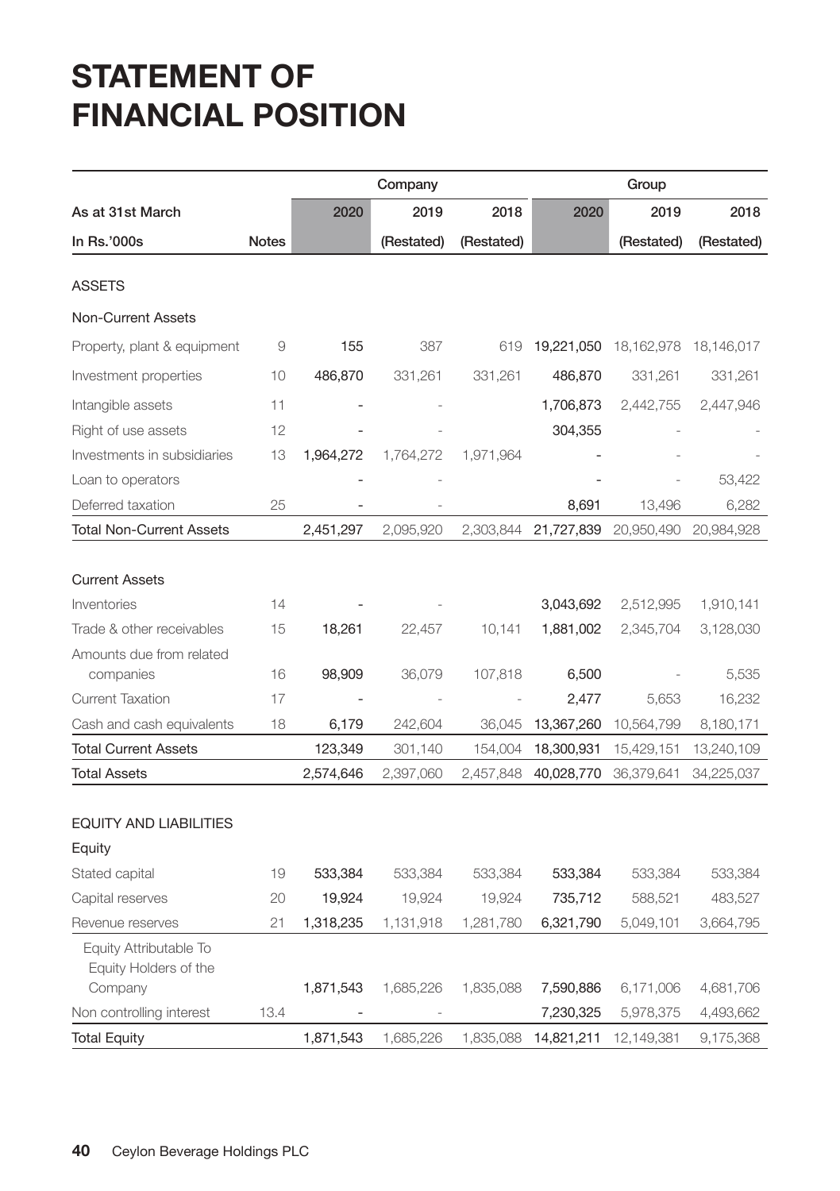# STATEMENT OF FINANCIAL POSITION

| | | Company | | | Group | | |
|---|---|---|---|---|---|---|---|
| As at 31st March | | 2020 | 2019 | 2018 | 2020 | 2019 | 2018 |
| In Rs.'000s | Notes | | (Restated) | (Restated) | | (Restated) | (Restated) |
| ASSETS | | | | | | | |
| Non-Current Assets | | | | | | | |
| Property, plant & equipment | 9 | 155 | 387 | 619 | 19,221,050 | 18,162,978 | 18,146,017 |
| Investment properties | 10 | 486,870 | 331,261 | 331,261 | 486,870 | 331,261 | 331,261 |
| Intangible assets | 11 | - | - | | 1,706,873 | 2,442,755 | 2,447,946 |
| Right of use assets | 12 | - | - | | 304,355 | - | - |
| Investments in subsidiaries | 13 | 1,964,272 | 1,764,272 | 1,971,964 | - | - | - |
| Loan to operators | | - | - | | - | - | 53,422 |
| Deferred taxation | 25 | - | - | | 8,691 | 13,496 | 6,282 |
| Total Non-Current Assets | | 2,451,297 | 2,095,920 | 2,303,844 | 21,727,839 | 20,950,490 | 20,984,928 |
| Current Assets | | | | | | | |
| Inventories | 14 | - | - | | 3,043,692 | 2,512,995 | 1,910,141 |
| Trade & other receivables | 15 | 18,261 | 22,457 | 10,141 | 1,881,002 | 2,345,704 | 3,128,030 |
| Amounts due from related companies | 16 | 98,909 | 36,079 | 107,818 | 6,500 | - | 5,535 |
| Current Taxation | 17 | - | - | - | 2,477 | 5,653 | 16,232 |
| Cash and cash equivalents | 18 | 6,179 | 242,604 | 36,045 | 13,367,260 | 10,564,799 | 8,180,171 |
| Total Current Assets | | 123,349 | 301,140 | 154,004 | 18,300,931 | 15,429,151 | 13,240,109 |
| Total Assets | | 2,574,646 | 2,397,060 | 2,457,848 | 40,028,770 | 36,379,641 | 34,225,037 |
| EQUITY AND LIABILITIES | | | | | | | |
| Equity | | | | | | | |
| Stated capital | 19 | 533,384 | 533,384 | 533,384 | 533,384 | 533,384 | 533,384 |
| Capital reserves | 20 | 19,924 | 19,924 | 19,924 | 735,712 | 588,521 | 483,527 |
| Revenue reserves | 21 | 1,318,235 | 1,131,918 | 1,281,780 | 6,321,790 | 5,049,101 | 3,664,795 |
| Equity Attributable To Equity Holders of the Company | | 1,871,543 | 1,685,226 | 1,835,088 | 7,590,886 | 6,171,006 | 4,681,706 |
| Non controlling interest | 13.4 | - | - | | 7,230,325 | 5,978,375 | 4,493,662 |
| Total Equity | | 1,871,543 | 1,685,226 | 1,835,088 | 14,821,211 | 12,149,381 | 9,175,368 |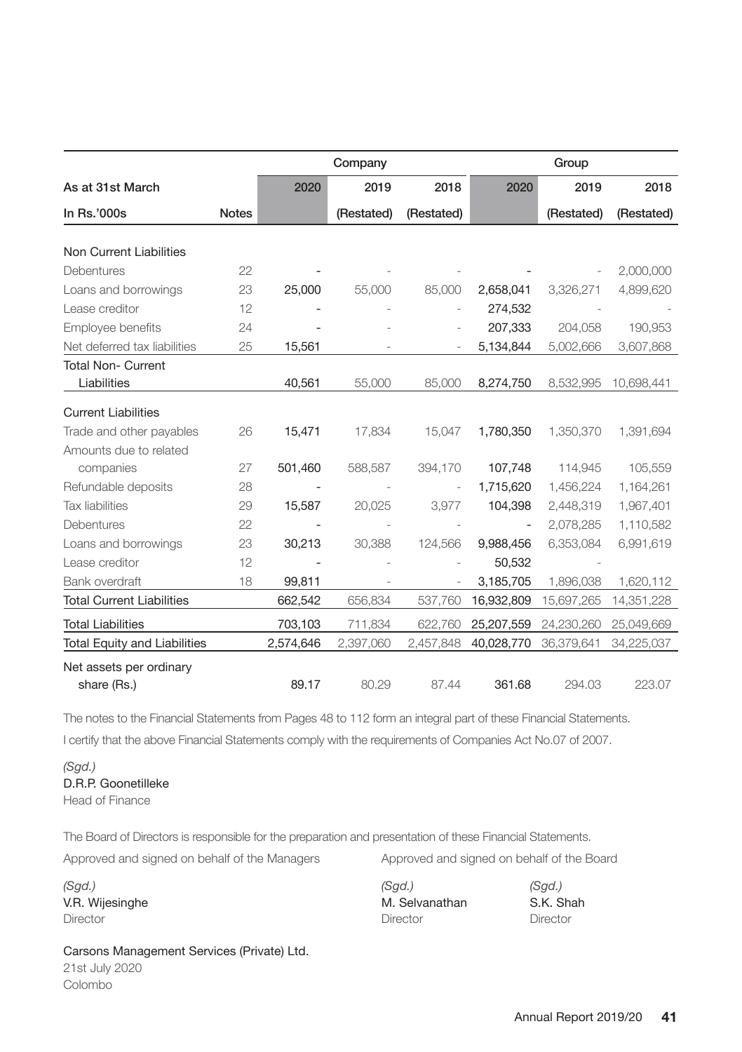| As at 31st March | | Company | | | Group | | |
|---|---|---|---|---|---|---|---|
| | | 2020 | 2019 | 2018 | 2020 | 2019 | 2018 |
| In Rs.'000s | Notes | | (Restated) | (Restated) | | (Restated) | (Restated) |
| **Non Current Liabilities** | | | | | | | |
| Debentures | 22 | - | - | - | - | - | 2,000,000 |
| Loans and borrowings | 23 | 25,000 | 55,000 | 85,000 | 2,658,041 | 3,326,271 | 4,899,620 |
| Lease creditor | 12 | - | - | - | 274,532 | - | - |
| Employee benefits | 24 | - | - | - | 207,333 | 204,058 | 190,953 |
| Net deferred tax liabilities | 25 | 15,561 | - | - | 5,134,844 | 5,002,666 | 3,607,868 |
| Total Non- Current Liabilities | | 40,561 | 55,000 | 85,000 | 8,274,750 | 8,532,995 | 10,698,441 |
| **Current Liabilities** | | | | | | | |
| Trade and other payables | 26 | 15,471 | 17,834 | 15,047 | 1,780,350 | 1,350,370 | 1,391,694 |
| Amounts due to related companies | 27 | 501,460 | 588,587 | 394,170 | 107,748 | 114,945 | 105,559 |
| Refundable deposits | 28 | - | - | - | 1,715,620 | 1,456,224 | 1,164,261 |
| Tax liabilities | 29 | 15,587 | 20,025 | 3,977 | 104,398 | 2,448,319 | 1,967,401 |
| Debentures | 22 | - | - | - | - | 2,078,285 | 1,110,582 |
| Loans and borrowings | 23 | 30,213 | 30,388 | 124,566 | 9,988,456 | 6,353,084 | 6,991,619 |
| Lease creditor | 12 | - | - | - | 50,532 | - | |
| Bank overdraft | 18 | 99,811 | - | - | 3,185,705 | 1,896,038 | 1,620,112 |
| Total Current Liabilities | | 662,542 | 656,834 | 537,760 | 16,932,809 | 15,697,265 | 14,351,228 |
| Total Liabilities | | 703,103 | 711,834 | 622,760 | 25,207,559 | 24,230,260 | 25,049,669 |
| Total Equity and Liabilities | | 2,574,646 | 2,397,060 | 2,457,848 | 40,028,770 | 36,379,641 | 34,225,037 |
| Net assets per ordinary share (Rs.) | | 89.17 | 80.29 | 87.44 | 361.68 | 294.03 | 223.07 |

The notes to the Financial Statements from Pages 48 to 112 form an integral part of these Financial Statements.

I certify that the above Financial Statements comply with the requirements of Companies Act No.07 of 2007.

*(Sgd.)*
D.R.P. Goonetilleke
Head of Finance

The Board of Directors is responsible for the preparation and presentation of these Financial Statements.

Approved and signed on behalf of the Managers

*(Sgd.)*
V.R. Wijesinghe
Director

Carsons Management Services (Private) Ltd.
21st July 2020
Colombo

Approved and signed on behalf of the Board

*(Sgd.)*
M. Selvanathan
Director

*(Sgd.)*
S.K. Shah
Director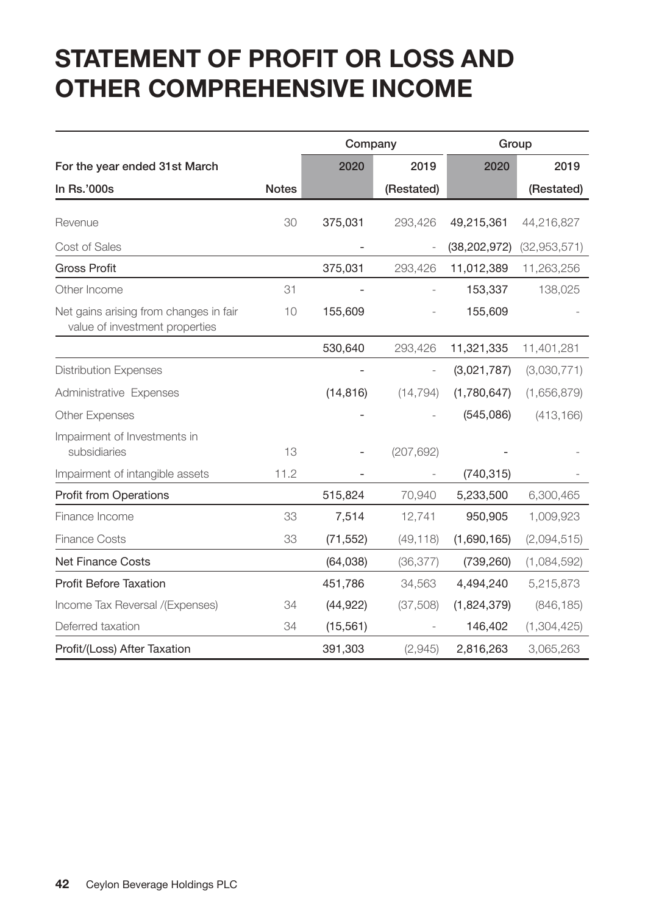# STATEMENT OF PROFIT OR LOSS AND OTHER COMPREHENSIVE INCOME

| | | Company | | Group | |
|---|---|---|---|---|---|
| For the year ended 31st March | | 2020 | 2019 | 2020 | 2019 |
| In Rs.'000s | Notes | | (Restated) | | (Restated) |
| Revenue | 30 | 375,031 | 293,426 | 49,215,361 | 44,216,827 |
| Cost of Sales | | - | - | (38,202,972) | (32,953,571) |
| **Gross Profit** | | 375,031 | 293,426 | 11,012,389 | 11,263,256 |
| Other Income | 31 | - | - | 153,337 | 138,025 |
| Net gains arising from changes in fair value of investment properties | 10 | 155,609 | - | 155,609 | - |
| | | 530,640 | 293,426 | 11,321,335 | 11,401,281 |
| Distribution Expenses | | - | - | (3,021,787) | (3,030,771) |
| Administrative Expenses | | (14,816) | (14,794) | (1,780,647) | (1,656,879) |
| Other Expenses | | - | - | (545,086) | (413,166) |
| Impairment of Investments in subsidiaries | 13 | - | (207,692) | - | - |
| Impairment of intangible assets | 11.2 | - | - | (740,315) | - |
| **Profit from Operations** | | 515,824 | 70,940 | 5,233,500 | 6,300,465 |
| Finance Income | 33 | 7,514 | 12,741 | 950,905 | 1,009,923 |
| Finance Costs | 33 | (71,552) | (49,118) | (1,690,165) | (2,094,515) |
| **Net Finance Costs** | | (64,038) | (36,377) | (739,260) | (1,084,592) |
| **Profit Before Taxation** | | 451,786 | 34,563 | 4,494,240 | 5,215,873 |
| Income Tax Reversal /(Expenses) | 34 | (44,922) | (37,508) | (1,824,379) | (846,185) |
| Deferred taxation | 34 | (15,561) | - | 146,402 | (1,304,425) |
| **Profit/(Loss) After Taxation** | | 391,303 | (2,945) | 2,816,263 | 3,065,263 |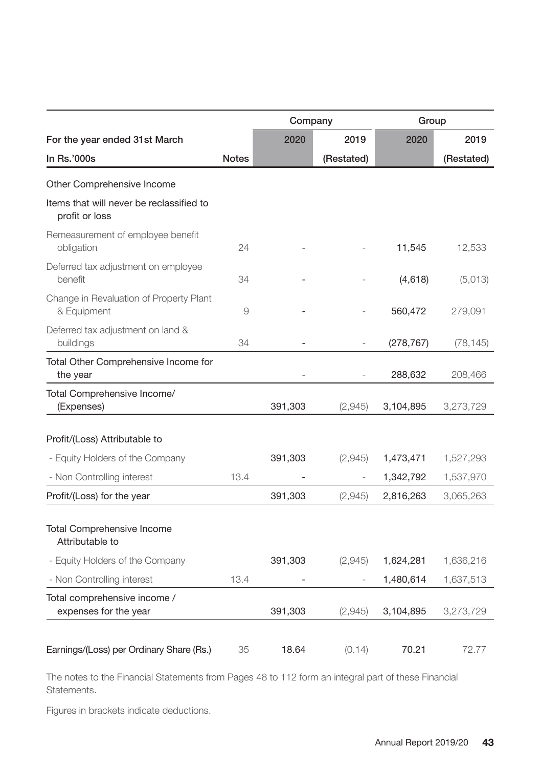| For the year ended 31st March | | Company | | Group | |
|---|---|---|---|---|---|
| | | 2020 | 2019 | 2020 | 2019 |
| In Rs.'000s | Notes | | (Restated) | | (Restated) |
| Other Comprehensive Income | | | | | |
| Items that will never be reclassified to profit or loss | | | | | |
| Remeasurement of employee benefit obligation | 24 | - | - | 11,545 | 12,533 |
| Deferred tax adjustment on employee benefit | 34 | - | - | (4,618) | (5,013) |
| Change in Revaluation of Property Plant & Equipment | 9 | - | - | 560,472 | 279,091 |
| Deferred tax adjustment on land & buildings | 34 | - | - | (278,767) | (78,145) |
| Total Other Comprehensive Income for the year | | - | - | 288,632 | 208,466 |
| Total Comprehensive Income/ (Expenses) | | 391,303 | (2,945) | 3,104,895 | 3,273,729 |
| Profit/(Loss) Attributable to | | | | | |
| - Equity Holders of the Company | | 391,303 | (2,945) | 1,473,471 | 1,527,293 |
| - Non Controlling interest | 13.4 | - | - | 1,342,792 | 1,537,970 |
| Profit/(Loss) for the year | | 391,303 | (2,945) | 2,816,263 | 3,065,263 |
| Total Comprehensive Income Attributable to | | | | | |
| - Equity Holders of the Company | | 391,303 | (2,945) | 1,624,281 | 1,636,216 |
| - Non Controlling interest | 13.4 | - | - | 1,480,614 | 1,637,513 |
| Total comprehensive income / expenses for the year | | 391,303 | (2,945) | 3,104,895 | 3,273,729 |
| Earnings/(Loss) per Ordinary Share (Rs.) | 35 | 18.64 | (0.14) | 70.21 | 72.77 |

The notes to the Financial Statements from Pages 48 to 112 form an integral part of these Financial Statements.

Figures in brackets indicate deductions.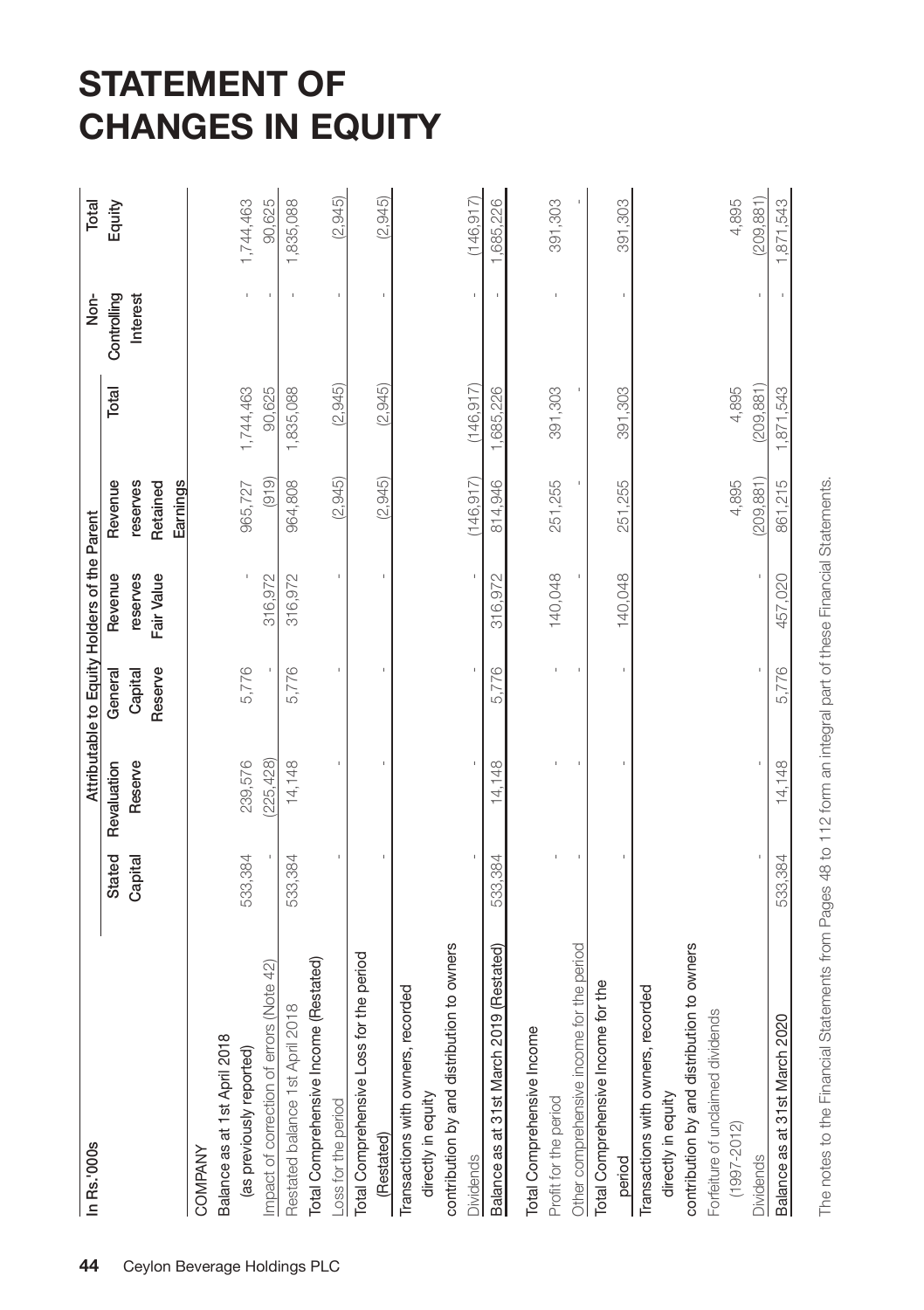# STATEMENT OF CHANGES IN EQUITY

| In Rs.'000s | Attributable to Equity Holders of the Parent | | | | | | Non-Controlling Interest | Total Equity |
|---|---|---|---|---|---|---|---|---|
| | Stated Capital | Revaluation Reserve | General Capital Reserve | Revenue reserves Fair Value | Revenue reserves Retained Earnings | Total | | |
| **COMPANY** | | | | | | | | |
| Balance as at 1st April 2018 (as previously reported) | 533,384 | 239,576 | 5,776 | - | 965,727 | 1,744,463 | - | 1,744,463 |
| Impact of correction of errors (Note 42) | - | (225,428) | - | 316,972 | (919) | 90,625 | - | 90,625 |
| Restated balance 1st April 2018 | 533,384 | 14,148 | 5,776 | 316,972 | 964,808 | 1,835,088 | - | 1,835,088 |
| Total Comprehensive Income (Restated) | | | | | | | | |
| Loss for the period | - | - | - | - | (2,945) | (2,945) | - | (2,945) |
| Total Comprehensive Loss for the period (Restated) | - | - | - | - | (2,945) | (2,945) | - | (2,945) |
| Transactions with owners, recorded directly in equity contribution by and distribution to owners | | | | | | | | |
| Dividends | - | - | - | - | (146,917) | (146,917) | - | (146,917) |
| Balance as at 31st March 2019 (Restated) | 533,384 | 14,148 | 5,776 | 316,972 | 814,946 | 1,685,226 | - | 1,685,226 |
| Total Comprehensive Income | | | | | | | | |
| Profit for the period | - | - | - | 140,048 | 251,255 | 391,303 | - | 391,303 |
| Other comprehensive income for the period | - | - | - | - | - | - | - | - |
| Total Comprehensive Income for the period | - | - | - | 140,048 | 251,255 | 391,303 | - | 391,303 |
| Transactions with owners, recorded directly in equity contribution by and distribution to owners | | | | | | | | |
| Forfeiture of unclaimed dividends (1997-2012) | | | | | 4,895 | 4,895 | | 4,895 |
| Dividends | - | - | - | - | (209,881) | (209,881) | - | (209,881) |
| Balance as at 31st March 2020 | 533,384 | 14,148 | 5,776 | 457,020 | 861,215 | 1,871,543 | - | 1,871,543 |

The notes to the Financial Statements from Pages 48 to 112 form an integral part of these Financial Statements.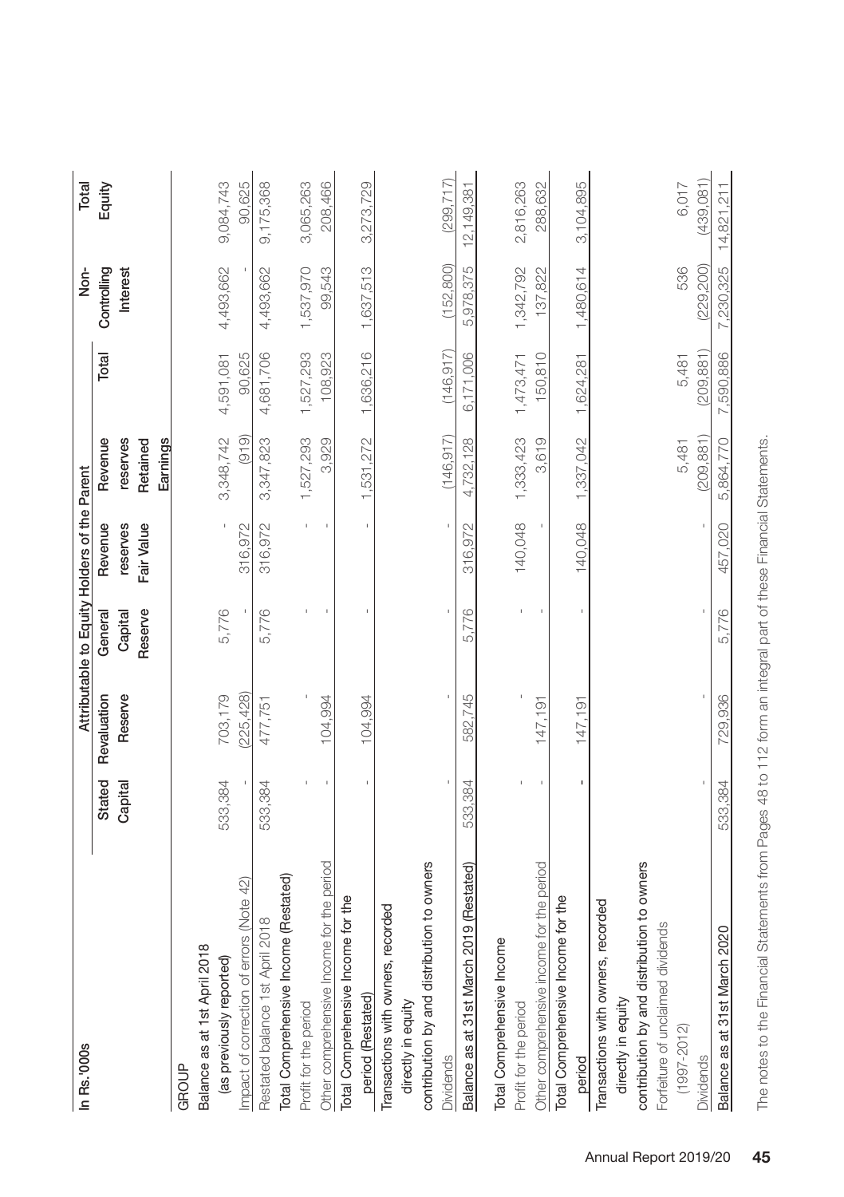| In Rs.'000s | Attributable to Equity Holders of the Parent | | | | | | Non- | Total |
|---|---|---|---|---|---|---|---|---|
| | Stated Capital | Revaluation Reserve | General Capital Reserve | Revenue reserves Fair Value | Revenue reserves Retained Earnings | Total | Controlling Interest | Equity |
| **GROUP** | | | | | | | | |
| Balance as at 1st April 2018 (as previously reported) | 533,384 | 703,179 | 5,776 | - | 3,348,742 | 4,591,081 | 4,493,662 | 9,084,743 |
| Impact of correction of errors (Note 42) | - | (225,428) | - | 316,972 | (919) | 90,625 | - | 90,625 |
| Restated balance 1st April 2018 | 533,384 | 477,751 | 5,776 | 316,972 | 3,347,823 | 4,681,706 | 4,493,662 | 9,175,368 |
| **Total Comprehensive Income (Restated)** | | | | | | | | |
| Profit for the period | - | - | - | - | 1,527,293 | 1,527,293 | 1,537,970 | 3,065,263 |
| Other comprehensive Income for the period | - | 104,994 | - | - | 3,929 | 108,923 | 99,543 | 208,466 |
| Total Comprehensive Income for the period (Restated) | - | 104,994 | - | - | 1,531,272 | 1,636,216 | 1,637,513 | 3,273,729 |
| Transactions with owners, recorded directly in equity contribution by and distribution to owners | | | | | | | | |
| Dividends | - | - | - | - | (146,917) | (146,917) | (152,800) | (299,717) |
| **Balance as at 31st March 2019 (Restated)** | 533,384 | 582,745 | 5,776 | 316,972 | 4,732,128 | 6,171,006 | 5,978,375 | 12,149,381 |
| **Total Comprehensive Income** | | | | | | | | |
| Profit for the period | - | - | - | 140,048 | 1,333,423 | 1,473,471 | 1,342,792 | 2,816,263 |
| Other comprehensive income for the period | - | 147,191 | - | - | 3,619 | 150,810 | 137,822 | 288,632 |
| Total Comprehensive Income for the period | - | 147,191 | - | 140,048 | 1,337,042 | 1,624,281 | 1,480,614 | 3,104,895 |
| Transactions with owners, recorded directly in equity contribution by and distribution to owners | | | | | | | | |
| Forfeiture of unclaimed dividends (1997-2012) | | | | | 5,481 | 5,481 | 536 | 6,017 |
| Dividends | - | - | - | - | (209,881) | (209,881) | (229,200) | (439,081) |
| **Balance as at 31st March 2020** | 533,384 | 729,936 | 5,776 | 457,020 | 5,864,770 | 7,590,886 | 7,230,325 | 14,821,211 |

The notes to the Financial Statements from Pages 48 to 112 form an integral part of these Financial Statements.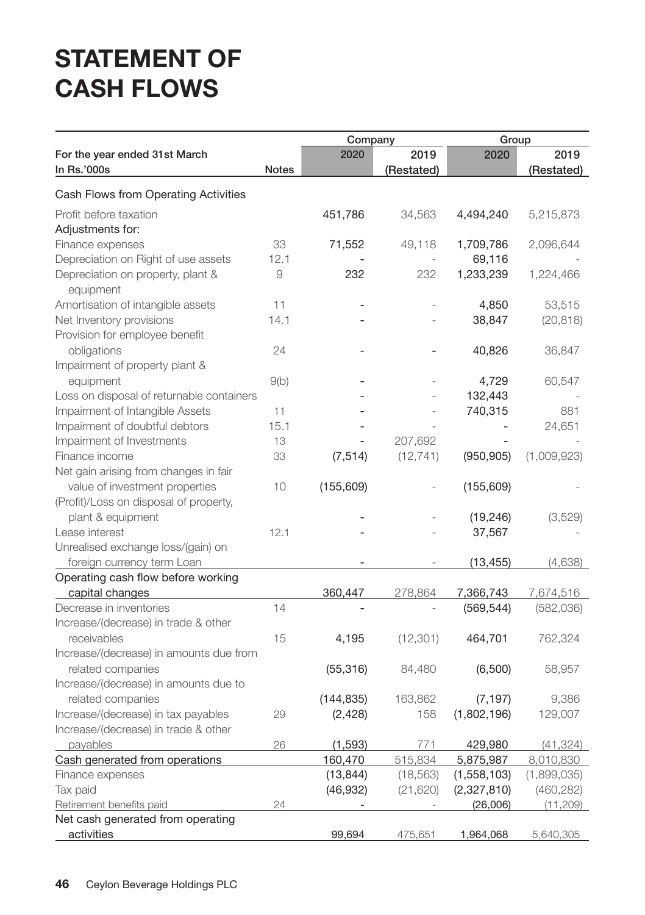# STATEMENT OF CASH FLOWS

| For the year ended 31st March<br>In Rs.'000s | Notes | Company 2020 | Company 2019 (Restated) | Group 2020 | Group 2019 (Restated) |
|---|---|---|---|---|---|
| **Cash Flows from Operating Activities** | | | | | |
| Profit before taxation | | 451,786 | 34,563 | 4,494,240 | 5,215,873 |
| Adjustments for: | | | | | |
| Finance expenses | 33 | 71,552 | 49,118 | 1,709,786 | 2,096,644 |
| Depreciation on Right of use assets | 12.1 | - | - | 69,116 | - |
| Depreciation on property, plant & equipment | 9 | 232 | 232 | 1,233,239 | 1,224,466 |
| Amortisation of intangible assets | 11 | - | - | 4,850 | 53,515 |
| Net Inventory provisions | 14.1 | - | - | 38,847 | (20,818) |
| Provision for employee benefit obligations | 24 | - | - | 40,826 | 36,847 |
| Impairment of property plant & equipment | 9(b) | - | - | 4,729 | 60,547 |
| Loss on disposal of returnable containers | | - | - | 132,443 | - |
| Impairment of Intangible Assets | 11 | - | - | 740,315 | 881 |
| Impairment of doubtful debtors | 15.1 | - | - | - | 24,651 |
| Impairment of Investments | 13 | - | 207,692 | - | - |
| Finance income | 33 | (7,514) | (12,741) | (950,905) | (1,009,923) |
| Net gain arising from changes in fair value of investment properties | 10 | (155,609) | - | (155,609) | - |
| (Profit)/Loss on disposal of property, plant & equipment | | - | - | (19,246) | (3,529) |
| Lease interest | 12.1 | - | - | 37,567 | - |
| Unrealised exchange loss/(gain) on foreign currency term Loan | | - | - | (13,455) | (4,638) |
| Operating cash flow before working capital changes | | 360,447 | 278,864 | 7,366,743 | 7,674,516 |
| Decrease in inventories | 14 | - | - | (569,544) | (582,036) |
| Increase/(decrease) in trade & other receivables | 15 | 4,195 | (12,301) | 464,701 | 762,324 |
| Increase/(decrease) in amounts due from related companies | | (55,316) | 84,480 | (6,500) | 58,957 |
| Increase/(decrease) in amounts due to related companies | | (144,835) | 163,862 | (7,197) | 9,386 |
| Increase/(decrease) in tax payables | 29 | (2,428) | 158 | (1,802,196) | 129,007 |
| Increase/(decrease) in trade & other payables | 26 | (1,593) | 771 | 429,980 | (41,324) |
| Cash generated from operations | | 160,470 | 515,834 | 5,875,987 | 8,010,830 |
| Finance expenses | | (13,844) | (18,563) | (1,558,103) | (1,899,035) |
| Tax paid | | (46,932) | (21,620) | (2,327,810) | (460,282) |
| Retirement benefits paid | 24 | - | - | (26,006) | (11,209) |
| Net cash generated from operating activities | | 99,694 | 475,651 | 1,964,068 | 5,640,305 |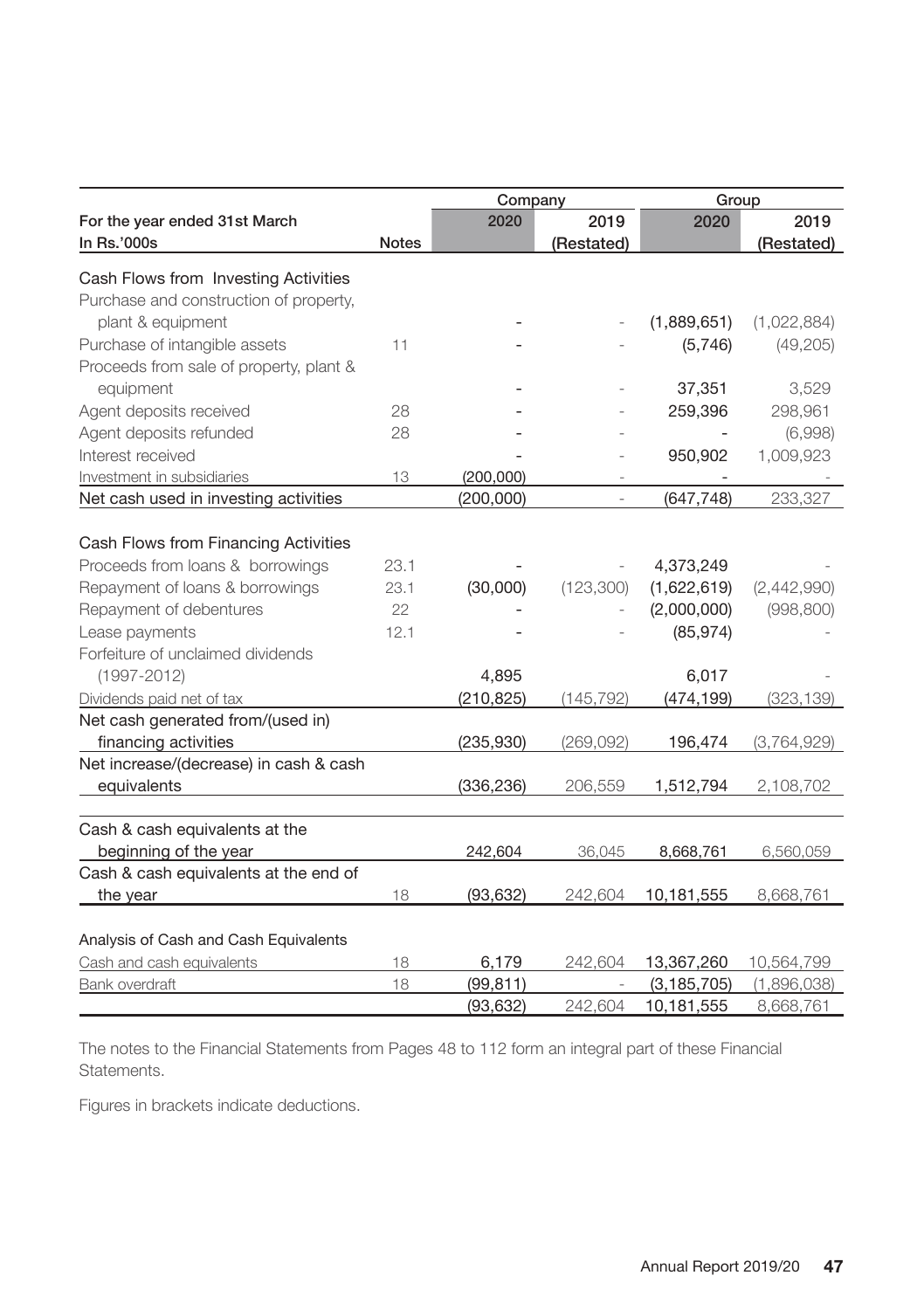| For the year ended 31st March | | Company | | Group | |
|---|---|---|---|---|---|
| In Rs.'000s | Notes | 2020 | 2019 (Restated) | 2020 | 2019 (Restated) |
| **Cash Flows from Investing Activities** | | | | | |
| Purchase and construction of property, plant & equipment | | - | - | (1,889,651) | (1,022,884) |
| Purchase of intangible assets | 11 | - | - | (5,746) | (49,205) |
| Proceeds from sale of property, plant & equipment | | - | - | 37,351 | 3,529 |
| Agent deposits received | 28 | - | - | 259,396 | 298,961 |
| Agent deposits refunded | 28 | - | - | - | (6,998) |
| Interest received | | - | - | 950,902 | 1,009,923 |
| Investment in subsidiaries | 13 | (200,000) | - | - | - |
| Net cash used in investing activities | | (200,000) | - | (647,748) | 233,327 |
| **Cash Flows from Financing Activities** | | | | | |
| Proceeds from loans & borrowings | 23.1 | - | - | 4,373,249 | - |
| Repayment of loans & borrowings | 23.1 | (30,000) | (123,300) | (1,622,619) | (2,442,990) |
| Repayment of debentures | 22 | - | - | (2,000,000) | (998,800) |
| Lease payments | 12.1 | - | - | (85,974) | - |
| Forfeiture of unclaimed dividends (1997-2012) | | 4,895 | | 6,017 | - |
| Dividends paid net of tax | | (210,825) | (145,792) | (474,199) | (323,139) |
| Net cash generated from/(used in) financing activities | | (235,930) | (269,092) | 196,474 | (3,764,929) |
| Net increase/(decrease) in cash & cash equivalents | | (336,236) | 206,559 | 1,512,794 | 2,108,702 |
| Cash & cash equivalents at the beginning of the year | | 242,604 | 36,045 | 8,668,761 | 6,560,059 |
| Cash & cash equivalents at the end of the year | 18 | (93,632) | 242,604 | 10,181,555 | 8,668,761 |
| **Analysis of Cash and Cash Equivalents** | | | | | |
| Cash and cash equivalents | 18 | 6,179 | 242,604 | 13,367,260 | 10,564,799 |
| Bank overdraft | 18 | (99,811) | - | (3,185,705) | (1,896,038) |
| | | (93,632) | 242,604 | 10,181,555 | 8,668,761 |

The notes to the Financial Statements from Pages 48 to 112 form an integral part of these Financial Statements.

Figures in brackets indicate deductions.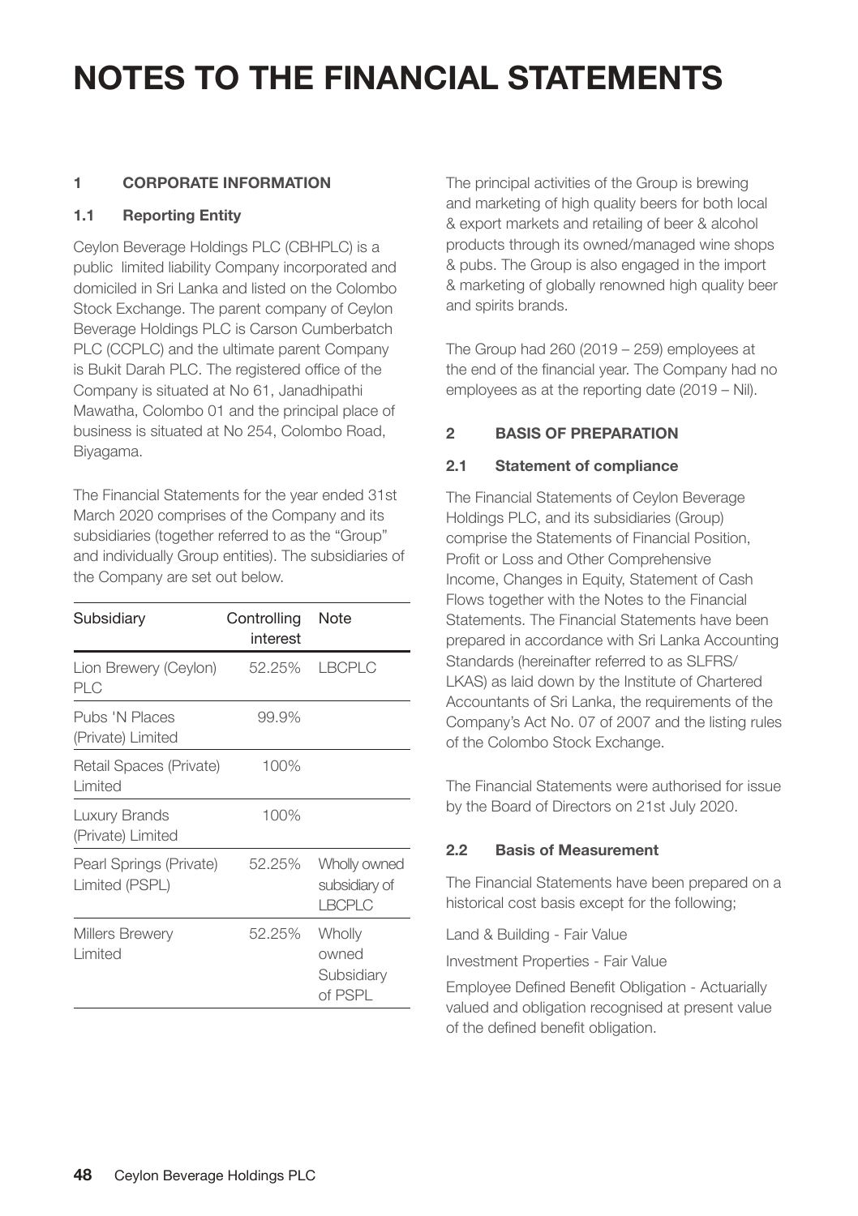# NOTES TO THE FINANCIAL STATEMENTS

## 1 CORPORATE INFORMATION

### 1.1 Reporting Entity

Ceylon Beverage Holdings PLC (CBHPLC) is a public limited liability Company incorporated and domiciled in Sri Lanka and listed on the Colombo Stock Exchange. The parent company of Ceylon Beverage Holdings PLC is Carson Cumberbatch PLC (CCPLC) and the ultimate parent Company is Bukit Darah PLC. The registered office of the Company is situated at No 61, Janadhipathi Mawatha, Colombo 01 and the principal place of business is situated at No 254, Colombo Road, Biyagama.

The Financial Statements for the year ended 31st March 2020 comprises of the Company and its subsidiaries (together referred to as the "Group" and individually Group entities). The subsidiaries of the Company are set out below.

| Subsidiary | Controlling interest | Note |
|---|---|---|
| Lion Brewery (Ceylon) PLC | 52.25% | LBCPLC |
| Pubs 'N Places (Private) Limited | 99.9% | |
| Retail Spaces (Private) Limited | 100% | |
| Luxury Brands (Private) Limited | 100% | |
| Pearl Springs (Private) Limited (PSPL) | 52.25% | Wholly owned subsidiary of LBCPLC |
| Millers Brewery Limited | 52.25% | Wholly owned Subsidiary of PSPL |

The principal activities of the Group is brewing and marketing of high quality beers for both local & export markets and retailing of beer & alcohol products through its owned/managed wine shops & pubs. The Group is also engaged in the import & marketing of globally renowned high quality beer and spirits brands.

The Group had 260 (2019 – 259) employees at the end of the financial year. The Company had no employees as at the reporting date (2019 – Nil).

## 2 BASIS OF PREPARATION

### 2.1 Statement of compliance

The Financial Statements of Ceylon Beverage Holdings PLC, and its subsidiaries (Group) comprise the Statements of Financial Position, Profit or Loss and Other Comprehensive Income, Changes in Equity, Statement of Cash Flows together with the Notes to the Financial Statements. The Financial Statements have been prepared in accordance with Sri Lanka Accounting Standards (hereinafter referred to as SLFRS/ LKAS) as laid down by the Institute of Chartered Accountants of Sri Lanka, the requirements of the Company's Act No. 07 of 2007 and the listing rules of the Colombo Stock Exchange.

The Financial Statements were authorised for issue by the Board of Directors on 21st July 2020.

### 2.2 Basis of Measurement

The Financial Statements have been prepared on a historical cost basis except for the following;

Land & Building - Fair Value

Investment Properties - Fair Value

Employee Defined Benefit Obligation - Actuarially valued and obligation recognised at present value of the defined benefit obligation.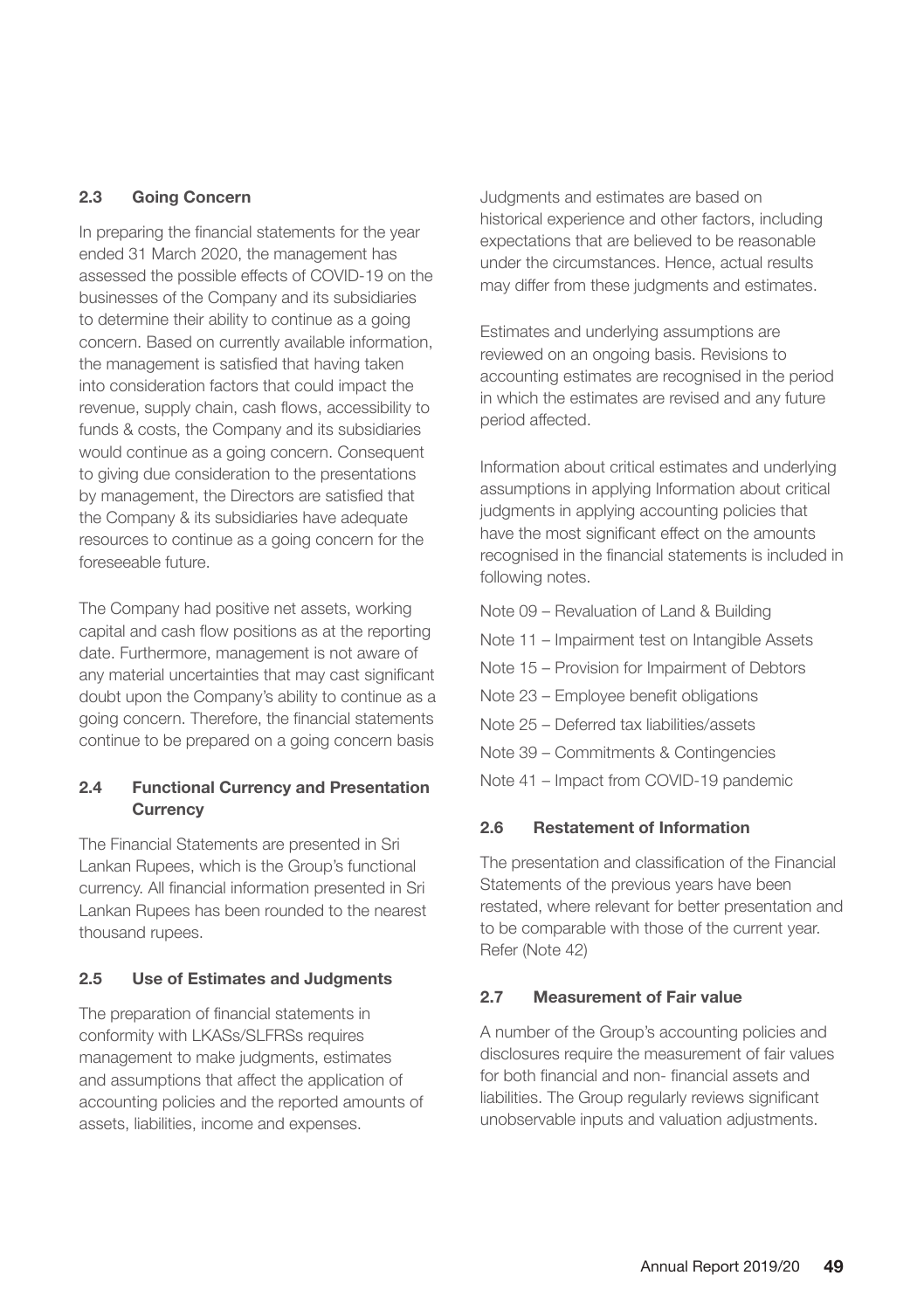### 2.3 Going Concern

In preparing the financial statements for the year ended 31 March 2020, the management has assessed the possible effects of COVID-19 on the businesses of the Company and its subsidiaries to determine their ability to continue as a going concern. Based on currently available information, the management is satisfied that having taken into consideration factors that could impact the revenue, supply chain, cash flows, accessibility to funds & costs, the Company and its subsidiaries would continue as a going concern. Consequent to giving due consideration to the presentations by management, the Directors are satisfied that the Company & its subsidiaries have adequate resources to continue as a going concern for the foreseeable future.

The Company had positive net assets, working capital and cash flow positions as at the reporting date. Furthermore, management is not aware of any material uncertainties that may cast significant doubt upon the Company's ability to continue as a going concern. Therefore, the financial statements continue to be prepared on a going concern basis

### 2.4 Functional Currency and Presentation Currency

The Financial Statements are presented in Sri Lankan Rupees, which is the Group's functional currency. All financial information presented in Sri Lankan Rupees has been rounded to the nearest thousand rupees.

### 2.5 Use of Estimates and Judgments

The preparation of financial statements in conformity with LKASs/SLFRSs requires management to make judgments, estimates and assumptions that affect the application of accounting policies and the reported amounts of assets, liabilities, income and expenses.

Judgments and estimates are based on historical experience and other factors, including expectations that are believed to be reasonable under the circumstances. Hence, actual results may differ from these judgments and estimates.

Estimates and underlying assumptions are reviewed on an ongoing basis. Revisions to accounting estimates are recognised in the period in which the estimates are revised and any future period affected.

Information about critical estimates and underlying assumptions in applying Information about critical judgments in applying accounting policies that have the most significant effect on the amounts recognised in the financial statements is included in following notes.

Note 09 – Revaluation of Land & Building

Note 11 – Impairment test on Intangible Assets

Note 15 – Provision for Impairment of Debtors

Note 23 – Employee benefit obligations

Note 25 – Deferred tax liabilities/assets

Note 39 – Commitments & Contingencies

Note 41 – Impact from COVID-19 pandemic

### 2.6 Restatement of Information

The presentation and classification of the Financial Statements of the previous years have been restated, where relevant for better presentation and to be comparable with those of the current year. Refer (Note 42)

### 2.7 Measurement of Fair value

A number of the Group's accounting policies and disclosures require the measurement of fair values for both financial and non- financial assets and liabilities. The Group regularly reviews significant unobservable inputs and valuation adjustments.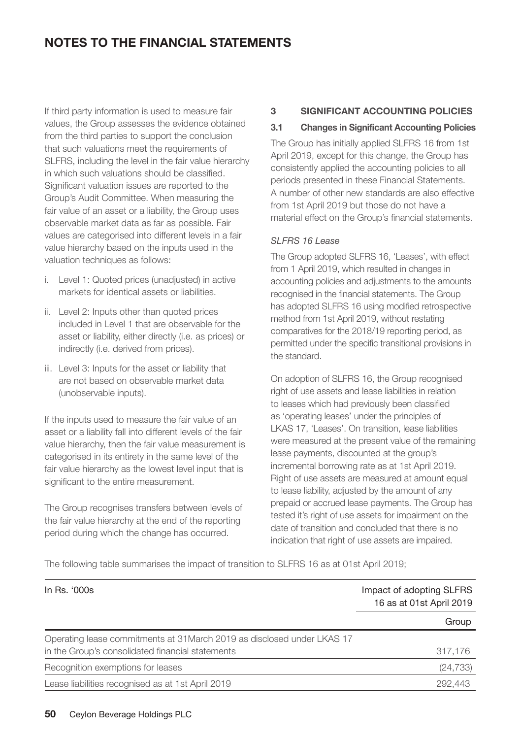# NOTES TO THE FINANCIAL STATEMENTS

If third party information is used to measure fair values, the Group assesses the evidence obtained from the third parties to support the conclusion that such valuations meet the requirements of SLFRS, including the level in the fair value hierarchy in which such valuations should be classified. Significant valuation issues are reported to the Group's Audit Committee. When measuring the fair value of an asset or a liability, the Group uses observable market data as far as possible. Fair values are categorised into different levels in a fair value hierarchy based on the inputs used in the valuation techniques as follows:

i. Level 1: Quoted prices (unadjusted) in active markets for identical assets or liabilities.

ii. Level 2: Inputs other than quoted prices included in Level 1 that are observable for the asset or liability, either directly (i.e. as prices) or indirectly (i.e. derived from prices).

iii. Level 3: Inputs for the asset or liability that are not based on observable market data (unobservable inputs).

If the inputs used to measure the fair value of an asset or a liability fall into different levels of the fair value hierarchy, then the fair value measurement is categorised in its entirety in the same level of the fair value hierarchy as the lowest level input that is significant to the entire measurement.

The Group recognises transfers between levels of the fair value hierarchy at the end of the reporting period during which the change has occurred.

## 3 SIGNIFICANT ACCOUNTING POLICIES

### 3.1 Changes in Significant Accounting Policies

The Group has initially applied SLFRS 16 from 1st April 2019, except for this change, the Group has consistently applied the accounting policies to all periods presented in these Financial Statements. A number of other new standards are also effective from 1st April 2019 but those do not have a material effect on the Group's financial statements.

*SLFRS 16 Lease*

The Group adopted SLFRS 16, 'Leases', with effect from 1 April 2019, which resulted in changes in accounting policies and adjustments to the amounts recognised in the financial statements. The Group has adopted SLFRS 16 using modified retrospective method from 1st April 2019, without restating comparatives for the 2018/19 reporting period, as permitted under the specific transitional provisions in the standard.

On adoption of SLFRS 16, the Group recognised right of use assets and lease liabilities in relation to leases which had previously been classified as 'operating leases' under the principles of LKAS 17, 'Leases'. On transition, lease liabilities were measured at the present value of the remaining lease payments, discounted at the group's incremental borrowing rate as at 1st April 2019. Right of use assets are measured at amount equal to lease liability, adjusted by the amount of any prepaid or accrued lease payments. The Group has tested it's right of use assets for impairment on the date of transition and concluded that there is no indication that right of use assets are impaired.

The following table summarises the impact of transition to SLFRS 16 as at 01st April 2019;

| In Rs. '000s | Impact of adopting SLFRS 16 as at 01st April 2019 |
|---|---|
| | Group |
| Operating lease commitments at 31March 2019 as disclosed under LKAS 17 in the Group's consolidated financial statements | 317,176 |
| Recognition exemptions for leases | (24,733) |
| Lease liabilities recognised as at 1st April 2019 | 292,443 |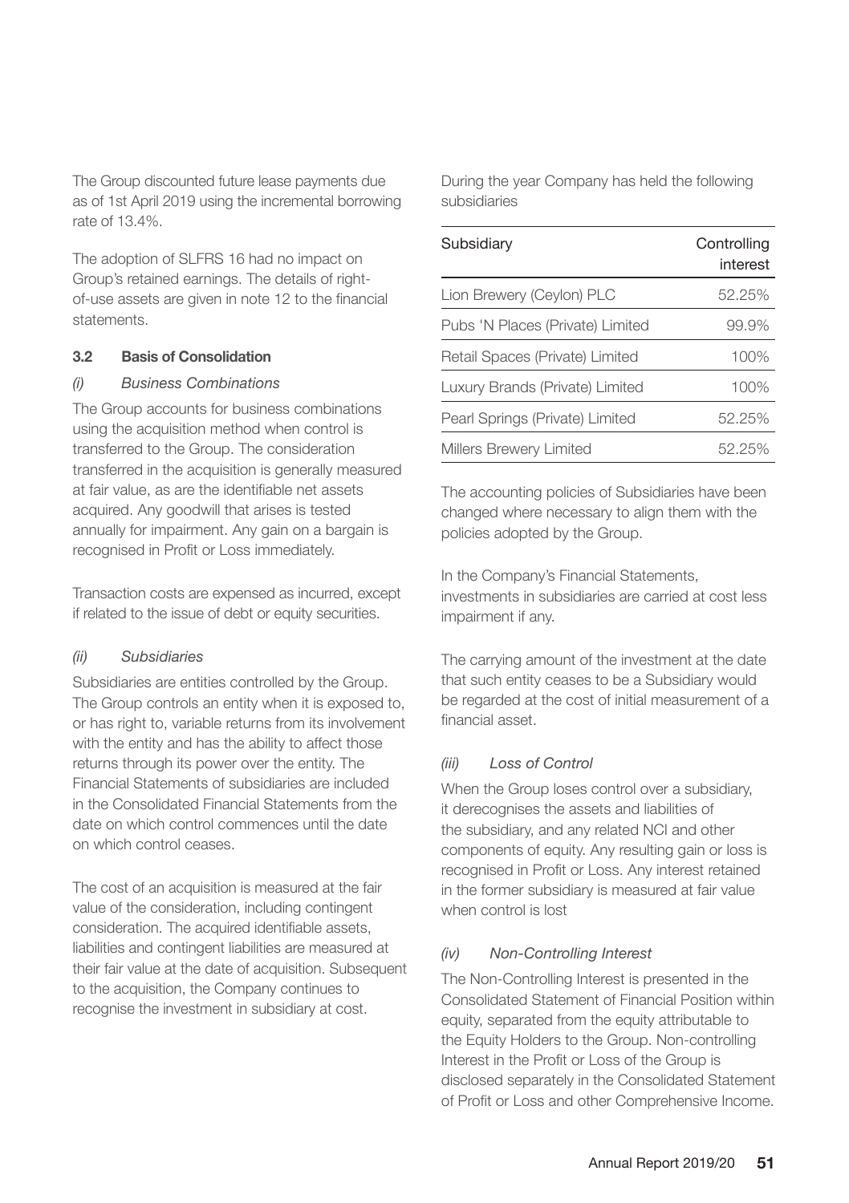The Group discounted future lease payments due as of 1st April 2019 using the incremental borrowing rate of 13.4%.

The adoption of SLFRS 16 had no impact on Group's retained earnings. The details of right-of-use assets are given in note 12 to the financial statements.

### 3.2 Basis of Consolidation

#### *(i) Business Combinations*

The Group accounts for business combinations using the acquisition method when control is transferred to the Group. The consideration transferred in the acquisition is generally measured at fair value, as are the identifiable net assets acquired. Any goodwill that arises is tested annually for impairment. Any gain on a bargain is recognised in Profit or Loss immediately.

Transaction costs are expensed as incurred, except if related to the issue of debt or equity securities.

#### *(ii) Subsidiaries*

Subsidiaries are entities controlled by the Group. The Group controls an entity when it is exposed to, or has right to, variable returns from its involvement with the entity and has the ability to affect those returns through its power over the entity. The Financial Statements of subsidiaries are included in the Consolidated Financial Statements from the date on which control commences until the date on which control ceases.

The cost of an acquisition is measured at the fair value of the consideration, including contingent consideration. The acquired identifiable assets, liabilities and contingent liabilities are measured at their fair value at the date of acquisition. Subsequent to the acquisition, the Company continues to recognise the investment in subsidiary at cost.

During the year Company has held the following subsidiaries

| Subsidiary | Controlling interest |
|---|---|
| Lion Brewery (Ceylon) PLC | 52.25% |
| Pubs 'N Places (Private) Limited | 99.9% |
| Retail Spaces (Private) Limited | 100% |
| Luxury Brands (Private) Limited | 100% |
| Pearl Springs (Private) Limited | 52.25% |
| Millers Brewery Limited | 52.25% |

The accounting policies of Subsidiaries have been changed where necessary to align them with the policies adopted by the Group.

In the Company's Financial Statements, investments in subsidiaries are carried at cost less impairment if any.

The carrying amount of the investment at the date that such entity ceases to be a Subsidiary would be regarded at the cost of initial measurement of a financial asset.

#### *(iii) Loss of Control*

When the Group loses control over a subsidiary, it derecognises the assets and liabilities of the subsidiary, and any related NCI and other components of equity. Any resulting gain or loss is recognised in Profit or Loss. Any interest retained in the former subsidiary is measured at fair value when control is lost

#### *(iv) Non-Controlling Interest*

The Non-Controlling Interest is presented in the Consolidated Statement of Financial Position within equity, separated from the equity attributable to the Equity Holders to the Group. Non-controlling Interest in the Profit or Loss of the Group is disclosed separately in the Consolidated Statement of Profit or Loss and other Comprehensive Income.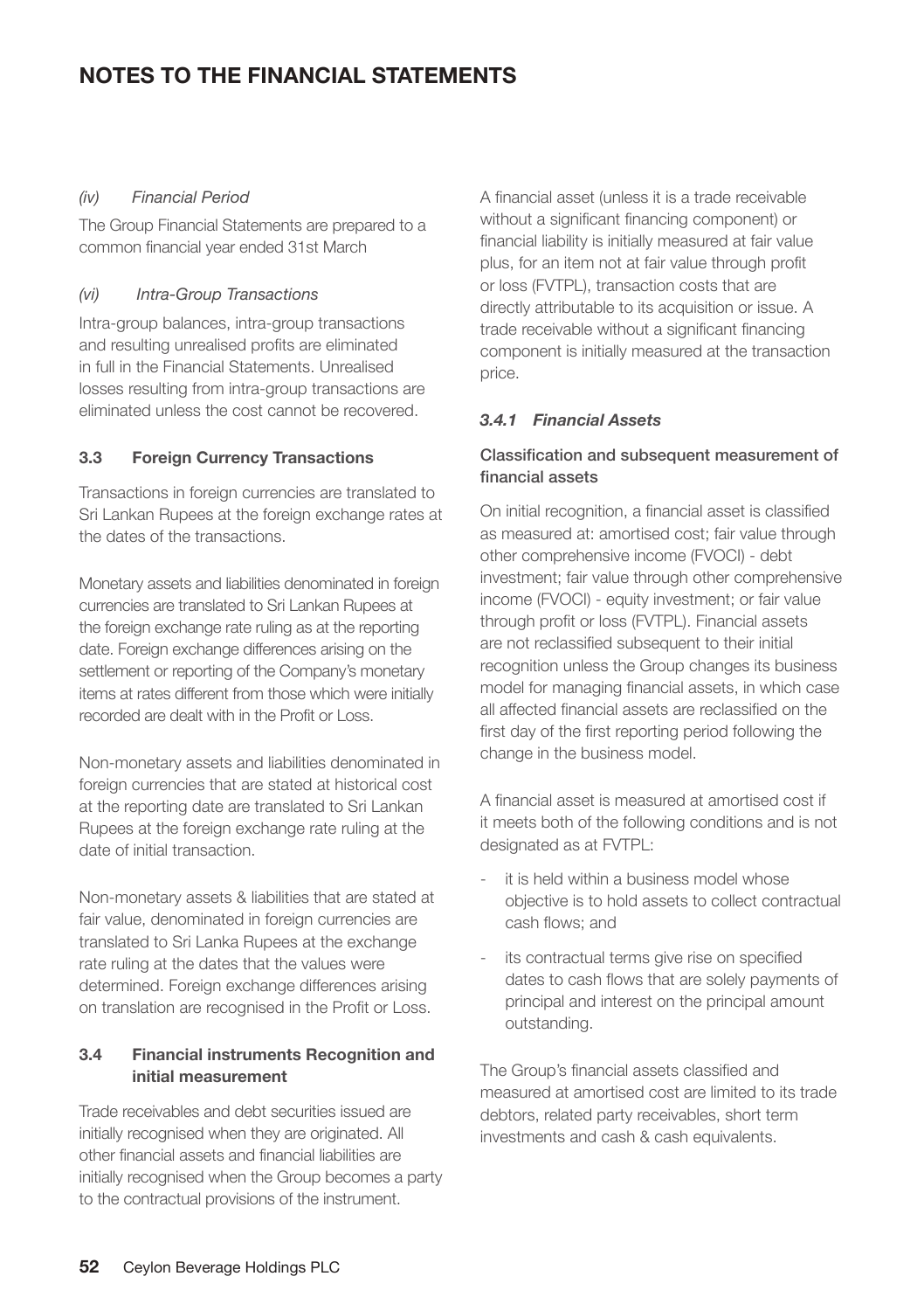# NOTES TO THE FINANCIAL STATEMENTS

*(iv) Financial Period*

The Group Financial Statements are prepared to a common financial year ended 31st March

*(vi) Intra-Group Transactions*

Intra-group balances, intra-group transactions and resulting unrealised profits are eliminated in full in the Financial Statements. Unrealised losses resulting from intra-group transactions are eliminated unless the cost cannot be recovered.

### 3.3 Foreign Currency Transactions

Transactions in foreign currencies are translated to Sri Lankan Rupees at the foreign exchange rates at the dates of the transactions.

Monetary assets and liabilities denominated in foreign currencies are translated to Sri Lankan Rupees at the foreign exchange rate ruling as at the reporting date. Foreign exchange differences arising on the settlement or reporting of the Company's monetary items at rates different from those which were initially recorded are dealt with in the Profit or Loss.

Non-monetary assets and liabilities denominated in foreign currencies that are stated at historical cost at the reporting date are translated to Sri Lankan Rupees at the foreign exchange rate ruling at the date of initial transaction.

Non-monetary assets & liabilities that are stated at fair value, denominated in foreign currencies are translated to Sri Lanka Rupees at the exchange rate ruling at the dates that the values were determined. Foreign exchange differences arising on translation are recognised in the Profit or Loss.

### 3.4 Financial instruments Recognition and initial measurement

Trade receivables and debt securities issued are initially recognised when they are originated. All other financial assets and financial liabilities are initially recognised when the Group becomes a party to the contractual provisions of the instrument.

A financial asset (unless it is a trade receivable without a significant financing component) or financial liability is initially measured at fair value plus, for an item not at fair value through profit or loss (FVTPL), transaction costs that are directly attributable to its acquisition or issue. A trade receivable without a significant financing component is initially measured at the transaction price.

#### *3.4.1 Financial Assets*

**Classification and subsequent measurement of financial assets**

On initial recognition, a financial asset is classified as measured at: amortised cost; fair value through other comprehensive income (FVOCI) - debt investment; fair value through other comprehensive income (FVOCI) - equity investment; or fair value through profit or loss (FVTPL). Financial assets are not reclassified subsequent to their initial recognition unless the Group changes its business model for managing financial assets, in which case all affected financial assets are reclassified on the first day of the first reporting period following the change in the business model.

A financial asset is measured at amortised cost if it meets both of the following conditions and is not designated as at FVTPL:

- it is held within a business model whose objective is to hold assets to collect contractual cash flows; and
- its contractual terms give rise on specified dates to cash flows that are solely payments of principal and interest on the principal amount outstanding.

The Group's financial assets classified and measured at amortised cost are limited to its trade debtors, related party receivables, short term investments and cash & cash equivalents.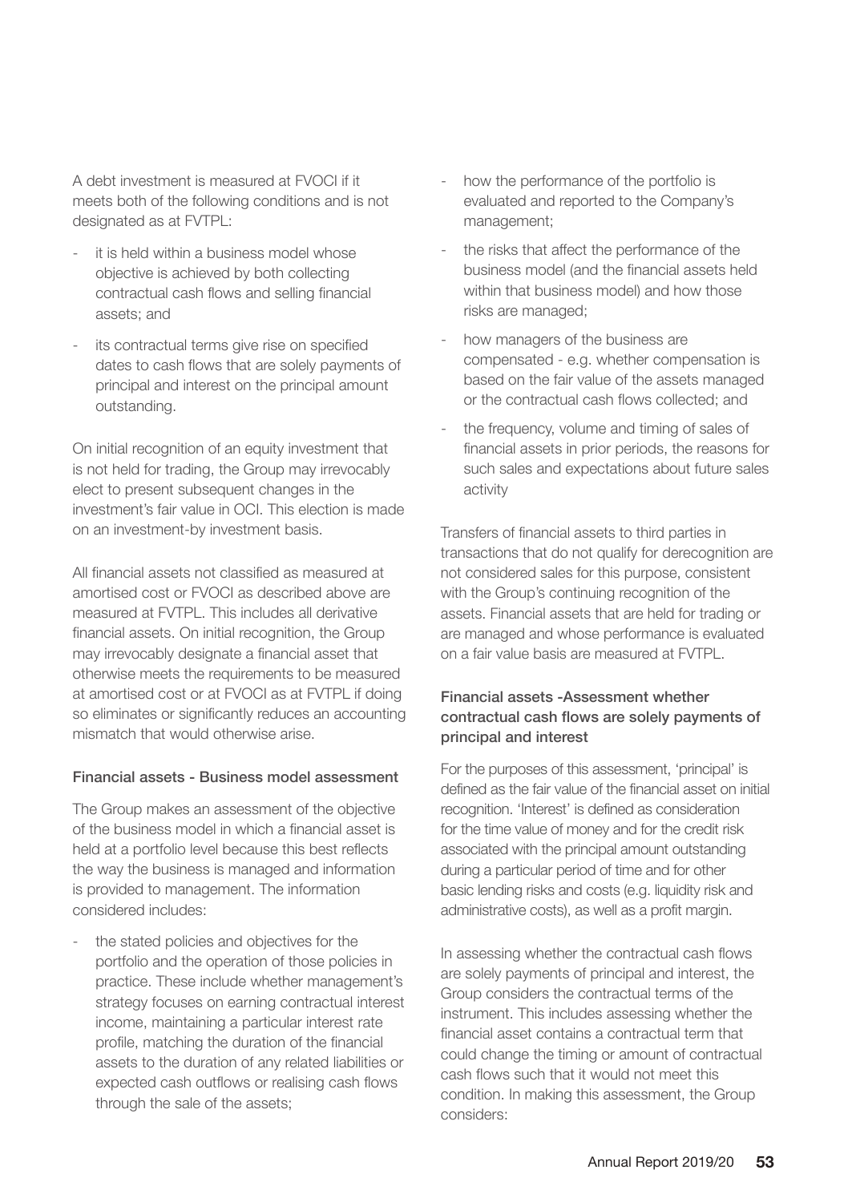A debt investment is measured at FVOCI if it meets both of the following conditions and is not designated as at FVTPL:

- it is held within a business model whose objective is achieved by both collecting contractual cash flows and selling financial assets; and
- its contractual terms give rise on specified dates to cash flows that are solely payments of principal and interest on the principal amount outstanding.

On initial recognition of an equity investment that is not held for trading, the Group may irrevocably elect to present subsequent changes in the investment's fair value in OCI. This election is made on an investment-by investment basis.

All financial assets not classified as measured at amortised cost or FVOCI as described above are measured at FVTPL. This includes all derivative financial assets. On initial recognition, the Group may irrevocably designate a financial asset that otherwise meets the requirements to be measured at amortised cost or at FVOCI as at FVTPL if doing so eliminates or significantly reduces an accounting mismatch that would otherwise arise.

#### Financial assets - Business model assessment

The Group makes an assessment of the objective of the business model in which a financial asset is held at a portfolio level because this best reflects the way the business is managed and information is provided to management. The information considered includes:

- the stated policies and objectives for the portfolio and the operation of those policies in practice. These include whether management's strategy focuses on earning contractual interest income, maintaining a particular interest rate profile, matching the duration of the financial assets to the duration of any related liabilities or expected cash outflows or realising cash flows through the sale of the assets;
- how the performance of the portfolio is evaluated and reported to the Company's management;
- the risks that affect the performance of the business model (and the financial assets held within that business model) and how those risks are managed;
- how managers of the business are compensated - e.g. whether compensation is based on the fair value of the assets managed or the contractual cash flows collected; and
- the frequency, volume and timing of sales of financial assets in prior periods, the reasons for such sales and expectations about future sales activity

Transfers of financial assets to third parties in transactions that do not qualify for derecognition are not considered sales for this purpose, consistent with the Group's continuing recognition of the assets. Financial assets that are held for trading or are managed and whose performance is evaluated on a fair value basis are measured at FVTPL.

#### Financial assets -Assessment whether contractual cash flows are solely payments of principal and interest

For the purposes of this assessment, 'principal' is defined as the fair value of the financial asset on initial recognition. 'Interest' is defined as consideration for the time value of money and for the credit risk associated with the principal amount outstanding during a particular period of time and for other basic lending risks and costs (e.g. liquidity risk and administrative costs), as well as a profit margin.

In assessing whether the contractual cash flows are solely payments of principal and interest, the Group considers the contractual terms of the instrument. This includes assessing whether the financial asset contains a contractual term that could change the timing or amount of contractual cash flows such that it would not meet this condition. In making this assessment, the Group considers: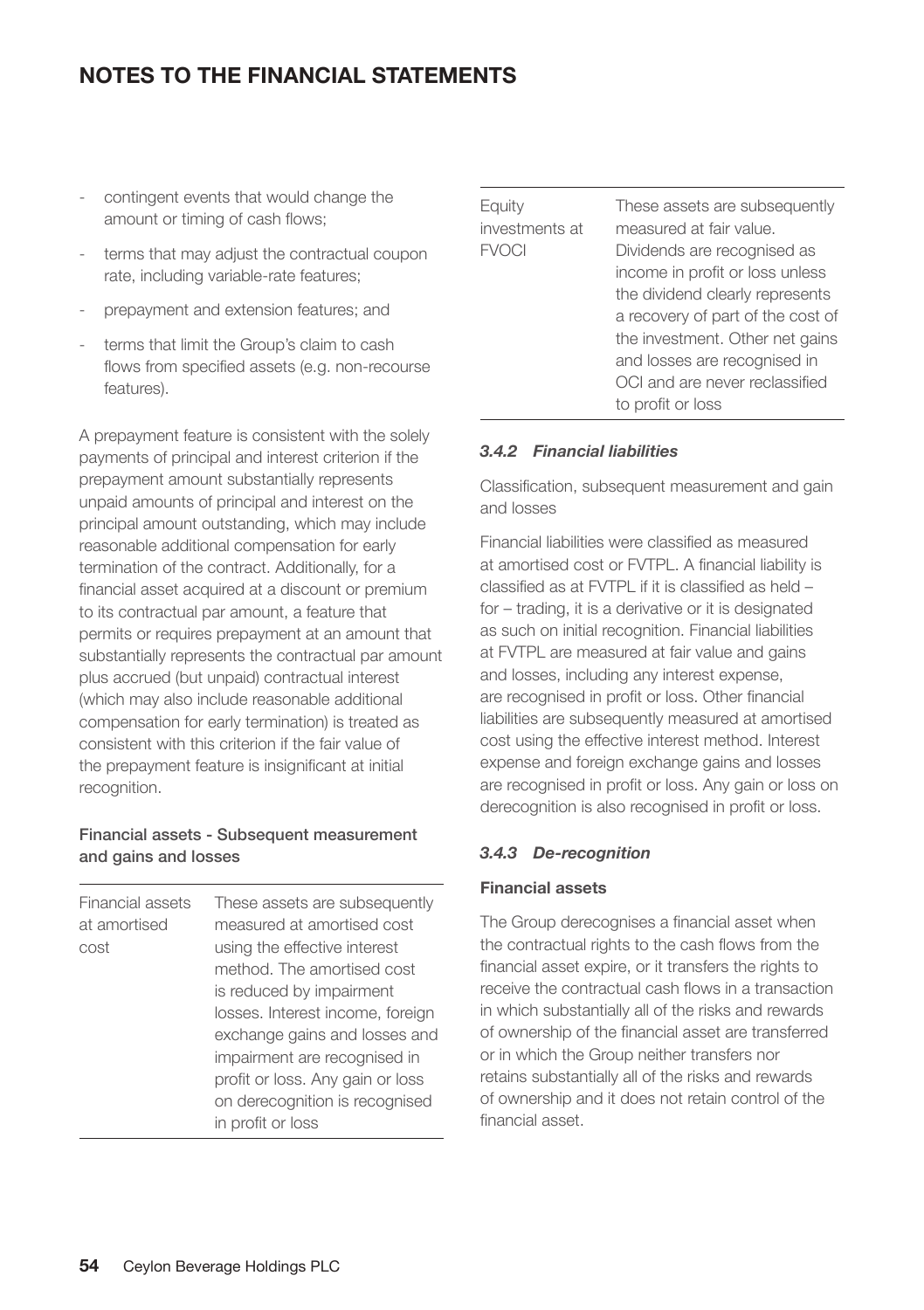- contingent events that would change the amount or timing of cash flows;
- terms that may adjust the contractual coupon rate, including variable-rate features;
- prepayment and extension features; and
- terms that limit the Group's claim to cash flows from specified assets (e.g. non-recourse features).

A prepayment feature is consistent with the solely payments of principal and interest criterion if the prepayment amount substantially represents unpaid amounts of principal and interest on the principal amount outstanding, which may include reasonable additional compensation for early termination of the contract. Additionally, for a financial asset acquired at a discount or premium to its contractual par amount, a feature that permits or requires prepayment at an amount that substantially represents the contractual par amount plus accrued (but unpaid) contractual interest (which may also include reasonable additional compensation for early termination) is treated as consistent with this criterion if the fair value of the prepayment feature is insignificant at initial recognition.

**Financial assets - Subsequent measurement and gains and losses**

| | |
|---|---|
| Financial assets at amortised cost | These assets are subsequently measured at amortised cost using the effective interest method. The amortised cost is reduced by impairment losses. Interest income, foreign exchange gains and losses and impairment are recognised in profit or loss. Any gain or loss on derecognition is recognised in profit or loss |
| Equity investments at FVOCI | These assets are subsequently measured at fair value. Dividends are recognised as income in profit or loss unless the dividend clearly represents a recovery of part of the cost of the investment. Other net gains and losses are recognised in OCI and are never reclassified to profit or loss |

### *3.4.2 Financial liabilities*

Classification, subsequent measurement and gain and losses

Financial liabilities were classified as measured at amortised cost or FVTPL. A financial liability is classified as at FVTPL if it is classified as held – for – trading, it is a derivative or it is designated as such on initial recognition. Financial liabilities at FVTPL are measured at fair value and gains and losses, including any interest expense, are recognised in profit or loss. Other financial liabilities are subsequently measured at amortised cost using the effective interest method. Interest expense and foreign exchange gains and losses are recognised in profit or loss. Any gain or loss on derecognition is also recognised in profit or loss.

### *3.4.3 De-recognition*

**Financial assets**

The Group derecognises a financial asset when the contractual rights to the cash flows from the financial asset expire, or it transfers the rights to receive the contractual cash flows in a transaction in which substantially all of the risks and rewards of ownership of the financial asset are transferred or in which the Group neither transfers nor retains substantially all of the risks and rewards of ownership and it does not retain control of the financial asset.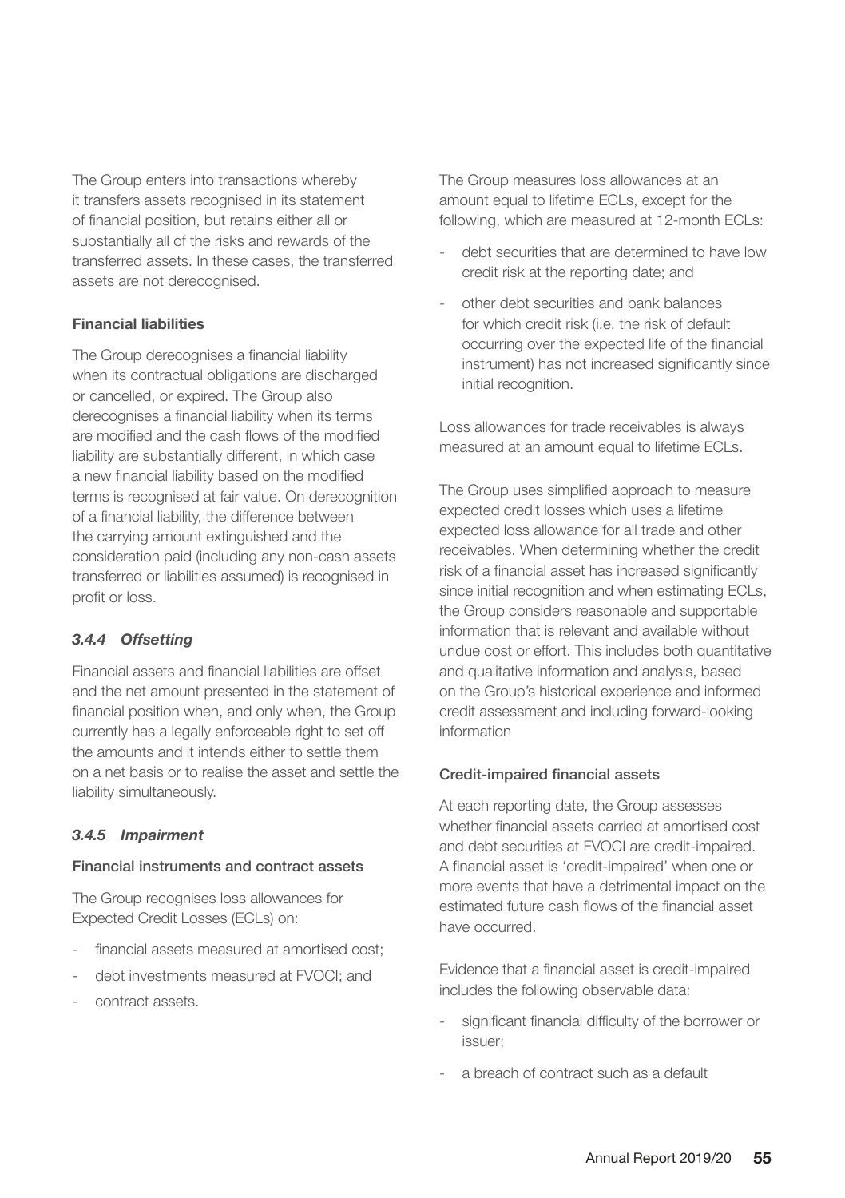The Group enters into transactions whereby it transfers assets recognised in its statement of financial position, but retains either all or substantially all of the risks and rewards of the transferred assets. In these cases, the transferred assets are not derecognised.

**Financial liabilities**

The Group derecognises a financial liability when its contractual obligations are discharged or cancelled, or expired. The Group also derecognises a financial liability when its terms are modified and the cash flows of the modified liability are substantially different, in which case a new financial liability based on the modified terms is recognised at fair value. On derecognition of a financial liability, the difference between the carrying amount extinguished and the consideration paid (including any non-cash assets transferred or liabilities assumed) is recognised in profit or loss.

### *3.4.4 Offsetting*

Financial assets and financial liabilities are offset and the net amount presented in the statement of financial position when, and only when, the Group currently has a legally enforceable right to set off the amounts and it intends either to settle them on a net basis or to realise the asset and settle the liability simultaneously.

### *3.4.5 Impairment*

**Financial instruments and contract assets**

The Group recognises loss allowances for Expected Credit Losses (ECLs) on:

- financial assets measured at amortised cost;
- debt investments measured at FVOCI; and
- contract assets.

The Group measures loss allowances at an amount equal to lifetime ECLs, except for the following, which are measured at 12-month ECLs:

- debt securities that are determined to have low credit risk at the reporting date; and
- other debt securities and bank balances for which credit risk (i.e. the risk of default occurring over the expected life of the financial instrument) has not increased significantly since initial recognition.

Loss allowances for trade receivables is always measured at an amount equal to lifetime ECLs.

The Group uses simplified approach to measure expected credit losses which uses a lifetime expected loss allowance for all trade and other receivables. When determining whether the credit risk of a financial asset has increased significantly since initial recognition and when estimating ECLs, the Group considers reasonable and supportable information that is relevant and available without undue cost or effort. This includes both quantitative and qualitative information and analysis, based on the Group's historical experience and informed credit assessment and including forward-looking information

**Credit-impaired financial assets**

At each reporting date, the Group assesses whether financial assets carried at amortised cost and debt securities at FVOCI are credit-impaired. A financial asset is 'credit-impaired' when one or more events that have a detrimental impact on the estimated future cash flows of the financial asset have occurred.

Evidence that a financial asset is credit-impaired includes the following observable data:

- significant financial difficulty of the borrower or issuer;
- a breach of contract such as a default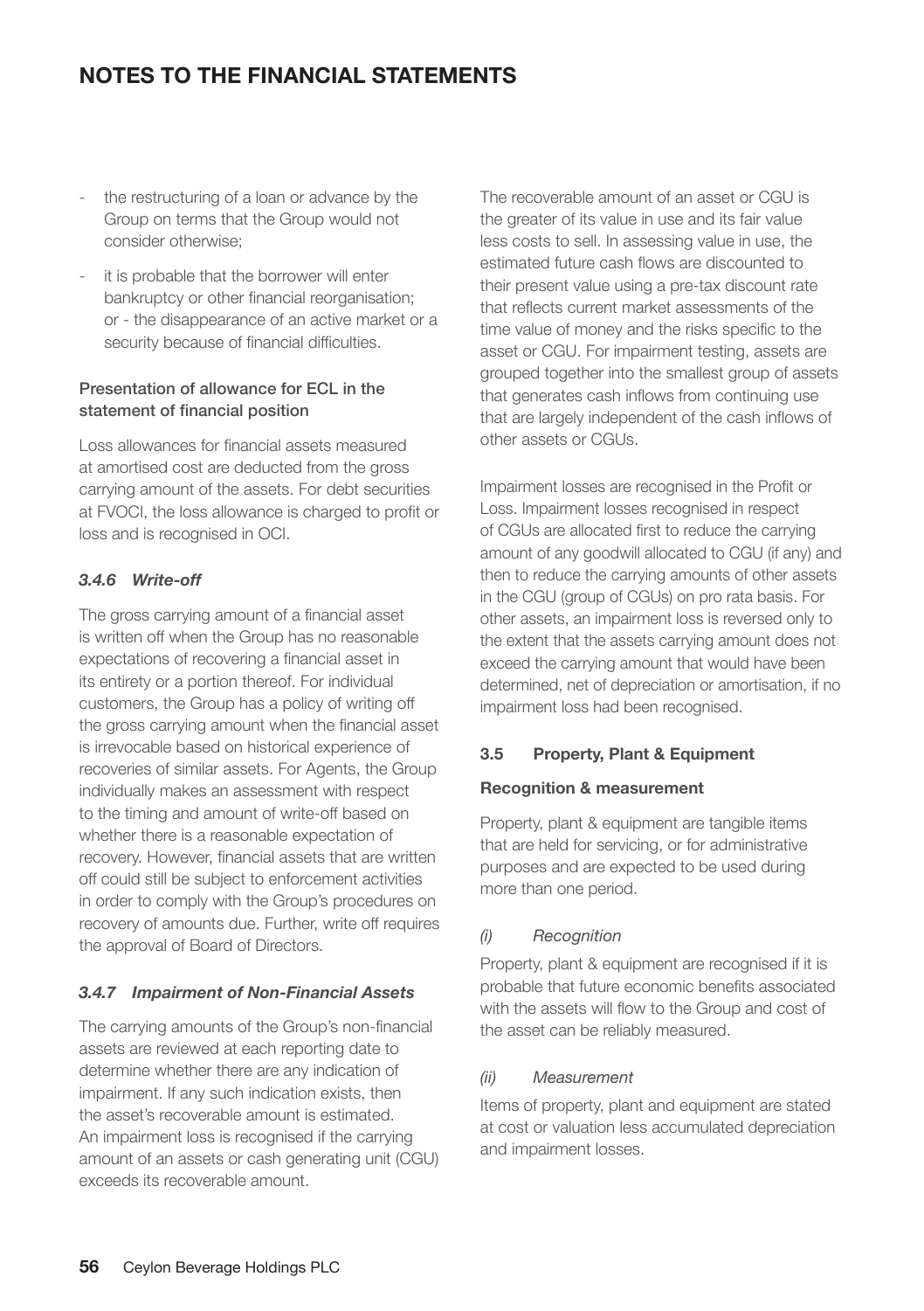- the restructuring of a loan or advance by the Group on terms that the Group would not consider otherwise;
- it is probable that the borrower will enter bankruptcy or other financial reorganisation; or - the disappearance of an active market or a security because of financial difficulties.

**Presentation of allowance for ECL in the statement of financial position**

Loss allowances for financial assets measured at amortised cost are deducted from the gross carrying amount of the assets. For debt securities at FVOCI, the loss allowance is charged to profit or loss and is recognised in OCI.

#### *3.4.6 Write-off*

The gross carrying amount of a financial asset is written off when the Group has no reasonable expectations of recovering a financial asset in its entirety or a portion thereof. For individual customers, the Group has a policy of writing off the gross carrying amount when the financial asset is irrevocable based on historical experience of recoveries of similar assets. For Agents, the Group individually makes an assessment with respect to the timing and amount of write-off based on whether there is a reasonable expectation of recovery. However, financial assets that are written off could still be subject to enforcement activities in order to comply with the Group's procedures on recovery of amounts due. Further, write off requires the approval of Board of Directors.

#### *3.4.7 Impairment of Non-Financial Assets*

The carrying amounts of the Group's non-financial assets are reviewed at each reporting date to determine whether there are any indication of impairment. If any such indication exists, then the asset's recoverable amount is estimated. An impairment loss is recognised if the carrying amount of an assets or cash generating unit (CGU) exceeds its recoverable amount.

The recoverable amount of an asset or CGU is the greater of its value in use and its fair value less costs to sell. In assessing value in use, the estimated future cash flows are discounted to their present value using a pre-tax discount rate that reflects current market assessments of the time value of money and the risks specific to the asset or CGU. For impairment testing, assets are grouped together into the smallest group of assets that generates cash inflows from continuing use that are largely independent of the cash inflows of other assets or CGUs.

Impairment losses are recognised in the Profit or Loss. Impairment losses recognised in respect of CGUs are allocated first to reduce the carrying amount of any goodwill allocated to CGU (if any) and then to reduce the carrying amounts of other assets in the CGU (group of CGUs) on pro rata basis. For other assets, an impairment loss is reversed only to the extent that the assets carrying amount does not exceed the carrying amount that would have been determined, net of depreciation or amortisation, if no impairment loss had been recognised.

### 3.5 Property, Plant & Equipment

**Recognition & measurement**

Property, plant & equipment are tangible items that are held for servicing, or for administrative purposes and are expected to be used during more than one period.

*(i) Recognition*

Property, plant & equipment are recognised if it is probable that future economic benefits associated with the assets will flow to the Group and cost of the asset can be reliably measured.

*(ii) Measurement*

Items of property, plant and equipment are stated at cost or valuation less accumulated depreciation and impairment losses.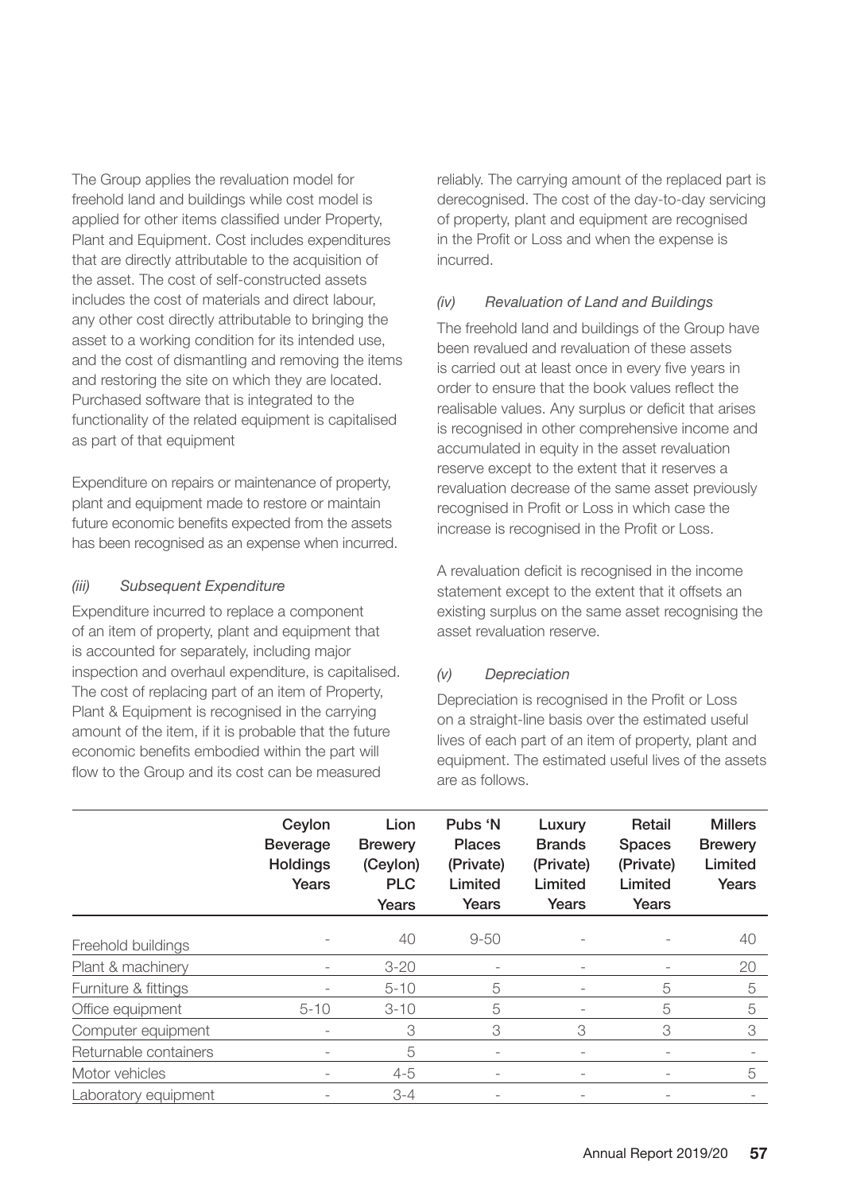The Group applies the revaluation model for freehold land and buildings while cost model is applied for other items classified under Property, Plant and Equipment. Cost includes expenditures that are directly attributable to the acquisition of the asset. The cost of self-constructed assets includes the cost of materials and direct labour, any other cost directly attributable to bringing the asset to a working condition for its intended use, and the cost of dismantling and removing the items and restoring the site on which they are located. Purchased software that is integrated to the functionality of the related equipment is capitalised as part of that equipment

Expenditure on repairs or maintenance of property, plant and equipment made to restore or maintain future economic benefits expected from the assets has been recognised as an expense when incurred.

*(iii) Subsequent Expenditure*

Expenditure incurred to replace a component of an item of property, plant and equipment that is accounted for separately, including major inspection and overhaul expenditure, is capitalised. The cost of replacing part of an item of Property, Plant & Equipment is recognised in the carrying amount of the item, if it is probable that the future economic benefits embodied within the part will flow to the Group and its cost can be measured reliably. The carrying amount of the replaced part is derecognised. The cost of the day-to-day servicing of property, plant and equipment are recognised in the Profit or Loss and when the expense is incurred.

*(iv) Revaluation of Land and Buildings*

The freehold land and buildings of the Group have been revalued and revaluation of these assets is carried out at least once in every five years in order to ensure that the book values reflect the realisable values. Any surplus or deficit that arises is recognised in other comprehensive income and accumulated in equity in the asset revaluation reserve except to the extent that it reserves a revaluation decrease of the same asset previously recognised in Profit or Loss in which case the increase is recognised in the Profit or Loss.

A revaluation deficit is recognised in the income statement except to the extent that it offsets an existing surplus on the same asset recognising the asset revaluation reserve.

*(v) Depreciation*

Depreciation is recognised in the Profit or Loss on a straight-line basis over the estimated useful lives of each part of an item of property, plant and equipment. The estimated useful lives of the assets are as follows.

| | Ceylon Beverage Holdings Years | Lion Brewery (Ceylon) PLC Years | Pubs 'N Places (Private) Limited Years | Luxury Brands (Private) Limited Years | Retail Spaces (Private) Limited Years | Millers Brewery Limited Years |
|---|---|---|---|---|---|---|
| Freehold buildings | - | 40 | 9-50 | - | - | 40 |
| Plant & machinery | - | 3-20 | - | - | - | 20 |
| Furniture & fittings | - | 5-10 | 5 | - | 5 | 5 |
| Office equipment | 5-10 | 3-10 | 5 | - | 5 | 5 |
| Computer equipment | - | 3 | 3 | 3 | 3 | 3 |
| Returnable containers | - | 5 | - | - | - | - |
| Motor vehicles | - | 4-5 | - | - | - | 5 |
| Laboratory equipment | - | 3-4 | - | - | - | - |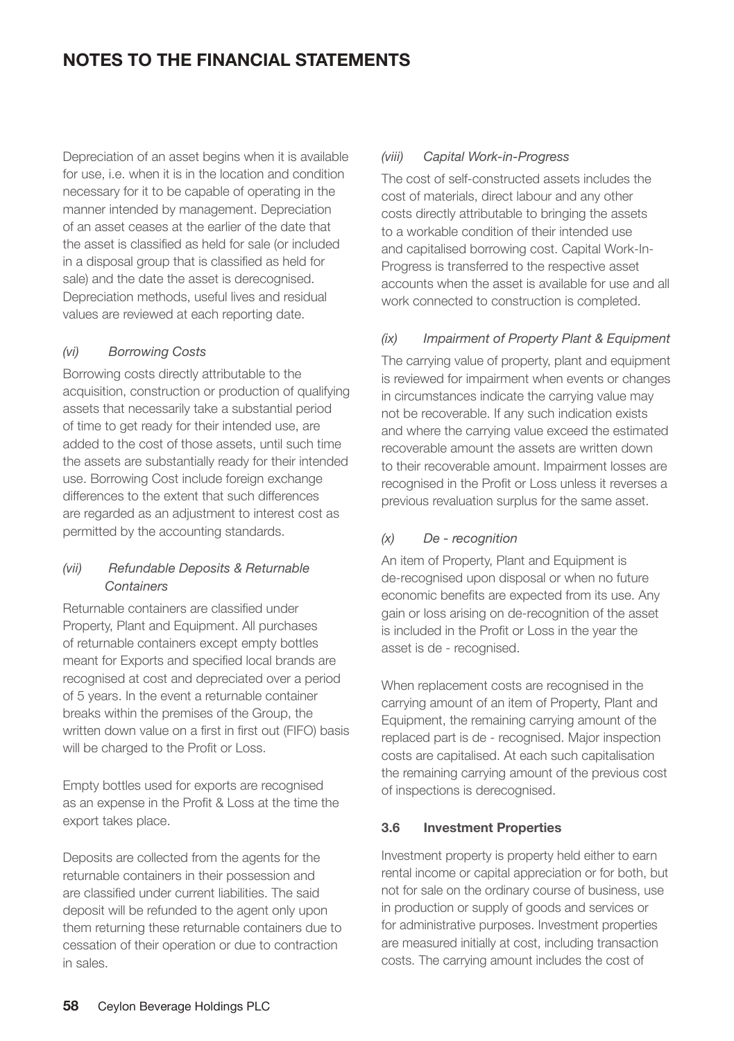Depreciation of an asset begins when it is available for use, i.e. when it is in the location and condition necessary for it to be capable of operating in the manner intended by management. Depreciation of an asset ceases at the earlier of the date that the asset is classified as held for sale (or included in a disposal group that is classified as held for sale) and the date the asset is derecognised. Depreciation methods, useful lives and residual values are reviewed at each reporting date.

#### *(vi) Borrowing Costs*

Borrowing costs directly attributable to the acquisition, construction or production of qualifying assets that necessarily take a substantial period of time to get ready for their intended use, are added to the cost of those assets, until such time the assets are substantially ready for their intended use. Borrowing Cost include foreign exchange differences to the extent that such differences are regarded as an adjustment to interest cost as permitted by the accounting standards.

#### *(vii) Refundable Deposits & Returnable Containers*

Returnable containers are classified under Property, Plant and Equipment. All purchases of returnable containers except empty bottles meant for Exports and specified local brands are recognised at cost and depreciated over a period of 5 years. In the event a returnable container breaks within the premises of the Group, the written down value on a first in first out (FIFO) basis will be charged to the Profit or Loss.

Empty bottles used for exports are recognised as an expense in the Profit & Loss at the time the export takes place.

Deposits are collected from the agents for the returnable containers in their possession and are classified under current liabilities. The said deposit will be refunded to the agent only upon them returning these returnable containers due to cessation of their operation or due to contraction in sales.

#### *(viii) Capital Work-in-Progress*

The cost of self-constructed assets includes the cost of materials, direct labour and any other costs directly attributable to bringing the assets to a workable condition of their intended use and capitalised borrowing cost. Capital Work-In-Progress is transferred to the respective asset accounts when the asset is available for use and all work connected to construction is completed.

#### *(ix) Impairment of Property Plant & Equipment*

The carrying value of property, plant and equipment is reviewed for impairment when events or changes in circumstances indicate the carrying value may not be recoverable. If any such indication exists and where the carrying value exceed the estimated recoverable amount the assets are written down to their recoverable amount. Impairment losses are recognised in the Profit or Loss unless it reverses a previous revaluation surplus for the same asset.

#### *(x) De - recognition*

An item of Property, Plant and Equipment is de-recognised upon disposal or when no future economic benefits are expected from its use. Any gain or loss arising on de-recognition of the asset is included in the Profit or Loss in the year the asset is de - recognised.

When replacement costs are recognised in the carrying amount of an item of Property, Plant and Equipment, the remaining carrying amount of the replaced part is de - recognised. Major inspection costs are capitalised. At each such capitalisation the remaining carrying amount of the previous cost of inspections is derecognised.

### 3.6 Investment Properties

Investment property is property held either to earn rental income or capital appreciation or for both, but not for sale on the ordinary course of business, use in production or supply of goods and services or for administrative purposes. Investment properties are measured initially at cost, including transaction costs. The carrying amount includes the cost of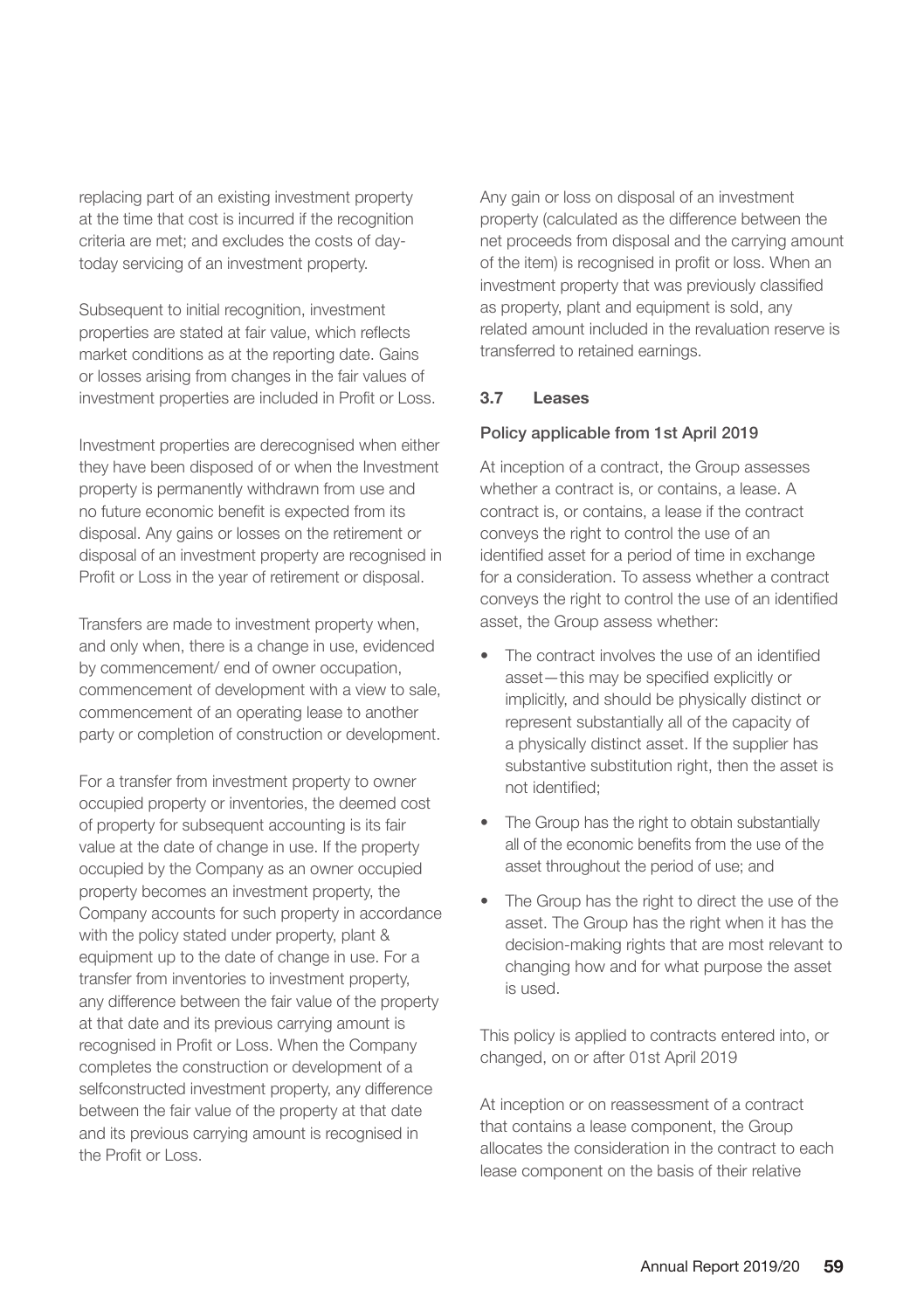replacing part of an existing investment property at the time that cost is incurred if the recognition criteria are met; and excludes the costs of day-today servicing of an investment property.

Subsequent to initial recognition, investment properties are stated at fair value, which reflects market conditions as at the reporting date. Gains or losses arising from changes in the fair values of investment properties are included in Profit or Loss.

Investment properties are derecognised when either they have been disposed of or when the Investment property is permanently withdrawn from use and no future economic benefit is expected from its disposal. Any gains or losses on the retirement or disposal of an investment property are recognised in Profit or Loss in the year of retirement or disposal.

Transfers are made to investment property when, and only when, there is a change in use, evidenced by commencement/ end of owner occupation, commencement of development with a view to sale, commencement of an operating lease to another party or completion of construction or development.

For a transfer from investment property to owner occupied property or inventories, the deemed cost of property for subsequent accounting is its fair value at the date of change in use. If the property occupied by the Company as an owner occupied property becomes an investment property, the Company accounts for such property in accordance with the policy stated under property, plant & equipment up to the date of change in use. For a transfer from inventories to investment property, any difference between the fair value of the property at that date and its previous carrying amount is recognised in Profit or Loss. When the Company completes the construction or development of a selfconstructed investment property, any difference between the fair value of the property at that date and its previous carrying amount is recognised in the Profit or Loss.

Any gain or loss on disposal of an investment property (calculated as the difference between the net proceeds from disposal and the carrying amount of the item) is recognised in profit or loss. When an investment property that was previously classified as property, plant and equipment is sold, any related amount included in the revaluation reserve is transferred to retained earnings.

### 3.7 Leases

**Policy applicable from 1st April 2019**

At inception of a contract, the Group assesses whether a contract is, or contains, a lease. A contract is, or contains, a lease if the contract conveys the right to control the use of an identified asset for a period of time in exchange for a consideration. To assess whether a contract conveys the right to control the use of an identified asset, the Group assess whether:

- The contract involves the use of an identified asset—this may be specified explicitly or implicitly, and should be physically distinct or represent substantially all of the capacity of a physically distinct asset. If the supplier has substantive substitution right, then the asset is not identified;
- The Group has the right to obtain substantially all of the economic benefits from the use of the asset throughout the period of use; and
- The Group has the right to direct the use of the asset. The Group has the right when it has the decision-making rights that are most relevant to changing how and for what purpose the asset is used.

This policy is applied to contracts entered into, or changed, on or after 01st April 2019

At inception or on reassessment of a contract that contains a lease component, the Group allocates the consideration in the contract to each lease component on the basis of their relative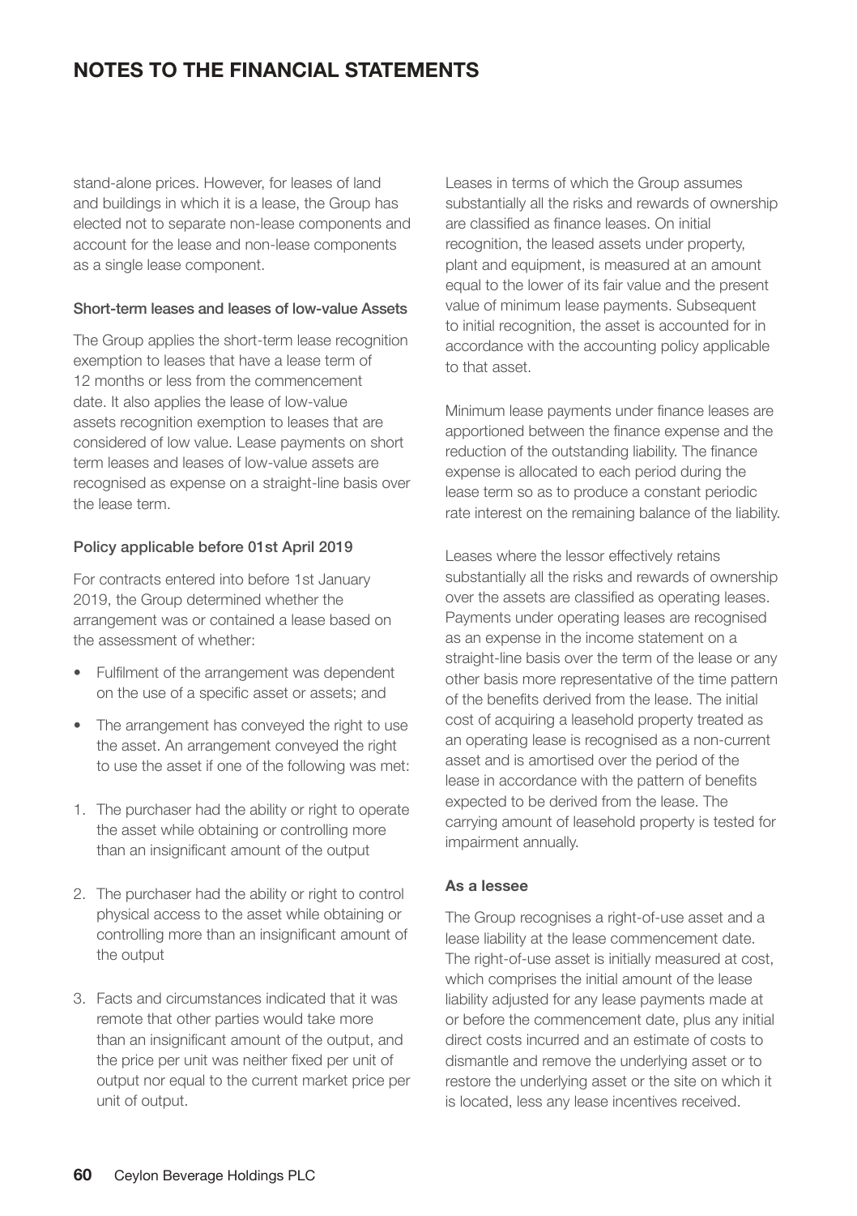stand-alone prices. However, for leases of land and buildings in which it is a lease, the Group has elected not to separate non-lease components and account for the lease and non-lease components as a single lease component.

#### Short-term leases and leases of low-value Assets

The Group applies the short-term lease recognition exemption to leases that have a lease term of 12 months or less from the commencement date. It also applies the lease of low-value assets recognition exemption to leases that are considered of low value. Lease payments on short term leases and leases of low-value assets are recognised as expense on a straight-line basis over the lease term.

#### Policy applicable before 01st April 2019

For contracts entered into before 1st January 2019, the Group determined whether the arrangement was or contained a lease based on the assessment of whether:

- Fulfilment of the arrangement was dependent on the use of a specific asset or assets; and
- The arrangement has conveyed the right to use the asset. An arrangement conveyed the right to use the asset if one of the following was met:

1. The purchaser had the ability or right to operate the asset while obtaining or controlling more than an insignificant amount of the output
2. The purchaser had the ability or right to control physical access to the asset while obtaining or controlling more than an insignificant amount of the output
3. Facts and circumstances indicated that it was remote that other parties would take more than an insignificant amount of the output, and the price per unit was neither fixed per unit of output nor equal to the current market price per unit of output.

Leases in terms of which the Group assumes substantially all the risks and rewards of ownership are classified as finance leases. On initial recognition, the leased assets under property, plant and equipment, is measured at an amount equal to the lower of its fair value and the present value of minimum lease payments. Subsequent to initial recognition, the asset is accounted for in accordance with the accounting policy applicable to that asset.

Minimum lease payments under finance leases are apportioned between the finance expense and the reduction of the outstanding liability. The finance expense is allocated to each period during the lease term so as to produce a constant periodic rate interest on the remaining balance of the liability.

Leases where the lessor effectively retains substantially all the risks and rewards of ownership over the assets are classified as operating leases. Payments under operating leases are recognised as an expense in the income statement on a straight-line basis over the term of the lease or any other basis more representative of the time pattern of the benefits derived from the lease. The initial cost of acquiring a leasehold property treated as an operating lease is recognised as a non-current asset and is amortised over the period of the lease in accordance with the pattern of benefits expected to be derived from the lease. The carrying amount of leasehold property is tested for impairment annually.

#### As a lessee

The Group recognises a right-of-use asset and a lease liability at the lease commencement date. The right-of-use asset is initially measured at cost, which comprises the initial amount of the lease liability adjusted for any lease payments made at or before the commencement date, plus any initial direct costs incurred and an estimate of costs to dismantle and remove the underlying asset or to restore the underlying asset or the site on which it is located, less any lease incentives received.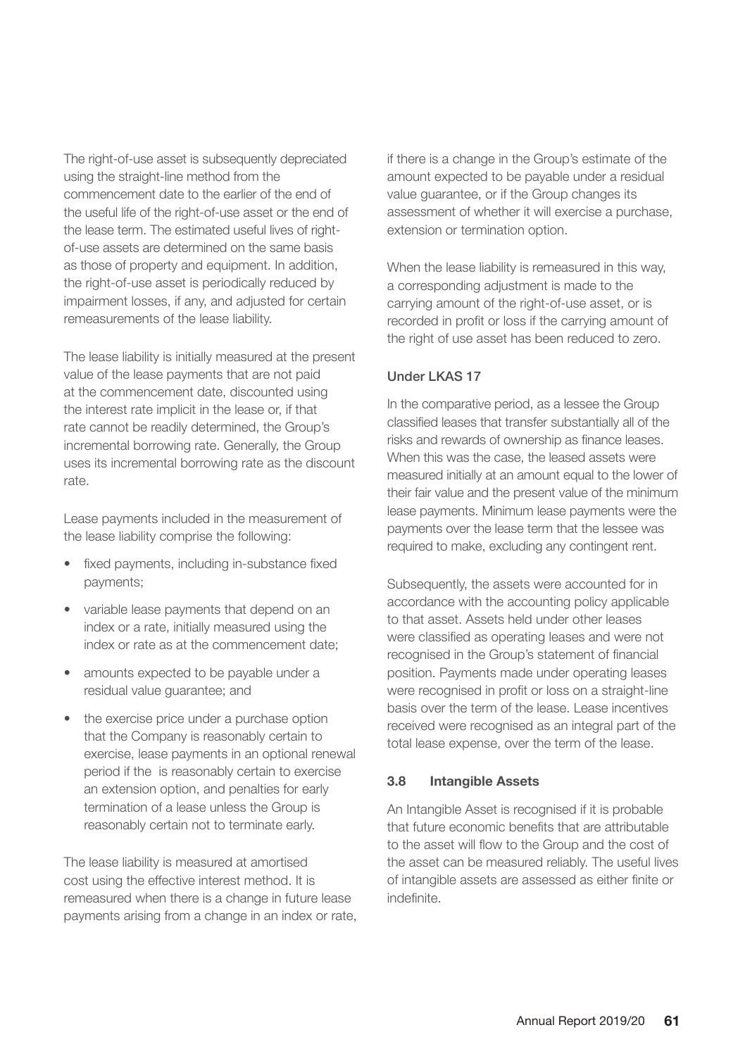The right-of-use asset is subsequently depreciated using the straight-line method from the commencement date to the earlier of the end of the useful life of the right-of-use asset or the end of the lease term. The estimated useful lives of right-of-use assets are determined on the same basis as those of property and equipment. In addition, the right-of-use asset is periodically reduced by impairment losses, if any, and adjusted for certain remeasurements of the lease liability.

The lease liability is initially measured at the present value of the lease payments that are not paid at the commencement date, discounted using the interest rate implicit in the lease or, if that rate cannot be readily determined, the Group's incremental borrowing rate. Generally, the Group uses its incremental borrowing rate as the discount rate.

Lease payments included in the measurement of the lease liability comprise the following:

- fixed payments, including in-substance fixed payments;
- variable lease payments that depend on an index or a rate, initially measured using the index or rate as at the commencement date;
- amounts expected to be payable under a residual value guarantee; and
- the exercise price under a purchase option that the Company is reasonably certain to exercise, lease payments in an optional renewal period if the is reasonably certain to exercise an extension option, and penalties for early termination of a lease unless the Group is reasonably certain not to terminate early.

The lease liability is measured at amortised cost using the effective interest method. It is remeasured when there is a change in future lease payments arising from a change in an index or rate, if there is a change in the Group's estimate of the amount expected to be payable under a residual value guarantee, or if the Group changes its assessment of whether it will exercise a purchase, extension or termination option.

When the lease liability is remeasured in this way, a corresponding adjustment is made to the carrying amount of the right-of-use asset, or is recorded in profit or loss if the carrying amount of the right of use asset has been reduced to zero.

#### Under LKAS 17

In the comparative period, as a lessee the Group classified leases that transfer substantially all of the risks and rewards of ownership as finance leases. When this was the case, the leased assets were measured initially at an amount equal to the lower of their fair value and the present value of the minimum lease payments. Minimum lease payments were the payments over the lease term that the lessee was required to make, excluding any contingent rent.

Subsequently, the assets were accounted for in accordance with the accounting policy applicable to that asset. Assets held under other leases were classified as operating leases and were not recognised in the Group's statement of financial position. Payments made under operating leases were recognised in profit or loss on a straight-line basis over the term of the lease. Lease incentives received were recognised as an integral part of the total lease expense, over the term of the lease.

### 3.8 Intangible Assets

An Intangible Asset is recognised if it is probable that future economic benefits that are attributable to the asset will flow to the Group and the cost of the asset can be measured reliably. The useful lives of intangible assets are assessed as either finite or indefinite.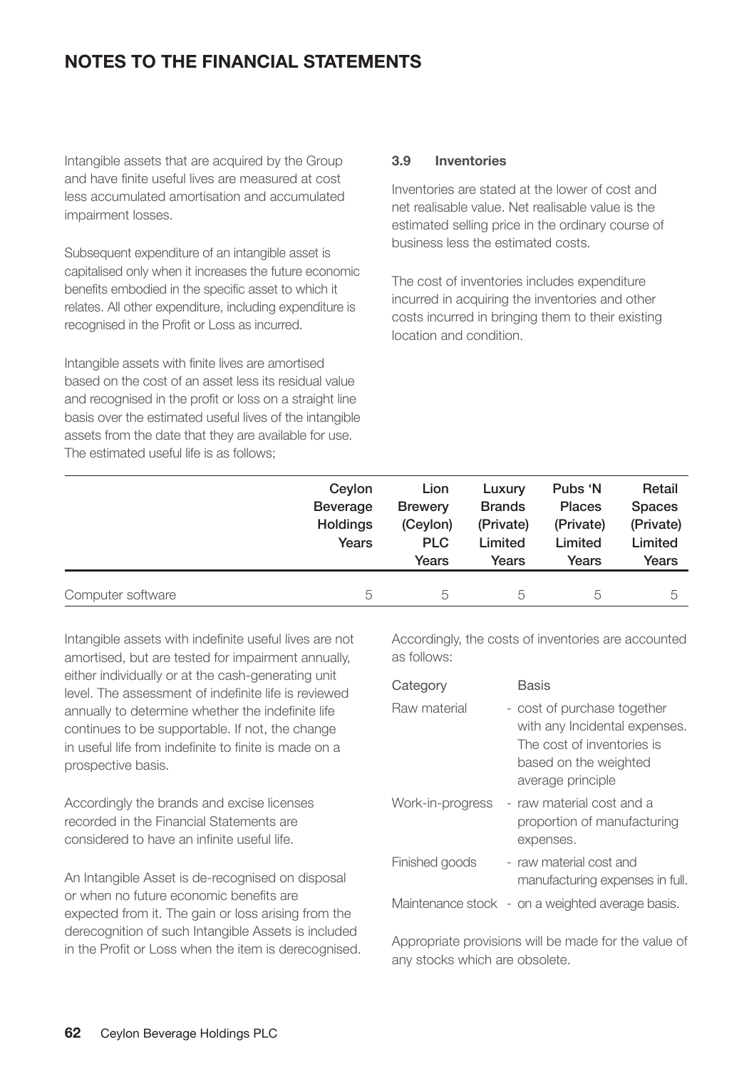# NOTES TO THE FINANCIAL STATEMENTS

Intangible assets that are acquired by the Group and have finite useful lives are measured at cost less accumulated amortisation and accumulated impairment losses.

Subsequent expenditure of an intangible asset is capitalised only when it increases the future economic benefits embodied in the specific asset to which it relates. All other expenditure, including expenditure is recognised in the Profit or Loss as incurred.

Intangible assets with finite lives are amortised based on the cost of an asset less its residual value and recognised in the profit or loss on a straight line basis over the estimated useful lives of the intangible assets from the date that they are available for use. The estimated useful life is as follows;

| | Ceylon Beverage Holdings Years | Lion Brewery (Ceylon) PLC Years | Luxury Brands (Private) Limited Years | Pubs 'N Places (Private) Limited Years | Retail Spaces (Private) Limited Years |
|---|---|---|---|---|---|
| Computer software | 5 | 5 | 5 | 5 | 5 |

Intangible assets with indefinite useful lives are not amortised, but are tested for impairment annually, either individually or at the cash-generating unit level. The assessment of indefinite life is reviewed annually to determine whether the indefinite life continues to be supportable. If not, the change in useful life from indefinite to finite is made on a prospective basis.

Accordingly the brands and excise licenses recorded in the Financial Statements are considered to have an infinite useful life.

An Intangible Asset is de-recognised on disposal or when no future economic benefits are expected from it. The gain or loss arising from the derecognition of such Intangible Assets is included in the Profit or Loss when the item is derecognised.

### 3.9 Inventories

Inventories are stated at the lower of cost and net realisable value. Net realisable value is the estimated selling price in the ordinary course of business less the estimated costs.

The cost of inventories includes expenditure incurred in acquiring the inventories and other costs incurred in bringing them to their existing location and condition.

Accordingly, the costs of inventories are accounted as follows:

| Category | Basis |
|---|---|
| Raw material | - cost of purchase together with any Incidental expenses. The cost of inventories is based on the weighted average principle |
| Work-in-progress | - raw material cost and a proportion of manufacturing expenses. |
| Finished goods | - raw material cost and manufacturing expenses in full. |
| Maintenance stock | - on a weighted average basis. |

Appropriate provisions will be made for the value of any stocks which are obsolete.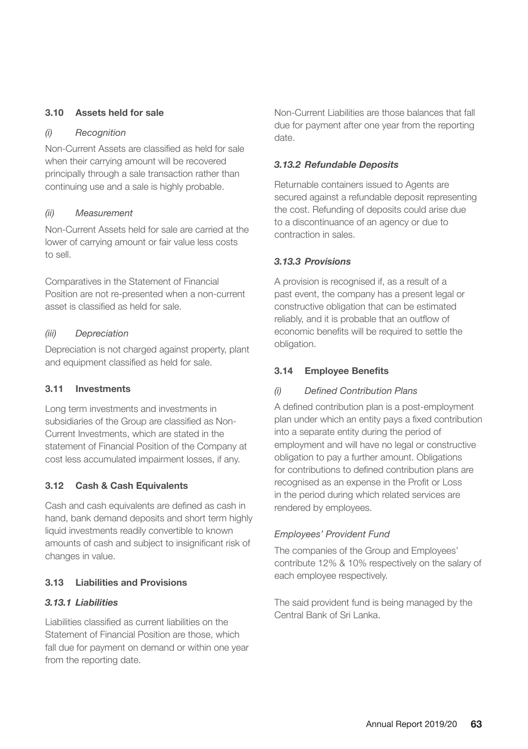### 3.10 Assets held for sale

*(i) Recognition*

Non-Current Assets are classified as held for sale when their carrying amount will be recovered principally through a sale transaction rather than continuing use and a sale is highly probable.

*(ii) Measurement*

Non-Current Assets held for sale are carried at the lower of carrying amount or fair value less costs to sell.

Comparatives in the Statement of Financial Position are not re-presented when a non-current asset is classified as held for sale.

*(iii) Depreciation*

Depreciation is not charged against property, plant and equipment classified as held for sale.

### 3.11 Investments

Long term investments and investments in subsidiaries of the Group are classified as Non-Current Investments, which are stated in the statement of Financial Position of the Company at cost less accumulated impairment losses, if any.

### 3.12 Cash & Cash Equivalents

Cash and cash equivalents are defined as cash in hand, bank demand deposits and short term highly liquid investments readily convertible to known amounts of cash and subject to insignificant risk of changes in value.

### 3.13 Liabilities and Provisions

#### *3.13.1 Liabilities*

Liabilities classified as current liabilities on the Statement of Financial Position are those, which fall due for payment on demand or within one year from the reporting date.

Non-Current Liabilities are those balances that fall due for payment after one year from the reporting date.

#### *3.13.2 Refundable Deposits*

Returnable containers issued to Agents are secured against a refundable deposit representing the cost. Refunding of deposits could arise due to a discontinuance of an agency or due to contraction in sales.

#### *3.13.3 Provisions*

A provision is recognised if, as a result of a past event, the company has a present legal or constructive obligation that can be estimated reliably, and it is probable that an outflow of economic benefits will be required to settle the obligation.

### 3.14 Employee Benefits

*(i) Defined Contribution Plans*

A defined contribution plan is a post-employment plan under which an entity pays a fixed contribution into a separate entity during the period of employment and will have no legal or constructive obligation to pay a further amount. Obligations for contributions to defined contribution plans are recognised as an expense in the Profit or Loss in the period during which related services are rendered by employees.

*Employees' Provident Fund*

The companies of the Group and Employees' contribute 12% & 10% respectively on the salary of each employee respectively.

The said provident fund is being managed by the Central Bank of Sri Lanka.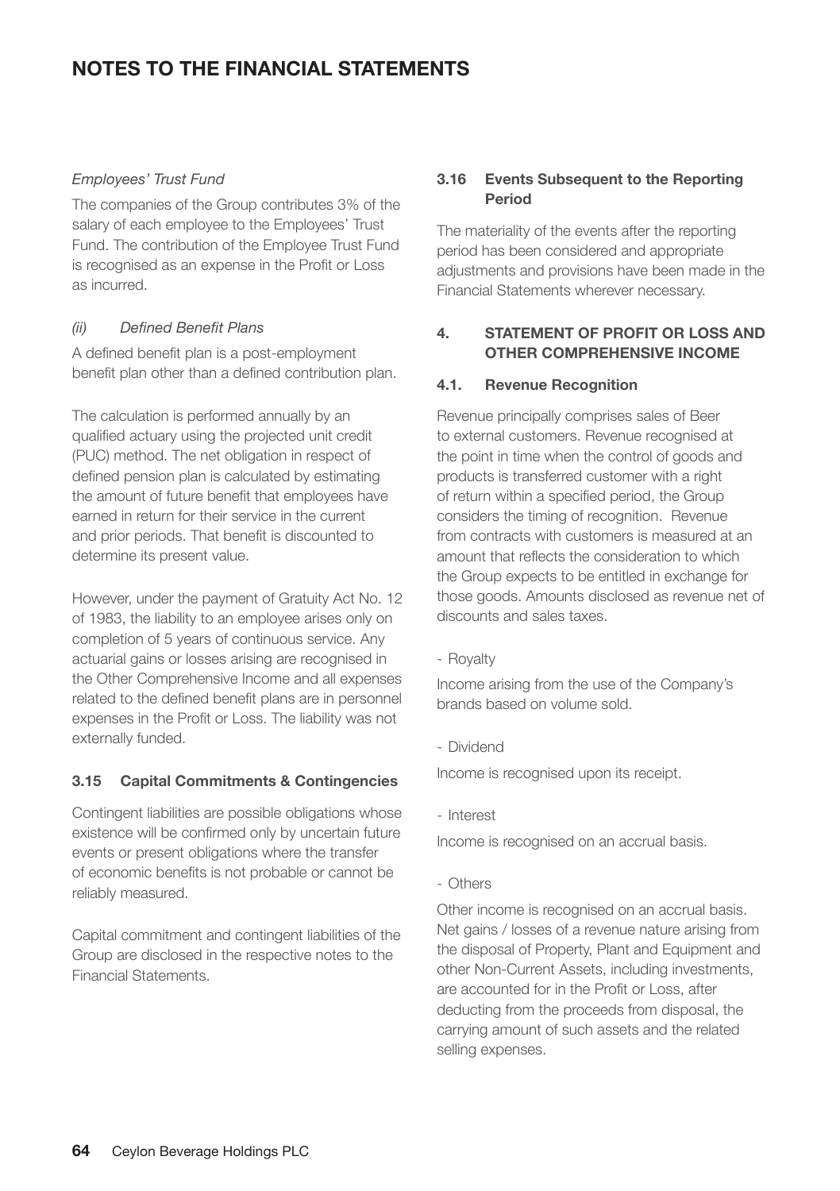# NOTES TO THE FINANCIAL STATEMENTS

*Employees' Trust Fund*

The companies of the Group contributes 3% of the salary of each employee to the Employees' Trust Fund. The contribution of the Employee Trust Fund is recognised as an expense in the Profit or Loss as incurred.

*(ii) Defined Benefit Plans*

A defined benefit plan is a post-employment benefit plan other than a defined contribution plan.

The calculation is performed annually by an qualified actuary using the projected unit credit (PUC) method. The net obligation in respect of defined pension plan is calculated by estimating the amount of future benefit that employees have earned in return for their service in the current and prior periods. That benefit is discounted to determine its present value.

However, under the payment of Gratuity Act No. 12 of 1983, the liability to an employee arises only on completion of 5 years of continuous service. Any actuarial gains or losses arising are recognised in the Other Comprehensive Income and all expenses related to the defined benefit plans are in personnel expenses in the Profit or Loss. The liability was not externally funded.

### 3.15 Capital Commitments & Contingencies

Contingent liabilities are possible obligations whose existence will be confirmed only by uncertain future events or present obligations where the transfer of economic benefits is not probable or cannot be reliably measured.

Capital commitment and contingent liabilities of the Group are disclosed in the respective notes to the Financial Statements.

### 3.16 Events Subsequent to the Reporting Period

The materiality of the events after the reporting period has been considered and appropriate adjustments and provisions have been made in the Financial Statements wherever necessary.

## 4. STATEMENT OF PROFIT OR LOSS AND OTHER COMPREHENSIVE INCOME

### 4.1. Revenue Recognition

Revenue principally comprises sales of Beer to external customers. Revenue recognised at the point in time when the control of goods and products is transferred customer with a right of return within a specified period, the Group considers the timing of recognition. Revenue from contracts with customers is measured at an amount that reflects the consideration to which the Group expects to be entitled in exchange for those goods. Amounts disclosed as revenue net of discounts and sales taxes.

- Royalty

Income arising from the use of the Company's brands based on volume sold.

- Dividend

Income is recognised upon its receipt.

- Interest

Income is recognised on an accrual basis.

- Others

Other income is recognised on an accrual basis. Net gains / losses of a revenue nature arising from the disposal of Property, Plant and Equipment and other Non-Current Assets, including investments, are accounted for in the Profit or Loss, after deducting from the proceeds from disposal, the carrying amount of such assets and the related selling expenses.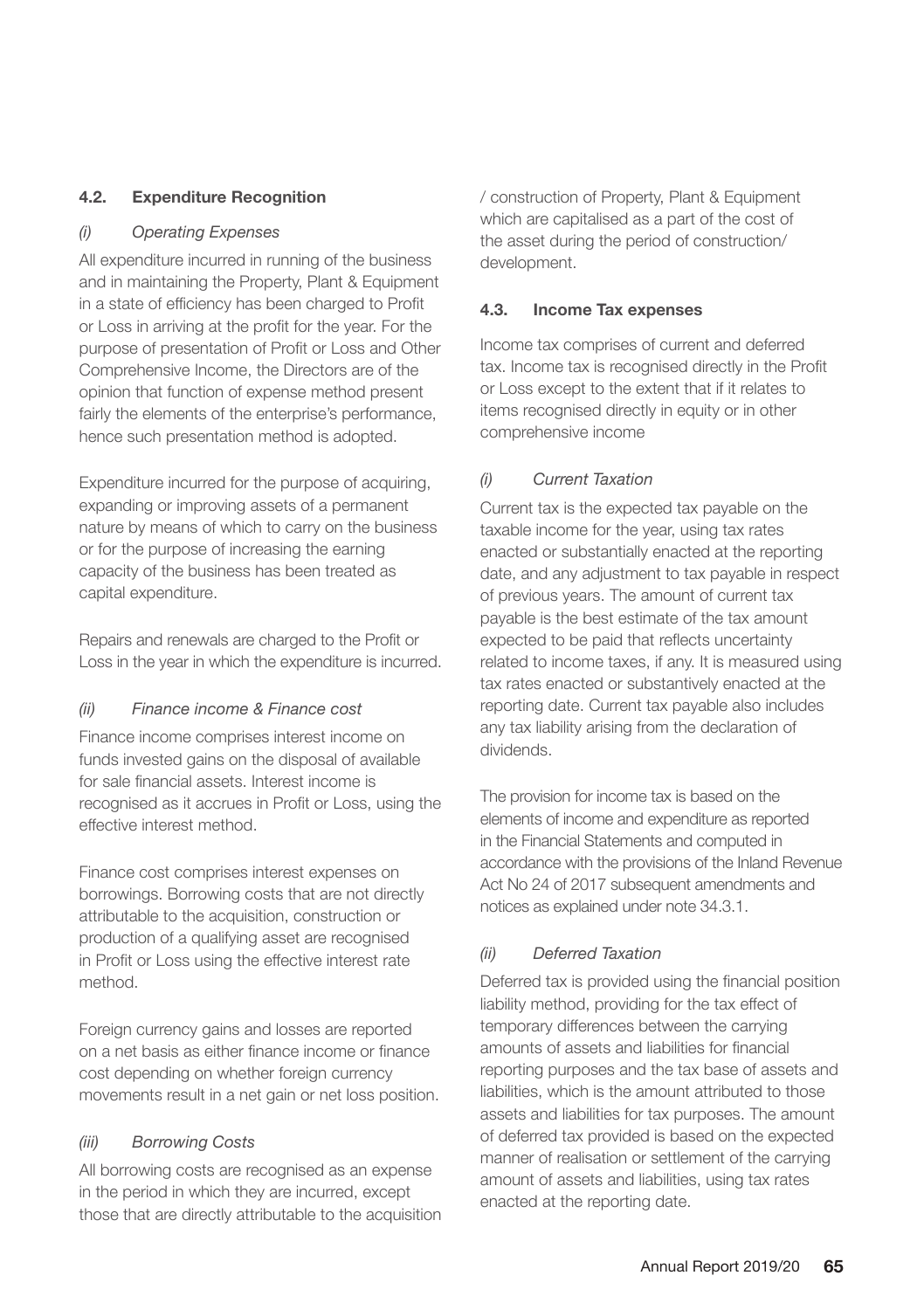### 4.2. Expenditure Recognition

*(i) Operating Expenses*

All expenditure incurred in running of the business and in maintaining the Property, Plant & Equipment in a state of efficiency has been charged to Profit or Loss in arriving at the profit for the year. For the purpose of presentation of Profit or Loss and Other Comprehensive Income, the Directors are of the opinion that function of expense method present fairly the elements of the enterprise's performance, hence such presentation method is adopted.

Expenditure incurred for the purpose of acquiring, expanding or improving assets of a permanent nature by means of which to carry on the business or for the purpose of increasing the earning capacity of the business has been treated as capital expenditure.

Repairs and renewals are charged to the Profit or Loss in the year in which the expenditure is incurred.

*(ii) Finance income & Finance cost*

Finance income comprises interest income on funds invested gains on the disposal of available for sale financial assets. Interest income is recognised as it accrues in Profit or Loss, using the effective interest method.

Finance cost comprises interest expenses on borrowings. Borrowing costs that are not directly attributable to the acquisition, construction or production of a qualifying asset are recognised in Profit or Loss using the effective interest rate method.

Foreign currency gains and losses are reported on a net basis as either finance income or finance cost depending on whether foreign currency movements result in a net gain or net loss position.

*(iii) Borrowing Costs*

All borrowing costs are recognised as an expense in the period in which they are incurred, except those that are directly attributable to the acquisition / construction of Property, Plant & Equipment which are capitalised as a part of the cost of the asset during the period of construction/ development.

### 4.3. Income Tax expenses

Income tax comprises of current and deferred tax. Income tax is recognised directly in the Profit or Loss except to the extent that if it relates to items recognised directly in equity or in other comprehensive income

*(i) Current Taxation*

Current tax is the expected tax payable on the taxable income for the year, using tax rates enacted or substantially enacted at the reporting date, and any adjustment to tax payable in respect of previous years. The amount of current tax payable is the best estimate of the tax amount expected to be paid that reflects uncertainty related to income taxes, if any. It is measured using tax rates enacted or substantively enacted at the reporting date. Current tax payable also includes any tax liability arising from the declaration of dividends.

The provision for income tax is based on the elements of income and expenditure as reported in the Financial Statements and computed in accordance with the provisions of the Inland Revenue Act No 24 of 2017 subsequent amendments and notices as explained under note 34.3.1.

*(ii) Deferred Taxation*

Deferred tax is provided using the financial position liability method, providing for the tax effect of temporary differences between the carrying amounts of assets and liabilities for financial reporting purposes and the tax base of assets and liabilities, which is the amount attributed to those assets and liabilities for tax purposes. The amount of deferred tax provided is based on the expected manner of realisation or settlement of the carrying amount of assets and liabilities, using tax rates enacted at the reporting date.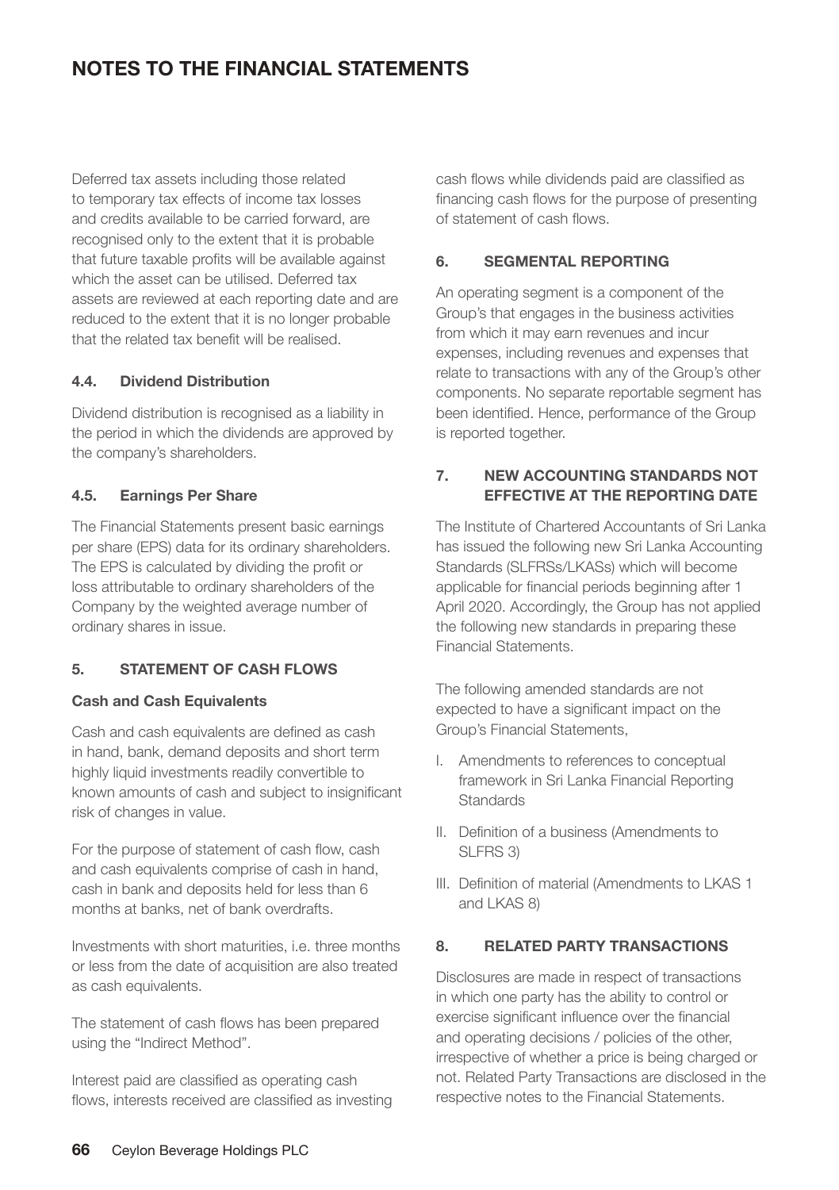# NOTES TO THE FINANCIAL STATEMENTS

Deferred tax assets including those related to temporary tax effects of income tax losses and credits available to be carried forward, are recognised only to the extent that it is probable that future taxable profits will be available against which the asset can be utilised. Deferred tax assets are reviewed at each reporting date and are reduced to the extent that it is no longer probable that the related tax benefit will be realised.

### 4.4. Dividend Distribution

Dividend distribution is recognised as a liability in the period in which the dividends are approved by the company's shareholders.

### 4.5. Earnings Per Share

The Financial Statements present basic earnings per share (EPS) data for its ordinary shareholders. The EPS is calculated by dividing the profit or loss attributable to ordinary shareholders of the Company by the weighted average number of ordinary shares in issue.

## 5. STATEMENT OF CASH FLOWS

### Cash and Cash Equivalents

Cash and cash equivalents are defined as cash in hand, bank, demand deposits and short term highly liquid investments readily convertible to known amounts of cash and subject to insignificant risk of changes in value.

For the purpose of statement of cash flow, cash and cash equivalents comprise of cash in hand, cash in bank and deposits held for less than 6 months at banks, net of bank overdrafts.

Investments with short maturities, i.e. three months or less from the date of acquisition are also treated as cash equivalents.

The statement of cash flows has been prepared using the "Indirect Method".

Interest paid are classified as operating cash flows, interests received are classified as investing cash flows while dividends paid are classified as financing cash flows for the purpose of presenting of statement of cash flows.

## 6. SEGMENTAL REPORTING

An operating segment is a component of the Group's that engages in the business activities from which it may earn revenues and incur expenses, including revenues and expenses that relate to transactions with any of the Group's other components. No separate reportable segment has been identified. Hence, performance of the Group is reported together.

## 7. NEW ACCOUNTING STANDARDS NOT EFFECTIVE AT THE REPORTING DATE

The Institute of Chartered Accountants of Sri Lanka has issued the following new Sri Lanka Accounting Standards (SLFRSs/LKASs) which will become applicable for financial periods beginning after 1 April 2020. Accordingly, the Group has not applied the following new standards in preparing these Financial Statements.

The following amended standards are not expected to have a significant impact on the Group's Financial Statements,

I. Amendments to references to conceptual framework in Sri Lanka Financial Reporting Standards

II. Definition of a business (Amendments to SLFRS 3)

III. Definition of material (Amendments to LKAS 1 and LKAS 8)

## 8. RELATED PARTY TRANSACTIONS

Disclosures are made in respect of transactions in which one party has the ability to control or exercise significant influence over the financial and operating decisions / policies of the other, irrespective of whether a price is being charged or not. Related Party Transactions are disclosed in the respective notes to the Financial Statements.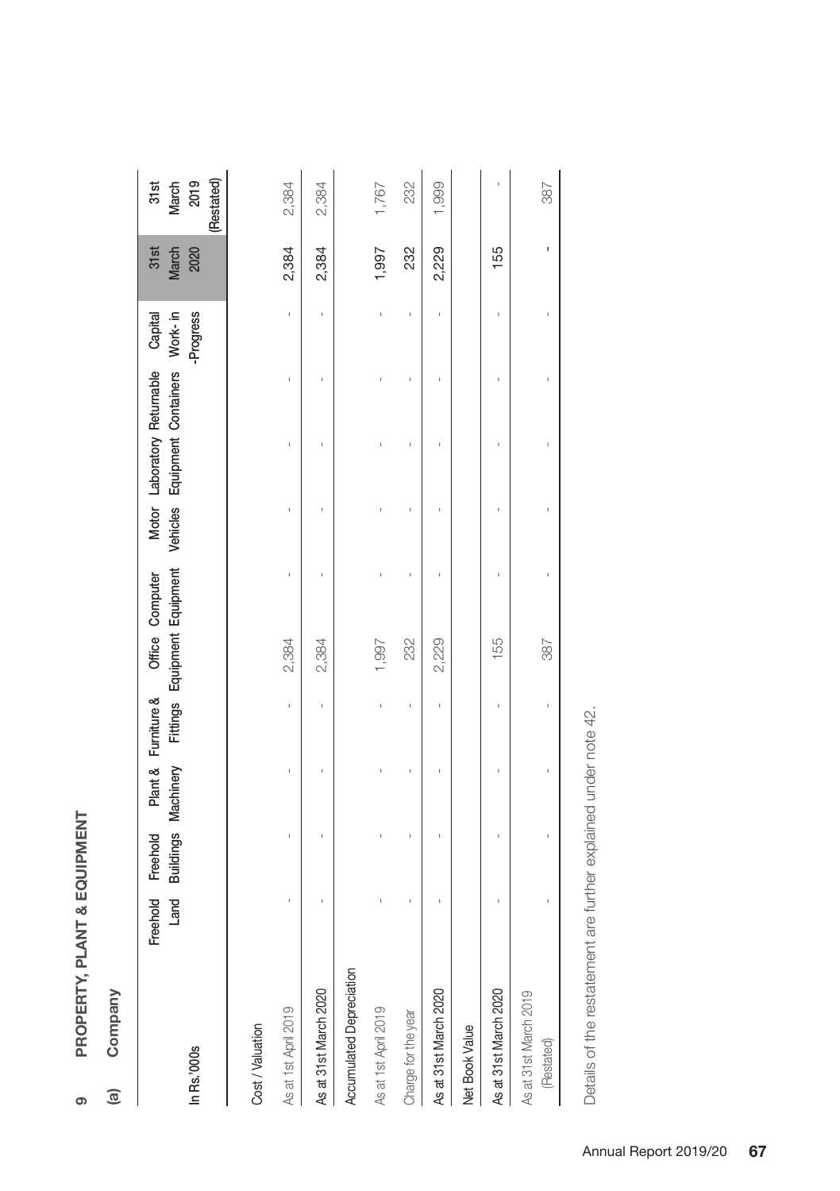# 9 PROPERTY, PLANT & EQUIPMENT

## (a) Company

| In Rs.'000s | Freehold Land | Freehold Buildings | Plant & Machinery | Furniture & Fittings | Office Equipment | Computer Equipment | Motor Vehicles | Laboratory Equipment | Returnable Containers | Capital Work-in-Progress | 31st March 2020 | 31st March 2019 (Restated) |
|---|---|---|---|---|---|---|---|---|---|---|---|---|
| **Cost / Valuation** | | | | | | | | | | | | |
| As at 1st April 2019 | - | - | - | - | 2,384 | - | - | - | - | - | 2,384 | 2,384 |
| As at 31st March 2020 | - | - | - | - | 2,384 | - | - | - | - | - | 2,384 | 2,384 |
| **Accumulated Depreciation** | | | | | | | | | | | | |
| As at 1st April 2019 | - | - | - | - | 1,997 | - | - | - | - | - | 1,997 | 1,767 |
| Charge for the year | - | - | - | - | 232 | - | - | - | - | - | 232 | 232 |
| As at 31st March 2020 | - | - | - | - | 2,229 | - | - | - | - | - | 2,229 | 1,999 |
| **Net Book Value** | | | | | | | | | | | | |
| As at 31st March 2020 | - | - | - | - | 155 | - | - | - | - | - | 155 | - |
| As at 31st March 2019 (Restated) | - | - | - | - | 387 | - | - | - | - | - | - | 387 |

Details of the restatement are further explained under note 42.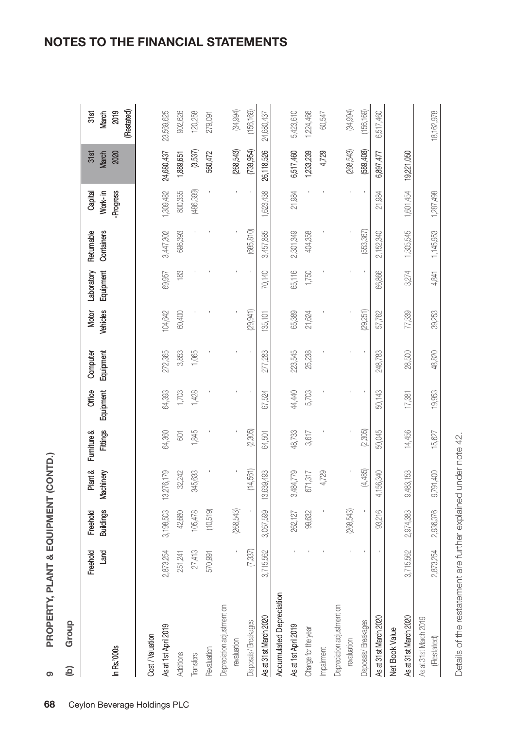# NOTES TO THE FINANCIAL STATEMENTS

## 9 PROPERTY, PLANT & EQUIPMENT (CONTD.)

### (b) Group

| In Rs.'000s | Freehold Land | Freehold Buildings | Plant & Machinery | Furniture & Fittings | Office Equipment | Computer Equipment | Motor Vehicles | Laboratory Equipment | Returnable Containers | Capital Work- in -Progress | 31st March 2020 | 31st March 2019 (Restated) |
|---|---|---|---|---|---|---|---|---|---|---|---|---|
| **Cost / Valuation** | | | | | | | | | | | | |
| As at 1st April 2019 | 2,873,254 | 3,198,503 | 13,276,179 | 64,360 | 64,393 | 272,365 | 104,642 | 69,957 | 3,447,302 | 1,309,482 | 24,680,437 | 23,569,625 |
| Additions | 251,241 | 42,680 | 32,242 | 601 | 1,703 | 3,853 | 60,400 | 183 | 696,393 | 800,355 | 1,889,651 | 902,626 |
| Transfers | 27,413 | 105,478 | 345,633 | 1,845 | 1,428 | 1,065 | - | - | - | (486,399) | (3,537) | 120,258 |
| Revaluation | 570,991 | (10,519) | - | - | - | - | - | - | - | - | 560,472 | 279,091 |
| Depreciation adjustment on revaluation | - | (268,543) | - | - | - | - | - | - | - | - | (268,543) | (34,994) |
| Disposals/ Breakages | (7,337) | - | (14,561) | (2,305) | - | - | (29,941) | - | (685,810) | - | (739,954) | (156,169) |
| As at 31st March 2020 | 3,715,562 | 3,067,599 | 13,639,493 | 64,501 | 67,524 | 277,283 | 135,101 | 70,140 | 3,457,885 | 1,623,438 | 26,118,526 | 24,680,437 |
| **Accumulated Depreciation** | | | | | | | | | | | | |
| As at 1st April 2019 | - | 262,127 | 3,484,779 | 48,733 | 44,440 | 223,545 | 65,389 | 65,116 | 2,301,349 | 21,984 | 6,517,460 | 5,423,610 |
| Charge for the year | - | 99,632 | 671,317 | 3,617 | 5,703 | 25,238 | 21,624 | 1,750 | 404,358 | - | 1,233,239 | 1,224,466 |
| Impairment | - | - | 4,729 | - | - | - | - | - | - | - | 4,729 | 60,547 |
| Depreciation adjustment on revaluation | - | (268,543) | - | - | - | - | - | - | - | - | (268,543) | (34,994) |
| Disposals/ Breakages | - | - | (4,485) | (2,305) | - | - | (29,251) | - | (553,367) | - | (589,408) | (156,169) |
| As at 31st March 2020 | - | 93,216 | 4,156,340 | 50,045 | 50,143 | 248,783 | 57,762 | 66,866 | 2,152,340 | 21,984 | 6,897,477 | 6,517,460 |
| **Net Book Value** | | | | | | | | | | | | |
| As at 31st March 2020 | 3,715,562 | 2,974,383 | 9,483,153 | 14,456 | 17,381 | 28,500 | 77,339 | 3,274 | 1,305,545 | 1,601,454 | 19,221,050 | |
| As at 31st March 2019 (Restated) | 2,873,254 | 2,936,376 | 9,791,400 | 15,627 | 19,953 | 48,820 | 39,253 | 4,841 | 1,145,953 | 1,287,498 | | 18,162,978 |

Details of the restatement are further explained under note 42.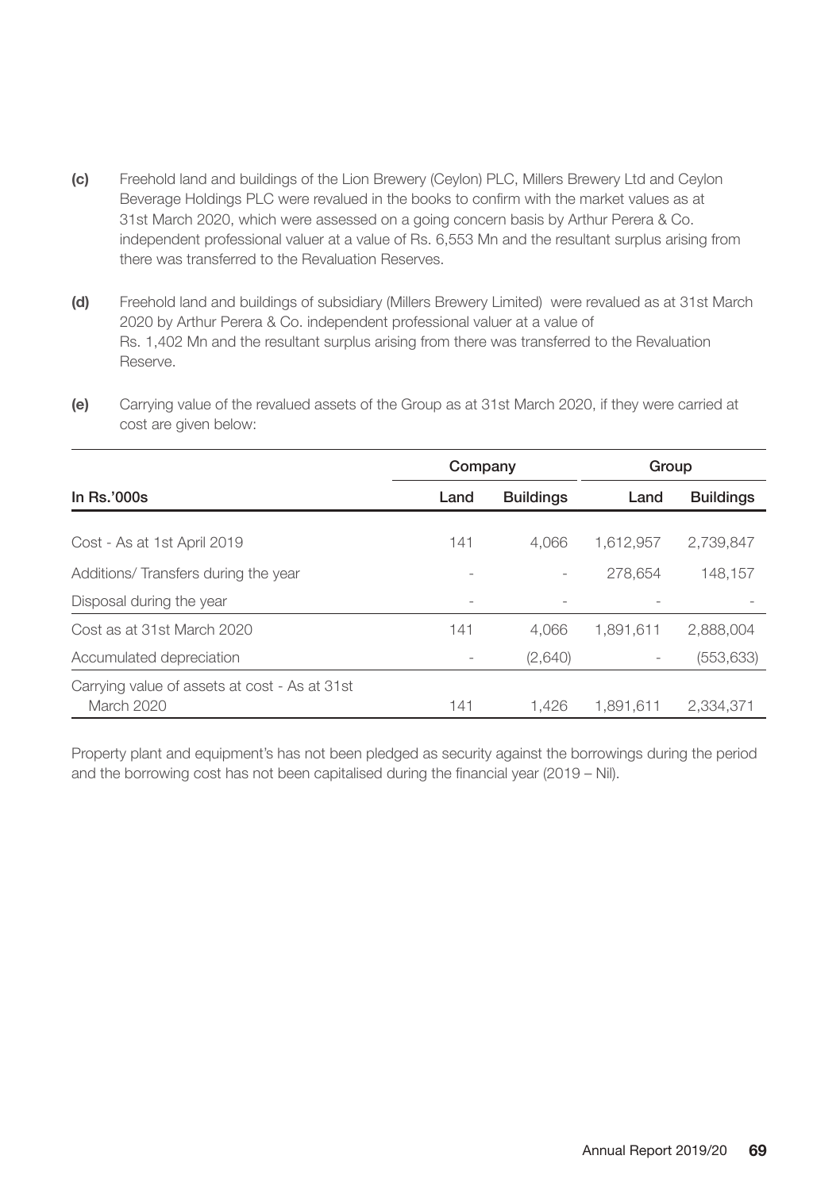**(c)** Freehold land and buildings of the Lion Brewery (Ceylon) PLC, Millers Brewery Ltd and Ceylon Beverage Holdings PLC were revalued in the books to confirm with the market values as at 31st March 2020, which were assessed on a going concern basis by Arthur Perera & Co. independent professional valuer at a value of Rs. 6,553 Mn and the resultant surplus arising from there was transferred to the Revaluation Reserves.

**(d)** Freehold land and buildings of subsidiary (Millers Brewery Limited) were revalued as at 31st March 2020 by Arthur Perera & Co. independent professional valuer at a value of Rs. 1,402 Mn and the resultant surplus arising from there was transferred to the Revaluation Reserve.

**(e)** Carrying value of the revalued assets of the Group as at 31st March 2020, if they were carried at cost are given below:

| | Company | | Group | |
|---|---|---|---|---|
| **In Rs.'000s** | **Land** | **Buildings** | **Land** | **Buildings** |
| Cost - As at 1st April 2019 | 141 | 4,066 | 1,612,957 | 2,739,847 |
| Additions/ Transfers during the year | - | - | 278,654 | 148,157 |
| Disposal during the year | - | - | - | - |
| Cost as at 31st March 2020 | 141 | 4,066 | 1,891,611 | 2,888,004 |
| Accumulated depreciation | - | (2,640) | - | (553,633) |
| Carrying value of assets at cost - As at 31st March 2020 | 141 | 1,426 | 1,891,611 | 2,334,371 |

Property plant and equipment's has not been pledged as security against the borrowings during the period and the borrowing cost has not been capitalised during the financial year (2019 – Nil).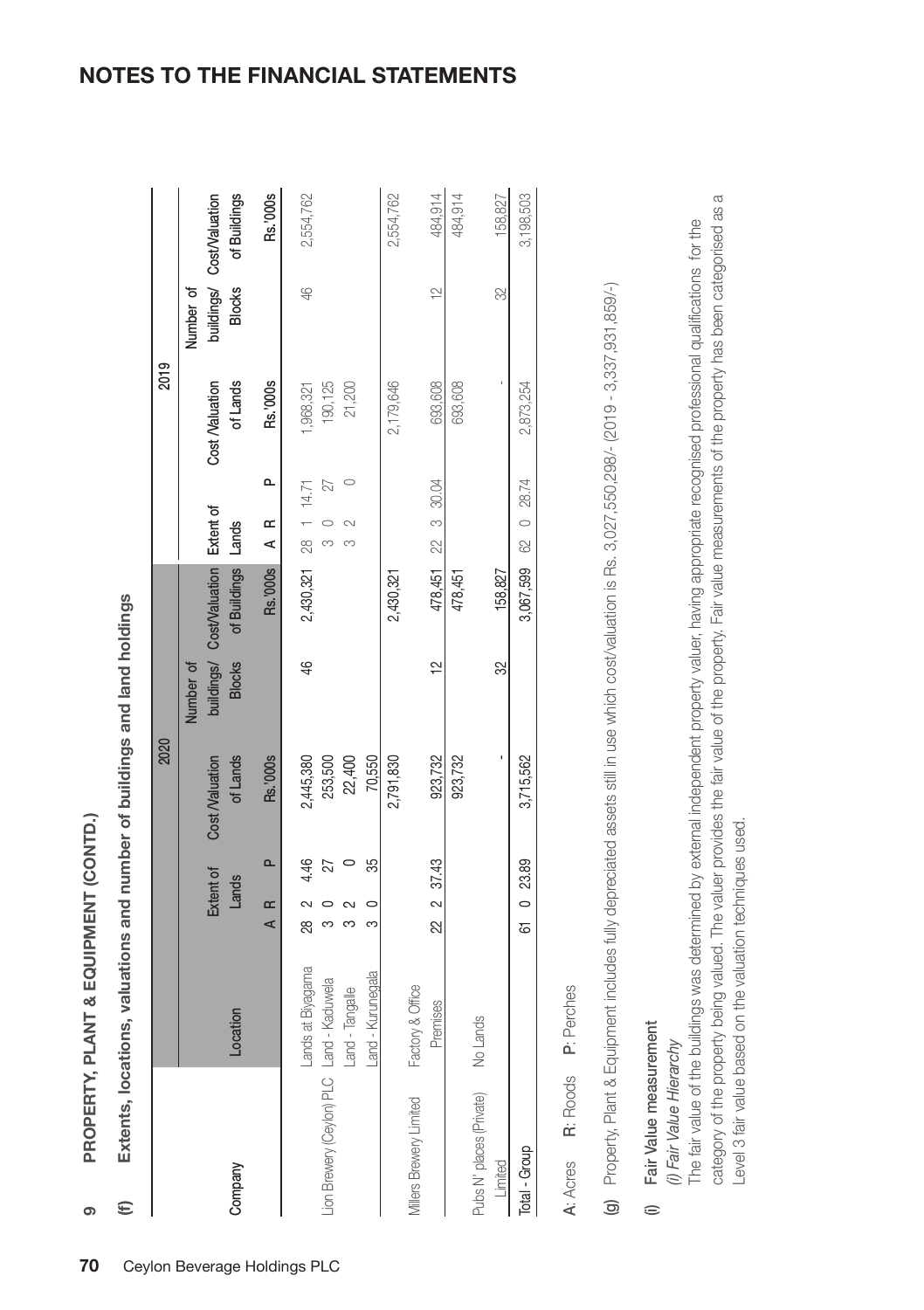# NOTES TO THE FINANCIAL STATEMENTS

## 9 PROPERTY, PLANT & EQUIPMENT (CONTD.)

### (f) Extents, locations, valuations and number of buildings and land holdings

| Company | Location | 2020 | | | | | | 2019 | | | | | |
|---|---|---|---|---|---|---|---|---|---|---|---|---|---|
| | | Extent of Lands | | | Cost /Valuation of Lands | Number of buildings/ Blocks | Cost/Valuation of Buildings | Extent of Lands | | | Cost /Valuation of Lands | Number of buildings/ Blocks | Cost/Valuation of Buildings |
| | | A | R | P | Rs.'000s | | Rs.'000s | A | R | P | Rs.'000s | | Rs.'000s |
| Lion Brewery (Ceylon) PLC | Lands at Biyagama | 28 | 2 | 4.46 | 2,445,380 | 46 | 2,430,321 | 28 | 1 | 14.71 | 1,968,321 | 46 | 2,554,762 |
| | Land - Kaduwela | 3 | 0 | 27 | 253,500 | | | 3 | 0 | 27 | 190,125 | | |
| | Land - Tangalle | 3 | 2 | 0 | 22,400 | | | 3 | 2 | 0 | 21,200 | | |
| | Land - Kurunegala | 3 | 0 | 35 | 70,550 | | | | | | | | |
| | | | | | 2,791,830 | | 2,430,321 | | | | 2,179,646 | | 2,554,762 |
| Millers Brewery Limited | Factory & Office Premises | 22 | 2 | 37.43 | 923,732 | 12 | 478,451 | 22 | 3 | 30.04 | 693,608 | 12 | 484,914 |
| | | | | | 923,732 | | 478,451 | | | | 693,608 | | 484,914 |
| Pubs N' places (Private) Limited | No Lands | | | | - | 32 | 158,827 | | | | - | 32 | 158,827 |
| Total - Group | | 61 | 0 | 23.89 | 3,715,562 | | 3,067,599 | 62 | 0 | 28.74 | 2,873,254 | | 3,198,503 |

**A**: Acres **R**: Roods **P**: Perches

### (g) Property, Plant & Equipment includes fully depreciated assets still in use which cost/valuation is Rs. 3,027,550,298/- (2019 - 3,337,931,859/-)

### (i) Fair Value measurement

*(i) Fair Value Hierarchy*

The fair value of the buildings was determined by external independent property valuer, having appropriate recognised professional qualifications for the category of the property being valued. The valuer provides the fair value of the property. Fair value measurements of the property has been categorised as a Level 3 fair value based on the valuation techniques used.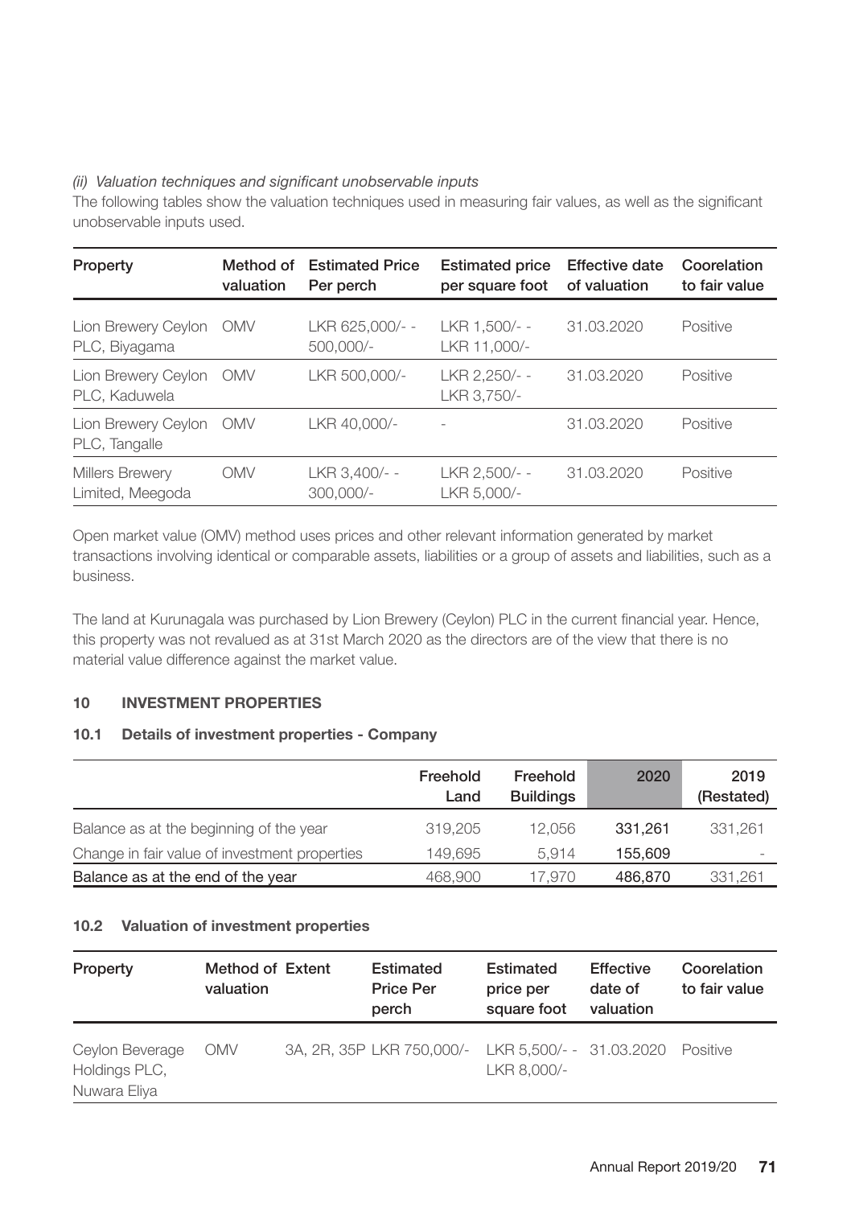*(ii) Valuation techniques and significant unobservable inputs*

The following tables show the valuation techniques used in measuring fair values, as well as the significant unobservable inputs used.

| Property | Method of valuation | Estimated Price Per perch | Estimated price per square foot | Effective date of valuation | Coorelation to fair value |
|---|---|---|---|---|---|
| Lion Brewery Ceylon PLC, Biyagama | OMV | LKR 625,000/- - 500,000/- | LKR 1,500/- - LKR 11,000/- | 31.03.2020 | Positive |
| Lion Brewery Ceylon PLC, Kaduwela | OMV | LKR 500,000/- | LKR 2,250/- - LKR 3,750/- | 31.03.2020 | Positive |
| Lion Brewery Ceylon PLC, Tangalle | OMV | LKR 40,000/- | - | 31.03.2020 | Positive |
| Millers Brewery Limited, Meegoda | OMV | LKR 3,400/- - 300,000/- | LKR 2,500/- - LKR 5,000/- | 31.03.2020 | Positive |

Open market value (OMV) method uses prices and other relevant information generated by market transactions involving identical or comparable assets, liabilities or a group of assets and liabilities, such as a business.

The land at Kurunagala was purchased by Lion Brewery (Ceylon) PLC in the current financial year. Hence, this property was not revalued as at 31st March 2020 as the directors are of the view that there is no material value difference against the market value.

## 10 INVESTMENT PROPERTIES

### 10.1 Details of investment properties - Company

| | Freehold Land | Freehold Buildings | 2020 | 2019 (Restated) |
|---|---|---|---|---|
| Balance as at the beginning of the year | 319,205 | 12,056 | 331,261 | 331,261 |
| Change in fair value of investment properties | 149,695 | 5,914 | 155,609 | - |
| Balance as at the end of the year | 468,900 | 17,970 | 486,870 | 331,261 |

### 10.2 Valuation of investment properties

| Property | Method of valuation | Extent | Estimated Price Per perch | Estimated price per square foot | Effective date of valuation | Coorelation to fair value |
|---|---|---|---|---|---|---|
| Ceylon Beverage Holdings PLC, Nuwara Eliya | OMV | 3A, 2R, 35P | LKR 750,000/- | LKR 5,500/- - LKR 8,000/- | 31.03.2020 | Positive |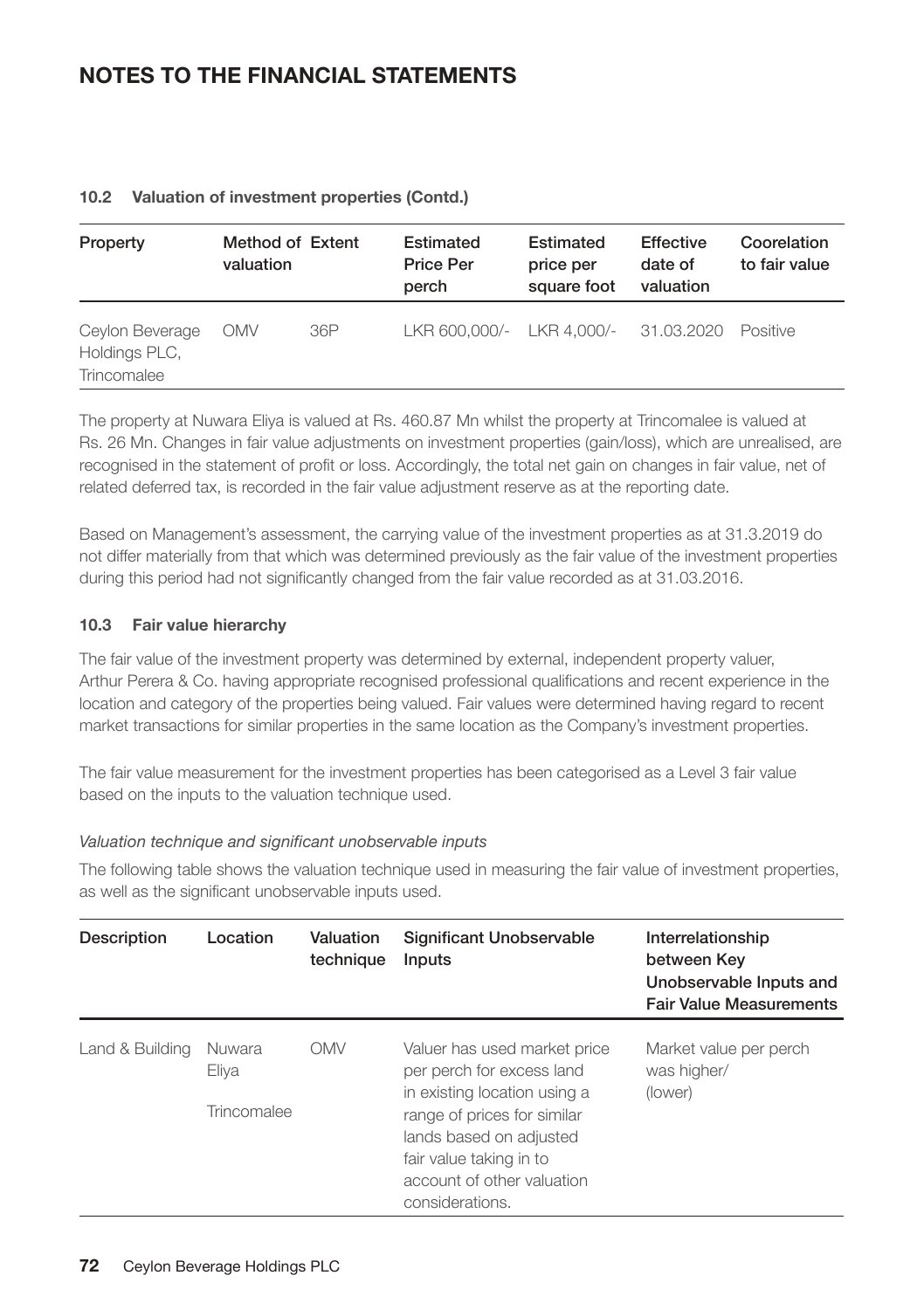# NOTES TO THE FINANCIAL STATEMENTS

#### 10.2 Valuation of investment properties (Contd.)

| Property | Method of valuation | Extent | Estimated Price Per perch | Estimated price per square foot | Effective date of valuation | Coorelation to fair value |
|---|---|---|---|---|---|---|
| Ceylon Beverage Holdings PLC, Trincomalee | OMV | 36P | LKR 600,000/- | LKR 4,000/- | 31.03.2020 | Positive |

The property at Nuwara Eliya is valued at Rs. 460.87 Mn whilst the property at Trincomalee is valued at Rs. 26 Mn. Changes in fair value adjustments on investment properties (gain/loss), which are unrealised, are recognised in the statement of profit or loss. Accordingly, the total net gain on changes in fair value, net of related deferred tax, is recorded in the fair value adjustment reserve as at the reporting date.

Based on Management's assessment, the carrying value of the investment properties as at 31.3.2019 do not differ materially from that which was determined previously as the fair value of the investment properties during this period had not significantly changed from the fair value recorded as at 31.03.2016.

#### 10.3 Fair value hierarchy

The fair value of the investment property was determined by external, independent property valuer, Arthur Perera & Co. having appropriate recognised professional qualifications and recent experience in the location and category of the properties being valued. Fair values were determined having regard to recent market transactions for similar properties in the same location as the Company's investment properties.

The fair value measurement for the investment properties has been categorised as a Level 3 fair value based on the inputs to the valuation technique used.

*Valuation technique and significant unobservable inputs*

The following table shows the valuation technique used in measuring the fair value of investment properties, as well as the significant unobservable inputs used.

| Description | Location | Valuation technique | Significant Unobservable Inputs | Interrelationship between Key Unobservable Inputs and Fair Value Measurements |
|---|---|---|---|---|
| Land & Building | Nuwara Eliya<br>Trincomalee | OMV | Valuer has used market price per perch for excess land in existing location using a range of prices for similar lands based on adjusted fair value taking in to account of other valuation considerations. | Market value per perch was higher/ (lower) |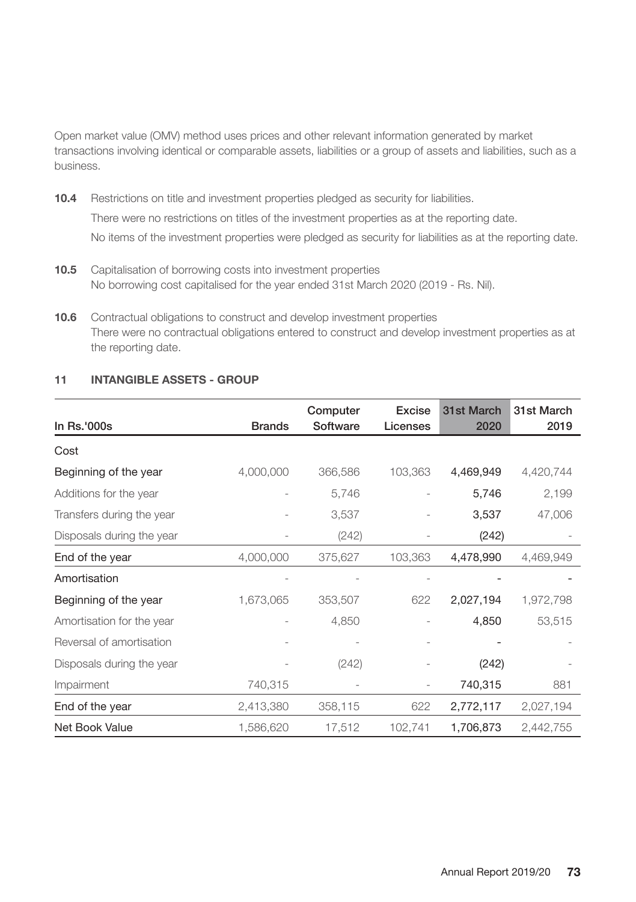Open market value (OMV) method uses prices and other relevant information generated by market transactions involving identical or comparable assets, liabilities or a group of assets and liabilities, such as a business.

**10.4** Restrictions on title and investment properties pledged as security for liabilities.

There were no restrictions on titles of the investment properties as at the reporting date.

No items of the investment properties were pledged as security for liabilities as at the reporting date.

**10.5** Capitalisation of borrowing costs into investment properties
No borrowing cost capitalised for the year ended 31st March 2020 (2019 - Rs. Nil).

**10.6** Contractual obligations to construct and develop investment properties
There were no contractual obligations entered to construct and develop investment properties as at the reporting date.

## 11 INTANGIBLE ASSETS - GROUP

| In Rs.'000s | Brands | Computer Software | Excise Licenses | 31st March 2020 | 31st March 2019 |
|---|---|---|---|---|---|
| Cost | | | | | |
| Beginning of the year | 4,000,000 | 366,586 | 103,363 | 4,469,949 | 4,420,744 |
| Additions for the year | - | 5,746 | - | 5,746 | 2,199 |
| Transfers during the year | - | 3,537 | - | 3,537 | 47,006 |
| Disposals during the year | - | (242) | - | (242) | - |
| End of the year | 4,000,000 | 375,627 | 103,363 | 4,478,990 | 4,469,949 |
| Amortisation | - | - | - | - | - |
| Beginning of the year | 1,673,065 | 353,507 | 622 | 2,027,194 | 1,972,798 |
| Amortisation for the year | - | 4,850 | - | 4,850 | 53,515 |
| Reversal of amortisation | - | - | - | - | - |
| Disposals during the year | - | (242) | - | (242) | - |
| Impairment | 740,315 | - | - | 740,315 | 881 |
| End of the year | 2,413,380 | 358,115 | 622 | 2,772,117 | 2,027,194 |
| Net Book Value | 1,586,620 | 17,512 | 102,741 | 1,706,873 | 2,442,755 |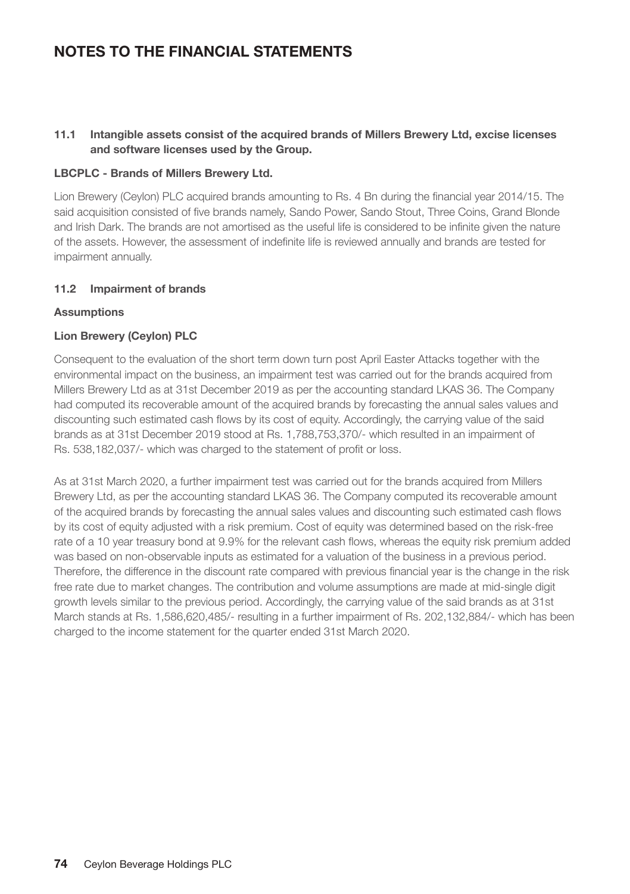# NOTES TO THE FINANCIAL STATEMENTS

### 11.1 Intangible assets consist of the acquired brands of Millers Brewery Ltd, excise licenses and software licenses used by the Group.

**LBCPLC - Brands of Millers Brewery Ltd.**

Lion Brewery (Ceylon) PLC acquired brands amounting to Rs. 4 Bn during the financial year 2014/15. The said acquisition consisted of five brands namely, Sando Power, Sando Stout, Three Coins, Grand Blonde and Irish Dark. The brands are not amortised as the useful life is considered to be infinite given the nature of the assets. However, the assessment of indefinite life is reviewed annually and brands are tested for impairment annually.

### 11.2 Impairment of brands

**Assumptions**

**Lion Brewery (Ceylon) PLC**

Consequent to the evaluation of the short term down turn post April Easter Attacks together with the environmental impact on the business, an impairment test was carried out for the brands acquired from Millers Brewery Ltd as at 31st December 2019 as per the accounting standard LKAS 36. The Company had computed its recoverable amount of the acquired brands by forecasting the annual sales values and discounting such estimated cash flows by its cost of equity. Accordingly, the carrying value of the said brands as at 31st December 2019 stood at Rs. 1,788,753,370/- which resulted in an impairment of Rs. 538,182,037/- which was charged to the statement of profit or loss.

As at 31st March 2020, a further impairment test was carried out for the brands acquired from Millers Brewery Ltd, as per the accounting standard LKAS 36. The Company computed its recoverable amount of the acquired brands by forecasting the annual sales values and discounting such estimated cash flows by its cost of equity adjusted with a risk premium. Cost of equity was determined based on the risk-free rate of a 10 year treasury bond at 9.9% for the relevant cash flows, whereas the equity risk premium added was based on non-observable inputs as estimated for a valuation of the business in a previous period. Therefore, the difference in the discount rate compared with previous financial year is the change in the risk free rate due to market changes. The contribution and volume assumptions are made at mid-single digit growth levels similar to the previous period. Accordingly, the carrying value of the said brands as at 31st March stands at Rs. 1,586,620,485/- resulting in a further impairment of Rs. 202,132,884/- which has been charged to the income statement for the quarter ended 31st March 2020.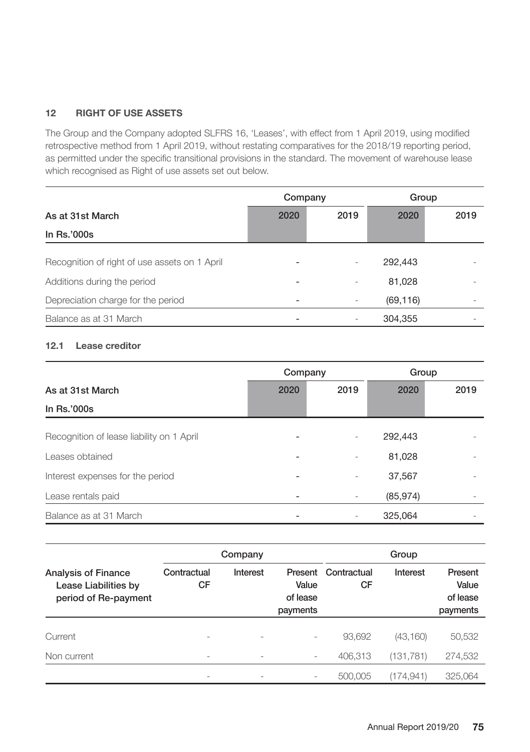## 12 RIGHT OF USE ASSETS

The Group and the Company adopted SLFRS 16, 'Leases', with effect from 1 April 2019, using modified retrospective method from 1 April 2019, without restating comparatives for the 2018/19 reporting period, as permitted under the specific transitional provisions in the standard. The movement of warehouse lease which recognised as Right of use assets set out below.

| | Company | | Group | |
|---|---|---|---|---|
| As at 31st March | 2020 | 2019 | 2020 | 2019 |
| In Rs.'000s | | | | |
| Recognition of right of use assets on 1 April | - | - | 292,443 | - |
| Additions during the period | - | - | 81,028 | - |
| Depreciation charge for the period | - | - | (69,116) | - |
| Balance as at 31 March | - | - | 304,355 | - |

### 12.1 Lease creditor

| | Company | | Group | |
|---|---|---|---|---|
| As at 31st March | 2020 | 2019 | 2020 | 2019 |
| In Rs.'000s | | | | |
| Recognition of lease liability on 1 April | - | - | 292,443 | - |
| Leases obtained | - | - | 81,028 | - |
| Interest expenses for the period | - | - | 37,567 | - |
| Lease rentals paid | - | - | (85,974) | - |
| Balance as at 31 March | - | - | 325,064 | - |

| | Company | | | Group | | |
|---|---|---|---|---|---|---|
| Analysis of Finance Lease Liabilities by period of Re-payment | Contractual CF | Interest | Present Value of lease payments | Contractual CF | Interest | Present Value of lease payments |
| Current | - | - | - | 93,692 | (43,160) | 50,532 |
| Non current | - | - | - | 406,313 | (131,781) | 274,532 |
| | - | - | - | 500,005 | (174,941) | 325,064 |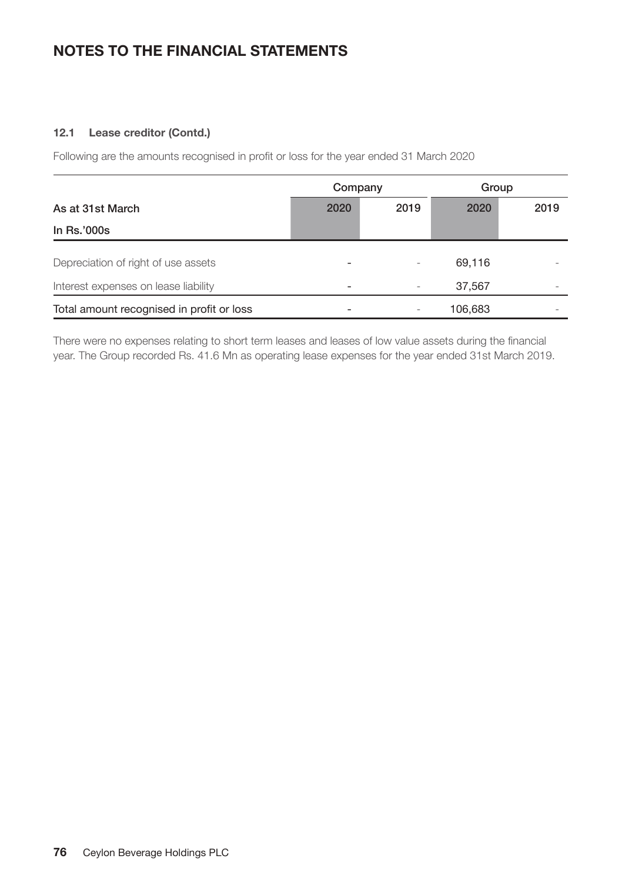# NOTES TO THE FINANCIAL STATEMENTS

### 12.1 Lease creditor (Contd.)

Following are the amounts recognised in profit or loss for the year ended 31 March 2020

| | Company | | Group | |
|---|---|---|---|---|
| As at 31st March | 2020 | 2019 | 2020 | 2019 |
| In Rs.'000s | | | | |
| Depreciation of right of use assets | - | - | 69,116 | - |
| Interest expenses on lease liability | - | - | 37,567 | - |
| Total amount recognised in profit or loss | - | - | 106,683 | - |

There were no expenses relating to short term leases and leases of low value assets during the financial year. The Group recorded Rs. 41.6 Mn as operating lease expenses for the year ended 31st March 2019.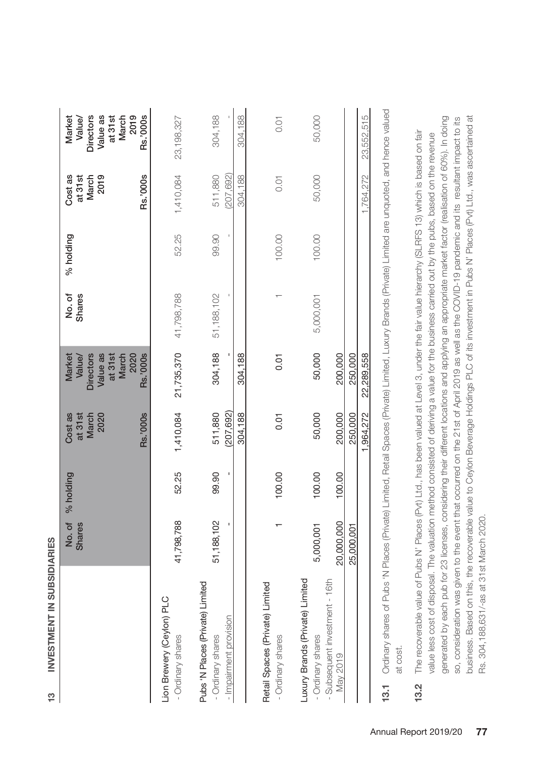## 13 INVESTMENT IN SUBSIDIARIES

| | No. of Shares | % holding | Cost as at 31st March 2020 Rs.'000s | Market Value/ Directors Value as at 31st March 2020 Rs.'000s | No. of Shares | % holding | Cost as at 31st March 2019 Rs.'000s | Market Value/ Directors Value as at 31st March 2019 Rs.'000s |
|---|---|---|---|---|---|---|---|---|
| **Lion Brewery (Ceylon) PLC** | | | | | | | | |
| - Ordinary shares | 41,798,788 | 52.25 | 1,410,084 | 21,735,370 | 41,798,788 | 52.25 | 1,410,084 | 23,198,327 |
| **Pubs 'N Places (Private) Limited** | | | | | | | | |
| - Ordinary shares | 51,188,102 | 99.90 | 511,880 | 304,188 | 51,188,102 | 99.90 | 511,880 | 304,188 |
| - Impairment provision | - | - | (207,692) | - | - | - | (207,692) | - |
| | | | 304,188 | 304,188 | | | 304,188 | 304,188 |
| **Retail Spaces (Private) Limited** | | | | | | | | |
| - Ordinary shares | 1 | 100.00 | 0.01 | 0.01 | 1 | 100.00 | 0.01 | 0.01 |
| **Luxury Brands (Private) Limited** | | | | | | | | |
| - Ordinary shares | 5,000,001 | 100.00 | 50,000 | 50,000 | 5,000,001 | 100.00 | 50,000 | 50,000 |
| - Subsequent investment - 16th May 2019 | 20,000,000 | 100.00 | 200,000 | 200,000 | | | | |
| | 25,000,001 | | 250,000 | 250,000 | | | | |
| | | | 1,964,272 | 22,289,558 | | | 1,764,272 | 23,552,515 |

**13.1** Ordinary shares of Pubs 'N Places (Private) Limited, Retail Spaces (Private) Limited, Luxury Brands (Private) Limited are unquoted, and hence valued at cost.

**13.2** The recoverable value of Pubs N' Places (Pvt) Ltd., has been valued at Level 3, under the fair value hierarchy (SLFRS 13) which is based on fair value less cost of disposal. The valuation method consisted of deriving a value for the business carried out by the pubs, based on the revenue generated by each pub for 23 licenses, considering their different locations and applying an appropriate market factor (realisation of 60%). In doing so, consideration was given to the event that occurred on the 21st of April 2019 as well as the COVID-19 pandemic and its resultant impact to its business. Based on this, the recoverable value to Ceylon Beverage Holdings PLC of its investment in Pubs N' Places (Pvt) Ltd., was ascertained at Rs. 304,188,631/-as at 31st March 2020.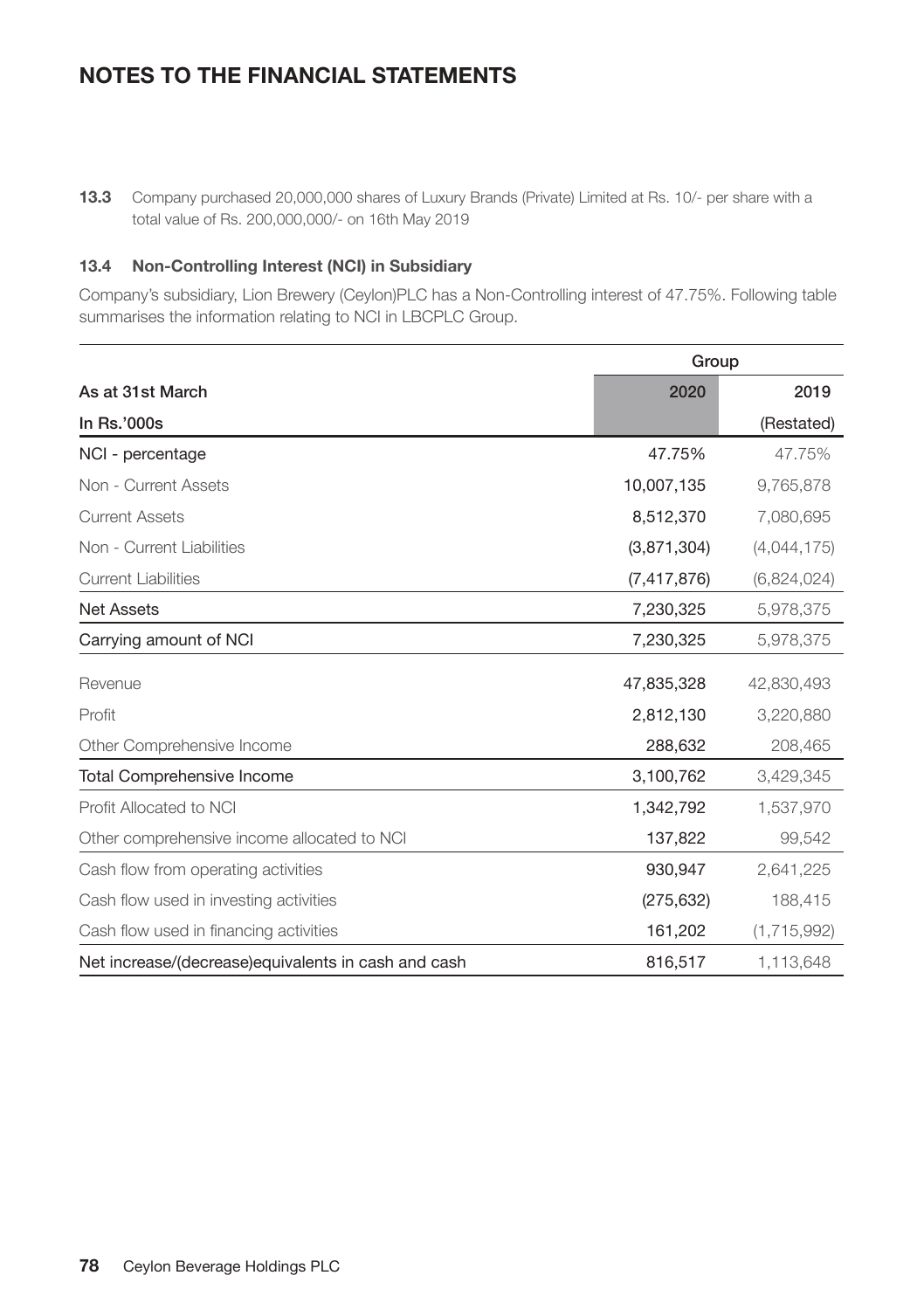# NOTES TO THE FINANCIAL STATEMENTS

**13.3** Company purchased 20,000,000 shares of Luxury Brands (Private) Limited at Rs. 10/- per share with a total value of Rs. 200,000,000/- on 16th May 2019

### 13.4 Non-Controlling Interest (NCI) in Subsidiary

Company's subsidiary, Lion Brewery (Ceylon)PLC has a Non-Controlling interest of 47.75%. Following table summarises the information relating to NCI in LBCPLC Group.

| | Group | |
|---|---|---|
| **As at 31st March** | **2020** | **2019** |
| **In Rs.'000s** | | **(Restated)** |
| NCI - percentage | 47.75% | 47.75% |
| Non - Current Assets | 10,007,135 | 9,765,878 |
| Current Assets | 8,512,370 | 7,080,695 |
| Non - Current Liabilities | (3,871,304) | (4,044,175) |
| Current Liabilities | (7,417,876) | (6,824,024) |
| **Net Assets** | 7,230,325 | 5,978,375 |
| Carrying amount of NCI | 7,230,325 | 5,978,375 |
| Revenue | 47,835,328 | 42,830,493 |
| Profit | 2,812,130 | 3,220,880 |
| Other Comprehensive Income | 288,632 | 208,465 |
| Total Comprehensive Income | 3,100,762 | 3,429,345 |
| Profit Allocated to NCI | 1,342,792 | 1,537,970 |
| Other comprehensive income allocated to NCI | 137,822 | 99,542 |
| Cash flow from operating activities | 930,947 | 2,641,225 |
| Cash flow used in investing activities | (275,632) | 188,415 |
| Cash flow used in financing activities | 161,202 | (1,715,992) |
| Net increase/(decrease)equivalents in cash and cash | 816,517 | 1,113,648 |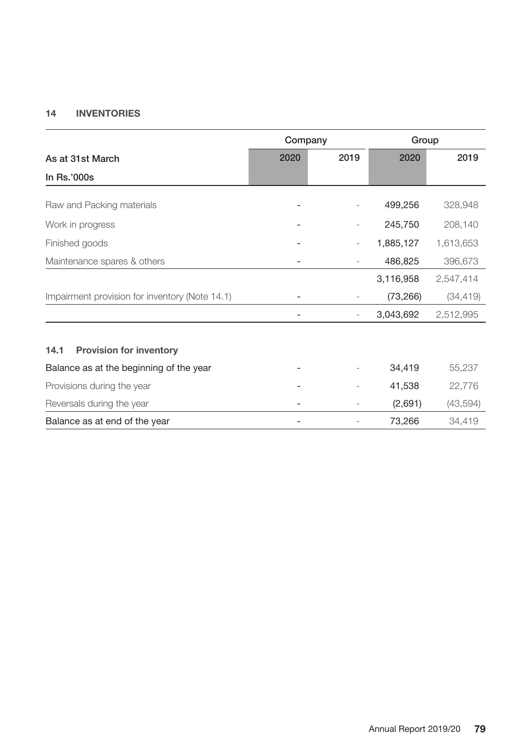## 14 INVENTORIES

| As at 31st March<br>In Rs.'000s | Company 2020 | Company 2019 | Group 2020 | Group 2019 |
|---|---|---|---|---|
| Raw and Packing materials | - | - | 499,256 | 328,948 |
| Work in progress | - | - | 245,750 | 208,140 |
| Finished goods | - | - | 1,885,127 | 1,613,653 |
| Maintenance spares & others | - | - | 486,825 | 396,673 |
| | | | 3,116,958 | 2,547,414 |
| Impairment provision for inventory (Note 14.1) | - | - | (73,266) | (34,419) |
| | - | - | 3,043,692 | 2,512,995 |

### 14.1 Provision for inventory

| | Company 2020 | Company 2019 | Group 2020 | Group 2019 |
|---|---|---|---|---|
| Balance as at the beginning of the year | - | - | 34,419 | 55,237 |
| Provisions during the year | - | - | 41,538 | 22,776 |
| Reversals during the year | - | - | (2,691) | (43,594) |
| Balance as at end of the year | - | - | 73,266 | 34,419 |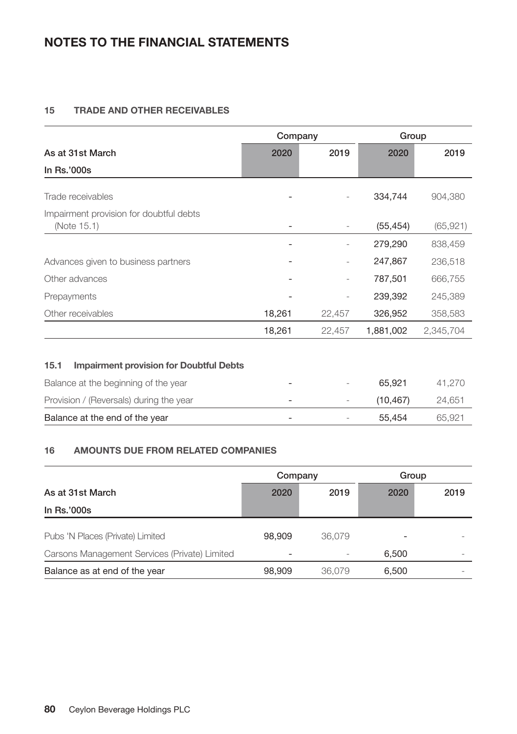# NOTES TO THE FINANCIAL STATEMENTS

## 15 TRADE AND OTHER RECEIVABLES

| As at 31st March | Company | | Group | |
|---|---|---|---|---|
| In Rs.'000s | 2020 | 2019 | 2020 | 2019 |
| Trade receivables | - | - | 334,744 | 904,380 |
| Impairment provision for doubtful debts (Note 15.1) | - | - | (55,454) | (65,921) |
| | - | - | 279,290 | 838,459 |
| Advances given to business partners | - | - | 247,867 | 236,518 |
| Other advances | - | - | 787,501 | 666,755 |
| Prepayments | - | - | 239,392 | 245,389 |
| Other receivables | 18,261 | 22,457 | 326,952 | 358,583 |
| | 18,261 | 22,457 | 1,881,002 | 2,345,704 |

### 15.1 Impairment provision for Doubtful Debts

| | Company 2020 | Company 2019 | Group 2020 | Group 2019 |
|---|---|---|---|---|
| Balance at the beginning of the year | - | - | 65,921 | 41,270 |
| Provision / (Reversals) during the year | - | - | (10,467) | 24,651 |
| Balance at the end of the year | - | - | 55,454 | 65,921 |

## 16 AMOUNTS DUE FROM RELATED COMPANIES

| As at 31st March | Company | | Group | |
|---|---|---|---|---|
| In Rs.'000s | 2020 | 2019 | 2020 | 2019 |
| Pubs 'N Places (Private) Limited | 98,909 | 36,079 | - | - |
| Carsons Management Services (Private) Limited | - | - | 6,500 | - |
| Balance as at end of the year | 98,909 | 36,079 | 6,500 | - |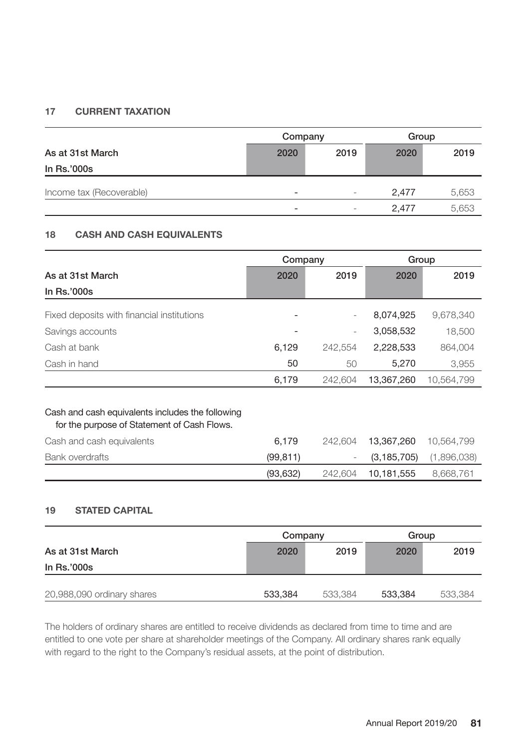## 17 CURRENT TAXATION

| As at 31st March<br>In Rs.'000s | Company | | Group | |
|---|---|---|---|---|
| | 2020 | 2019 | 2020 | 2019 |
| Income tax (Recoverable) | - | - | 2,477 | 5,653 |
| | - | - | 2,477 | 5,653 |

## 18 CASH AND CASH EQUIVALENTS

| As at 31st March<br>In Rs.'000s | Company | | Group | |
|---|---|---|---|---|
| | 2020 | 2019 | 2020 | 2019 |
| Fixed deposits with financial institutions | - | - | 8,074,925 | 9,678,340 |
| Savings accounts | - | - | 3,058,532 | 18,500 |
| Cash at bank | 6,129 | 242,554 | 2,228,533 | 864,004 |
| Cash in hand | 50 | 50 | 5,270 | 3,955 |
| | 6,179 | 242,604 | 13,367,260 | 10,564,799 |
| Cash and cash equivalents includes the following for the purpose of Statement of Cash Flows. | | | | |
| Cash and cash equivalents | 6,179 | 242,604 | 13,367,260 | 10,564,799 |
| Bank overdrafts | (99,811) | - | (3,185,705) | (1,896,038) |
| | (93,632) | 242,604 | 10,181,555 | 8,668,761 |

## 19 STATED CAPITAL

| As at 31st March<br>In Rs.'000s | Company | | Group | |
|---|---|---|---|---|
| | 2020 | 2019 | 2020 | 2019 |
| 20,988,090 ordinary shares | 533,384 | 533,384 | 533,384 | 533,384 |

The holders of ordinary shares are entitled to receive dividends as declared from time to time and are entitled to one vote per share at shareholder meetings of the Company. All ordinary shares rank equally with regard to the right to the Company's residual assets, at the point of distribution.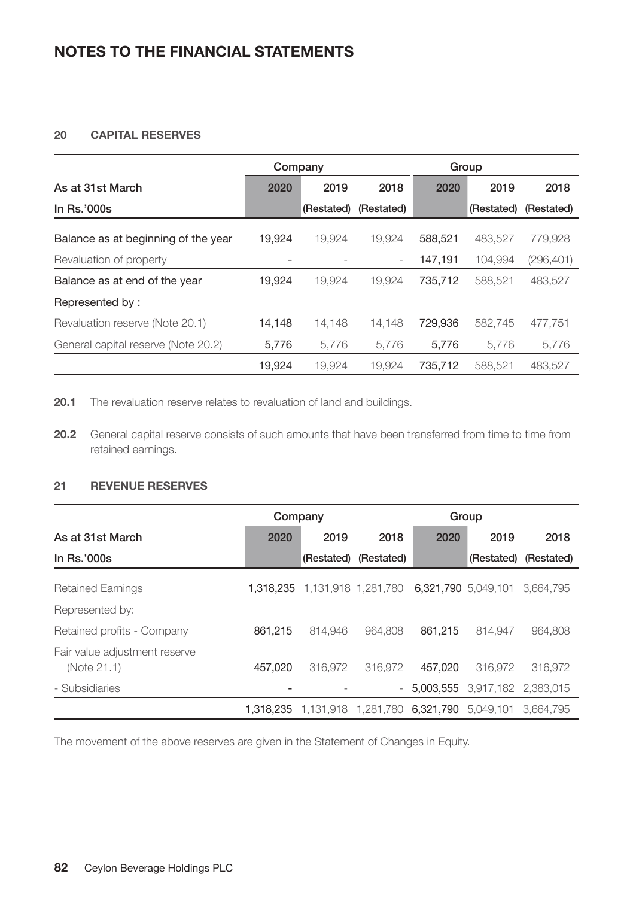# NOTES TO THE FINANCIAL STATEMENTS

## 20 CAPITAL RESERVES

| | Company | | | Group | | |
|---|---|---|---|---|---|---|
| As at 31st March | 2020 | 2019 | 2018 | 2020 | 2019 | 2018 |
| In Rs.'000s | | (Restated) | (Restated) | | (Restated) | (Restated) |
| Balance as at beginning of the year | 19,924 | 19,924 | 19,924 | 588,521 | 483,527 | 779,928 |
| Revaluation of property | - | - | - | 147,191 | 104,994 | (296,401) |
| Balance as at end of the year | 19,924 | 19,924 | 19,924 | 735,712 | 588,521 | 483,527 |
| Represented by : | | | | | | |
| Revaluation reserve (Note 20.1) | 14,148 | 14,148 | 14,148 | 729,936 | 582,745 | 477,751 |
| General capital reserve (Note 20.2) | 5,776 | 5,776 | 5,776 | 5,776 | 5,776 | 5,776 |
| | 19,924 | 19,924 | 19,924 | 735,712 | 588,521 | 483,527 |

**20.1** The revaluation reserve relates to revaluation of land and buildings.

**20.2** General capital reserve consists of such amounts that have been transferred from time to time from retained earnings.

## 21 REVENUE RESERVES

| | Company | | | Group | | |
|---|---|---|---|---|---|---|
| As at 31st March | 2020 | 2019 | 2018 | 2020 | 2019 | 2018 |
| In Rs.'000s | | (Restated) | (Restated) | | (Restated) | (Restated) |
| Retained Earnings | 1,318,235 | 1,131,918 | 1,281,780 | 6,321,790 | 5,049,101 | 3,664,795 |
| Represented by: | | | | | | |
| Retained profits - Company | 861,215 | 814,946 | 964,808 | 861,215 | 814,947 | 964,808 |
| Fair value adjustment reserve (Note 21.1) | 457,020 | 316,972 | 316,972 | 457,020 | 316,972 | 316,972 |
| - Subsidiaries | - | - | - | 5,003,555 | 3,917,182 | 2,383,015 |
| | 1,318,235 | 1,131,918 | 1,281,780 | 6,321,790 | 5,049,101 | 3,664,795 |

The movement of the above reserves are given in the Statement of Changes in Equity.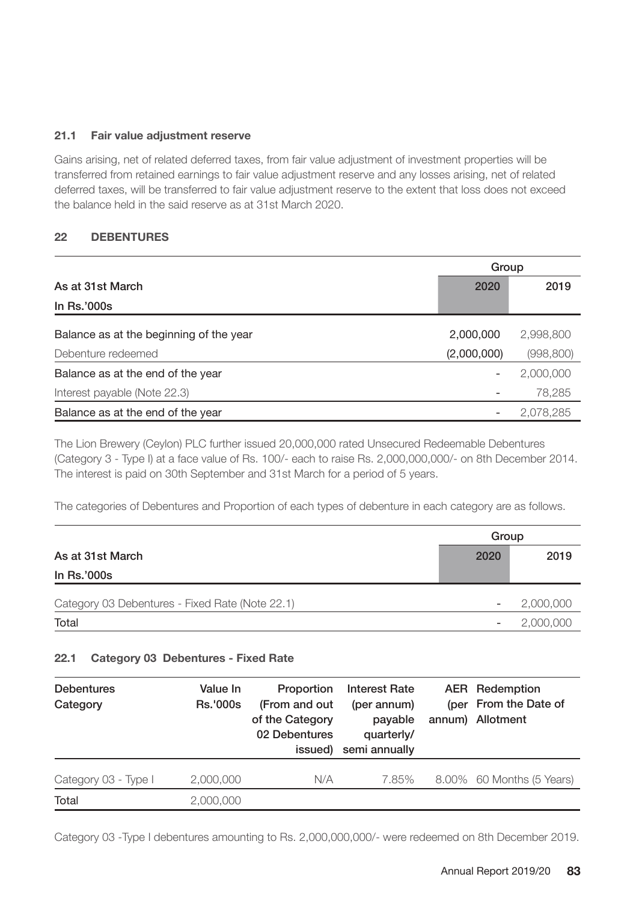### 21.1 Fair value adjustment reserve

Gains arising, net of related deferred taxes, from fair value adjustment of investment properties will be transferred from retained earnings to fair value adjustment reserve and any losses arising, net of related deferred taxes, will be transferred to fair value adjustment reserve to the extent that loss does not exceed the balance held in the said reserve as at 31st March 2020.

## 22 DEBENTURES

| | Group | |
|---|---|---|
| As at 31st March | 2020 | 2019 |
| In Rs.'000s | | |
| Balance as at the beginning of the year | 2,000,000 | 2,998,800 |
| Debenture redeemed | (2,000,000) | (998,800) |
| Balance as at the end of the year | - | 2,000,000 |
| Interest payable (Note 22.3) | - | 78,285 |
| Balance as at the end of the year | - | 2,078,285 |

The Lion Brewery (Ceylon) PLC further issued 20,000,000 rated Unsecured Redeemable Debentures (Category 3 - Type I) at a face value of Rs. 100/- each to raise Rs. 2,000,000,000/- on 8th December 2014. The interest is paid on 30th September and 31st March for a period of 5 years.

The categories of Debentures and Proportion of each types of debenture in each category are as follows.

| | Group | |
|---|---|---|
| As at 31st March | 2020 | 2019 |
| In Rs.'000s | | |
| Category 03 Debentures - Fixed Rate (Note 22.1) | - | 2,000,000 |
| Total | - | 2,000,000 |

### 22.1 Category 03 Debentures - Fixed Rate

| Debentures Category | Value In Rs.'000s | Proportion (From and out of the Category 02 Debentures issued) | Interest Rate (per annum) payable quarterly/ semi annually | AER (per annum) | Redemption From the Date of Allotment |
|---|---|---|---|---|---|
| Category 03 - Type I | 2,000,000 | N/A | 7.85% | 8.00% | 60 Months (5 Years) |
| Total | 2,000,000 | | | | |

Category 03 -Type I debentures amounting to Rs. 2,000,000,000/- were redeemed on 8th December 2019.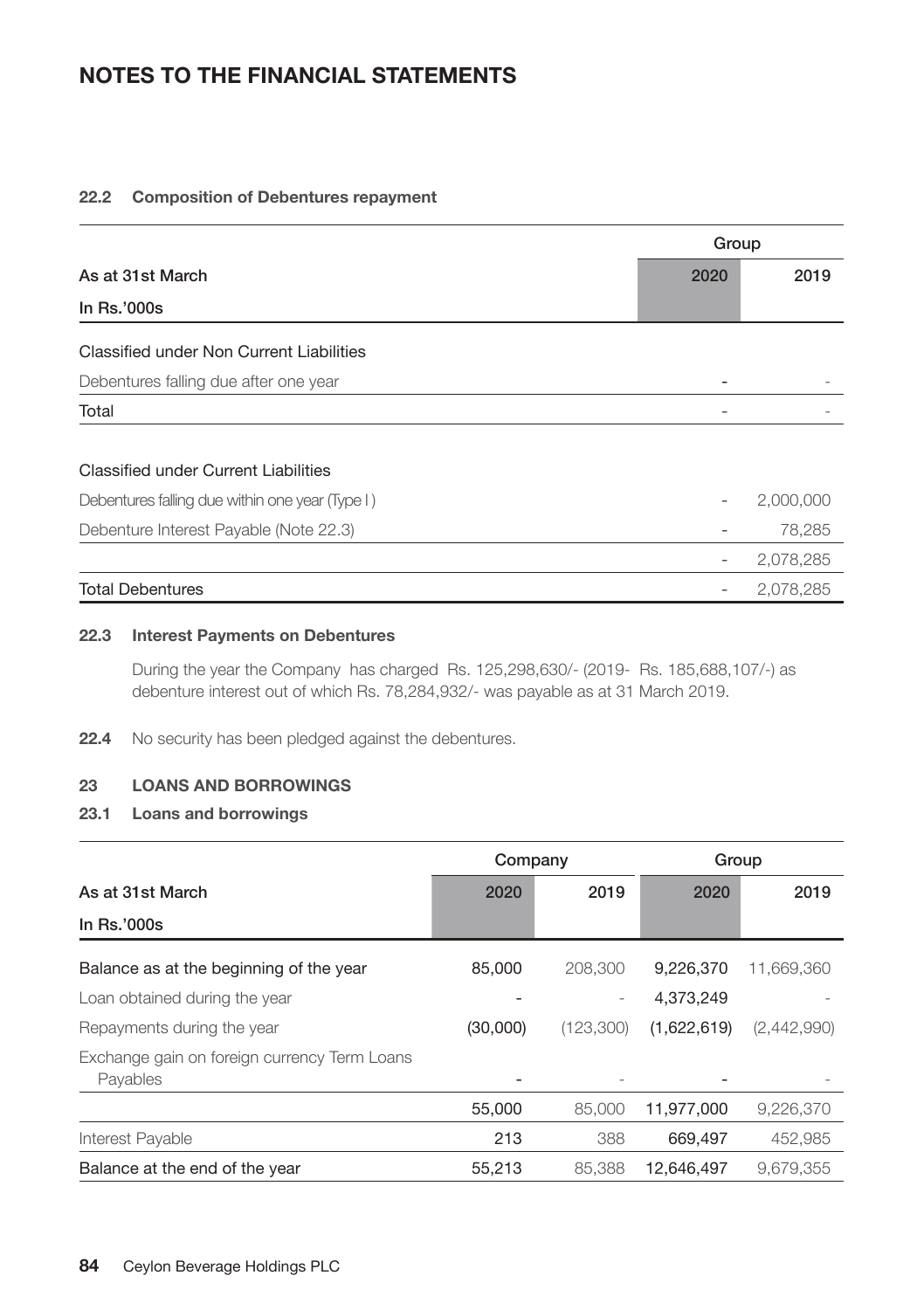# NOTES TO THE FINANCIAL STATEMENTS

### 22.2 Composition of Debentures repayment

| As at 31st March | Group | |
|---|---|---|
| In Rs.'000s | 2020 | 2019 |
| **Classified under Non Current Liabilities** | | |
| Debentures falling due after one year | - | - |
| Total | - | - |
| **Classified under Current Liabilities** | | |
| Debentures falling due within one year (Type I ) | - | 2,000,000 |
| Debenture Interest Payable (Note 22.3) | - | 78,285 |
| | - | 2,078,285 |
| Total Debentures | - | 2,078,285 |

### 22.3 Interest Payments on Debentures

During the year the Company has charged Rs. 125,298,630/- (2019- Rs. 185,688,107/-) as debenture interest out of which Rs. 78,284,932/- was payable as at 31 March 2019.

**22.4** No security has been pledged against the debentures.

## 23 LOANS AND BORROWINGS

### 23.1 Loans and borrowings

| As at 31st March | Company | | Group | |
|---|---|---|---|---|
| In Rs.'000s | 2020 | 2019 | 2020 | 2019 |
| Balance as at the beginning of the year | 85,000 | 208,300 | 9,226,370 | 11,669,360 |
| Loan obtained during the year | - | - | 4,373,249 | - |
| Repayments during the year | (30,000) | (123,300) | (1,622,619) | (2,442,990) |
| Exchange gain on foreign currency Term Loans Payables | - | - | - | - |
| | 55,000 | 85,000 | 11,977,000 | 9,226,370 |
| Interest Payable | 213 | 388 | 669,497 | 452,985 |
| Balance at the end of the year | 55,213 | 85,388 | 12,646,497 | 9,679,355 |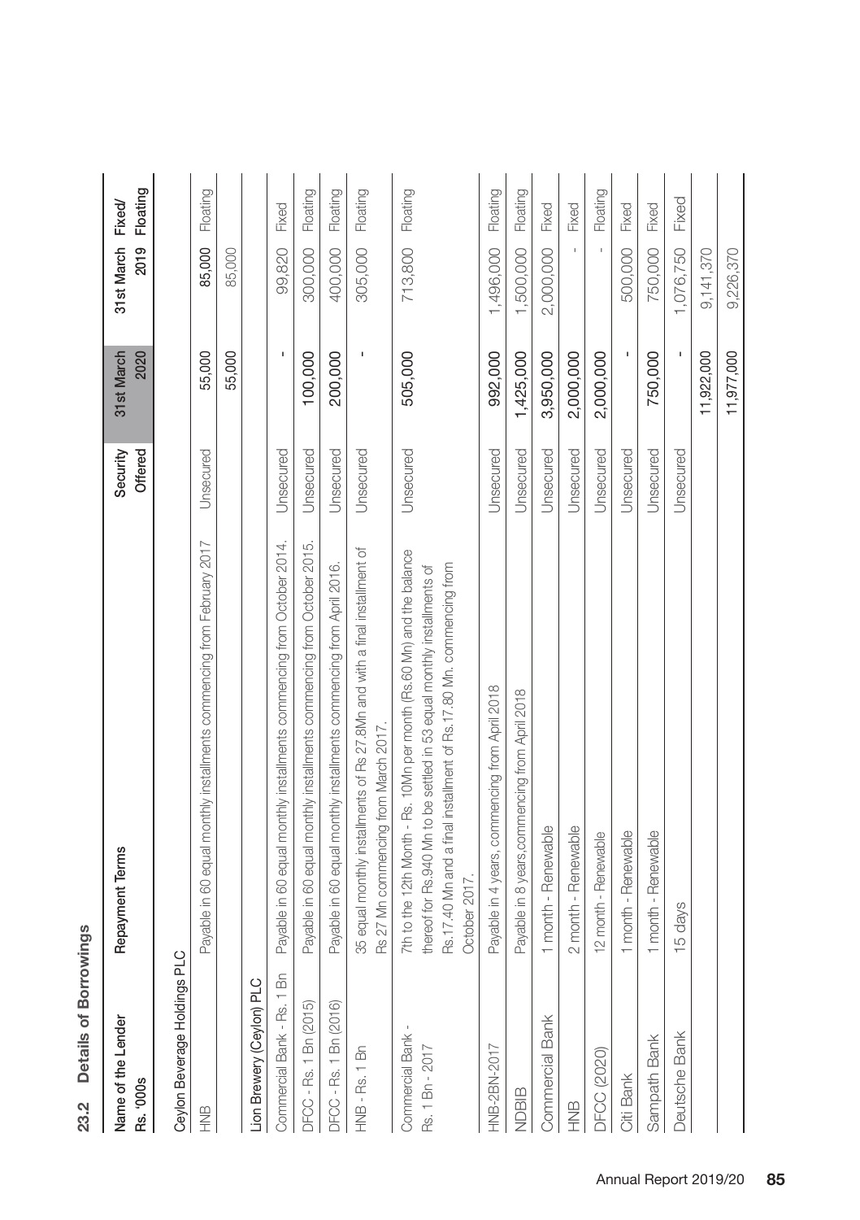## 23.2 Details of Borrowings

| Name of the Lender Rs. '000s | Repayment Terms | Security Offered | 31st March 2020 | 31st March 2019 | Fixed/ Floating |
|---|---|---|---|---|---|
| **Ceylon Beverage Holdings PLC** | | | | | |
| HNB | Payable in 60 equal monthly installments commencing from February 2017 | Unsecured | 55,000 | 85,000 | Floating |
| | | | 55,000 | 85,000 | |
| **Lion Brewery (Ceylon) PLC** | | | | | |
| Commercial Bank - Rs. 1 Bn | Payable in 60 equal monthly installments commencing from October 2014. | Unsecured | - | 99,820 | Fixed |
| DFCC - Rs. 1 Bn (2015) | Payable in 60 equal monthly installments commencing from October 2015. | Unsecured | 100,000 | 300,000 | Floating |
| DFCC - Rs. 1 Bn (2016) | Payable in 60 equal monthly installments commencing from April 2016. | Unsecured | 200,000 | 400,000 | Floating |
| HNB - Rs. 1 Bn | 35 equal monthly installments of Rs 27.8Mn and with a final installment of Rs 27 Mn commencing from March 2017. | Unsecured | - | 305,000 | Floating |
| Commercial Bank - Rs. 1 Bn - 2017 | 7th to the 12th Month - Rs. 10Mn per month (Rs.60 Mn) and the balance thereof for Rs.940 Mn to be settled in 53 equal monthly installments of Rs.17.40 Mn and a final installment of Rs.17.80 Mn. commencing from October 2017. | Unsecured | 505,000 | 713,800 | Floating |
| HNB-2BN-2017 | Payable in 4 years, commencing from April 2018 | Unsecured | 992,000 | 1,496,000 | Floating |
| NDBIB | Payable in 8 years,commencing from April 2018 | Unsecured | 1,425,000 | 1,500,000 | Floating |
| Commercial Bank | 1 month - Renewable | Unsecured | 3,950,000 | 2,000,000 | Fixed |
| HNB | 2 month - Renewable | Unsecured | 2,000,000 | - | Fixed |
| DFCC (2020) | 12 month - Renewable | Unsecured | 2,000,000 | - | Floating |
| Citi Bank | 1 month - Renewable | Unsecured | - | 500,000 | Fixed |
| Sampath Bank | 1 month - Renewable | Unsecured | 750,000 | 750,000 | Fixed |
| Deutsche Bank | 15 days | Unsecured | - | 1,076,750 | Fixed |
| | | | 11,922,000 | 9,141,370 | |
| | | | 11,977,000 | 9,226,370 | |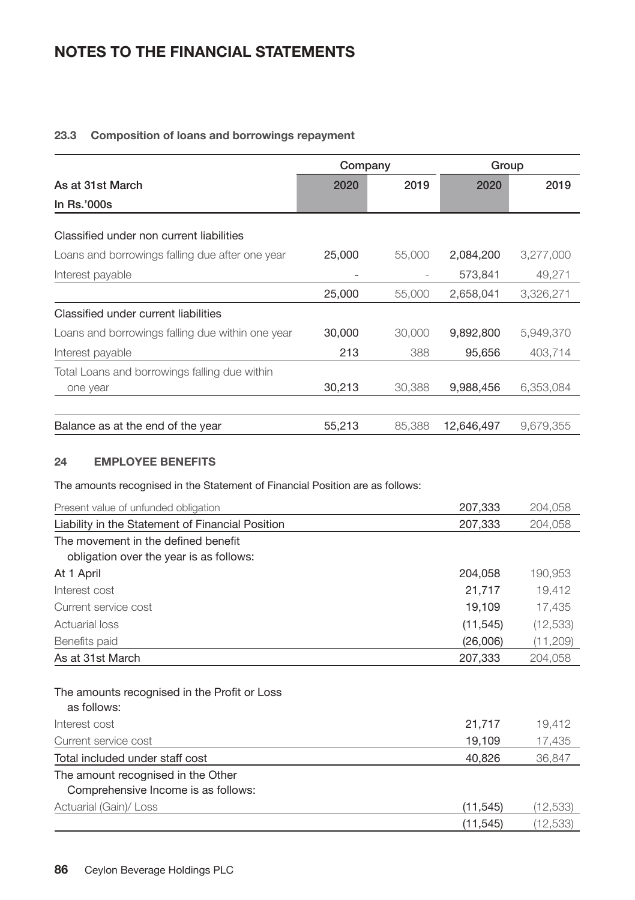# NOTES TO THE FINANCIAL STATEMENTS

### 23.3 Composition of loans and borrowings repayment

| As at 31st March | Company | | Group | |
|---|---|---|---|---|
| In Rs.'000s | 2020 | 2019 | 2020 | 2019 |
| Classified under non current liabilities | | | | |
| Loans and borrowings falling due after one year | 25,000 | 55,000 | 2,084,200 | 3,277,000 |
| Interest payable | - | - | 573,841 | 49,271 |
| | 25,000 | 55,000 | 2,658,041 | 3,326,271 |
| Classified under current liabilities | | | | |
| Loans and borrowings falling due within one year | 30,000 | 30,000 | 9,892,800 | 5,949,370 |
| Interest payable | 213 | 388 | 95,656 | 403,714 |
| Total Loans and borrowings falling due within one year | 30,213 | 30,388 | 9,988,456 | 6,353,084 |
| Balance as at the end of the year | 55,213 | 85,388 | 12,646,497 | 9,679,355 |

### 24 EMPLOYEE BENEFITS

The amounts recognised in the Statement of Financial Position are as follows:

| | 2020 | 2019 |
|---|---|---|
| Present value of unfunded obligation | 207,333 | 204,058 |
| Liability in the Statement of Financial Position | 207,333 | 204,058 |
| The movement in the defined benefit obligation over the year is as follows: | | |
| At 1 April | 204,058 | 190,953 |
| Interest cost | 21,717 | 19,412 |
| Current service cost | 19,109 | 17,435 |
| Actuarial loss | (11,545) | (12,533) |
| Benefits paid | (26,006) | (11,209) |
| As at 31st March | 207,333 | 204,058 |
| The amounts recognised in the Profit or Loss as follows: | | |
| Interest cost | 21,717 | 19,412 |
| Current service cost | 19,109 | 17,435 |
| Total included under staff cost | 40,826 | 36,847 |
| The amount recognised in the Other Comprehensive Income is as follows: | | |
| Actuarial (Gain)/ Loss | (11,545) | (12,533) |
| | (11,545) | (12,533) |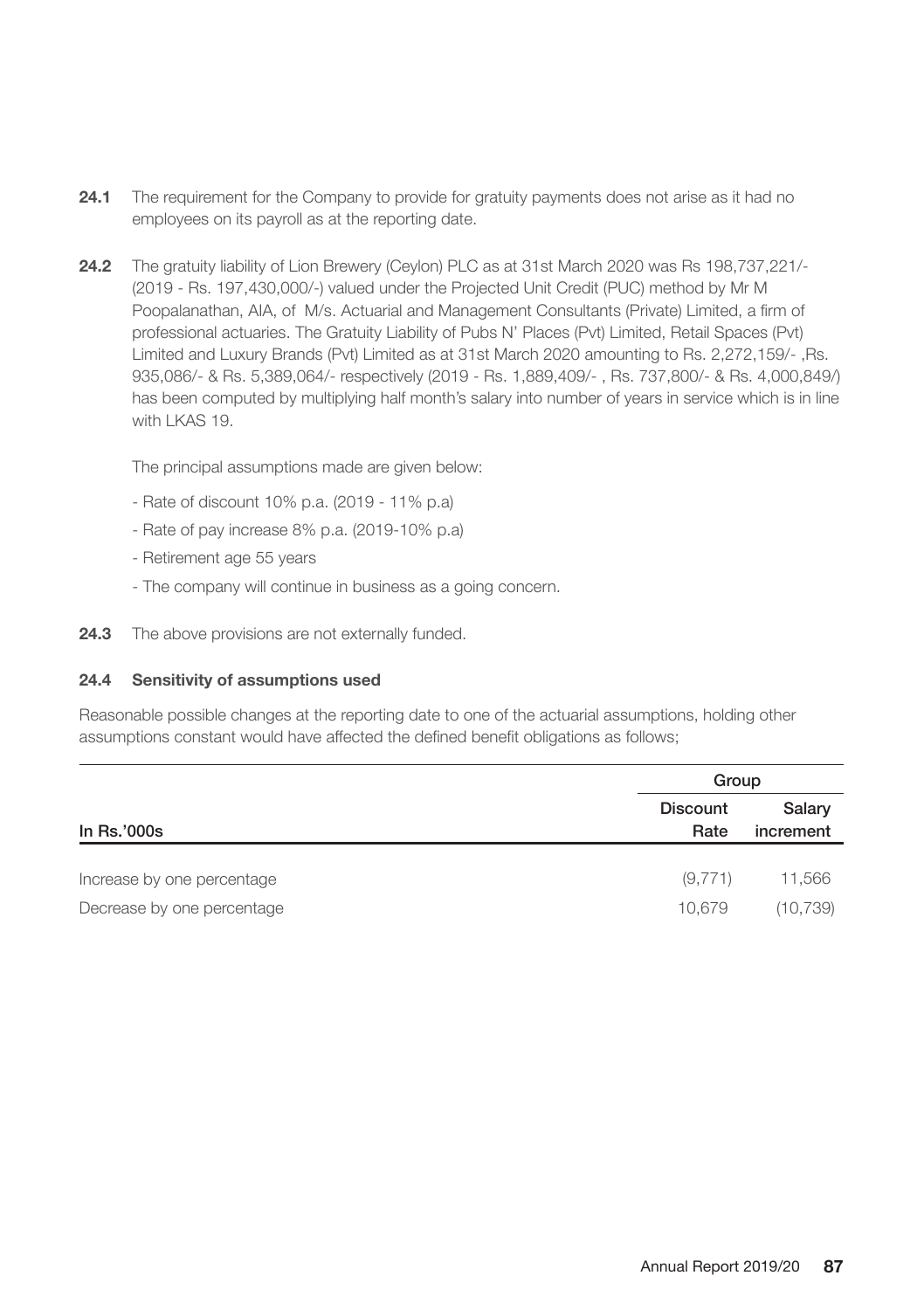**24.1** The requirement for the Company to provide for gratuity payments does not arise as it had no employees on its payroll as at the reporting date.

**24.2** The gratuity liability of Lion Brewery (Ceylon) PLC as at 31st March 2020 was Rs 198,737,221/- (2019 - Rs. 197,430,000/-) valued under the Projected Unit Credit (PUC) method by Mr M Poopalanathan, AIA, of M/s. Actuarial and Management Consultants (Private) Limited, a firm of professional actuaries. The Gratuity Liability of Pubs N' Places (Pvt) Limited, Retail Spaces (Pvt) Limited and Luxury Brands (Pvt) Limited as at 31st March 2020 amounting to Rs. 2,272,159/- ,Rs. 935,086/- & Rs. 5,389,064/- respectively (2019 - Rs. 1,889,409/- , Rs. 737,800/- & Rs. 4,000,849/) has been computed by multiplying half month's salary into number of years in service which is in line with LKAS 19.

The principal assumptions made are given below:

- Rate of discount 10% p.a. (2019 - 11% p.a)
- Rate of pay increase 8% p.a. (2019-10% p.a)
- Retirement age 55 years
- The company will continue in business as a going concern.

**24.3** The above provisions are not externally funded.

### 24.4 Sensitivity of assumptions used

Reasonable possible changes at the reporting date to one of the actuarial assumptions, holding other assumptions constant would have affected the defined benefit obligations as follows;

| | Group | |
|---|---|---|
| In Rs.'000s | Discount Rate | Salary increment |
| Increase by one percentage | (9,771) | 11,566 |
| Decrease by one percentage | 10,679 | (10,739) |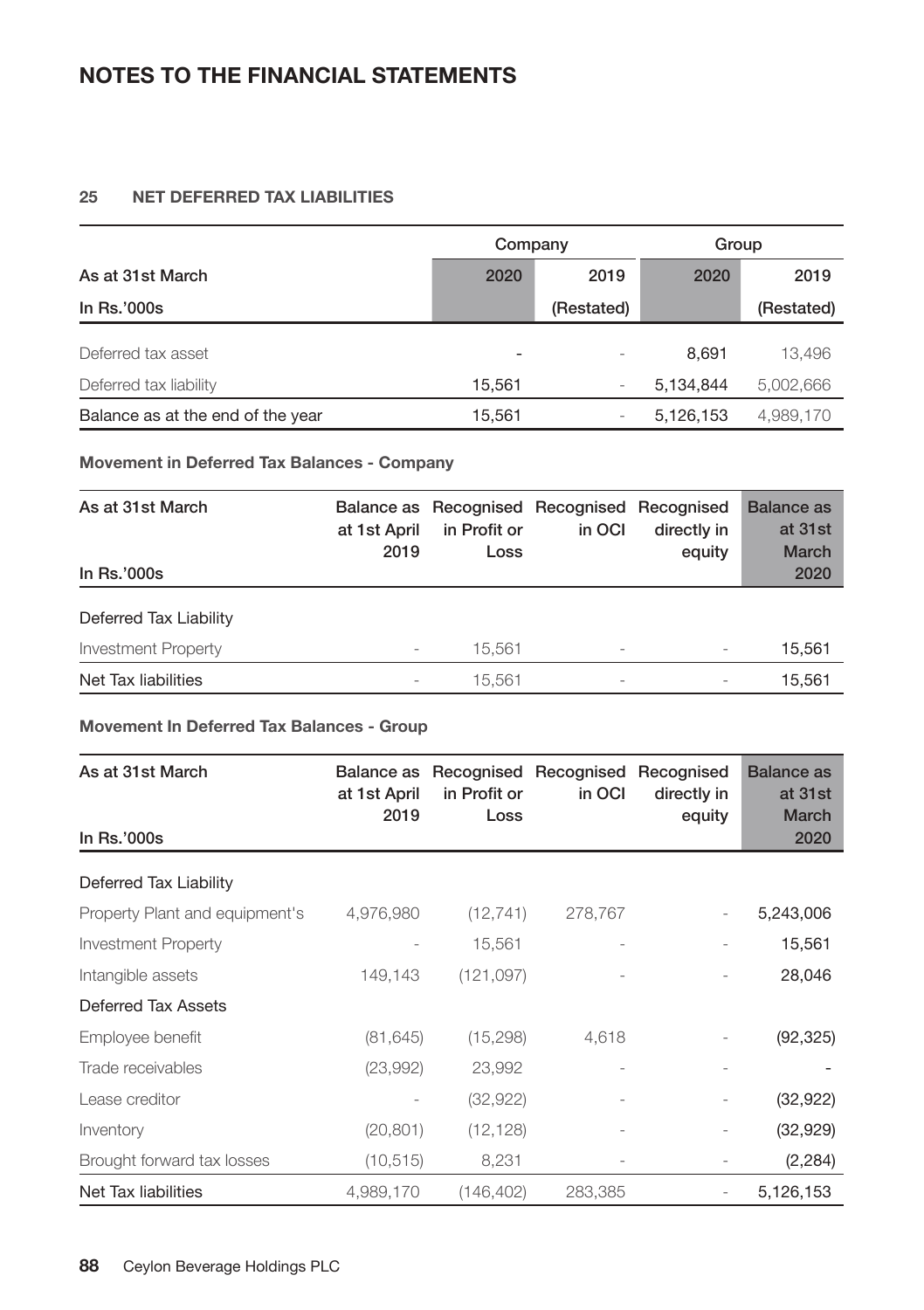# NOTES TO THE FINANCIAL STATEMENTS

## 25 NET DEFERRED TAX LIABILITIES

| | Company | | Group | |
|---|---|---|---|---|
| **As at 31st March** | **2020** | **2019** | **2020** | **2019** |
| **In Rs.'000s** | | **(Restated)** | | **(Restated)** |
| Deferred tax asset | - | - | 8,691 | 13,496 |
| Deferred tax liability | 15,561 | - | 5,134,844 | 5,002,666 |
| **Balance as at the end of the year** | 15,561 | - | 5,126,153 | 4,989,170 |

**Movement in Deferred Tax Balances - Company**

| As at 31st March<br>In Rs.'000s | Balance as at 1st April 2019 | Recognised in Profit or Loss | Recognised in OCI | Recognised directly in equity | Balance as at 31st March 2020 |
|---|---|---|---|---|---|
| Deferred Tax Liability | | | | | |
| Investment Property | - | 15,561 | - | - | 15,561 |
| **Net Tax liabilities** | - | 15,561 | - | - | 15,561 |

**Movement In Deferred Tax Balances - Group**

| As at 31st March<br>In Rs.'000s | Balance as at 1st April 2019 | Recognised in Profit or Loss | Recognised in OCI | Recognised directly in equity | Balance as at 31st March 2020 |
|---|---|---|---|---|---|
| Deferred Tax Liability | | | | | |
| Property Plant and equipment's | 4,976,980 | (12,741) | 278,767 | - | 5,243,006 |
| Investment Property | - | 15,561 | - | - | 15,561 |
| Intangible assets | 149,143 | (121,097) | - | - | 28,046 |
| Deferred Tax Assets | | | | | |
| Employee benefit | (81,645) | (15,298) | 4,618 | - | (92,325) |
| Trade receivables | (23,992) | 23,992 | - | - | - |
| Lease creditor | - | (32,922) | - | - | (32,922) |
| Inventory | (20,801) | (12,128) | - | - | (32,929) |
| Brought forward tax losses | (10,515) | 8,231 | - | - | (2,284) |
| **Net Tax liabilities** | 4,989,170 | (146,402) | 283,385 | - | 5,126,153 |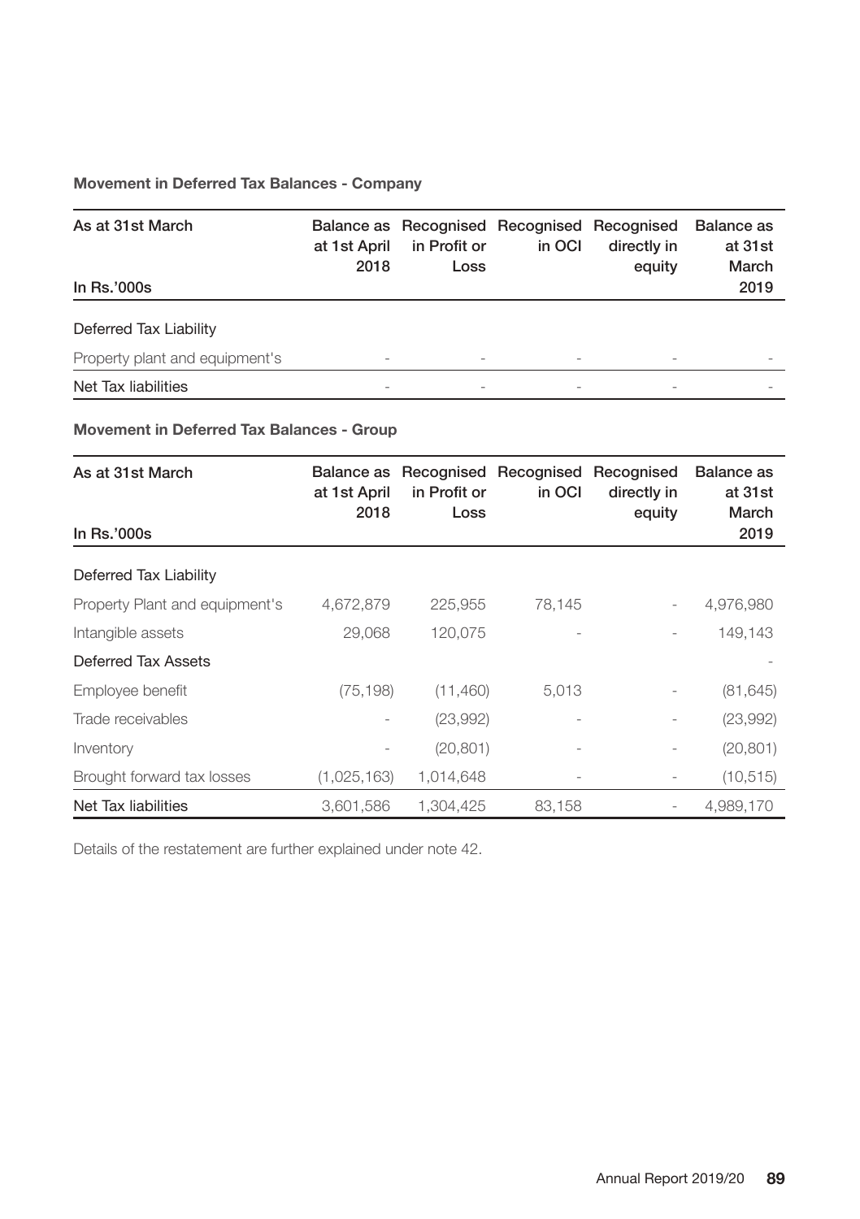**Movement in Deferred Tax Balances - Company**

| As at 31st March<br>In Rs.'000s | Balance as at 1st April 2018 | Recognised in Profit or Loss | Recognised in OCI | Recognised directly in equity | Balance as at 31st March 2019 |
|---|---|---|---|---|---|
| Deferred Tax Liability | | | | | |
| Property plant and equipment's | - | - | - | - | - |
| Net Tax liabilities | - | - | - | - | - |

**Movement in Deferred Tax Balances - Group**

| As at 31st March<br>In Rs.'000s | Balance as at 1st April 2018 | Recognised in Profit or Loss | Recognised in OCI | Recognised directly in equity | Balance as at 31st March 2019 |
|---|---|---|---|---|---|
| Deferred Tax Liability | | | | | |
| Property Plant and equipment's | 4,672,879 | 225,955 | 78,145 | - | 4,976,980 |
| Intangible assets | 29,068 | 120,075 | - | - | 149,143 |
| Deferred Tax Assets | | | | | - |
| Employee benefit | (75,198) | (11,460) | 5,013 | - | (81,645) |
| Trade receivables | - | (23,992) | - | - | (23,992) |
| Inventory | - | (20,801) | - | - | (20,801) |
| Brought forward tax losses | (1,025,163) | 1,014,648 | - | - | (10,515) |
| Net Tax liabilities | 3,601,586 | 1,304,425 | 83,158 | - | 4,989,170 |

Details of the restatement are further explained under note 42.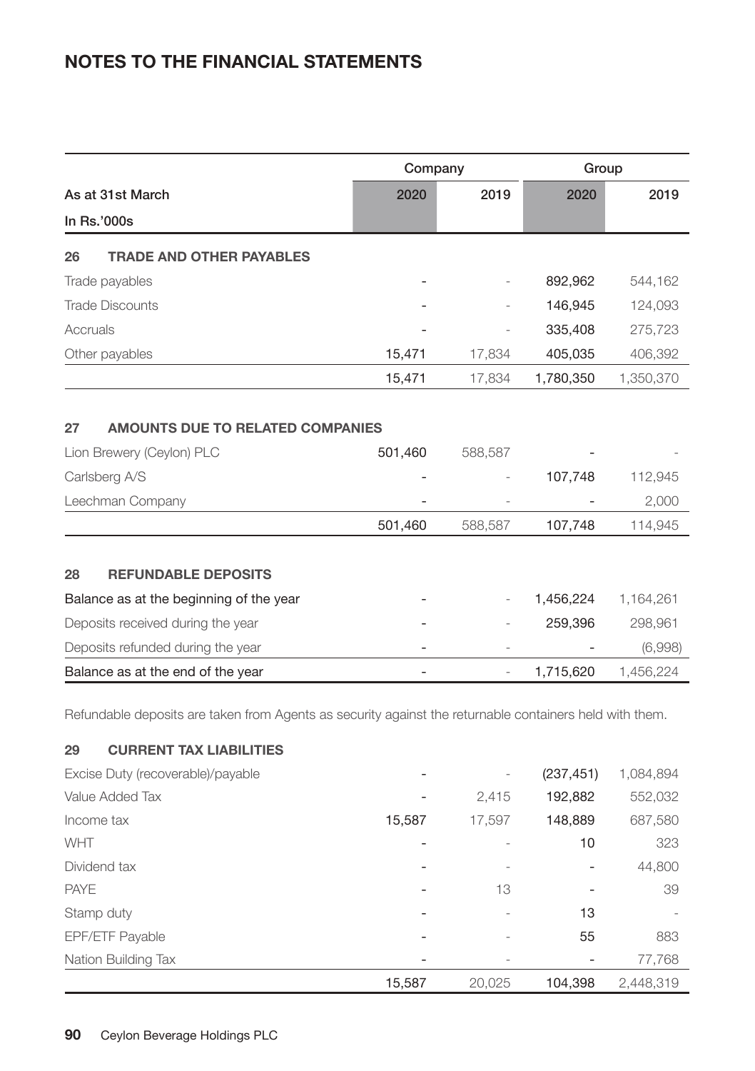# NOTES TO THE FINANCIAL STATEMENTS

| | Company | | Group | |
|---|---|---|---|---|
| As at 31st March | 2020 | 2019 | 2020 | 2019 |
| In Rs.'000s | | | | |
| **26 TRADE AND OTHER PAYABLES** | | | | |
| Trade payables | - | - | 892,962 | 544,162 |
| Trade Discounts | - | - | 146,945 | 124,093 |
| Accruals | - | - | 335,408 | 275,723 |
| Other payables | 15,471 | 17,834 | 405,035 | 406,392 |
| | 15,471 | 17,834 | 1,780,350 | 1,350,370 |
| **27 AMOUNTS DUE TO RELATED COMPANIES** | | | | |
| Lion Brewery (Ceylon) PLC | 501,460 | 588,587 | - | - |
| Carlsberg A/S | - | - | 107,748 | 112,945 |
| Leechman Company | - | - | - | 2,000 |
| | 501,460 | 588,587 | 107,748 | 114,945 |
| **28 REFUNDABLE DEPOSITS** | | | | |
| Balance as at the beginning of the year | - | - | 1,456,224 | 1,164,261 |
| Deposits received during the year | - | - | 259,396 | 298,961 |
| Deposits refunded during the year | - | - | - | (6,998) |
| Balance as at the end of the year | - | - | 1,715,620 | 1,456,224 |

Refundable deposits are taken from Agents as security against the returnable containers held with them.

| | Company | | Group | |
|---|---|---|---|---|
| As at 31st March | 2020 | 2019 | 2020 | 2019 |
| **29 CURRENT TAX LIABILITIES** | | | | |
| Excise Duty (recoverable)/payable | - | - | (237,451) | 1,084,894 |
| Value Added Tax | - | 2,415 | 192,882 | 552,032 |
| Income tax | 15,587 | 17,597 | 148,889 | 687,580 |
| WHT | - | - | 10 | 323 |
| Dividend tax | - | - | - | 44,800 |
| PAYE | - | 13 | - | 39 |
| Stamp duty | - | - | 13 | - |
| EPF/ETF Payable | - | - | 55 | 883 |
| Nation Building Tax | - | - | - | 77,768 |
| | 15,587 | 20,025 | 104,398 | 2,448,319 |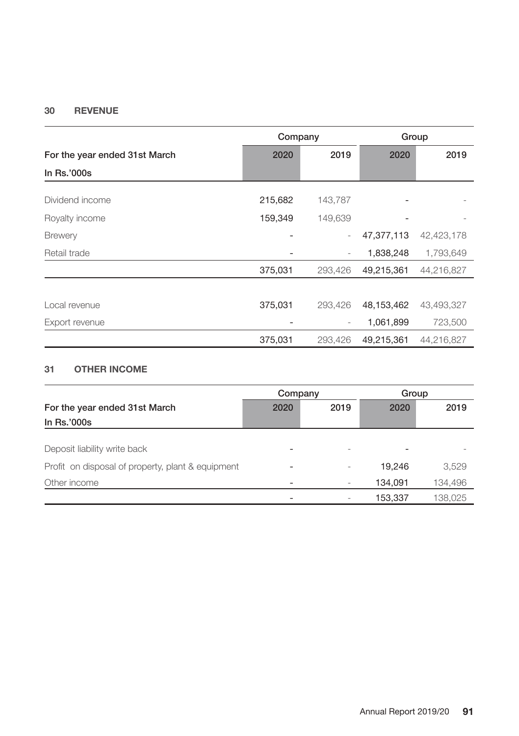## 30 REVENUE

| For the year ended 31st March<br>In Rs.'000s | Company | | Group | |
|---|---|---|---|---|
| | 2020 | 2019 | 2020 | 2019 |
| Dividend income | 215,682 | 143,787 | - | - |
| Royalty income | 159,349 | 149,639 | - | - |
| Brewery | - | - | 47,377,113 | 42,423,178 |
| Retail trade | - | - | 1,838,248 | 1,793,649 |
| | 375,031 | 293,426 | 49,215,361 | 44,216,827 |
| | | | | |
| Local revenue | 375,031 | 293,426 | 48,153,462 | 43,493,327 |
| Export revenue | - | - | 1,061,899 | 723,500 |
| | 375,031 | 293,426 | 49,215,361 | 44,216,827 |

## 31 OTHER INCOME

| For the year ended 31st March<br>In Rs.'000s | Company | | Group | |
|---|---|---|---|---|
| | 2020 | 2019 | 2020 | 2019 |
| Deposit liability write back | - | - | - | - |
| Profit on disposal of property, plant & equipment | - | - | 19,246 | 3,529 |
| Other income | - | - | 134,091 | 134,496 |
| | - | - | 153,337 | 138,025 |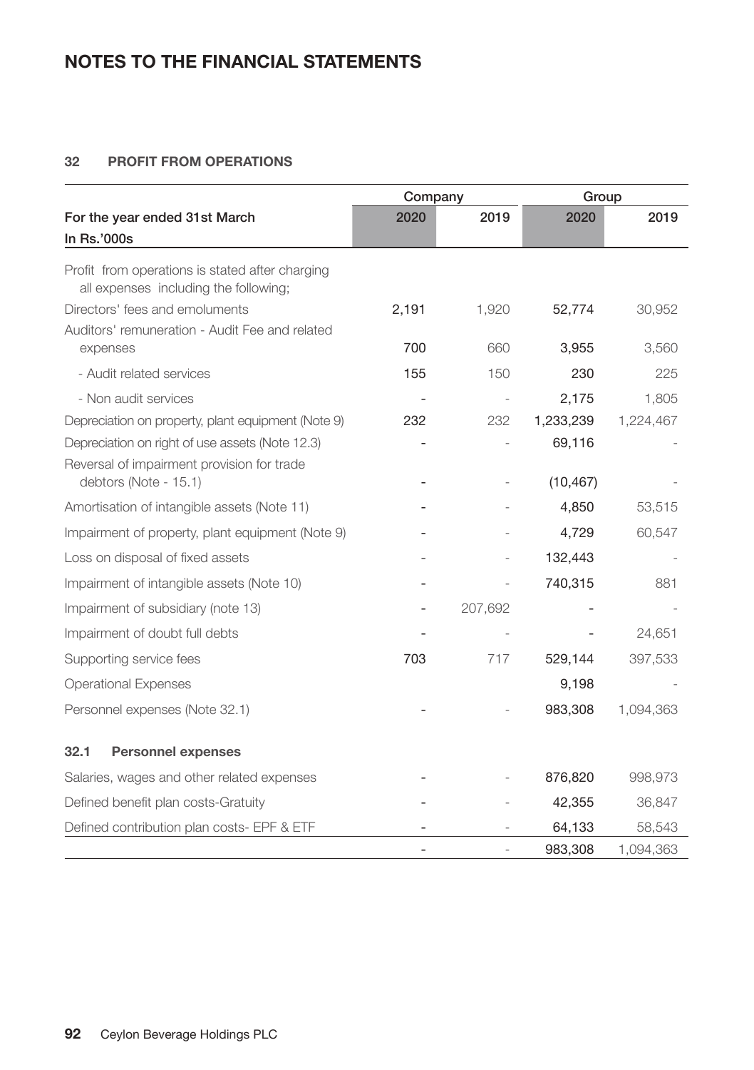# NOTES TO THE FINANCIAL STATEMENTS

## 32 PROFIT FROM OPERATIONS

| | Company | | Group | |
|---|---|---|---|---|
| For the year ended 31st March<br>In Rs.'000s | 2020 | 2019 | 2020 | 2019 |
| Profit from operations is stated after charging all expenses including the following; | | | | |
| Directors' fees and emoluments | 2,191 | 1,920 | 52,774 | 30,952 |
| Auditors' remuneration - Audit Fee and related expenses | 700 | 660 | 3,955 | 3,560 |
| - Audit related services | 155 | 150 | 230 | 225 |
| - Non audit services | - | - | 2,175 | 1,805 |
| Depreciation on property, plant equipment (Note 9) | 232 | 232 | 1,233,239 | 1,224,467 |
| Depreciation on right of use assets (Note 12.3) | - | - | 69,116 | - |
| Reversal of impairment provision for trade debtors (Note - 15.1) | - | - | (10,467) | - |
| Amortisation of intangible assets (Note 11) | - | - | 4,850 | 53,515 |
| Impairment of property, plant equipment (Note 9) | - | - | 4,729 | 60,547 |
| Loss on disposal of fixed assets | - | - | 132,443 | - |
| Impairment of intangible assets (Note 10) | - | - | 740,315 | 881 |
| Impairment of subsidiary (note 13) | - | 207,692 | - | - |
| Impairment of doubt full debts | - | - | - | 24,651 |
| Supporting service fees | 703 | 717 | 529,144 | 397,533 |
| Operational Expenses | | | 9,198 | - |
| Personnel expenses (Note 32.1) | - | - | 983,308 | 1,094,363 |

### 32.1 Personnel expenses

| | Company 2020 | Company 2019 | Group 2020 | Group 2019 |
|---|---|---|---|---|
| Salaries, wages and other related expenses | - | - | 876,820 | 998,973 |
| Defined benefit plan costs-Gratuity | - | - | 42,355 | 36,847 |
| Defined contribution plan costs- EPF & ETF | - | - | 64,133 | 58,543 |
| | - | - | 983,308 | 1,094,363 |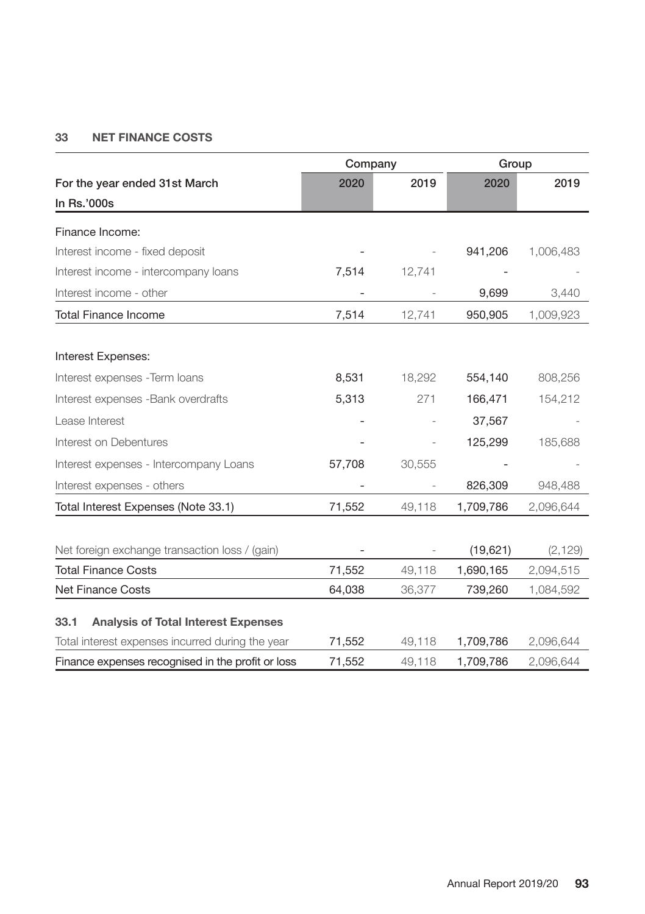## 33 NET FINANCE COSTS

| | Company | | Group | |
|---|---|---|---|---|
| For the year ended 31st March<br>In Rs.'000s | 2020 | 2019 | 2020 | 2019 |
| Finance Income: | | | | |
| Interest income - fixed deposit | - | - | 941,206 | 1,006,483 |
| Interest income - intercompany loans | 7,514 | 12,741 | - | - |
| Interest income - other | - | - | 9,699 | 3,440 |
| Total Finance Income | 7,514 | 12,741 | 950,905 | 1,009,923 |
| | | | | |
| Interest Expenses: | | | | |
| Interest expenses -Term loans | 8,531 | 18,292 | 554,140 | 808,256 |
| Interest expenses -Bank overdrafts | 5,313 | 271 | 166,471 | 154,212 |
| Lease Interest | - | - | 37,567 | - |
| Interest on Debentures | - | - | 125,299 | 185,688 |
| Interest expenses - Intercompany Loans | 57,708 | 30,555 | - | - |
| Interest expenses - others | - | - | 826,309 | 948,488 |
| Total Interest Expenses (Note 33.1) | 71,552 | 49,118 | 1,709,786 | 2,096,644 |
| | | | | |
| Net foreign exchange transaction loss / (gain) | - | - | (19,621) | (2,129) |
| Total Finance Costs | 71,552 | 49,118 | 1,690,165 | 2,094,515 |
| Net Finance Costs | 64,038 | 36,377 | 739,260 | 1,084,592 |

### 33.1 Analysis of Total Interest Expenses

| | | | | |
|---|---|---|---|---|
| Total interest expenses incurred during the year | 71,552 | 49,118 | 1,709,786 | 2,096,644 |
| Finance expenses recognised in the profit or loss | 71,552 | 49,118 | 1,709,786 | 2,096,644 |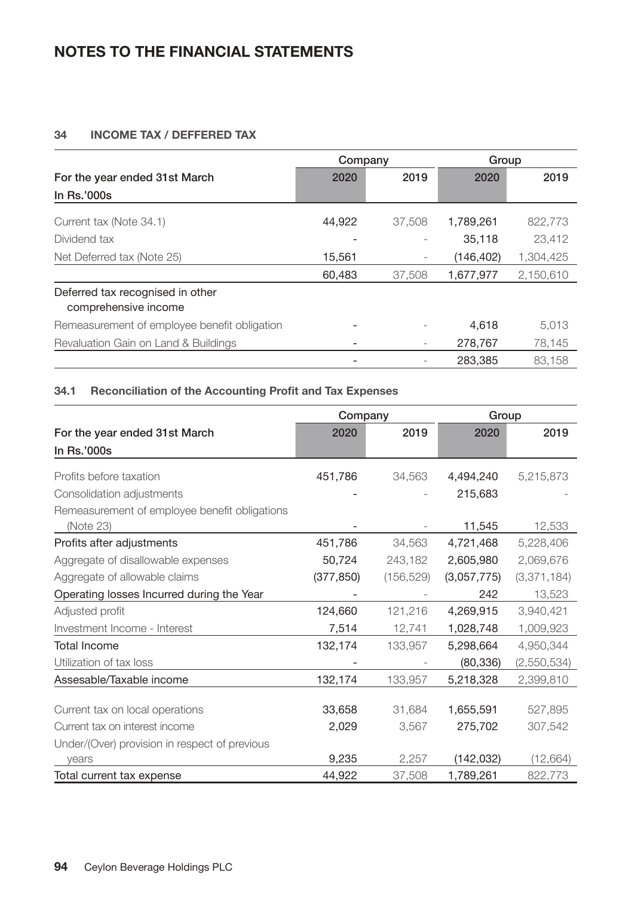# NOTES TO THE FINANCIAL STATEMENTS

## 34 INCOME TAX / DEFFERED TAX

| | Company | | Group | |
|---|---|---|---|---|
| For the year ended 31st March<br>In Rs.'000s | 2020 | 2019 | 2020 | 2019 |
| Current tax (Note 34.1) | 44,922 | 37,508 | 1,789,261 | 822,773 |
| Dividend tax | - | - | 35,118 | 23,412 |
| Net Deferred tax (Note 25) | 15,561 | - | (146,402) | 1,304,425 |
| | 60,483 | 37,508 | 1,677,977 | 2,150,610 |
| Deferred tax recognised in other comprehensive income | | | | |
| Remeasurement of employee benefit obligation | - | - | 4,618 | 5,013 |
| Revaluation Gain on Land & Buildings | - | - | 278,767 | 78,145 |
| | - | - | 283,385 | 83,158 |

### 34.1 Reconciliation of the Accounting Profit and Tax Expenses

| | Company | | Group | |
|---|---|---|---|---|
| For the year ended 31st March<br>In Rs.'000s | 2020 | 2019 | 2020 | 2019 |
| Profits before taxation | 451,786 | 34,563 | 4,494,240 | 5,215,873 |
| Consolidation adjustments | - | - | 215,683 | - |
| Remeasurement of employee benefit obligations (Note 23) | - | - | 11,545 | 12,533 |
| Profits after adjustments | 451,786 | 34,563 | 4,721,468 | 5,228,406 |
| Aggregate of disallowable expenses | 50,724 | 243,182 | 2,605,980 | 2,069,676 |
| Aggregate of allowable claims | (377,850) | (156,529) | (3,057,775) | (3,371,184) |
| Operating losses Incurred during the Year | - | - | 242 | 13,523 |
| Adjusted profit | 124,660 | 121,216 | 4,269,915 | 3,940,421 |
| Investment Income - Interest | 7,514 | 12,741 | 1,028,748 | 1,009,923 |
| Total Income | 132,174 | 133,957 | 5,298,664 | 4,950,344 |
| Utilization of tax loss | - | - | (80,336) | (2,550,534) |
| Assesable/Taxable income | 132,174 | 133,957 | 5,218,328 | 2,399,810 |
| Current tax on local operations | 33,658 | 31,684 | 1,655,591 | 527,895 |
| Current tax on interest income | 2,029 | 3,567 | 275,702 | 307,542 |
| Under/(Over) provision in respect of previous years | 9,235 | 2,257 | (142,032) | (12,664) |
| Total current tax expense | 44,922 | 37,508 | 1,789,261 | 822,773 |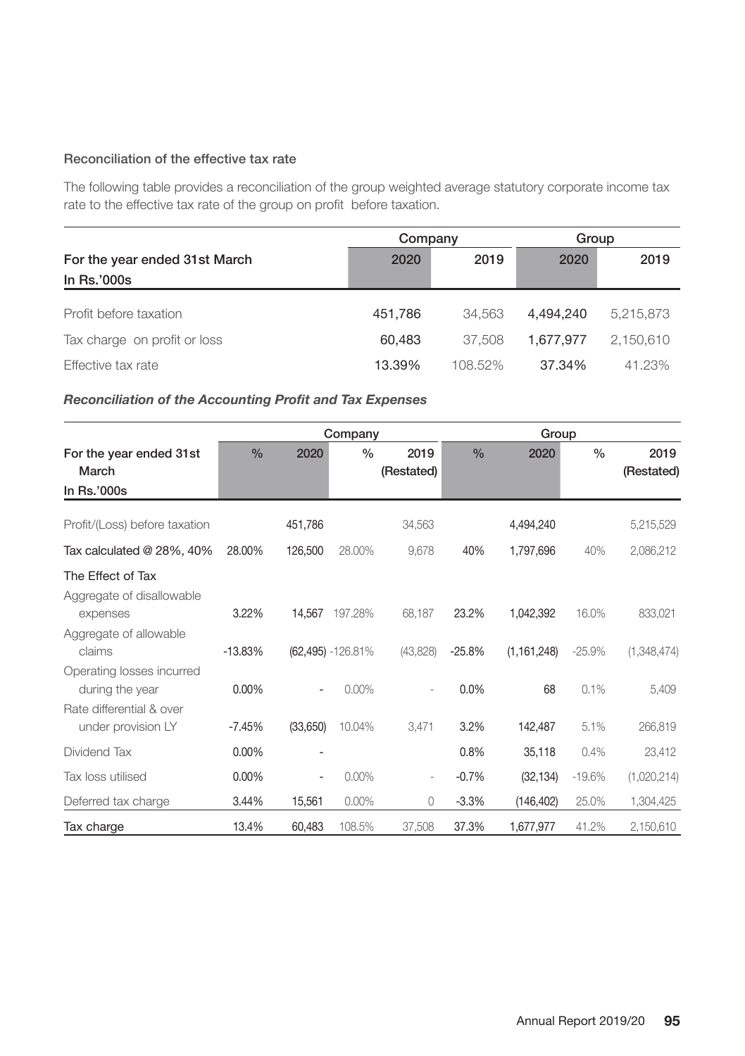### Reconciliation of the effective tax rate

The following table provides a reconciliation of the group weighted average statutory corporate income tax rate to the effective tax rate of the group on profit before taxation.

| | Company | | Group | |
|---|---|---|---|---|
| For the year ended 31st March<br>In Rs.'000s | 2020 | 2019 | 2020 | 2019 |
| Profit before taxation | 451,786 | 34,563 | 4,494,240 | 5,215,873 |
| Tax charge on profit or loss | 60,483 | 37,508 | 1,677,977 | 2,150,610 |
| Effective tax rate | 13.39% | 108.52% | 37.34% | 41.23% |

***Reconciliation of the Accounting Profit and Tax Expenses***

| | Company | | | | Group | | | |
|---|---|---|---|---|---|---|---|---|
| For the year ended 31st March<br>In Rs.'000s | % | 2020 | % | 2019 (Restated) | % | 2020 | % | 2019 (Restated) |
| Profit/(Loss) before taxation | | 451,786 | | 34,563 | | 4,494,240 | | 5,215,529 |
| Tax calculated @ 28%, 40% | 28.00% | 126,500 | 28.00% | 9,678 | 40% | 1,797,696 | 40% | 2,086,212 |
| The Effect of Tax | | | | | | | | |
| Aggregate of disallowable expenses | 3.22% | 14,567 | 197.28% | 68,187 | 23.2% | 1,042,392 | 16.0% | 833,021 |
| Aggregate of allowable claims | -13.83% | (62,495) | -126.81% | (43,828) | -25.8% | (1,161,248) | -25.9% | (1,348,474) |
| Operating losses incurred during the year | 0.00% | - | 0.00% | - | 0.0% | 68 | 0.1% | 5,409 |
| Rate differential & over under provision LY | -7.45% | (33,650) | 10.04% | 3,471 | 3.2% | 142,487 | 5.1% | 266,819 |
| Dividend Tax | 0.00% | - | | | 0.8% | 35,118 | 0.4% | 23,412 |
| Tax loss utilised | 0.00% | - | 0.00% | - | -0.7% | (32,134) | -19.6% | (1,020,214) |
| Deferred tax charge | 3.44% | 15,561 | 0.00% | 0 | -3.3% | (146,402) | 25.0% | 1,304,425 |
| Tax charge | 13.4% | 60,483 | 108.5% | 37,508 | 37.3% | 1,677,977 | 41.2% | 2,150,610 |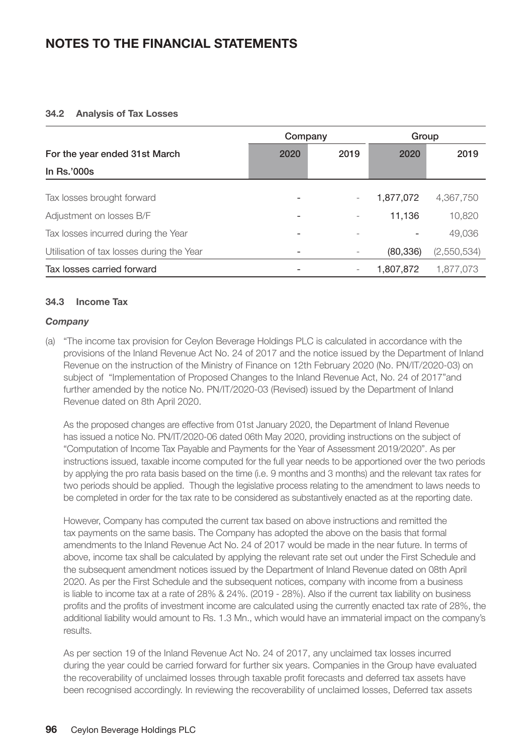# NOTES TO THE FINANCIAL STATEMENTS

### 34.2 Analysis of Tax Losses

| | Company | | Group | |
|---|---|---|---|---|
| For the year ended 31st March | 2020 | 2019 | 2020 | 2019 |
| In Rs.'000s | | | | |
| Tax losses brought forward | - | - | 1,877,072 | 4,367,750 |
| Adjustment on losses B/F | - | - | 11,136 | 10,820 |
| Tax losses incurred during the Year | - | - | - | 49,036 |
| Utilisation of tax losses during the Year | - | - | (80,336) | (2,550,534) |
| Tax losses carried forward | - | - | 1,807,872 | 1,877,073 |

### 34.3 Income Tax

***Company***

(a) "The income tax provision for Ceylon Beverage Holdings PLC is calculated in accordance with the provisions of the Inland Revenue Act No. 24 of 2017 and the notice issued by the Department of Inland Revenue on the instruction of the Ministry of Finance on 12th February 2020 (No. PN/IT/2020-03) on subject of "Implementation of Proposed Changes to the Inland Revenue Act, No. 24 of 2017"and further amended by the notice No. PN/IT/2020-03 (Revised) issued by the Department of Inland Revenue dated on 8th April 2020.

As the proposed changes are effective from 01st January 2020, the Department of Inland Revenue has issued a notice No. PN/IT/2020-06 dated 06th May 2020, providing instructions on the subject of "Computation of Income Tax Payable and Payments for the Year of Assessment 2019/2020". As per instructions issued, taxable income computed for the full year needs to be apportioned over the two periods by applying the pro rata basis based on the time (i.e. 9 months and 3 months) and the relevant tax rates for two periods should be applied. Though the legislative process relating to the amendment to laws needs to be completed in order for the tax rate to be considered as substantively enacted as at the reporting date.

However, Company has computed the current tax based on above instructions and remitted the tax payments on the same basis. The Company has adopted the above on the basis that formal amendments to the Inland Revenue Act No. 24 of 2017 would be made in the near future. In terms of above, income tax shall be calculated by applying the relevant rate set out under the First Schedule and the subsequent amendment notices issued by the Department of Inland Revenue dated on 08th April 2020. As per the First Schedule and the subsequent notices, company with income from a business is liable to income tax at a rate of 28% & 24%. (2019 - 28%). Also if the current tax liability on business profits and the profits of investment income are calculated using the currently enacted tax rate of 28%, the additional liability would amount to Rs. 1.3 Mn., which would have an immaterial impact on the company's results.

As per section 19 of the Inland Revenue Act No. 24 of 2017, any unclaimed tax losses incurred during the year could be carried forward for further six years. Companies in the Group have evaluated the recoverability of unclaimed losses through taxable profit forecasts and deferred tax assets have been recognised accordingly. In reviewing the recoverability of unclaimed losses, Deferred tax assets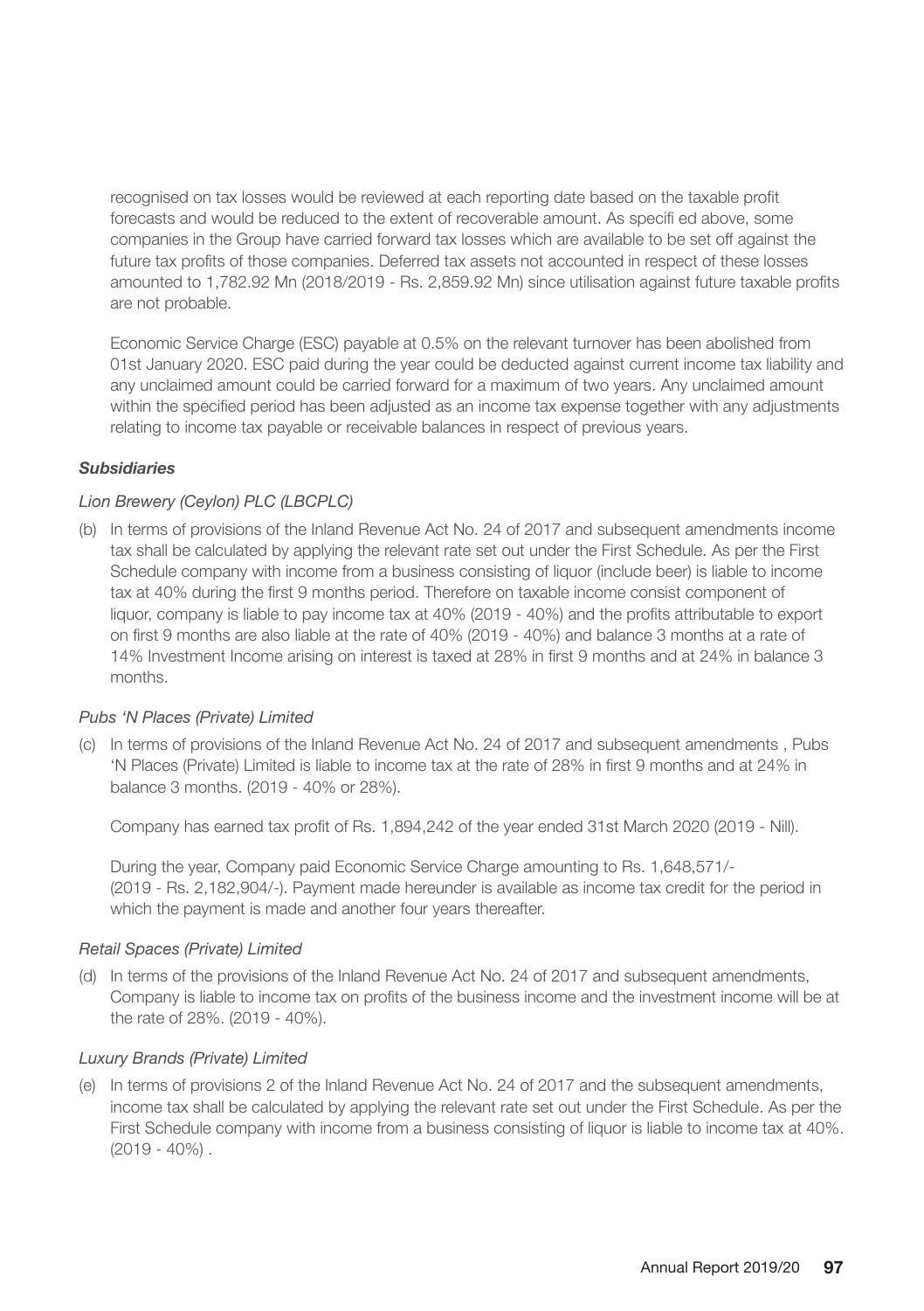recognised on tax losses would be reviewed at each reporting date based on the taxable profit forecasts and would be reduced to the extent of recoverable amount. As specifi ed above, some companies in the Group have carried forward tax losses which are available to be set off against the future tax profits of those companies. Deferred tax assets not accounted in respect of these losses amounted to 1,782.92 Mn (2018/2019 - Rs. 2,859.92 Mn) since utilisation against future taxable profits are not probable.

Economic Service Charge (ESC) payable at 0.5% on the relevant turnover has been abolished from 01st January 2020. ESC paid during the year could be deducted against current income tax liability and any unclaimed amount could be carried forward for a maximum of two years. Any unclaimed amount within the specified period has been adjusted as an income tax expense together with any adjustments relating to income tax payable or receivable balances in respect of previous years.

***Subsidiaries***

*Lion Brewery (Ceylon) PLC (LBCPLC)*

(b) In terms of provisions of the Inland Revenue Act No. 24 of 2017 and subsequent amendments income tax shall be calculated by applying the relevant rate set out under the First Schedule. As per the First Schedule company with income from a business consisting of liquor (include beer) is liable to income tax at 40% during the first 9 months period. Therefore on taxable income consist component of liquor, company is liable to pay income tax at 40% (2019 - 40%) and the profits attributable to export on first 9 months are also liable at the rate of 40% (2019 - 40%) and balance 3 months at a rate of 14% Investment Income arising on interest is taxed at 28% in first 9 months and at 24% in balance 3 months.

*Pubs 'N Places (Private) Limited*

(c) In terms of provisions of the Inland Revenue Act No. 24 of 2017 and subsequent amendments , Pubs 'N Places (Private) Limited is liable to income tax at the rate of 28% in first 9 months and at 24% in balance 3 months. (2019 - 40% or 28%).

Company has earned tax profit of Rs. 1,894,242 of the year ended 31st March 2020 (2019 - Nill).

During the year, Company paid Economic Service Charge amounting to Rs. 1,648,571/- (2019 - Rs. 2,182,904/-). Payment made hereunder is available as income tax credit for the period in which the payment is made and another four years thereafter.

*Retail Spaces (Private) Limited*

(d) In terms of the provisions of the Inland Revenue Act No. 24 of 2017 and subsequent amendments, Company is liable to income tax on profits of the business income and the investment income will be at the rate of 28%. (2019 - 40%).

*Luxury Brands (Private) Limited*

(e) In terms of provisions 2 of the Inland Revenue Act No. 24 of 2017 and the subsequent amendments, income tax shall be calculated by applying the relevant rate set out under the First Schedule. As per the First Schedule company with income from a business consisting of liquor is liable to income tax at 40%. (2019 - 40%) .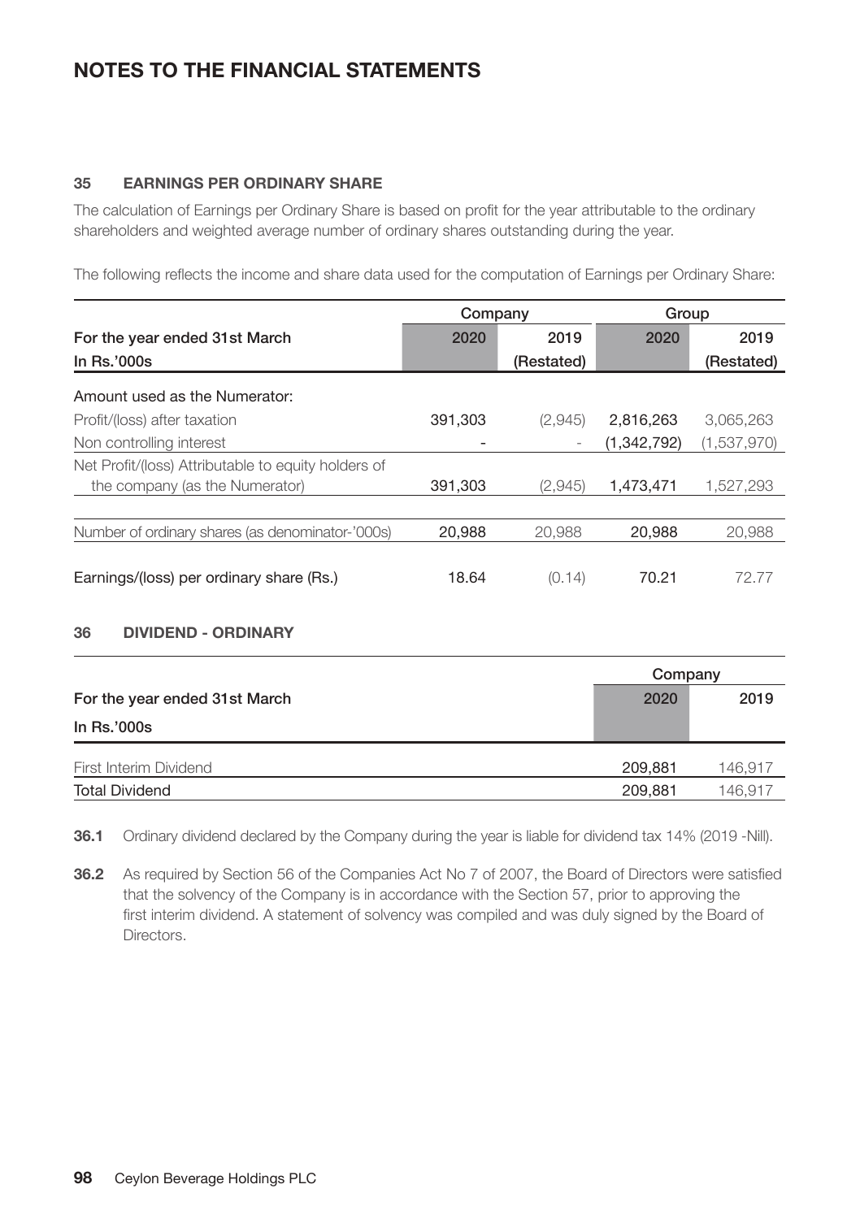# NOTES TO THE FINANCIAL STATEMENTS

### 35 EARNINGS PER ORDINARY SHARE

The calculation of Earnings per Ordinary Share is based on profit for the year attributable to the ordinary shareholders and weighted average number of ordinary shares outstanding during the year.

The following reflects the income and share data used for the computation of Earnings per Ordinary Share:

| | Company | | Group | |
|---|---|---|---|---|
| For the year ended 31st March | 2020 | 2019 | 2020 | 2019 |
| In Rs.'000s | | (Restated) | | (Restated) |
| Amount used as the Numerator: | | | | |
| Profit/(loss) after taxation | 391,303 | (2,945) | 2,816,263 | 3,065,263 |
| Non controlling interest | - | - | (1,342,792) | (1,537,970) |
| Net Profit/(loss) Attributable to equity holders of the company (as the Numerator) | 391,303 | (2,945) | 1,473,471 | 1,527,293 |
| Number of ordinary shares (as denominator-'000s) | 20,988 | 20,988 | 20,988 | 20,988 |
| Earnings/(loss) per ordinary share (Rs.) | 18.64 | (0.14) | 70.21 | 72.77 |

### 36 DIVIDEND - ORDINARY

| | Company | |
|---|---|---|
| For the year ended 31st March | 2020 | 2019 |
| In Rs.'000s | | |
| First Interim Dividend | 209,881 | 146,917 |
| Total Dividend | 209,881 | 146,917 |

**36.1** Ordinary dividend declared by the Company during the year is liable for dividend tax 14% (2019 -Nill).

**36.2** As required by Section 56 of the Companies Act No 7 of 2007, the Board of Directors were satisfied that the solvency of the Company is in accordance with the Section 57, prior to approving the first interim dividend. A statement of solvency was compiled and was duly signed by the Board of Directors.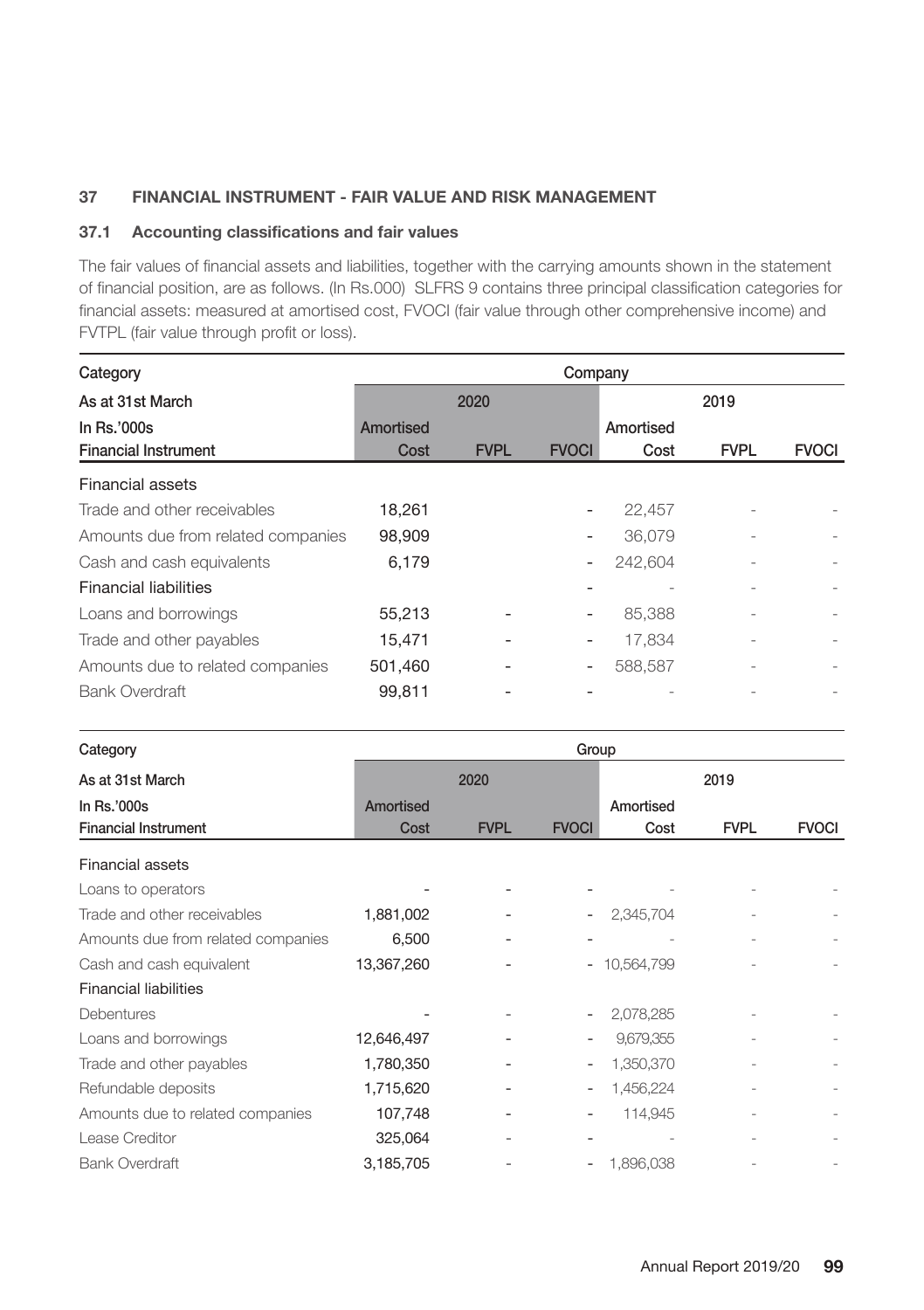## 37 FINANCIAL INSTRUMENT - FAIR VALUE AND RISK MANAGEMENT

### 37.1 Accounting classifications and fair values

The fair values of financial assets and liabilities, together with the carrying amounts shown in the statement of financial position, are as follows. (In Rs.000) SLFRS 9 contains three principal classification categories for financial assets: measured at amortised cost, FVOCI (fair value through other comprehensive income) and FVTPL (fair value through profit or loss).

| Category | Company | | | | | |
|---|---|---|---|---|---|---|
| As at 31st March | 2020 | | | 2019 | | |
| In Rs.'000s<br>Financial Instrument | Amortised Cost | FVPL | FVOCI | Amortised Cost | FVPL | FVOCI |
| Financial assets | | | | | | |
| Trade and other receivables | 18,261 | | - | 22,457 | - | - |
| Amounts due from related companies | 98,909 | | - | 36,079 | - | - |
| Cash and cash equivalents | 6,179 | | - | 242,604 | - | - |
| Financial liabilities | | | - | - | - | - |
| Loans and borrowings | 55,213 | - | - | 85,388 | - | - |
| Trade and other payables | 15,471 | - | - | 17,834 | - | - |
| Amounts due to related companies | 501,460 | - | - | 588,587 | - | - |
| Bank Overdraft | 99,811 | - | - | - | - | - |

| Category | Group | | | | | |
|---|---|---|---|---|---|---|
| As at 31st March | 2020 | | | 2019 | | |
| In Rs.'000s<br>Financial Instrument | Amortised Cost | FVPL | FVOCI | Amortised Cost | FVPL | FVOCI |
| Financial assets | | | | | | |
| Loans to operators | - | - | - | - | - | - |
| Trade and other receivables | 1,881,002 | - | - | 2,345,704 | - | - |
| Amounts due from related companies | 6,500 | - | - | - | - | - |
| Cash and cash equivalent | 13,367,260 | - | - | 10,564,799 | - | - |
| Financial liabilities | | | | | | |
| Debentures | - | - | - | 2,078,285 | - | - |
| Loans and borrowings | 12,646,497 | - | - | 9,679,355 | - | - |
| Trade and other payables | 1,780,350 | - | - | 1,350,370 | - | - |
| Refundable deposits | 1,715,620 | - | - | 1,456,224 | - | - |
| Amounts due to related companies | 107,748 | - | - | 114,945 | - | - |
| Lease Creditor | 325,064 | - | - | - | - | - |
| Bank Overdraft | 3,185,705 | - | - | 1,896,038 | - | - |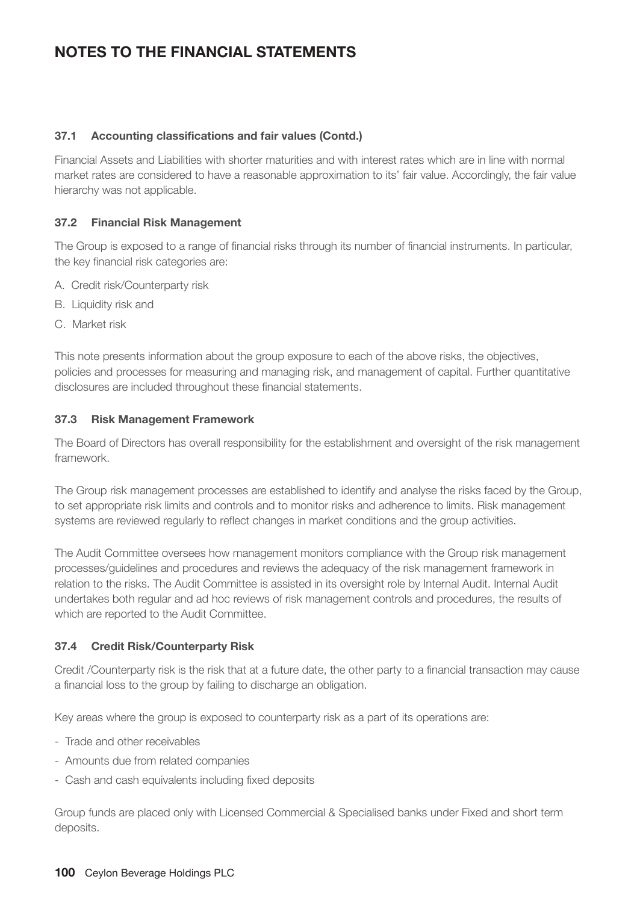# NOTES TO THE FINANCIAL STATEMENTS

### 37.1 Accounting classifications and fair values (Contd.)

Financial Assets and Liabilities with shorter maturities and with interest rates which are in line with normal market rates are considered to have a reasonable approximation to its' fair value. Accordingly, the fair value hierarchy was not applicable.

### 37.2 Financial Risk Management

The Group is exposed to a range of financial risks through its number of financial instruments. In particular, the key financial risk categories are:

A. Credit risk/Counterparty risk

B. Liquidity risk and

C. Market risk

This note presents information about the group exposure to each of the above risks, the objectives, policies and processes for measuring and managing risk, and management of capital. Further quantitative disclosures are included throughout these financial statements.

### 37.3 Risk Management Framework

The Board of Directors has overall responsibility for the establishment and oversight of the risk management framework.

The Group risk management processes are established to identify and analyse the risks faced by the Group, to set appropriate risk limits and controls and to monitor risks and adherence to limits. Risk management systems are reviewed regularly to reflect changes in market conditions and the group activities.

The Audit Committee oversees how management monitors compliance with the Group risk management processes/guidelines and procedures and reviews the adequacy of the risk management framework in relation to the risks. The Audit Committee is assisted in its oversight role by Internal Audit. Internal Audit undertakes both regular and ad hoc reviews of risk management controls and procedures, the results of which are reported to the Audit Committee.

### 37.4 Credit Risk/Counterparty Risk

Credit /Counterparty risk is the risk that at a future date, the other party to a financial transaction may cause a financial loss to the group by failing to discharge an obligation.

Key areas where the group is exposed to counterparty risk as a part of its operations are:

- Trade and other receivables
- Amounts due from related companies
- Cash and cash equivalents including fixed deposits

Group funds are placed only with Licensed Commercial & Specialised banks under Fixed and short term deposits.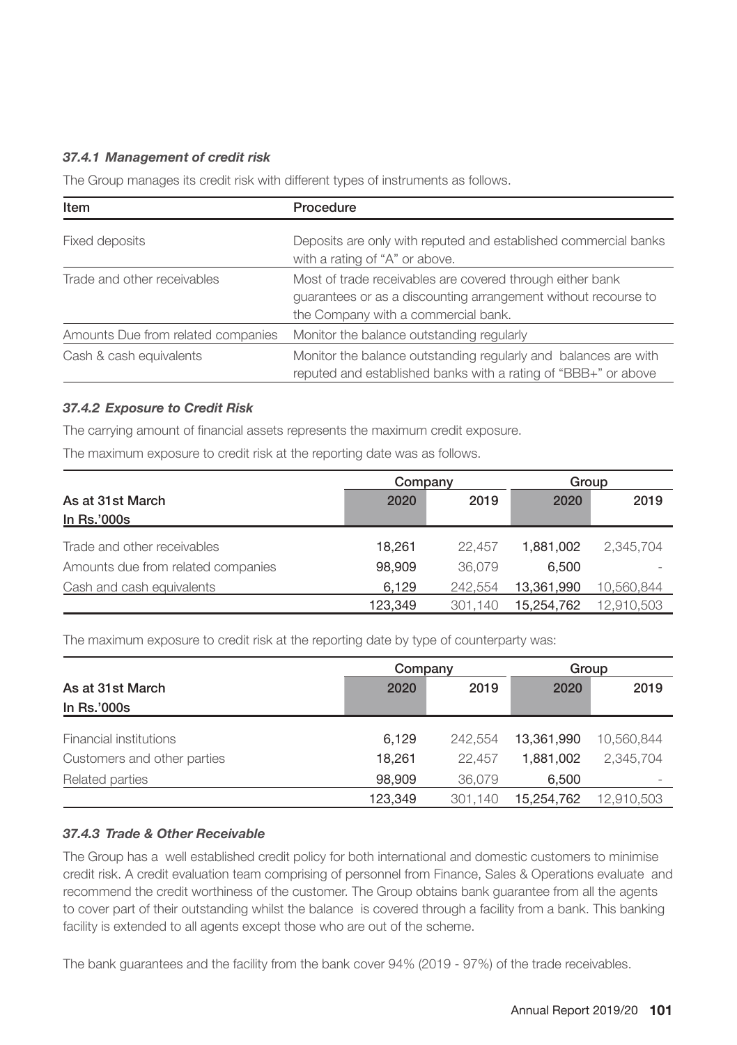#### *37.4.1 Management of credit risk*

The Group manages its credit risk with different types of instruments as follows.

| Item | Procedure |
| --- | --- |
| Fixed deposits | Deposits are only with reputed and established commercial banks with a rating of "A" or above. |
| Trade and other receivables | Most of trade receivables are covered through either bank guarantees or as a discounting arrangement without recourse to the Company with a commercial bank. |
| Amounts Due from related companies | Monitor the balance outstanding regularly |
| Cash & cash equivalents | Monitor the balance outstanding regularly and balances are with reputed and established banks with a rating of "BBB+" or above |

#### *37.4.2 Exposure to Credit Risk*

The carrying amount of financial assets represents the maximum credit exposure.

The maximum exposure to credit risk at the reporting date was as follows.

| | Company | | Group | |
| --- | --- | --- | --- | --- |
| As at 31st March<br>In Rs.'000s | 2020 | 2019 | 2020 | 2019 |
| Trade and other receivables | 18,261 | 22,457 | 1,881,002 | 2,345,704 |
| Amounts due from related companies | 98,909 | 36,079 | 6,500 | - |
| Cash and cash equivalents | 6,129 | 242,554 | 13,361,990 | 10,560,844 |
| | 123,349 | 301,140 | 15,254,762 | 12,910,503 |

The maximum exposure to credit risk at the reporting date by type of counterparty was:

| | Company | | Group | |
| --- | --- | --- | --- | --- |
| As at 31st March<br>In Rs.'000s | 2020 | 2019 | 2020 | 2019 |
| Financial institutions | 6,129 | 242,554 | 13,361,990 | 10,560,844 |
| Customers and other parties | 18,261 | 22,457 | 1,881,002 | 2,345,704 |
| Related parties | 98,909 | 36,079 | 6,500 | - |
| | 123,349 | 301,140 | 15,254,762 | 12,910,503 |

#### *37.4.3 Trade & Other Receivable*

The Group has a well established credit policy for both international and domestic customers to minimise credit risk. A credit evaluation team comprising of personnel from Finance, Sales & Operations evaluate and recommend the credit worthiness of the customer. The Group obtains bank guarantee from all the agents to cover part of their outstanding whilst the balance is covered through a facility from a bank. This banking facility is extended to all agents except those who are out of the scheme.

The bank guarantees and the facility from the bank cover 94% (2019 - 97%) of the trade receivables.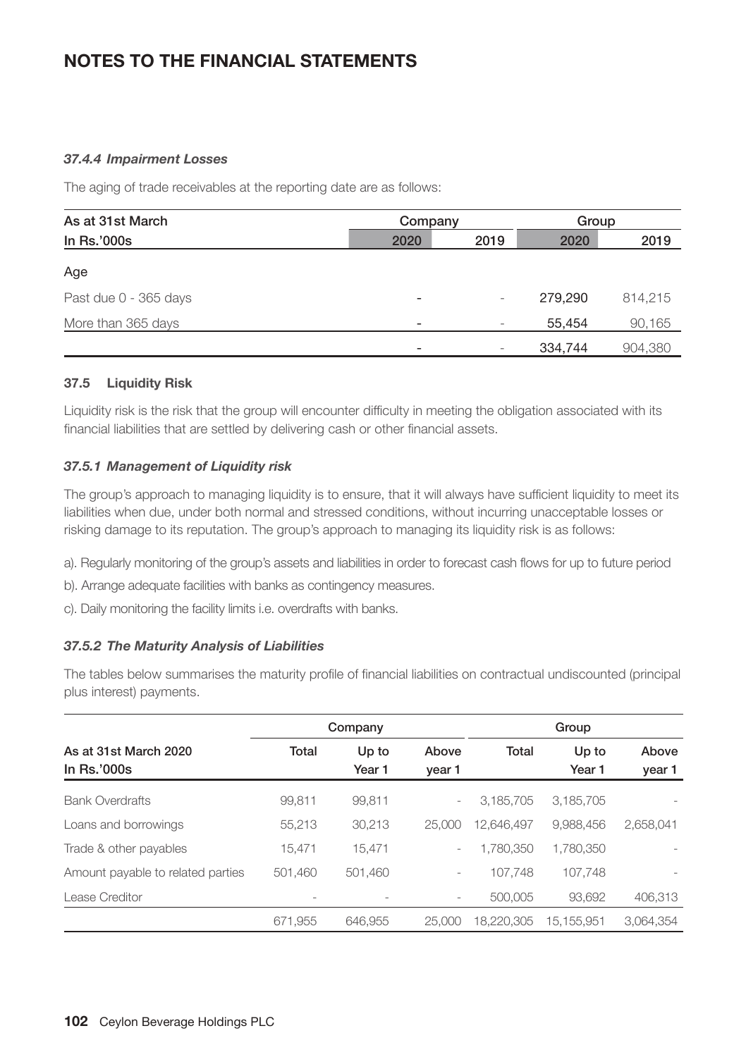# NOTES TO THE FINANCIAL STATEMENTS

### *37.4.4 Impairment Losses*

The aging of trade receivables at the reporting date are as follows:

| As at 31st March | Company | | Group | |
|---|---|---|---|---|
| In Rs.'000s | 2020 | 2019 | 2020 | 2019 |
| Age | | | | |
| Past due 0 - 365 days | - | - | 279,290 | 814,215 |
| More than 365 days | - | - | 55,454 | 90,165 |
| | - | - | 334,744 | 904,380 |

### 37.5 Liquidity Risk

Liquidity risk is the risk that the group will encounter difficulty in meeting the obligation associated with its financial liabilities that are settled by delivering cash or other financial assets.

### *37.5.1 Management of Liquidity risk*

The group's approach to managing liquidity is to ensure, that it will always have sufficient liquidity to meet its liabilities when due, under both normal and stressed conditions, without incurring unacceptable losses or risking damage to its reputation. The group's approach to managing its liquidity risk is as follows:

a). Regularly monitoring of the group's assets and liabilities in order to forecast cash flows for up to future period

b). Arrange adequate facilities with banks as contingency measures.

c). Daily monitoring the facility limits i.e. overdrafts with banks.

### *37.5.2 The Maturity Analysis of Liabilities*

The tables below summarises the maturity profile of financial liabilities on contractual undiscounted (principal plus interest) payments.

| As at 31st March 2020<br>In Rs.'000s | Company | | | Group | | |
|---|---|---|---|---|---|---|
| | Total | Up to Year 1 | Above year 1 | Total | Up to Year 1 | Above year 1 |
| Bank Overdrafts | 99,811 | 99,811 | - | 3,185,705 | 3,185,705 | - |
| Loans and borrowings | 55,213 | 30,213 | 25,000 | 12,646,497 | 9,988,456 | 2,658,041 |
| Trade & other payables | 15,471 | 15,471 | - | 1,780,350 | 1,780,350 | - |
| Amount payable to related parties | 501,460 | 501,460 | - | 107,748 | 107,748 | - |
| Lease Creditor | - | - | - | 500,005 | 93,692 | 406,313 |
| | 671,955 | 646,955 | 25,000 | 18,220,305 | 15,155,951 | 3,064,354 |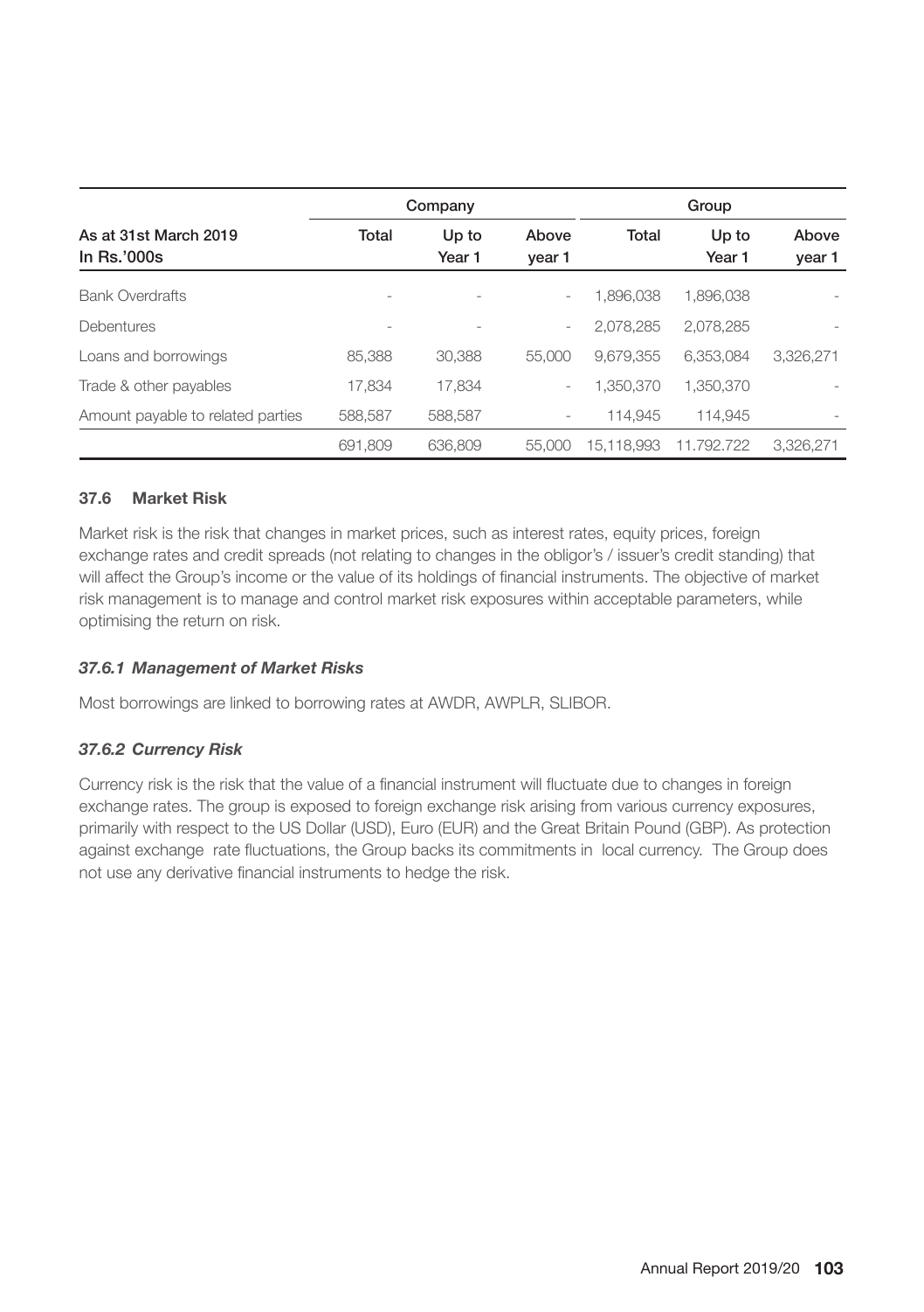| As at 31st March 2019<br>In Rs.'000s | Company | | | Group | | |
|---|---|---|---|---|---|---|
| | Total | Up to Year 1 | Above year 1 | Total | Up to Year 1 | Above year 1 |
| Bank Overdrafts | - | - | - | 1,896,038 | 1,896,038 | - |
| Debentures | - | - | - | 2,078,285 | 2,078,285 | - |
| Loans and borrowings | 85,388 | 30,388 | 55,000 | 9,679,355 | 6,353,084 | 3,326,271 |
| Trade & other payables | 17,834 | 17,834 | - | 1,350,370 | 1,350,370 | - |
| Amount payable to related parties | 588,587 | 588,587 | - | 114,945 | 114,945 | - |
| | 691,809 | 636,809 | 55,000 | 15,118,993 | 11.792.722 | 3,326,271 |

### 37.6 Market Risk

Market risk is the risk that changes in market prices, such as interest rates, equity prices, foreign exchange rates and credit spreads (not relating to changes in the obligor's / issuer's credit standing) that will affect the Group's income or the value of its holdings of financial instruments. The objective of market risk management is to manage and control market risk exposures within acceptable parameters, while optimising the return on risk.

#### *37.6.1 Management of Market Risks*

Most borrowings are linked to borrowing rates at AWDR, AWPLR, SLIBOR.

#### *37.6.2 Currency Risk*

Currency risk is the risk that the value of a financial instrument will fluctuate due to changes in foreign exchange rates. The group is exposed to foreign exchange risk arising from various currency exposures, primarily with respect to the US Dollar (USD), Euro (EUR) and the Great Britain Pound (GBP). As protection against exchange rate fluctuations, the Group backs its commitments in local currency. The Group does not use any derivative financial instruments to hedge the risk.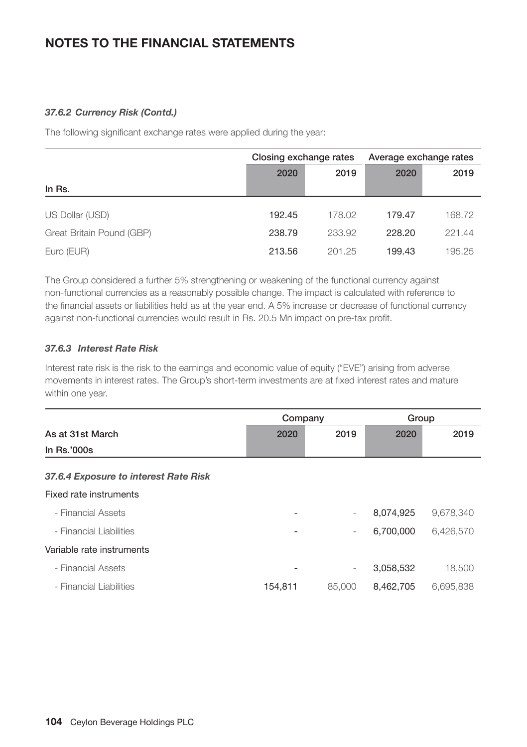# NOTES TO THE FINANCIAL STATEMENTS

#### *37.6.2 Currency Risk (Contd.)*

The following significant exchange rates were applied during the year:

| In Rs. | Closing exchange rates | | Average exchange rates | |
|---|---|---|---|---|
| | 2020 | 2019 | 2020 | 2019 |
| US Dollar (USD) | 192.45 | 178.02 | 179.47 | 168.72 |
| Great Britain Pound (GBP) | 238.79 | 233.92 | 228.20 | 221.44 |
| Euro (EUR) | 213.56 | 201.25 | 199.43 | 195.25 |

The Group considered a further 5% strengthening or weakening of the functional currency against non-functional currencies as a reasonably possible change. The impact is calculated with reference to the financial assets or liabilities held as at the year end. A 5% increase or decrease of functional currency against non-functional currencies would result in Rs. 20.5 Mn impact on pre-tax profit.

#### *37.6.3 Interest Rate Risk*

Interest rate risk is the risk to the earnings and economic value of equity ("EVE") arising from adverse movements in interest rates. The Group's short-term investments are at fixed interest rates and mature within one year.

| As at 31st March<br>In Rs.'000s | Company | | Group | |
|---|---|---|---|---|
| | 2020 | 2019 | 2020 | 2019 |
| ***37.6.4 Exposure to interest Rate Risk*** | | | | |
| Fixed rate instruments | | | | |
| - Financial Assets | - | - | 8,074,925 | 9,678,340 |
| - Financial Liabilities | - | - | 6,700,000 | 6,426,570 |
| Variable rate instruments | | | | |
| - Financial Assets | - | - | 3,058,532 | 18,500 |
| - Financial Liabilities | 154,811 | 85,000 | 8,462,705 | 6,695,838 |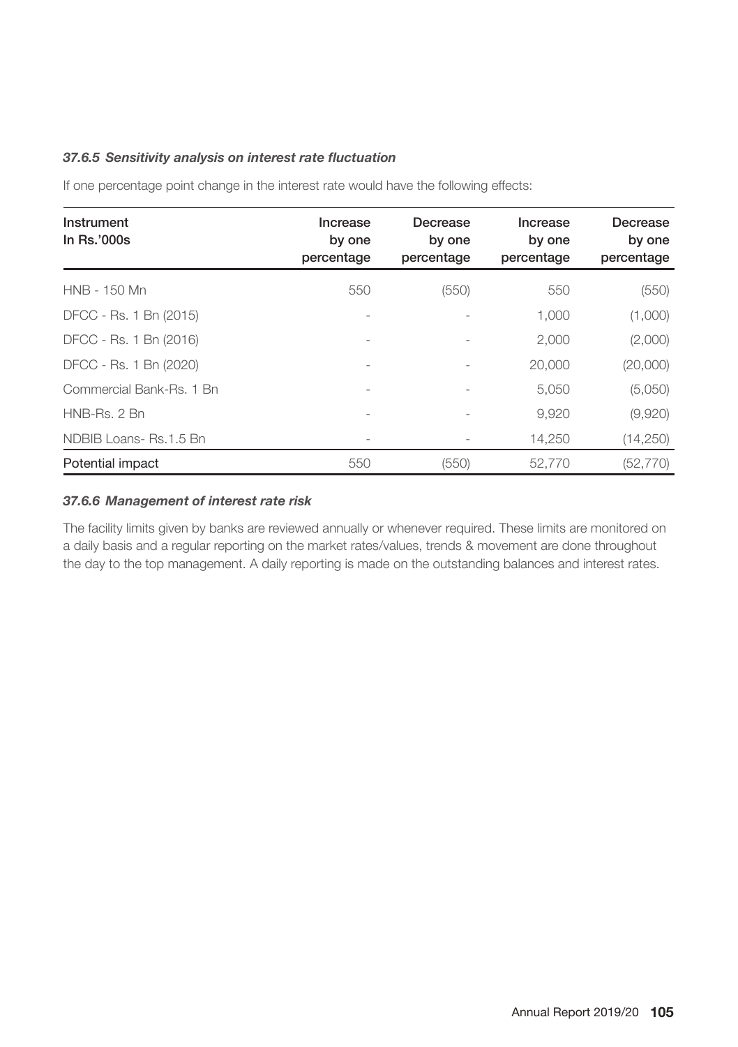### *37.6.5 Sensitivity analysis on interest rate fluctuation*

If one percentage point change in the interest rate would have the following effects:

| Instrument<br>In Rs.'000s | Increase by one percentage | Decrease by one percentage | Increase by one percentage | Decrease by one percentage |
|---|---|---|---|---|
| HNB - 150 Mn | 550 | (550) | 550 | (550) |
| DFCC - Rs. 1 Bn (2015) | - | - | 1,000 | (1,000) |
| DFCC - Rs. 1 Bn (2016) | - | - | 2,000 | (2,000) |
| DFCC - Rs. 1 Bn (2020) | - | - | 20,000 | (20,000) |
| Commercial Bank-Rs. 1 Bn | - | - | 5,050 | (5,050) |
| HNB-Rs. 2 Bn | - | - | 9,920 | (9,920) |
| NDBIB Loans- Rs.1.5 Bn | - | - | 14,250 | (14,250) |
| Potential impact | 550 | (550) | 52,770 | (52,770) |

### *37.6.6 Management of interest rate risk*

The facility limits given by banks are reviewed annually or whenever required. These limits are monitored on a daily basis and a regular reporting on the market rates/values, trends & movement are done throughout the day to the top management. A daily reporting is made on the outstanding balances and interest rates.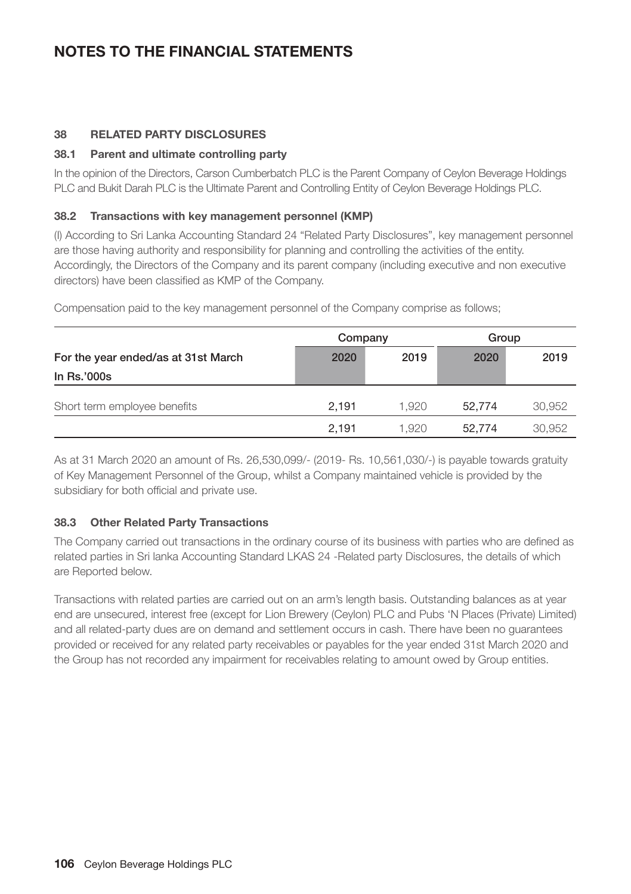# NOTES TO THE FINANCIAL STATEMENTS

## 38 RELATED PARTY DISCLOSURES

### 38.1 Parent and ultimate controlling party

In the opinion of the Directors, Carson Cumberbatch PLC is the Parent Company of Ceylon Beverage Holdings PLC and Bukit Darah PLC is the Ultimate Parent and Controlling Entity of Ceylon Beverage Holdings PLC.

### 38.2 Transactions with key management personnel (KMP)

(I) According to Sri Lanka Accounting Standard 24 "Related Party Disclosures", key management personnel are those having authority and responsibility for planning and controlling the activities of the entity. Accordingly, the Directors of the Company and its parent company (including executive and non executive directors) have been classified as KMP of the Company.

Compensation paid to the key management personnel of the Company comprise as follows;

| | Company | | Group | |
|---|---|---|---|---|
| **For the year ended/as at 31st March** | **2020** | **2019** | **2020** | **2019** |
| **In Rs.'000s** | | | | |
| Short term employee benefits | 2,191 | 1,920 | 52,774 | 30,952 |
| | 2,191 | 1,920 | 52,774 | 30,952 |

As at 31 March 2020 an amount of Rs. 26,530,099/- (2019- Rs. 10,561,030/-) is payable towards gratuity of Key Management Personnel of the Group, whilst a Company maintained vehicle is provided by the subsidiary for both official and private use.

### 38.3 Other Related Party Transactions

The Company carried out transactions in the ordinary course of its business with parties who are defined as related parties in Sri lanka Accounting Standard LKAS 24 -Related party Disclosures, the details of which are Reported below.

Transactions with related parties are carried out on an arm's length basis. Outstanding balances as at year end are unsecured, interest free (except for Lion Brewery (Ceylon) PLC and Pubs 'N Places (Private) Limited) and all related-party dues are on demand and settlement occurs in cash. There have been no guarantees provided or received for any related party receivables or payables for the year ended 31st March 2020 and the Group has not recorded any impairment for receivables relating to amount owed by Group entities.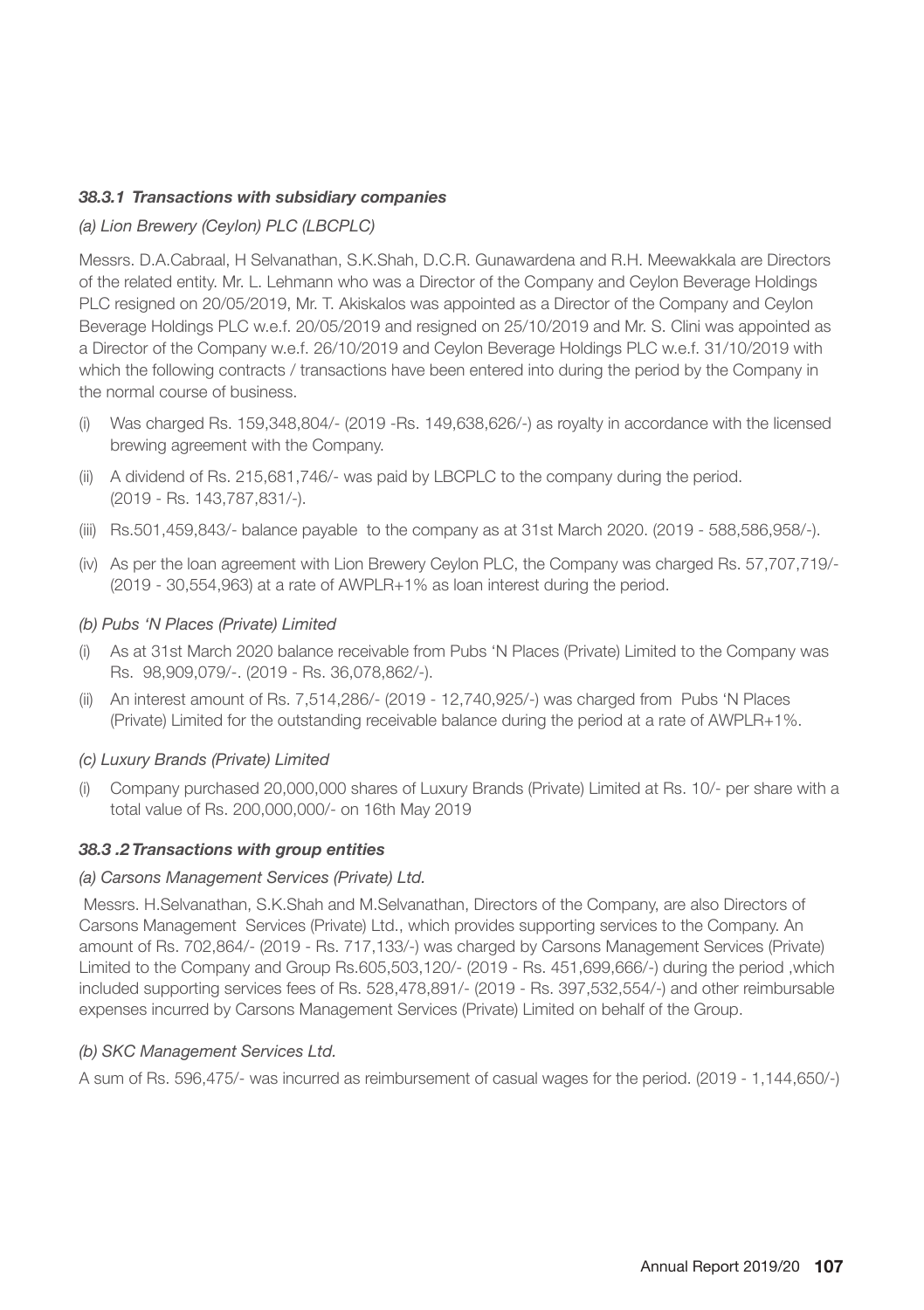### *38.3.1 Transactions with subsidiary companies*

*(a) Lion Brewery (Ceylon) PLC (LBCPLC)*

Messrs. D.A.Cabraal, H Selvanathan, S.K.Shah, D.C.R. Gunawardena and R.H. Meewakkala are Directors of the related entity. Mr. L. Lehmann who was a Director of the Company and Ceylon Beverage Holdings PLC resigned on 20/05/2019, Mr. T. Akiskalos was appointed as a Director of the Company and Ceylon Beverage Holdings PLC w.e.f. 20/05/2019 and resigned on 25/10/2019 and Mr. S. Clini was appointed as a Director of the Company w.e.f. 26/10/2019 and Ceylon Beverage Holdings PLC w.e.f. 31/10/2019 with which the following contracts / transactions have been entered into during the period by the Company in the normal course of business.

(i) Was charged Rs. 159,348,804/- (2019 -Rs. 149,638,626/-) as royalty in accordance with the licensed brewing agreement with the Company.

(ii) A dividend of Rs. 215,681,746/- was paid by LBCPLC to the company during the period. (2019 - Rs. 143,787,831/-).

(iii) Rs.501,459,843/- balance payable to the company as at 31st March 2020. (2019 - 588,586,958/-).

(iv) As per the loan agreement with Lion Brewery Ceylon PLC, the Company was charged Rs. 57,707,719/- (2019 - 30,554,963) at a rate of AWPLR+1% as loan interest during the period.

*(b) Pubs 'N Places (Private) Limited*

(i) As at 31st March 2020 balance receivable from Pubs 'N Places (Private) Limited to the Company was Rs. 98,909,079/-. (2019 - Rs. 36,078,862/-).

(ii) An interest amount of Rs. 7,514,286/- (2019 - 12,740,925/-) was charged from Pubs 'N Places (Private) Limited for the outstanding receivable balance during the period at a rate of AWPLR+1%.

*(c) Luxury Brands (Private) Limited*

(i) Company purchased 20,000,000 shares of Luxury Brands (Private) Limited at Rs. 10/- per share with a total value of Rs. 200,000,000/- on 16th May 2019

### *38.3 .2 Transactions with group entities*

*(a) Carsons Management Services (Private) Ltd.*

Messrs. H.Selvanathan, S.K.Shah and M.Selvanathan, Directors of the Company, are also Directors of Carsons Management Services (Private) Ltd., which provides supporting services to the Company. An amount of Rs. 702,864/- (2019 - Rs. 717,133/-) was charged by Carsons Management Services (Private) Limited to the Company and Group Rs.605,503,120/- (2019 - Rs. 451,699,666/-) during the period ,which included supporting services fees of Rs. 528,478,891/- (2019 - Rs. 397,532,554/-) and other reimbursable expenses incurred by Carsons Management Services (Private) Limited on behalf of the Group.

*(b) SKC Management Services Ltd.*

A sum of Rs. 596,475/- was incurred as reimbursement of casual wages for the period. (2019 - 1,144,650/-)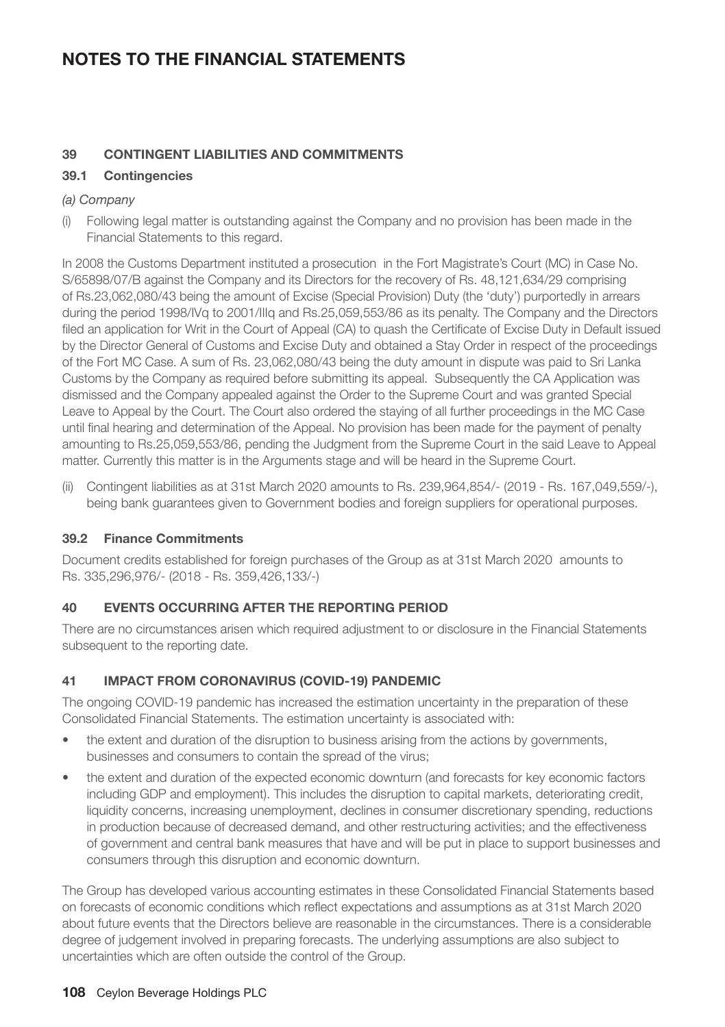# NOTES TO THE FINANCIAL STATEMENTS

## 39 CONTINGENT LIABILITIES AND COMMITMENTS

### 39.1 Contingencies

*(a) Company*

(i) Following legal matter is outstanding against the Company and no provision has been made in the Financial Statements to this regard.

In 2008 the Customs Department instituted a prosecution in the Fort Magistrate's Court (MC) in Case No. S/65898/07/B against the Company and its Directors for the recovery of Rs. 48,121,634/29 comprising of Rs.23,062,080/43 being the amount of Excise (Special Provision) Duty (the 'duty') purportedly in arrears during the period 1998/IVq to 2001/IIIq and Rs.25,059,553/86 as its penalty. The Company and the Directors filed an application for Writ in the Court of Appeal (CA) to quash the Certificate of Excise Duty in Default issued by the Director General of Customs and Excise Duty and obtained a Stay Order in respect of the proceedings of the Fort MC Case. A sum of Rs. 23,062,080/43 being the duty amount in dispute was paid to Sri Lanka Customs by the Company as required before submitting its appeal. Subsequently the CA Application was dismissed and the Company appealed against the Order to the Supreme Court and was granted Special Leave to Appeal by the Court. The Court also ordered the staying of all further proceedings in the MC Case until final hearing and determination of the Appeal. No provision has been made for the payment of penalty amounting to Rs.25,059,553/86, pending the Judgment from the Supreme Court in the said Leave to Appeal matter. Currently this matter is in the Arguments stage and will be heard in the Supreme Court.

(ii) Contingent liabilities as at 31st March 2020 amounts to Rs. 239,964,854/- (2019 - Rs. 167,049,559/-), being bank guarantees given to Government bodies and foreign suppliers for operational purposes.

### 39.2 Finance Commitments

Document credits established for foreign purchases of the Group as at 31st March 2020 amounts to Rs. 335,296,976/- (2018 - Rs. 359,426,133/-)

## 40 EVENTS OCCURRING AFTER THE REPORTING PERIOD

There are no circumstances arisen which required adjustment to or disclosure in the Financial Statements subsequent to the reporting date.

## 41 IMPACT FROM CORONAVIRUS (COVID-19) PANDEMIC

The ongoing COVID-19 pandemic has increased the estimation uncertainty in the preparation of these Consolidated Financial Statements. The estimation uncertainty is associated with:

- the extent and duration of the disruption to business arising from the actions by governments, businesses and consumers to contain the spread of the virus;
- the extent and duration of the expected economic downturn (and forecasts for key economic factors including GDP and employment). This includes the disruption to capital markets, deteriorating credit, liquidity concerns, increasing unemployment, declines in consumer discretionary spending, reductions in production because of decreased demand, and other restructuring activities; and the effectiveness of government and central bank measures that have and will be put in place to support businesses and consumers through this disruption and economic downturn.

The Group has developed various accounting estimates in these Consolidated Financial Statements based on forecasts of economic conditions which reflect expectations and assumptions as at 31st March 2020 about future events that the Directors believe are reasonable in the circumstances. There is a considerable degree of judgement involved in preparing forecasts. The underlying assumptions are also subject to uncertainties which are often outside the control of the Group.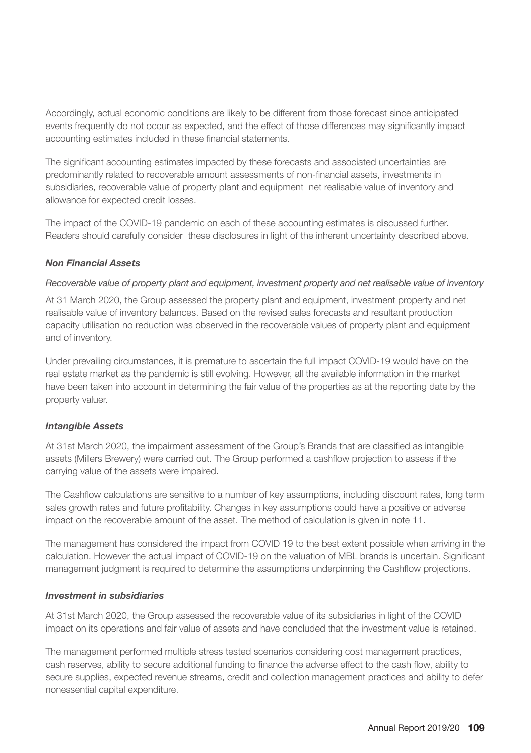Accordingly, actual economic conditions are likely to be different from those forecast since anticipated events frequently do not occur as expected, and the effect of those differences may significantly impact accounting estimates included in these financial statements.

The significant accounting estimates impacted by these forecasts and associated uncertainties are predominantly related to recoverable amount assessments of non-financial assets, investments in subsidiaries, recoverable value of property plant and equipment  net realisable value of inventory and allowance for expected credit losses.

The impact of the COVID-19 pandemic on each of these accounting estimates is discussed further. Readers should carefully consider  these disclosures in light of the inherent uncertainty described above.

***Non Financial Assets***

*Recoverable value of property plant and equipment, investment property and net realisable value of inventory*

At 31 March 2020, the Group assessed the property plant and equipment, investment property and net realisable value of inventory balances. Based on the revised sales forecasts and resultant production capacity utilisation no reduction was observed in the recoverable values of property plant and equipment and of inventory.

Under prevailing circumstances, it is premature to ascertain the full impact COVID-19 would have on the real estate market as the pandemic is still evolving. However, all the available information in the market have been taken into account in determining the fair value of the properties as at the reporting date by the property valuer.

***Intangible Assets***

At 31st March 2020, the impairment assessment of the Group's Brands that are classified as intangible assets (Millers Brewery) were carried out. The Group performed a cashflow projection to assess if the carrying value of the assets were impaired.

The Cashflow calculations are sensitive to a number of key assumptions, including discount rates, long term sales growth rates and future profitability. Changes in key assumptions could have a positive or adverse impact on the recoverable amount of the asset. The method of calculation is given in note 11.

The management has considered the impact from COVID 19 to the best extent possible when arriving in the calculation. However the actual impact of COVID-19 on the valuation of MBL brands is uncertain. Significant management judgment is required to determine the assumptions underpinning the Cashflow projections.

***Investment in subsidiaries***

At 31st March 2020, the Group assessed the recoverable value of its subsidiaries in light of the COVID impact on its operations and fair value of assets and have concluded that the investment value is retained.

The management performed multiple stress tested scenarios considering cost management practices, cash reserves, ability to secure additional funding to finance the adverse effect to the cash flow, ability to secure supplies, expected revenue streams, credit and collection management practices and ability to defer nonessential capital expenditure.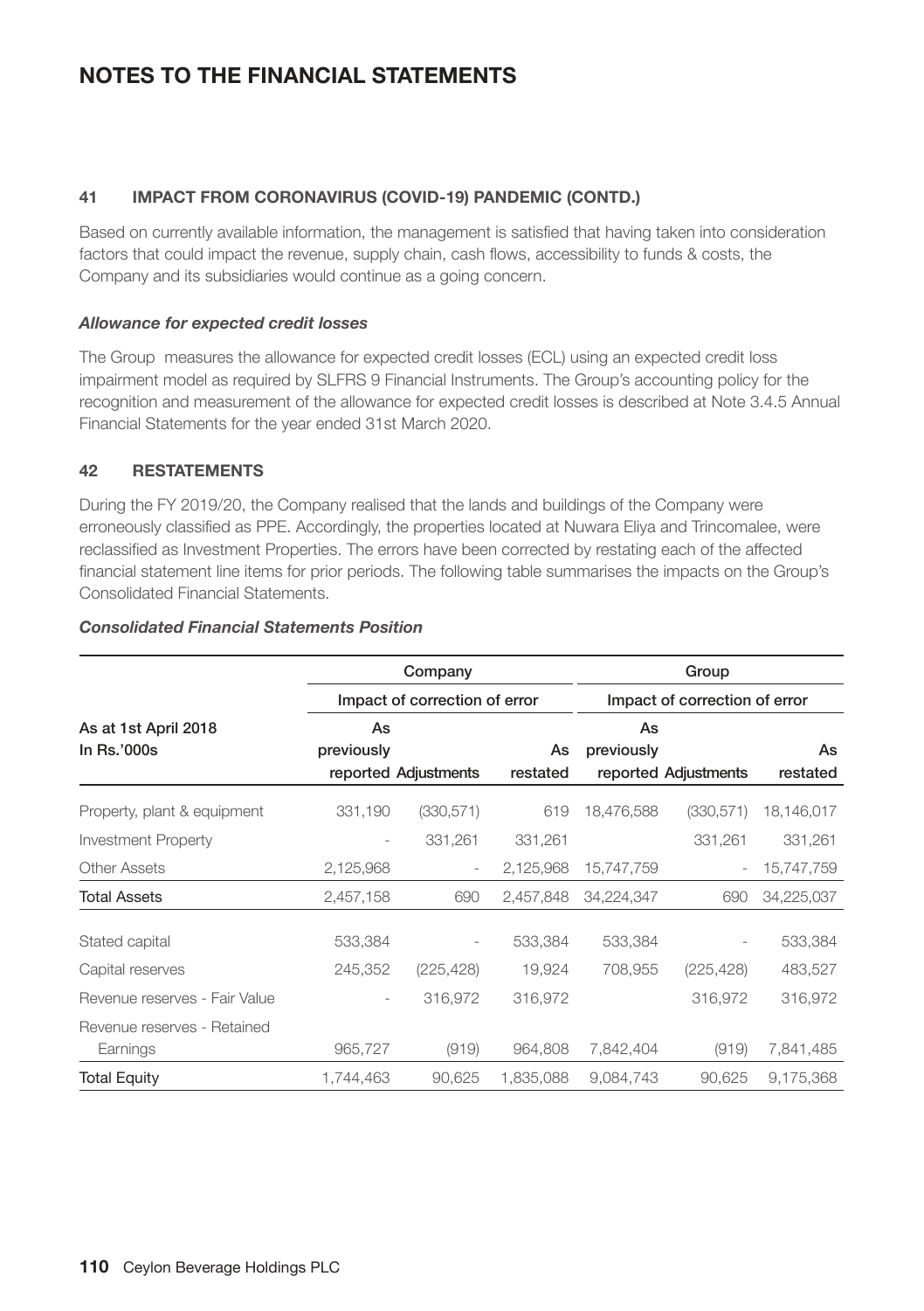# NOTES TO THE FINANCIAL STATEMENTS

## 41 IMPACT FROM CORONAVIRUS (COVID-19) PANDEMIC (CONTD.)

Based on currently available information, the management is satisfied that having taken into consideration factors that could impact the revenue, supply chain, cash flows, accessibility to funds & costs, the Company and its subsidiaries would continue as a going concern.

### *Allowance for expected credit losses*

The Group measures the allowance for expected credit losses (ECL) using an expected credit loss impairment model as required by SLFRS 9 Financial Instruments. The Group's accounting policy for the recognition and measurement of the allowance for expected credit losses is described at Note 3.4.5 Annual Financial Statements for the year ended 31st March 2020.

## 42 RESTATEMENTS

During the FY 2019/20, the Company realised that the lands and buildings of the Company were erroneously classified as PPE. Accordingly, the properties located at Nuwara Eliya and Trincomalee, were reclassified as Investment Properties. The errors have been corrected by restating each of the affected financial statement line items for prior periods. The following table summarises the impacts on the Group's Consolidated Financial Statements.

### *Consolidated Financial Statements Position*

| | Company | | | Group | | |
|---|---|---|---|---|---|---|
| | Impact of correction of error | | | Impact of correction of error | | |
| As at 1st April 2018<br>In Rs.'000s | As previously reported | Adjustments | As restated | As previously reported | Adjustments | As restated |
| Property, plant & equipment | 331,190 | (330,571) | 619 | 18,476,588 | (330,571) | 18,146,017 |
| Investment Property | - | 331,261 | 331,261 | | 331,261 | 331,261 |
| Other Assets | 2,125,968 | - | 2,125,968 | 15,747,759 | - | 15,747,759 |
| **Total Assets** | 2,457,158 | 690 | 2,457,848 | 34,224,347 | 690 | 34,225,037 |
| Stated capital | 533,384 | - | 533,384 | 533,384 | - | 533,384 |
| Capital reserves | 245,352 | (225,428) | 19,924 | 708,955 | (225,428) | 483,527 |
| Revenue reserves - Fair Value | - | 316,972 | 316,972 | | 316,972 | 316,972 |
| Revenue reserves - Retained Earnings | 965,727 | (919) | 964,808 | 7,842,404 | (919) | 7,841,485 |
| **Total Equity** | 1,744,463 | 90,625 | 1,835,088 | 9,084,743 | 90,625 | 9,175,368 |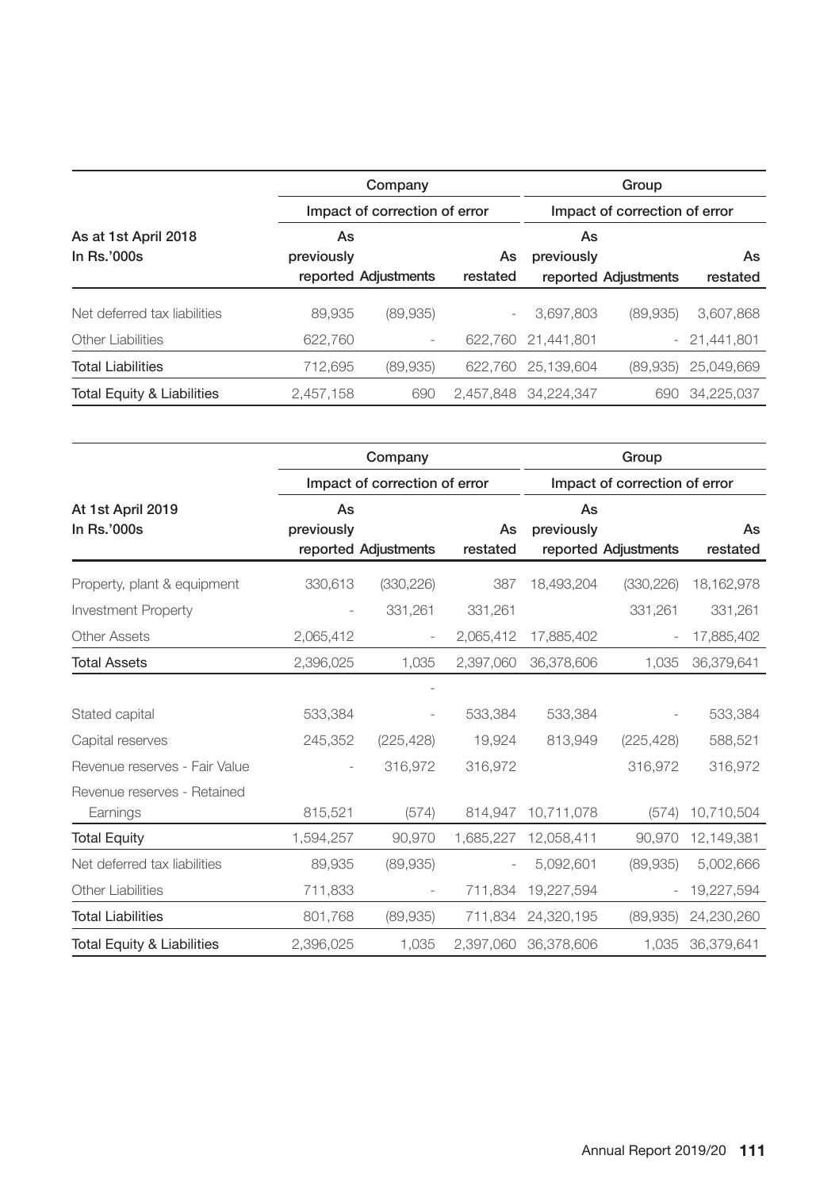| As at 1st April 2018 In Rs.'000s | Company | | | Group | | |
|---|---|---|---|---|---|---|
| | Impact of correction of error | | | Impact of correction of error | | |
| | As previously reported | Adjustments | As restated | As previously reported | Adjustments | As restated |
| Net deferred tax liabilities | 89,935 | (89,935) | - | 3,697,803 | (89,935) | 3,607,868 |
| Other Liabilities | 622,760 | - | 622,760 | 21,441,801 | - | 21,441,801 |
| **Total Liabilities** | 712,695 | (89,935) | 622,760 | 25,139,604 | (89,935) | 25,049,669 |
| **Total Equity & Liabilities** | 2,457,158 | 690 | 2,457,848 | 34,224,347 | 690 | 34,225,037 |

| At 1st April 2019 In Rs.'000s | Company | | | Group | | |
|---|---|---|---|---|---|---|
| | Impact of correction of error | | | Impact of correction of error | | |
| | As previously reported | Adjustments | As restated | As previously reported | Adjustments | As restated |
| Property, plant & equipment | 330,613 | (330,226) | 387 | 18,493,204 | (330,226) | 18,162,978 |
| Investment Property | - | 331,261 | 331,261 | | 331,261 | 331,261 |
| Other Assets | 2,065,412 | - | 2,065,412 | 17,885,402 | - | 17,885,402 |
| **Total Assets** | 2,396,025 | 1,035 | 2,397,060 | 36,378,606 | 1,035 | 36,379,641 |
| | | - | | | | |
| Stated capital | 533,384 | - | 533,384 | 533,384 | - | 533,384 |
| Capital reserves | 245,352 | (225,428) | 19,924 | 813,949 | (225,428) | 588,521 |
| Revenue reserves - Fair Value | - | 316,972 | 316,972 | | 316,972 | 316,972 |
| Revenue reserves - Retained Earnings | 815,521 | (574) | 814,947 | 10,711,078 | (574) | 10,710,504 |
| **Total Equity** | 1,594,257 | 90,970 | 1,685,227 | 12,058,411 | 90,970 | 12,149,381 |
| Net deferred tax liabilities | 89,935 | (89,935) | - | 5,092,601 | (89,935) | 5,002,666 |
| Other Liabilities | 711,833 | - | 711,834 | 19,227,594 | - | 19,227,594 |
| **Total Liabilities** | 801,768 | (89,935) | 711,834 | 24,320,195 | (89,935) | 24,230,260 |
| **Total Equity & Liabilities** | 2,396,025 | 1,035 | 2,397,060 | 36,378,606 | 1,035 | 36,379,641 |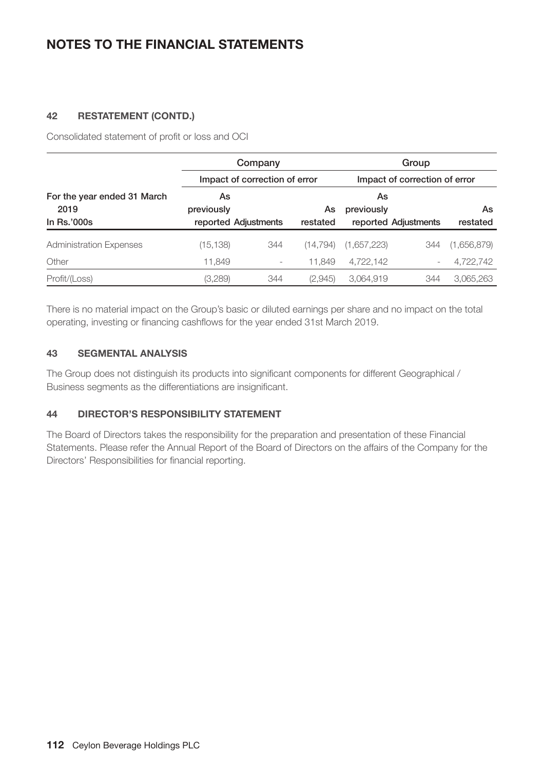## NOTES TO THE FINANCIAL STATEMENTS

### 42 RESTATEMENT (CONTD.)

Consolidated statement of profit or loss and OCI

| For the year ended 31 March 2019 In Rs.'000s | Company | | | Group | | |
|---|---|---|---|---|---|---|
| | Impact of correction of error | | | Impact of correction of error | | |
| | As previously reported | Adjustments | As restated | As previously reported | Adjustments | As restated |
| Administration Expenses | (15,138) | 344 | (14,794) | (1,657,223) | 344 | (1,656,879) |
| Other | 11,849 | - | 11,849 | 4,722,142 | - | 4,722,742 |
| Profit/(Loss) | (3,289) | 344 | (2,945) | 3,064,919 | 344 | 3,065,263 |

There is no material impact on the Group's basic or diluted earnings per share and no impact on the total operating, investing or financing cashflows for the year ended 31st March 2019.

### 43 SEGMENTAL ANALYSIS

The Group does not distinguish its products into significant components for different Geographical / Business segments as the differentiations are insignificant.

### 44 DIRECTOR'S RESPONSIBILITY STATEMENT

The Board of Directors takes the responsibility for the preparation and presentation of these Financial Statements. Please refer the Annual Report of the Board of Directors on the affairs of the Company for the Directors' Responsibilities for financial reporting.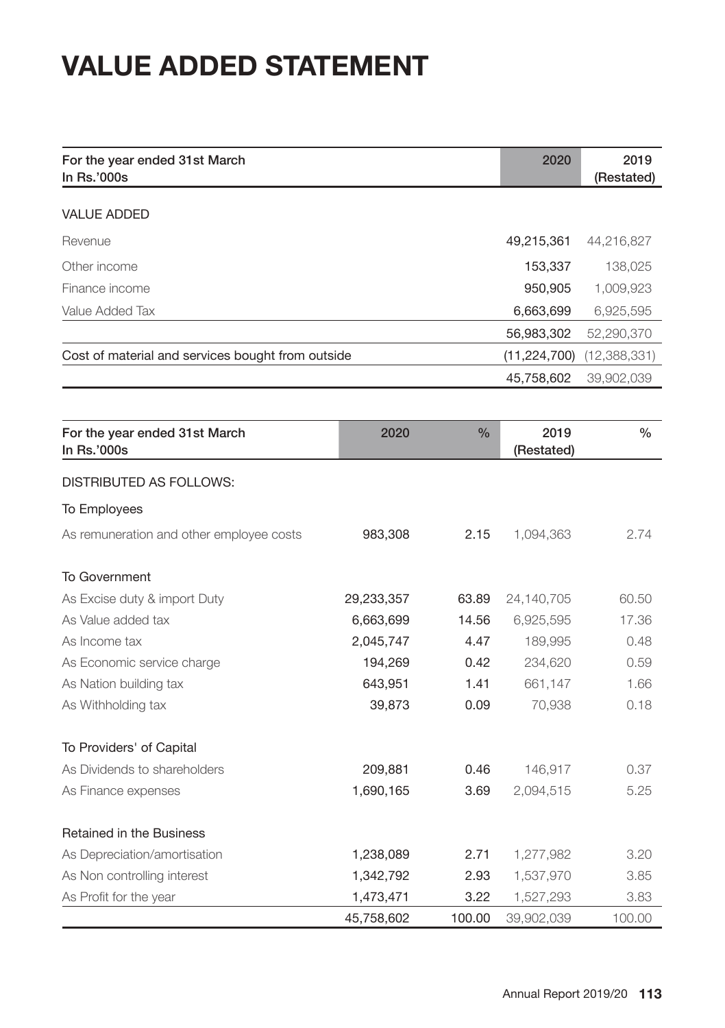# VALUE ADDED STATEMENT

| For the year ended 31st March<br>In Rs.'000s | 2020 | 2019<br>(Restated) |
|---|---|---|
| VALUE ADDED | | |
| Revenue | 49,215,361 | 44,216,827 |
| Other income | 153,337 | 138,025 |
| Finance income | 950,905 | 1,009,923 |
| Value Added Tax | 6,663,699 | 6,925,595 |
| | 56,983,302 | 52,290,370 |
| Cost of material and services bought from outside | (11,224,700) | (12,388,331) |
| | 45,758,602 | 39,902,039 |

| For the year ended 31st March<br>In Rs.'000s | 2020 | % | 2019<br>(Restated) | % |
|---|---|---|---|---|
| DISTRIBUTED AS FOLLOWS: | | | | |
| To Employees | | | | |
| As remuneration and other employee costs | 983,308 | 2.15 | 1,094,363 | 2.74 |
| To Government | | | | |
| As Excise duty & import Duty | 29,233,357 | 63.89 | 24,140,705 | 60.50 |
| As Value added tax | 6,663,699 | 14.56 | 6,925,595 | 17.36 |
| As Income tax | 2,045,747 | 4.47 | 189,995 | 0.48 |
| As Economic service charge | 194,269 | 0.42 | 234,620 | 0.59 |
| As Nation building tax | 643,951 | 1.41 | 661,147 | 1.66 |
| As Withholding tax | 39,873 | 0.09 | 70,938 | 0.18 |
| To Providers' of Capital | | | | |
| As Dividends to shareholders | 209,881 | 0.46 | 146,917 | 0.37 |
| As Finance expenses | 1,690,165 | 3.69 | 2,094,515 | 5.25 |
| Retained in the Business | | | | |
| As Depreciation/amortisation | 1,238,089 | 2.71 | 1,277,982 | 3.20 |
| As Non controlling interest | 1,342,792 | 2.93 | 1,537,970 | 3.85 |
| As Profit for the year | 1,473,471 | 3.22 | 1,527,293 | 3.83 |
| | 45,758,602 | 100.00 | 39,902,039 | 100.00 |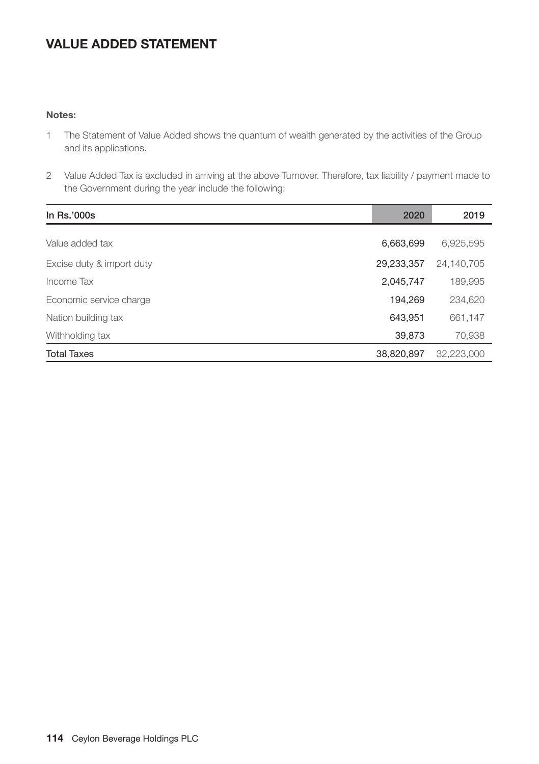# VALUE ADDED STATEMENT

**Notes:**

1. The Statement of Value Added shows the quantum of wealth generated by the activities of the Group and its applications.

2. Value Added Tax is excluded in arriving at the above Turnover. Therefore, tax liability / payment made to the Government during the year include the following:

| In Rs.'000s | 2020 | 2019 |
|---|---|---|
| Value added tax | 6,663,699 | 6,925,595 |
| Excise duty & import duty | 29,233,357 | 24,140,705 |
| Income Tax | 2,045,747 | 189,995 |
| Economic service charge | 194,269 | 234,620 |
| Nation building tax | 643,951 | 661,147 |
| Withholding tax | 39,873 | 70,938 |
| Total Taxes | 38,820,897 | 32,223,000 |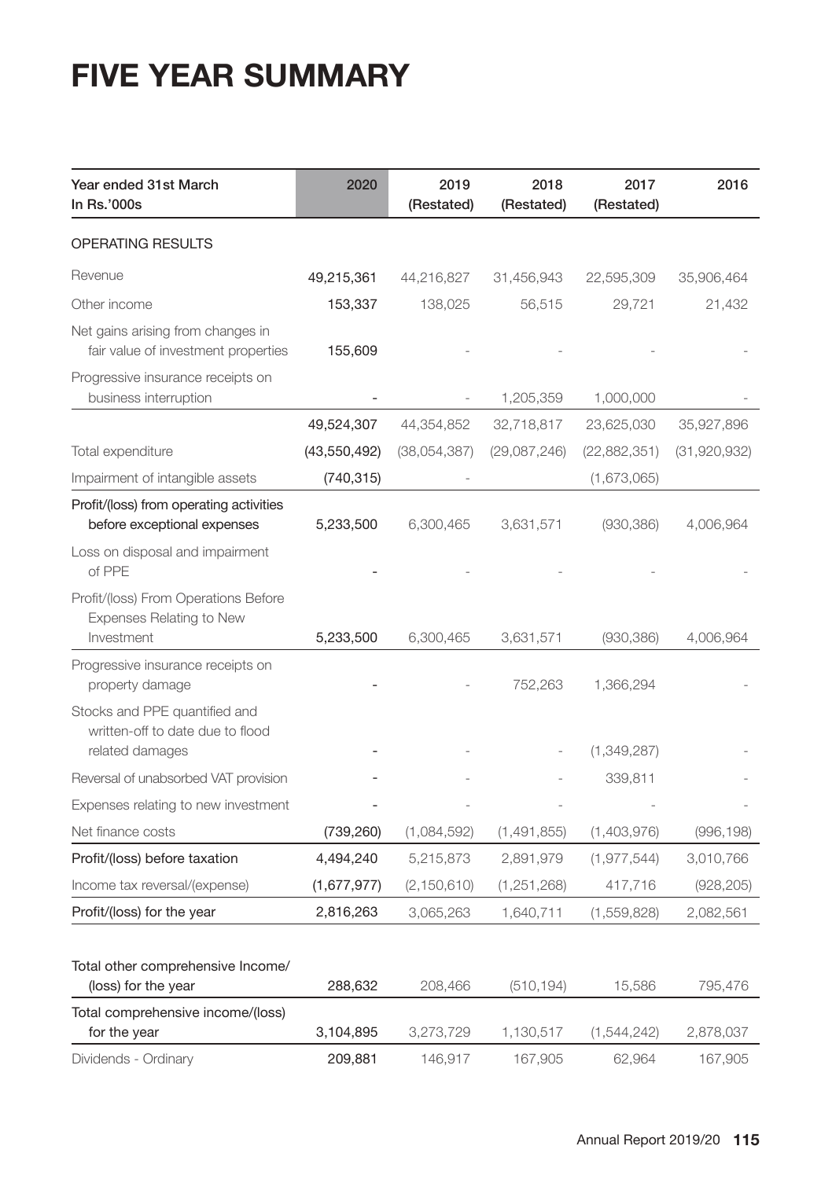# FIVE YEAR SUMMARY

| Year ended 31st March<br>In Rs.'000s | 2020 | 2019<br>(Restated) | 2018<br>(Restated) | 2017<br>(Restated) | 2016 |
|---|---|---|---|---|---|
| OPERATING RESULTS | | | | | |
| Revenue | 49,215,361 | 44,216,827 | 31,456,943 | 22,595,309 | 35,906,464 |
| Other income | 153,337 | 138,025 | 56,515 | 29,721 | 21,432 |
| Net gains arising from changes in fair value of investment properties | 155,609 | - | - | - | - |
| Progressive insurance receipts on business interruption | - | - | 1,205,359 | 1,000,000 | - |
| | 49,524,307 | 44,354,852 | 32,718,817 | 23,625,030 | 35,927,896 |
| Total expenditure | (43,550,492) | (38,054,387) | (29,087,246) | (22,882,351) | (31,920,932) |
| Impairment of intangible assets | (740,315) | - | | (1,673,065) | |
| Profit/(loss) from operating activities before exceptional expenses | 5,233,500 | 6,300,465 | 3,631,571 | (930,386) | 4,006,964 |
| Loss on disposal and impairment of PPE | - | - | - | - | - |
| Profit/(loss) From Operations Before Expenses Relating to New Investment | 5,233,500 | 6,300,465 | 3,631,571 | (930,386) | 4,006,964 |
| Progressive insurance receipts on property damage | - | - | 752,263 | 1,366,294 | - |
| Stocks and PPE quantified and written-off to date due to flood related damages | - | - | - | (1,349,287) | - |
| Reversal of unabsorbed VAT provision | - | - | - | 339,811 | - |
| Expenses relating to new investment | - | - | - | - | - |
| Net finance costs | (739,260) | (1,084,592) | (1,491,855) | (1,403,976) | (996,198) |
| Profit/(loss) before taxation | 4,494,240 | 5,215,873 | 2,891,979 | (1,977,544) | 3,010,766 |
| Income tax reversal/(expense) | (1,677,977) | (2,150,610) | (1,251,268) | 417,716 | (928,205) |
| Profit/(loss) for the year | 2,816,263 | 3,065,263 | 1,640,711 | (1,559,828) | 2,082,561 |
| | | | | | |
| Total other comprehensive Income/ (loss) for the year | 288,632 | 208,466 | (510,194) | 15,586 | 795,476 |
| Total comprehensive income/(loss) for the year | 3,104,895 | 3,273,729 | 1,130,517 | (1,544,242) | 2,878,037 |
| Dividends - Ordinary | 209,881 | 146,917 | 167,905 | 62,964 | 167,905 |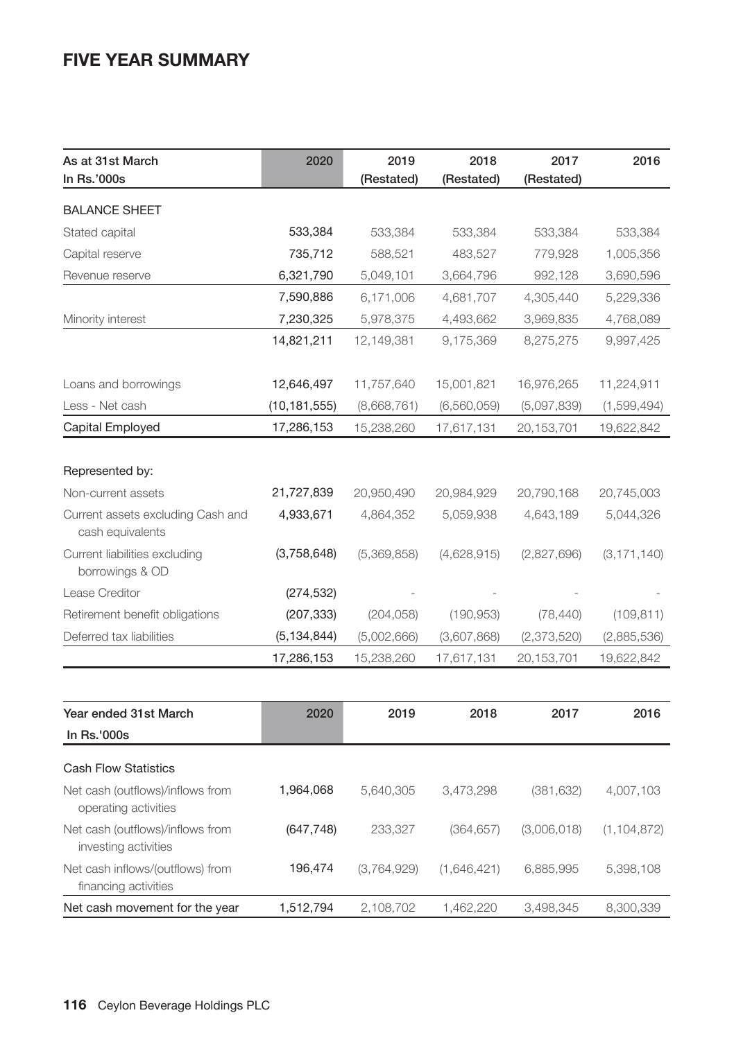# FIVE YEAR SUMMARY

| As at 31st March<br>In Rs.'000s | 2020 | 2019<br>(Restated) | 2018<br>(Restated) | 2017<br>(Restated) | 2016 |
|---|---|---|---|---|---|
| BALANCE SHEET | | | | | |
| Stated capital | 533,384 | 533,384 | 533,384 | 533,384 | 533,384 |
| Capital reserve | 735,712 | 588,521 | 483,527 | 779,928 | 1,005,356 |
| Revenue reserve | 6,321,790 | 5,049,101 | 3,664,796 | 992,128 | 3,690,596 |
| | 7,590,886 | 6,171,006 | 4,681,707 | 4,305,440 | 5,229,336 |
| Minority interest | 7,230,325 | 5,978,375 | 4,493,662 | 3,969,835 | 4,768,089 |
| | 14,821,211 | 12,149,381 | 9,175,369 | 8,275,275 | 9,997,425 |
| Loans and borrowings | 12,646,497 | 11,757,640 | 15,001,821 | 16,976,265 | 11,224,911 |
| Less - Net cash | (10,181,555) | (8,668,761) | (6,560,059) | (5,097,839) | (1,599,494) |
| Capital Employed | 17,286,153 | 15,238,260 | 17,617,131 | 20,153,701 | 19,622,842 |
| Represented by: | | | | | |
| Non-current assets | 21,727,839 | 20,950,490 | 20,984,929 | 20,790,168 | 20,745,003 |
| Current assets excluding Cash and cash equivalents | 4,933,671 | 4,864,352 | 5,059,938 | 4,643,189 | 5,044,326 |
| Current liabilities excluding borrowings & OD | (3,758,648) | (5,369,858) | (4,628,915) | (2,827,696) | (3,171,140) |
| Lease Creditor | (274,532) | - | - | - | - |
| Retirement benefit obligations | (207,333) | (204,058) | (190,953) | (78,440) | (109,811) |
| Deferred tax liabilities | (5,134,844) | (5,002,666) | (3,607,868) | (2,373,520) | (2,885,536) |
| | 17,286,153 | 15,238,260 | 17,617,131 | 20,153,701 | 19,622,842 |

| Year ended 31st March<br>In Rs.'000s | 2020 | 2019 | 2018 | 2017 | 2016 |
|---|---|---|---|---|---|
| Cash Flow Statistics | | | | | |
| Net cash (outflows)/inflows from operating activities | 1,964,068 | 5,640,305 | 3,473,298 | (381,632) | 4,007,103 |
| Net cash (outflows)/inflows from investing activities | (647,748) | 233,327 | (364,657) | (3,006,018) | (1,104,872) |
| Net cash inflows/(outflows) from financing activities | 196,474 | (3,764,929) | (1,646,421) | 6,885,995 | 5,398,108 |
| Net cash movement for the year | 1,512,794 | 2,108,702 | 1,462,220 | 3,498,345 | 8,300,339 |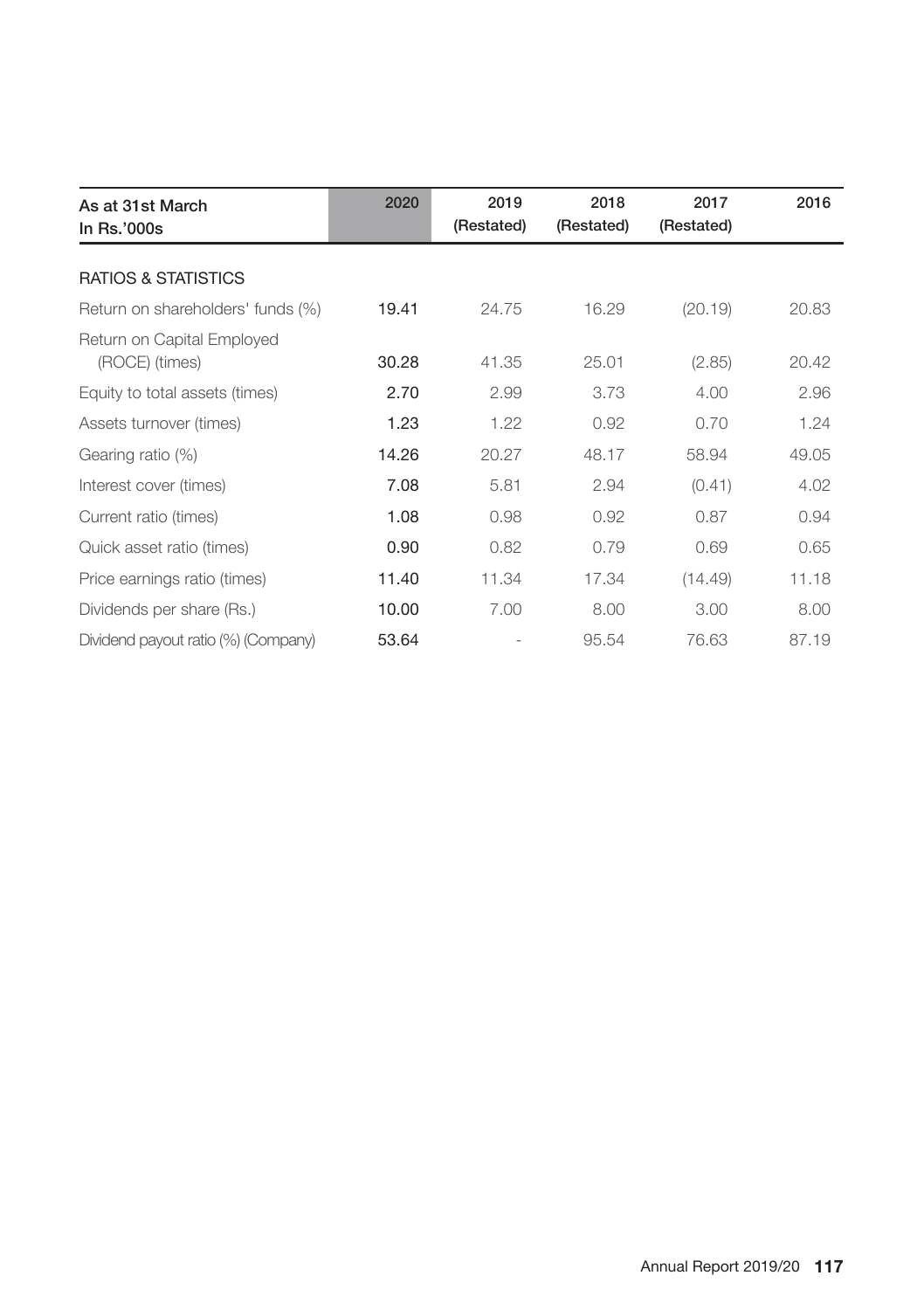| As at 31st March<br>In Rs.'000s | 2020 | 2019<br>(Restated) | 2018<br>(Restated) | 2017<br>(Restated) | 2016 |
|---|---|---|---|---|---|
| RATIOS & STATISTICS | | | | | |
| Return on shareholders' funds (%) | 19.41 | 24.75 | 16.29 | (20.19) | 20.83 |
| Return on Capital Employed (ROCE) (times) | 30.28 | 41.35 | 25.01 | (2.85) | 20.42 |
| Equity to total assets (times) | 2.70 | 2.99 | 3.73 | 4.00 | 2.96 |
| Assets turnover (times) | 1.23 | 1.22 | 0.92 | 0.70 | 1.24 |
| Gearing ratio (%) | 14.26 | 20.27 | 48.17 | 58.94 | 49.05 |
| Interest cover (times) | 7.08 | 5.81 | 2.94 | (0.41) | 4.02 |
| Current ratio (times) | 1.08 | 0.98 | 0.92 | 0.87 | 0.94 |
| Quick asset ratio (times) | 0.90 | 0.82 | 0.79 | 0.69 | 0.65 |
| Price earnings ratio (times) | 11.40 | 11.34 | 17.34 | (14.49) | 11.18 |
| Dividends per share (Rs.) | 10.00 | 7.00 | 8.00 | 3.00 | 8.00 |
| Dividend payout ratio (%) (Company) | 53.64 | - | 95.54 | 76.63 | 87.19 |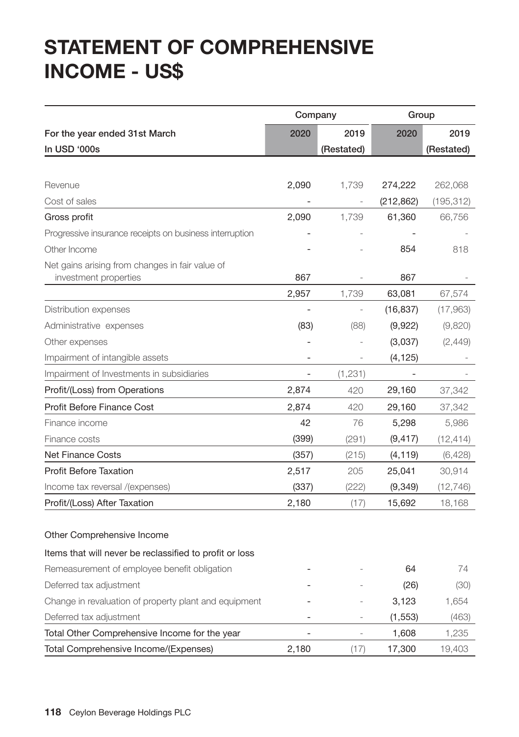# STATEMENT OF COMPREHENSIVE INCOME - US$

| | Company | | Group | |
|---|---|---|---|---|
| For the year ended 31st March | 2020 | 2019 | 2020 | 2019 |
| In USD '000s | | (Restated) | | (Restated) |
| Revenue | 2,090 | 1,739 | 274,222 | 262,068 |
| Cost of sales | - | - | (212,862) | (195,312) |
| Gross profit | 2,090 | 1,739 | 61,360 | 66,756 |
| Progressive insurance receipts on business interruption | - | - | - | - |
| Other Income | - | - | 854 | 818 |
| Net gains arising from changes in fair value of investment properties | 867 | - | 867 | - |
| | 2,957 | 1,739 | 63,081 | 67,574 |
| Distribution expenses | - | - | (16,837) | (17,963) |
| Administrative expenses | (83) | (88) | (9,922) | (9,820) |
| Other expenses | - | - | (3,037) | (2,449) |
| Impairment of intangible assets | - | - | (4,125) | - |
| Impairment of Investments in subsidiaries | - | (1,231) | - | - |
| Profit/(Loss) from Operations | 2,874 | 420 | 29,160 | 37,342 |
| Profit Before Finance Cost | 2,874 | 420 | 29,160 | 37,342 |
| Finance income | 42 | 76 | 5,298 | 5,986 |
| Finance costs | (399) | (291) | (9,417) | (12,414) |
| Net Finance Costs | (357) | (215) | (4,119) | (6,428) |
| Profit Before Taxation | 2,517 | 205 | 25,041 | 30,914 |
| Income tax reversal /(expenses) | (337) | (222) | (9,349) | (12,746) |
| Profit/(Loss) After Taxation | 2,180 | (17) | 15,692 | 18,168 |
| | | | | |
| Other Comprehensive Income | | | | |
| Items that will never be reclassified to profit or loss | | | | |
| Remeasurement of employee benefit obligation | - | - | 64 | 74 |
| Deferred tax adjustment | - | - | (26) | (30) |
| Change in revaluation of property plant and equipment | - | - | 3,123 | 1,654 |
| Deferred tax adjustment | - | - | (1,553) | (463) |
| Total Other Comprehensive Income for the year | - | - | 1,608 | 1,235 |
| Total Comprehensive Income/(Expenses) | 2,180 | (17) | 17,300 | 19,403 |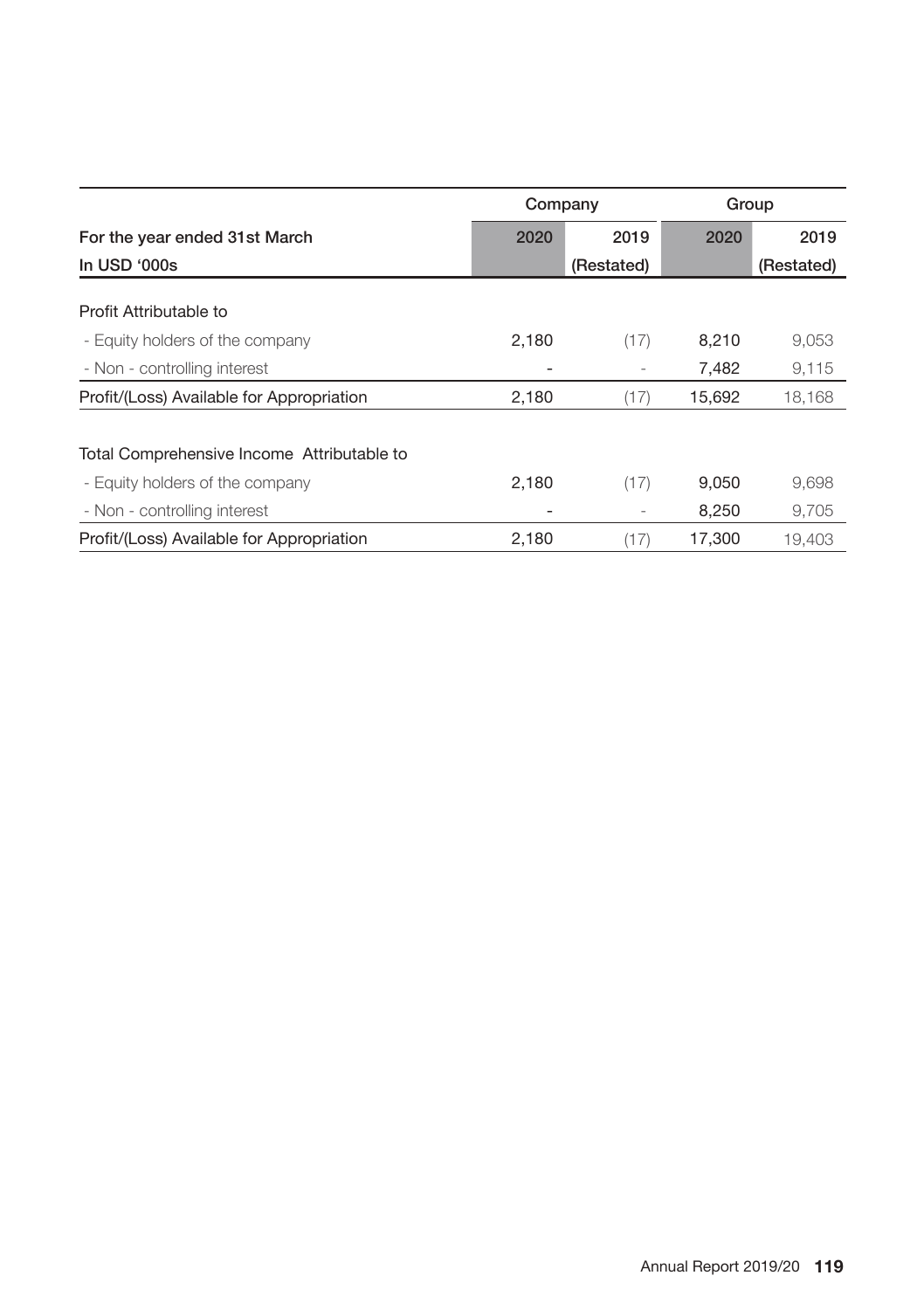| For the year ended 31st March | Company | | Group | |
|---|---|---|---|---|
| In USD '000s | 2020 | 2019 (Restated) | 2020 | 2019 (Restated) |
| Profit Attributable to | | | | |
| - Equity holders of the company | 2,180 | (17) | 8,210 | 9,053 |
| - Non - controlling interest | - | - | 7,482 | 9,115 |
| Profit/(Loss) Available for Appropriation | 2,180 | (17) | 15,692 | 18,168 |
| Total Comprehensive Income Attributable to | | | | |
| - Equity holders of the company | 2,180 | (17) | 9,050 | 9,698 |
| - Non - controlling interest | - | - | 8,250 | 9,705 |
| Profit/(Loss) Available for Appropriation | 2,180 | (17) | 17,300 | 19,403 |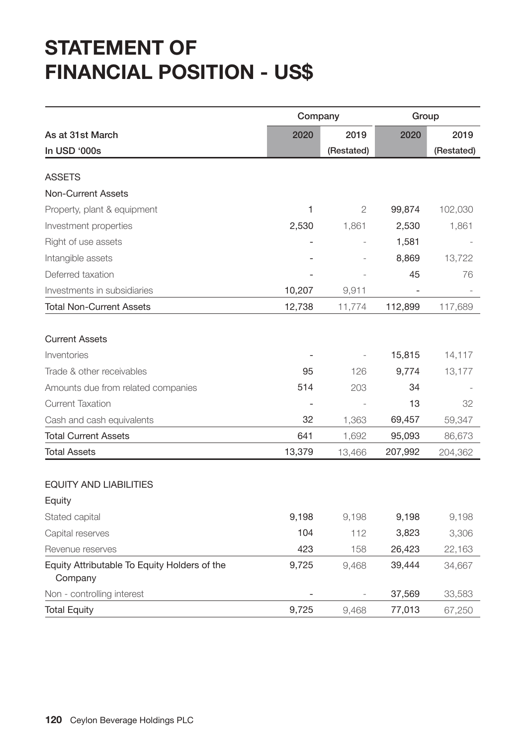# STATEMENT OF FINANCIAL POSITION - US$

| | Company | | Group | |
|---|---|---|---|---|
| As at 31st March | 2020 | 2019 | 2020 | 2019 |
| In USD '000s | | (Restated) | | (Restated) |
| **ASSETS** | | | | |
| Non-Current Assets | | | | |
| Property, plant & equipment | 1 | 2 | 99,874 | 102,030 |
| Investment properties | 2,530 | 1,861 | 2,530 | 1,861 |
| Right of use assets | - | - | 1,581 | - |
| Intangible assets | - | - | 8,869 | 13,722 |
| Deferred taxation | - | - | 45 | 76 |
| Investments in subsidiaries | 10,207 | 9,911 | - | - |
| Total Non-Current Assets | 12,738 | 11,774 | 112,899 | 117,689 |
| Current Assets | | | | |
| Inventories | - | - | 15,815 | 14,117 |
| Trade & other receivables | 95 | 126 | 9,774 | 13,177 |
| Amounts due from related companies | 514 | 203 | 34 | - |
| Current Taxation | - | - | 13 | 32 |
| Cash and cash equivalents | 32 | 1,363 | 69,457 | 59,347 |
| Total Current Assets | 641 | 1,692 | 95,093 | 86,673 |
| Total Assets | 13,379 | 13,466 | 207,992 | 204,362 |
| **EQUITY AND LIABILITIES** | | | | |
| Equity | | | | |
| Stated capital | 9,198 | 9,198 | 9,198 | 9,198 |
| Capital reserves | 104 | 112 | 3,823 | 3,306 |
| Revenue reserves | 423 | 158 | 26,423 | 22,163 |
| Equity Attributable To Equity Holders of the Company | 9,725 | 9,468 | 39,444 | 34,667 |
| Non - controlling interest | - | - | 37,569 | 33,583 |
| Total Equity | 9,725 | 9,468 | 77,013 | 67,250 |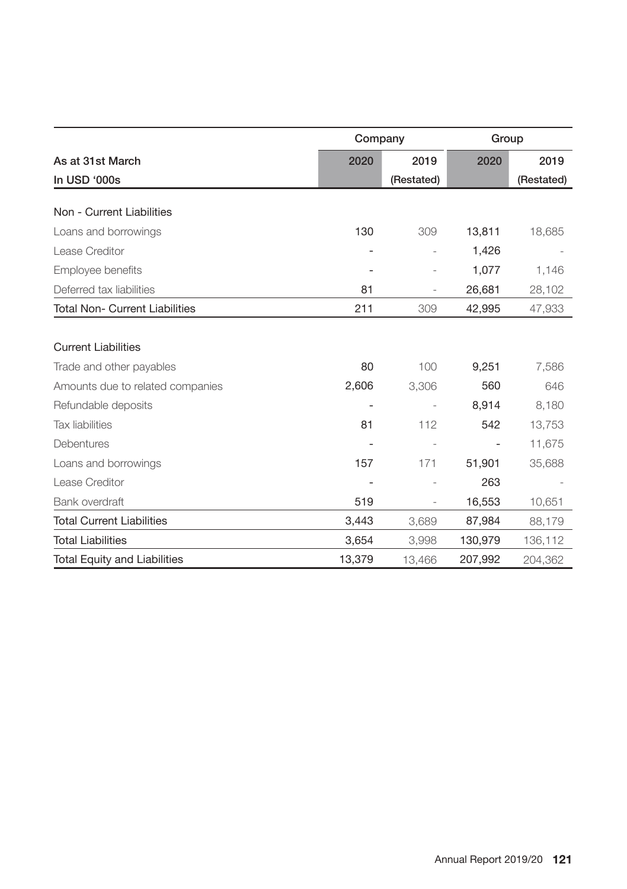| | Company | | Group | |
|---|---|---|---|---|
| As at 31st March | 2020 | 2019 | 2020 | 2019 |
| In USD '000s | | (Restated) | | (Restated) |
| Non - Current Liabilities | | | | |
| Loans and borrowings | 130 | 309 | 13,811 | 18,685 |
| Lease Creditor | - | - | 1,426 | - |
| Employee benefits | - | - | 1,077 | 1,146 |
| Deferred tax liabilities | 81 | - | 26,681 | 28,102 |
| Total Non- Current Liabilities | 211 | 309 | 42,995 | 47,933 |
| Current Liabilities | | | | |
| Trade and other payables | 80 | 100 | 9,251 | 7,586 |
| Amounts due to related companies | 2,606 | 3,306 | 560 | 646 |
| Refundable deposits | - | - | 8,914 | 8,180 |
| Tax liabilities | 81 | 112 | 542 | 13,753 |
| Debentures | - | - | - | 11,675 |
| Loans and borrowings | 157 | 171 | 51,901 | 35,688 |
| Lease Creditor | - | - | 263 | - |
| Bank overdraft | 519 | - | 16,553 | 10,651 |
| Total Current Liabilities | 3,443 | 3,689 | 87,984 | 88,179 |
| Total Liabilities | 3,654 | 3,998 | 130,979 | 136,112 |
| Total Equity and Liabilities | 13,379 | 13,466 | 207,992 | 204,362 |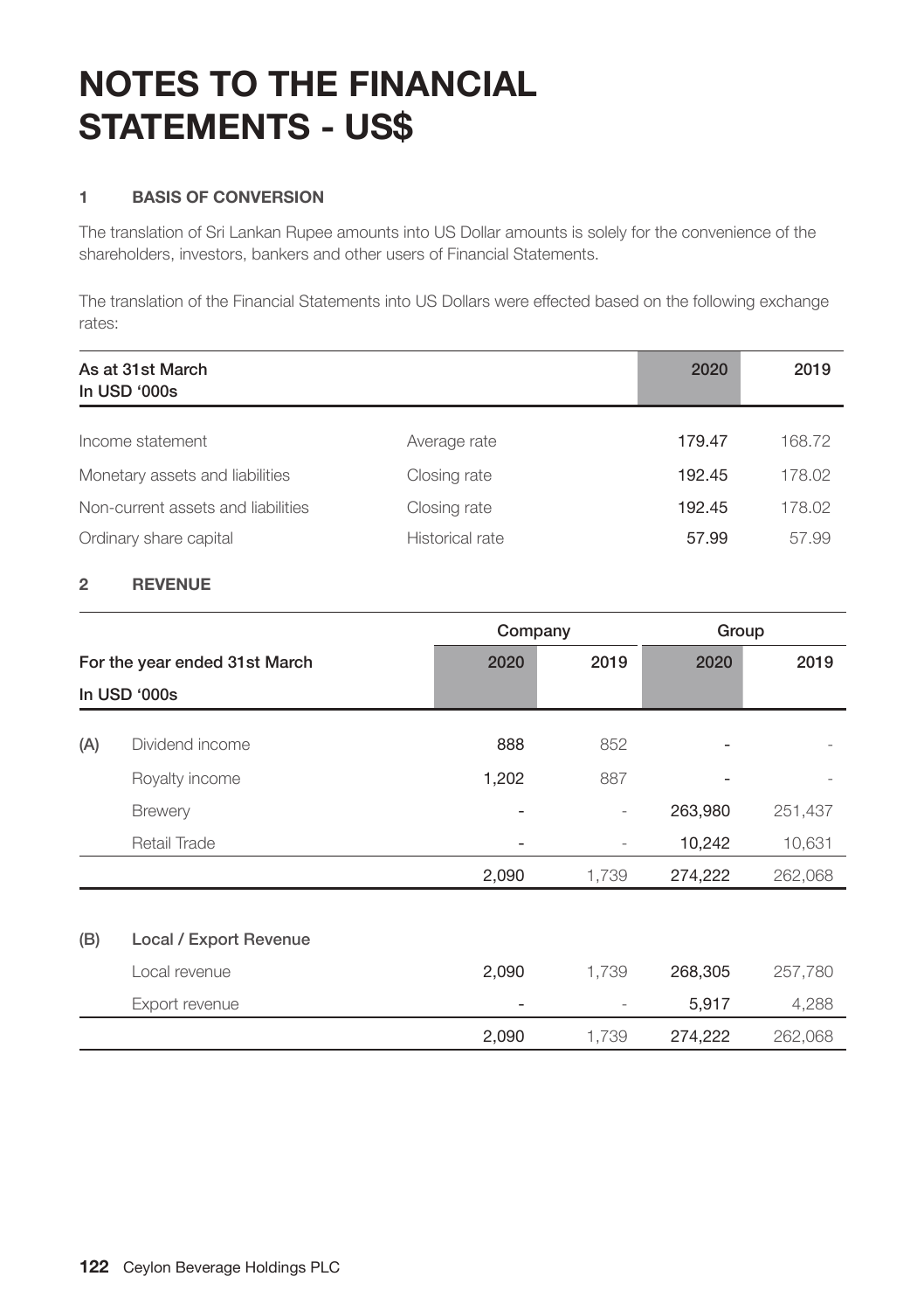# NOTES TO THE FINANCIAL STATEMENTS - US$

## 1 BASIS OF CONVERSION

The translation of Sri Lankan Rupee amounts into US Dollar amounts is solely for the convenience of the shareholders, investors, bankers and other users of Financial Statements.

The translation of the Financial Statements into US Dollars were effected based on the following exchange rates:

| As at 31st March<br>In USD '000s | | 2020 | 2019 |
|---|---|---|---|
| Income statement | Average rate | 179.47 | 168.72 |
| Monetary assets and liabilities | Closing rate | 192.45 | 178.02 |
| Non-current assets and liabilities | Closing rate | 192.45 | 178.02 |
| Ordinary share capital | Historical rate | 57.99 | 57.99 |

## 2 REVENUE

| | | Company | | Group | |
|---|---|---|---|---|---|
| For the year ended 31st March<br>In USD '000s | | 2020 | 2019 | 2020 | 2019 |
| (A) | Dividend income | 888 | 852 | - | - |
| | Royalty income | 1,202 | 887 | - | - |
| | Brewery | - | - | 263,980 | 251,437 |
| | Retail Trade | - | - | 10,242 | 10,631 |
| | | 2,090 | 1,739 | 274,222 | 262,068 |
| (B) | **Local / Export Revenue** | | | | |
| | Local revenue | 2,090 | 1,739 | 268,305 | 257,780 |
| | Export revenue | - | - | 5,917 | 4,288 |
| | | 2,090 | 1,739 | 274,222 | 262,068 |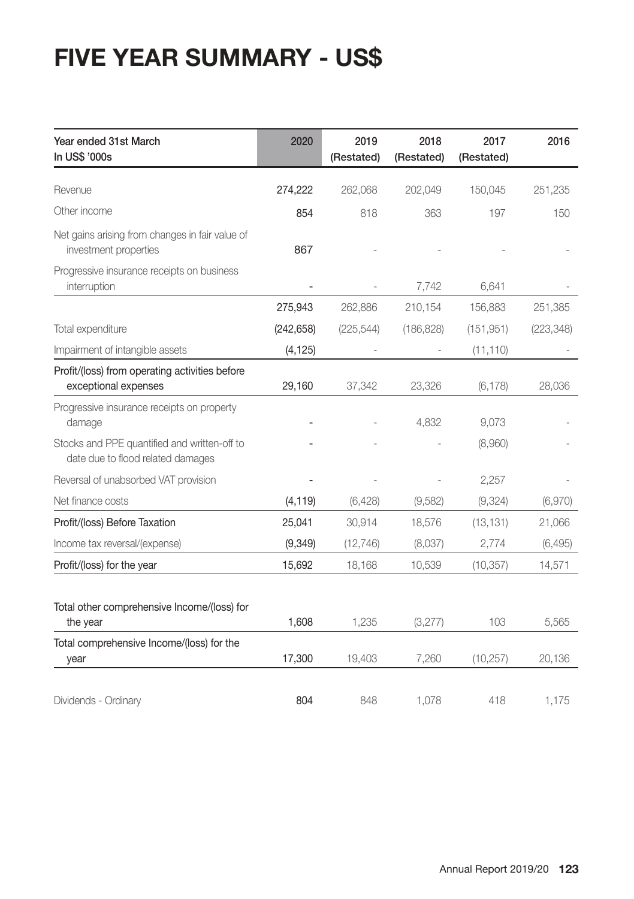# FIVE YEAR SUMMARY - US$

| Year ended 31st March<br>In US$ '000s | 2020 | 2019<br>(Restated) | 2018<br>(Restated) | 2017<br>(Restated) | 2016 |
|---|---|---|---|---|---|
| Revenue | 274,222 | 262,068 | 202,049 | 150,045 | 251,235 |
| Other income | 854 | 818 | 363 | 197 | 150 |
| Net gains arising from changes in fair value of investment properties | 867 | - | - | - | - |
| Progressive insurance receipts on business interruption | - | - | 7,742 | 6,641 | - |
| | 275,943 | 262,886 | 210,154 | 156,883 | 251,385 |
| Total expenditure | (242,658) | (225,544) | (186,828) | (151,951) | (223,348) |
| Impairment of intangible assets | (4,125) | - | - | (11,110) | - |
| Profit/(loss) from operating activities before exceptional expenses | 29,160 | 37,342 | 23,326 | (6,178) | 28,036 |
| Progressive insurance receipts on property damage | - | - | 4,832 | 9,073 | - |
| Stocks and PPE quantified and written-off to date due to flood related damages | - | - | - | (8,960) | - |
| Reversal of unabsorbed VAT provision | - | - | - | 2,257 | - |
| Net finance costs | (4,119) | (6,428) | (9,582) | (9,324) | (6,970) |
| Profit/(loss) Before Taxation | 25,041 | 30,914 | 18,576 | (13,131) | 21,066 |
| Income tax reversal/(expense) | (9,349) | (12,746) | (8,037) | 2,774 | (6,495) |
| Profit/(loss) for the year | 15,692 | 18,168 | 10,539 | (10,357) | 14,571 |
| Total other comprehensive Income/(loss) for the year | 1,608 | 1,235 | (3,277) | 103 | 5,565 |
| Total comprehensive Income/(loss) for the year | 17,300 | 19,403 | 7,260 | (10,257) | 20,136 |
| Dividends - Ordinary | 804 | 848 | 1,078 | 418 | 1,175 |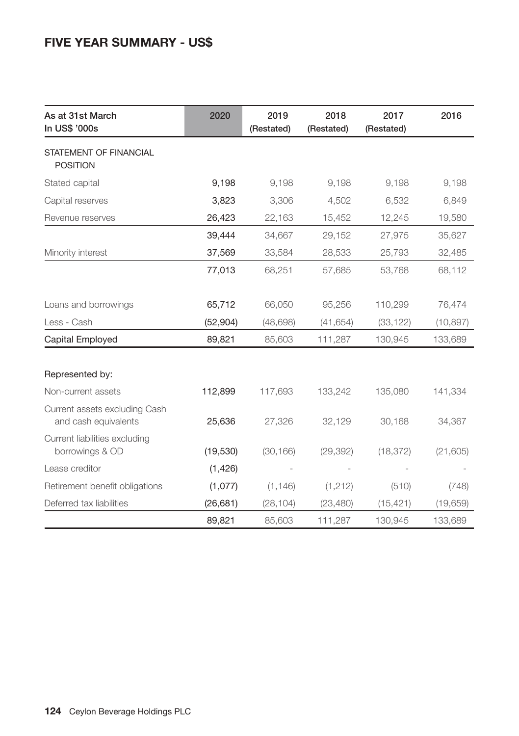## FIVE YEAR SUMMARY - US$

| As at 31st March<br>In US$ '000s | 2020 | 2019<br>(Restated) | 2018<br>(Restated) | 2017<br>(Restated) | 2016 |
|---|---|---|---|---|---|
| STATEMENT OF FINANCIAL POSITION | | | | | |
| Stated capital | 9,198 | 9,198 | 9,198 | 9,198 | 9,198 |
| Capital reserves | 3,823 | 3,306 | 4,502 | 6,532 | 6,849 |
| Revenue reserves | 26,423 | 22,163 | 15,452 | 12,245 | 19,580 |
| | 39,444 | 34,667 | 29,152 | 27,975 | 35,627 |
| Minority interest | 37,569 | 33,584 | 28,533 | 25,793 | 32,485 |
| | 77,013 | 68,251 | 57,685 | 53,768 | 68,112 |
| | | | | | |
| Loans and borrowings | 65,712 | 66,050 | 95,256 | 110,299 | 76,474 |
| Less - Cash | (52,904) | (48,698) | (41,654) | (33,122) | (10,897) |
| Capital Employed | 89,821 | 85,603 | 111,287 | 130,945 | 133,689 |
| | | | | | |
| Represented by: | | | | | |
| Non-current assets | 112,899 | 117,693 | 133,242 | 135,080 | 141,334 |
| Current assets excluding Cash and cash equivalents | 25,636 | 27,326 | 32,129 | 30,168 | 34,367 |
| Current liabilities excluding borrowings & OD | (19,530) | (30,166) | (29,392) | (18,372) | (21,605) |
| Lease creditor | (1,426) | - | - | - | - |
| Retirement benefit obligations | (1,077) | (1,146) | (1,212) | (510) | (748) |
| Deferred tax liabilities | (26,681) | (28,104) | (23,480) | (15,421) | (19,659) |
| | 89,821 | 85,603 | 111,287 | 130,945 | 133,689 |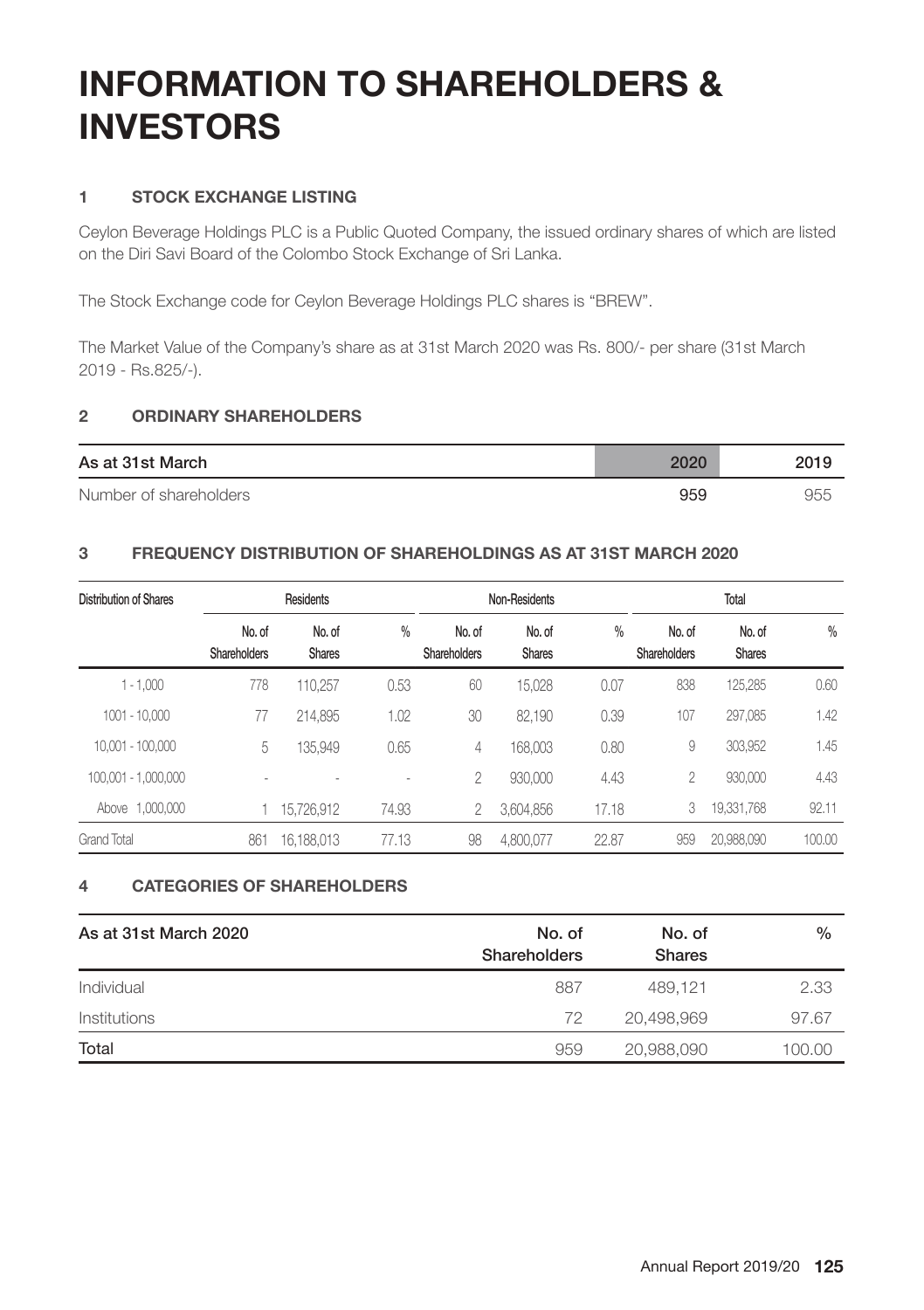# INFORMATION TO SHAREHOLDERS & INVESTORS

### 1 STOCK EXCHANGE LISTING

Ceylon Beverage Holdings PLC is a Public Quoted Company, the issued ordinary shares of which are listed on the Diri Savi Board of the Colombo Stock Exchange of Sri Lanka.

The Stock Exchange code for Ceylon Beverage Holdings PLC shares is "BREW".

The Market Value of the Company's share as at 31st March 2020 was Rs. 800/- per share (31st March 2019 - Rs.825/-).

### 2 ORDINARY SHAREHOLDERS

| As at 31st March | 2020 | 2019 |
|---|---|---|
| Number of shareholders | 959 | 955 |

### 3 FREQUENCY DISTRIBUTION OF SHAREHOLDINGS AS AT 31ST MARCH 2020

| Distribution of Shares | Residents | | | Non-Residents | | | Total | | |
|---|---|---|---|---|---|---|---|---|---|
| | No. of Shareholders | No. of Shares | % | No. of Shareholders | No. of Shares | % | No. of Shareholders | No. of Shares | % |
| 1 - 1,000 | 778 | 110,257 | 0.53 | 60 | 15,028 | 0.07 | 838 | 125,285 | 0.60 |
| 1001 - 10,000 | 77 | 214,895 | 1.02 | 30 | 82,190 | 0.39 | 107 | 297,085 | 1.42 |
| 10,001 - 100,000 | 5 | 135,949 | 0.65 | 4 | 168,003 | 0.80 | 9 | 303,952 | 1.45 |
| 100,001 - 1,000,000 | - | - | - | 2 | 930,000 | 4.43 | 2 | 930,000 | 4.43 |
| Above 1,000,000 | 1 | 15,726,912 | 74.93 | 2 | 3,604,856 | 17.18 | 3 | 19,331,768 | 92.11 |
| Grand Total | 861 | 16,188,013 | 77.13 | 98 | 4,800,077 | 22.87 | 959 | 20,988,090 | 100.00 |

### 4 CATEGORIES OF SHAREHOLDERS

| As at 31st March 2020 | No. of Shareholders | No. of Shares | % |
|---|---|---|---|
| Individual | 887 | 489,121 | 2.33 |
| Institutions | 72 | 20,498,969 | 97.67 |
| Total | 959 | 20,988,090 | 100.00 |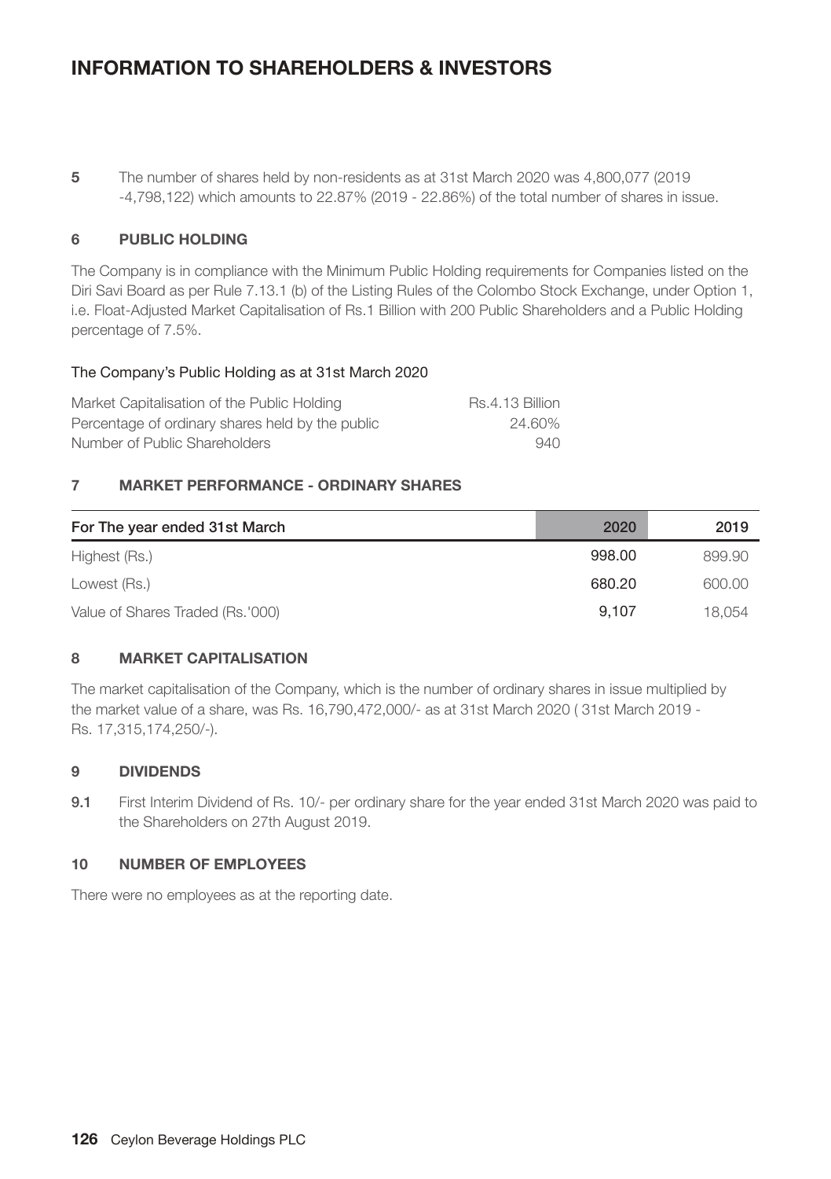# INFORMATION TO SHAREHOLDERS & INVESTORS

**5** The number of shares held by non-residents as at 31st March 2020 was 4,800,077 (2019 -4,798,122) which amounts to 22.87% (2019 - 22.86%) of the total number of shares in issue.

### 6 PUBLIC HOLDING

The Company is in compliance with the Minimum Public Holding requirements for Companies listed on the Diri Savi Board as per Rule 7.13.1 (b) of the Listing Rules of the Colombo Stock Exchange, under Option 1, i.e. Float-Adjusted Market Capitalisation of Rs.1 Billion with 200 Public Shareholders and a Public Holding percentage of 7.5%.

The Company's Public Holding as at 31st March 2020

| | |
|---|---|
| Market Capitalisation of the Public Holding | Rs.4.13 Billion |
| Percentage of ordinary shares held by the public | 24.60% |
| Number of Public Shareholders | 940 |

### 7 MARKET PERFORMANCE - ORDINARY SHARES

| For The year ended 31st March | 2020 | 2019 |
|---|---|---|
| Highest (Rs.) | 998.00 | 899.90 |
| Lowest (Rs.) | 680.20 | 600.00 |
| Value of Shares Traded (Rs.'000) | 9,107 | 18,054 |

### 8 MARKET CAPITALISATION

The market capitalisation of the Company, which is the number of ordinary shares in issue multiplied by the market value of a share, was Rs. 16,790,472,000/- as at 31st March 2020 ( 31st March 2019 - Rs. 17,315,174,250/-).

### 9 DIVIDENDS

**9.1** First Interim Dividend of Rs. 10/- per ordinary share for the year ended 31st March 2020 was paid to the Shareholders on 27th August 2019.

### 10 NUMBER OF EMPLOYEES

There were no employees as at the reporting date.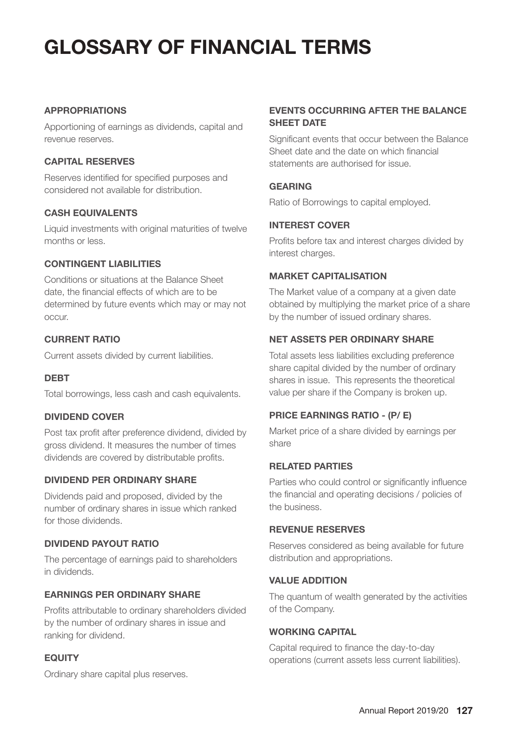# GLOSSARY OF FINANCIAL TERMS

### APPROPRIATIONS

Apportioning of earnings as dividends, capital and revenue reserves.

### CAPITAL RESERVES

Reserves identified for specified purposes and considered not available for distribution.

### CASH EQUIVALENTS

Liquid investments with original maturities of twelve months or less.

### CONTINGENT LIABILITIES

Conditions or situations at the Balance Sheet date, the financial effects of which are to be determined by future events which may or may not occur.

### CURRENT RATIO

Current assets divided by current liabilities.

### DEBT

Total borrowings, less cash and cash equivalents.

### DIVIDEND COVER

Post tax profit after preference dividend, divided by gross dividend. It measures the number of times dividends are covered by distributable profits.

### DIVIDEND PER ORDINARY SHARE

Dividends paid and proposed, divided by the number of ordinary shares in issue which ranked for those dividends.

### DIVIDEND PAYOUT RATIO

The percentage of earnings paid to shareholders in dividends.

### EARNINGS PER ORDINARY SHARE

Profits attributable to ordinary shareholders divided by the number of ordinary shares in issue and ranking for dividend.

### EQUITY

Ordinary share capital plus reserves.

### EVENTS OCCURRING AFTER THE BALANCE SHEET DATE

Significant events that occur between the Balance Sheet date and the date on which financial statements are authorised for issue.

### GEARING

Ratio of Borrowings to capital employed.

### INTEREST COVER

Profits before tax and interest charges divided by interest charges.

### MARKET CAPITALISATION

The Market value of a company at a given date obtained by multiplying the market price of a share by the number of issued ordinary shares.

### NET ASSETS PER ORDINARY SHARE

Total assets less liabilities excluding preference share capital divided by the number of ordinary shares in issue. This represents the theoretical value per share if the Company is broken up.

### PRICE EARNINGS RATIO - (P/ E)

Market price of a share divided by earnings per share

### RELATED PARTIES

Parties who could control or significantly influence the financial and operating decisions / policies of the business.

### REVENUE RESERVES

Reserves considered as being available for future distribution and appropriations.

### VALUE ADDITION

The quantum of wealth generated by the activities of the Company.

### WORKING CAPITAL

Capital required to finance the day-to-day operations (current assets less current liabilities).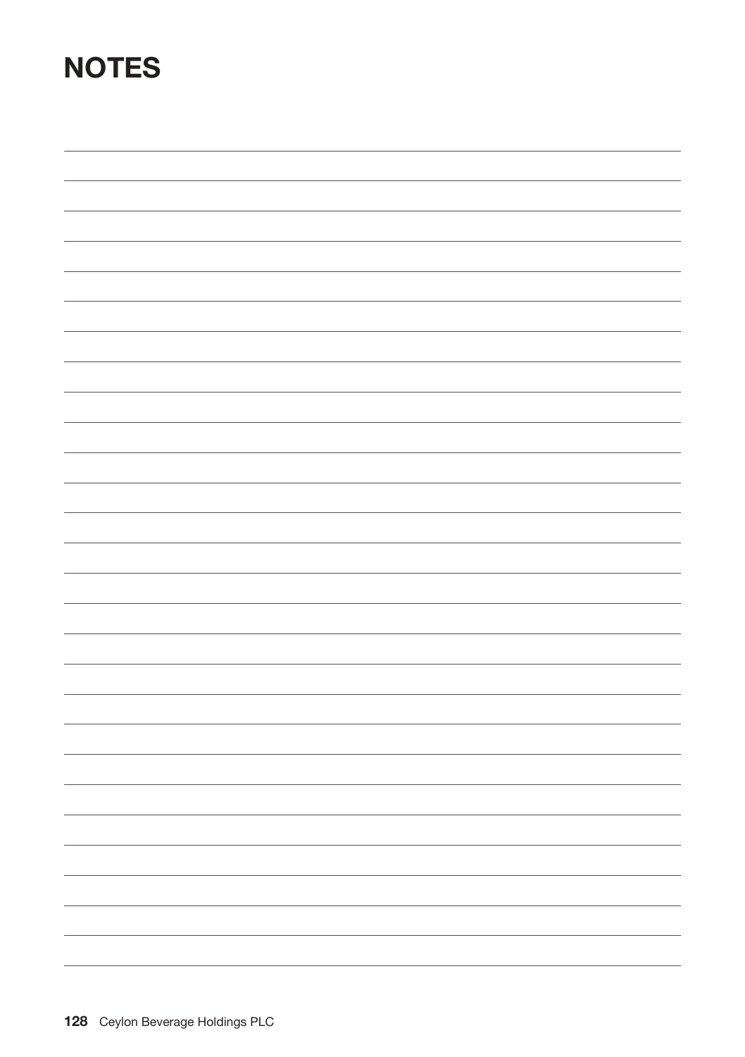# NOTES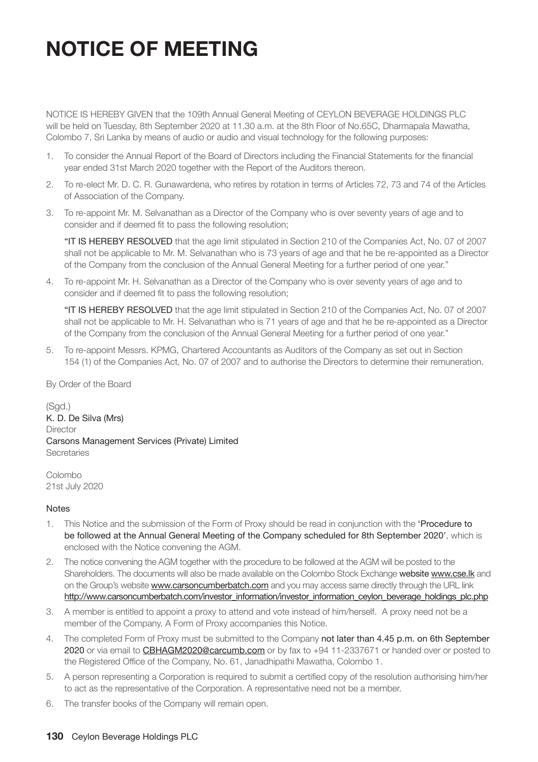# NOTICE OF MEETING

NOTICE IS HEREBY GIVEN that the 109th Annual General Meeting of CEYLON BEVERAGE HOLDINGS PLC will be held on Tuesday, 8th September 2020 at 11.30 a.m. at the 8th Floor of No.65C, Dharmapala Mawatha, Colombo 7, Sri Lanka by means of audio or audio and visual technology for the following purposes:

1. To consider the Annual Report of the Board of Directors including the Financial Statements for the financial year ended 31st March 2020 together with the Report of the Auditors thereon.
2. To re-elect Mr. D. C. R. Gunawardena, who retires by rotation in terms of Articles 72, 73 and 74 of the Articles of Association of the Company.
3. To re-appoint Mr. M. Selvanathan as a Director of the Company who is over seventy years of age and to consider and if deemed fit to pass the following resolution;

   **"IT IS HEREBY RESOLVED** that the age limit stipulated in Section 210 of the Companies Act, No. 07 of 2007 shall not be applicable to Mr. M. Selvanathan who is 73 years of age and that he be re-appointed as a Director of the Company from the conclusion of the Annual General Meeting for a further period of one year."
4. To re-appoint Mr. H. Selvanathan as a Director of the Company who is over seventy years of age and to consider and if deemed fit to pass the following resolution;

   **"IT IS HEREBY RESOLVED** that the age limit stipulated in Section 210 of the Companies Act, No. 07 of 2007 shall not be applicable to Mr. H. Selvanathan who is 71 years of age and that he be re-appointed as a Director of the Company from the conclusion of the Annual General Meeting for a further period of one year."
5. To re-appoint Messrs. KPMG, Chartered Accountants as Auditors of the Company as set out in Section 154 (1) of the Companies Act, No. 07 of 2007 and to authorise the Directors to determine their remuneration.

By Order of the Board

(Sgd.)
**K. D. De Silva (Mrs)**
Director
**Carsons Management Services (Private) Limited**
Secretaries

Colombo
21st July 2020

**Notes**

1. This Notice and the submission of the Form of Proxy should be read in conjunction with the **'Procedure to be followed at the Annual General Meeting of the Company scheduled for 8th September 2020'**, which is enclosed with the Notice convening the AGM.
2. The notice convening the AGM together with the procedure to be followed at the AGM will be posted to the Shareholders. The documents will also be made available on the Colombo Stock Exchange **website** www.cse.lk and on the Group's website **www.carsoncumberbatch.com** and you may access same directly through the URL link http://www.carsoncumberbatch.com/investor_information/investor_information_ceylon_beverage_holdings_plc.php
3. A member is entitled to appoint a proxy to attend and vote instead of him/herself. A proxy need not be a member of the Company. A Form of Proxy accompanies this Notice.
4. The completed Form of Proxy must be submitted to the Company **not later than 4.45 p.m. on 6th September 2020** or via email to CBHAGM2020@carcumb.com or by fax to +94 11-2337671 or handed over or posted to the Registered Office of the Company, No. 61, Janadhipathi Mawatha, Colombo 1.
5. A person representing a Corporation is required to submit a certified copy of the resolution authorising him/her to act as the representative of the Corporation. A representative need not be a member.
6. The transfer books of the Company will remain open.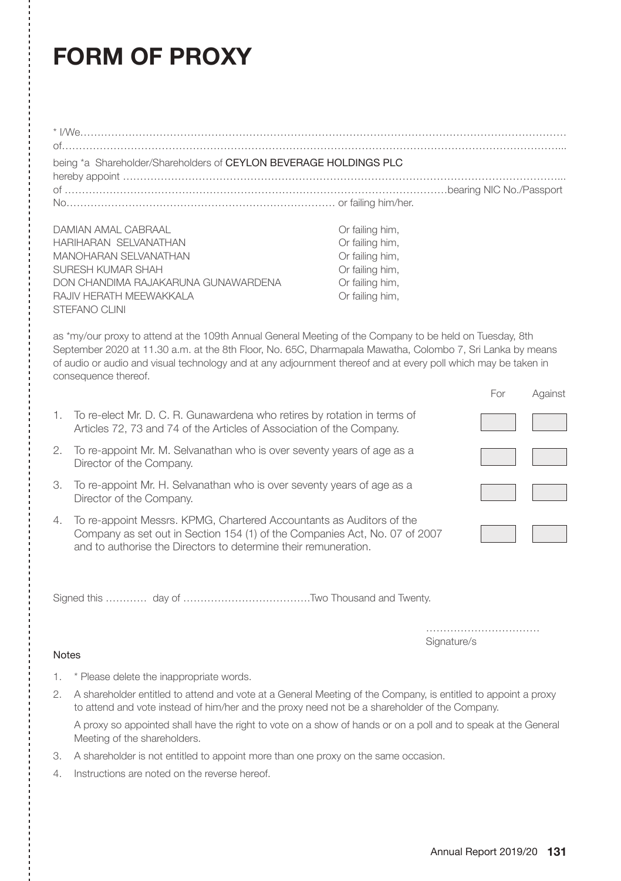# FORM OF PROXY

\* I/We……………………………………………………………………………………………………………………………

of………………………………………………………………………………………………………………………………...

being \*a Shareholder/Shareholders of CEYLON BEVERAGE HOLDINGS PLC

hereby appoint …………………………………………………………………………………………………………...

of ………………………………………………………………………………………………bearing NIC No./Passport

No…………………………………………………………………… or failing him/her.

| | |
|---|---|
| DAMIAN AMAL CABRAAL | Or failing him, |
| HARIHARAN SELVANATHAN | Or failing him, |
| MANOHARAN SELVANATHAN | Or failing him, |
| SURESH KUMAR SHAH | Or failing him, |
| DON CHANDIMA RAJAKARUNA GUNAWARDENA | Or failing him, |
| RAJIV HERATH MEEWAKKALA | Or failing him, |
| STEFANO CLINI | |

as \*my/our proxy to attend at the 109th Annual General Meeting of the Company to be held on Tuesday, 8th September 2020 at 11.30 a.m. at the 8th Floor, No. 65C, Dharmapala Mawatha, Colombo 7, Sri Lanka by means of audio or audio and visual technology and at any adjournment thereof and at every poll which may be taken in consequence thereof.

| | Resolution | For | Against |
|---|---|---|---|
| 1. | To re-elect Mr. D. C. R. Gunawardena who retires by rotation in terms of Articles 72, 73 and 74 of the Articles of Association of the Company. | | |
| 2. | To re-appoint Mr. M. Selvanathan who is over seventy years of age as a Director of the Company. | | |
| 3. | To re-appoint Mr. H. Selvanathan who is over seventy years of age as a Director of the Company. | | |
| 4. | To re-appoint Messrs. KPMG, Chartered Accountants as Auditors of the Company as set out in Section 154 (1) of the Companies Act, No. 07 of 2007 and to authorise the Directors to determine their remuneration. | | |

Signed this ………… day of ………………………………Two Thousand and Twenty.

……………………………

Signature/s

Notes

1. \* Please delete the inappropriate words.
2. A shareholder entitled to attend and vote at a General Meeting of the Company, is entitled to appoint a proxy to attend and vote instead of him/her and the proxy need not be a shareholder of the Company.

   A proxy so appointed shall have the right to vote on a show of hands or on a poll and to speak at the General Meeting of the shareholders.
3. A shareholder is not entitled to appoint more than one proxy on the same occasion.
4. Instructions are noted on the reverse hereof.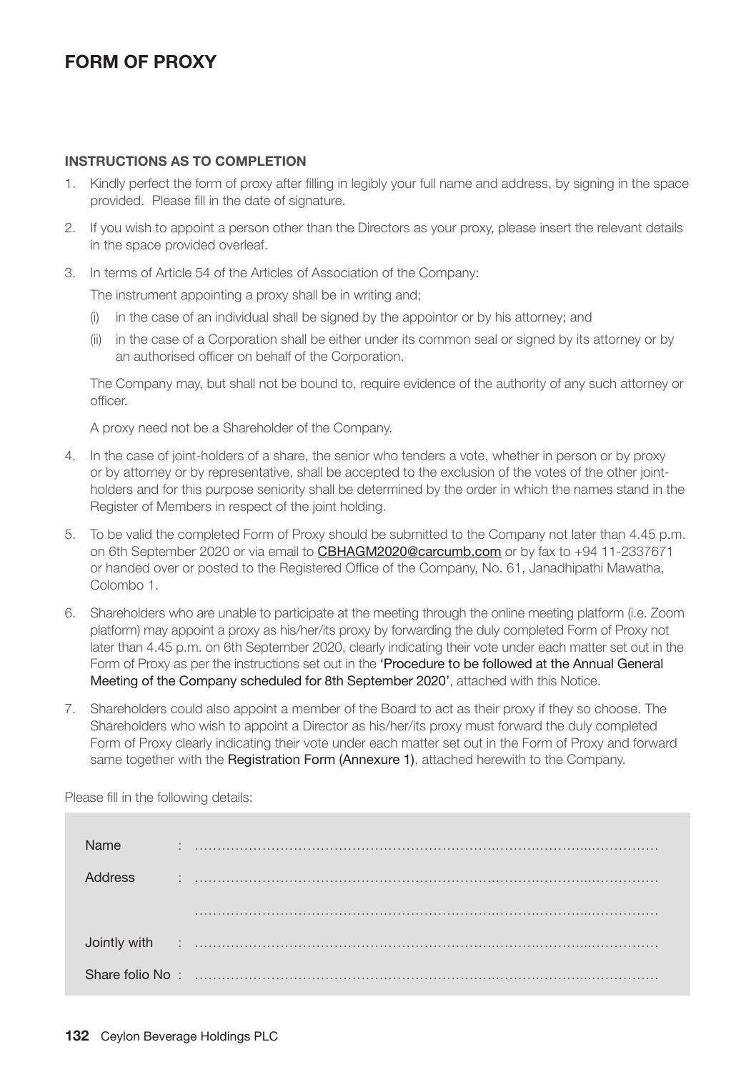# FORM OF PROXY

### INSTRUCTIONS AS TO COMPLETION

1. Kindly perfect the form of proxy after filling in legibly your full name and address, by signing in the space provided. Please fill in the date of signature.

2. If you wish to appoint a person other than the Directors as your proxy, please insert the relevant details in the space provided overleaf.

3. In terms of Article 54 of the Articles of Association of the Company:

   The instrument appointing a proxy shall be in writing and;

   (i) in the case of an individual shall be signed by the appointor or by his attorney; and

   (ii) in the case of a Corporation shall be either under its common seal or signed by its attorney or by an authorised officer on behalf of the Corporation.

   The Company may, but shall not be bound to, require evidence of the authority of any such attorney or officer.

   A proxy need not be a Shareholder of the Company.

4. In the case of joint-holders of a share, the senior who tenders a vote, whether in person or by proxy or by attorney or by representative, shall be accepted to the exclusion of the votes of the other joint-holders and for this purpose seniority shall be determined by the order in which the names stand in the Register of Members in respect of the joint holding.

5. To be valid the completed Form of Proxy should be submitted to the Company not later than 4.45 p.m. on 6th September 2020 or via email to CBHAGM2020@carcumb.com or by fax to +94 11-2337671 or handed over or posted to the Registered Office of the Company, No. 61, Janadhipathi Mawatha, Colombo 1.

6. Shareholders who are unable to participate at the meeting through the online meeting platform (i.e. Zoom platform) may appoint a proxy as his/her/its proxy by forwarding the duly completed Form of Proxy not later than 4.45 p.m. on 6th September 2020, clearly indicating their vote under each matter set out in the Form of Proxy as per the instructions set out in the 'Procedure to be followed at the Annual General Meeting of the Company scheduled for 8th September 2020', attached with this Notice.

7. Shareholders could also appoint a member of the Board to act as their proxy if they so choose. The Shareholders who wish to appoint a Director as his/her/its proxy must forward the duly completed Form of Proxy clearly indicating their vote under each matter set out in the Form of Proxy and forward same together with the Registration Form (Annexure 1), attached herewith to the Company.

Please fill in the following details:

Name : ……………………………………………………………………………………………

Address : ……………………………………………………………………………………………

……………………………………………………………………………………………

Jointly with : ……………………………………………………………………………………………

Share folio No : ……………………………………………………………………………………………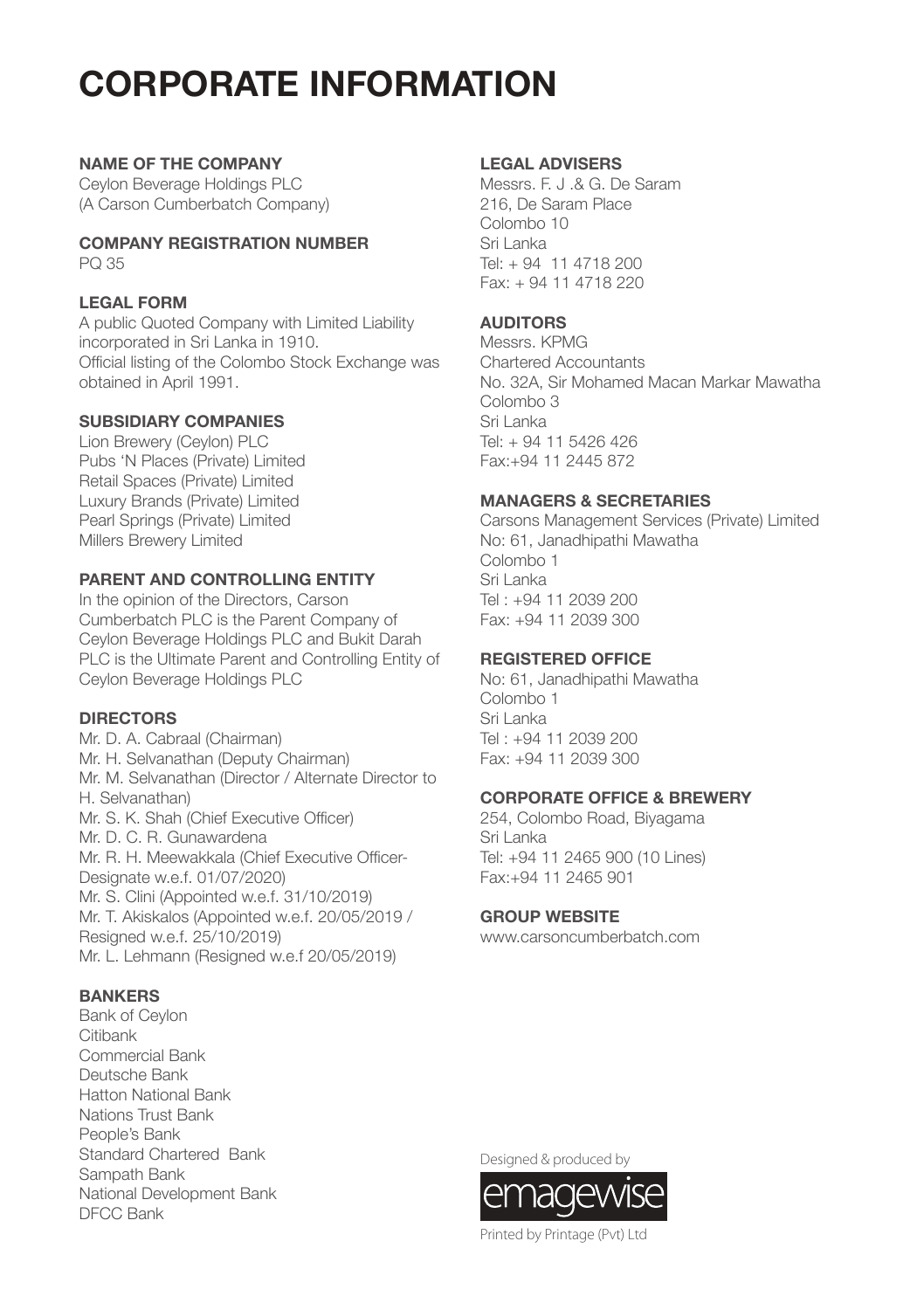# CORPORATE INFORMATION

**NAME OF THE COMPANY**
Ceylon Beverage Holdings PLC
(A Carson Cumberbatch Company)

**COMPANY REGISTRATION NUMBER**
PQ 35

**LEGAL FORM**
A public Quoted Company with Limited Liability incorporated in Sri Lanka in 1910.
Official listing of the Colombo Stock Exchange was obtained in April 1991.

**SUBSIDIARY COMPANIES**
Lion Brewery (Ceylon) PLC
Pubs 'N Places (Private) Limited
Retail Spaces (Private) Limited
Luxury Brands (Private) Limited
Pearl Springs (Private) Limited
Millers Brewery Limited

**PARENT AND CONTROLLING ENTITY**
In the opinion of the Directors, Carson Cumberbatch PLC is the Parent Company of Ceylon Beverage Holdings PLC and Bukit Darah PLC is the Ultimate Parent and Controlling Entity of Ceylon Beverage Holdings PLC

**DIRECTORS**
Mr. D. A. Cabraal (Chairman)
Mr. H. Selvanathan (Deputy Chairman)
Mr. M. Selvanathan (Director / Alternate Director to H. Selvanathan)
Mr. S. K. Shah (Chief Executive Officer)
Mr. D. C. R. Gunawardena
Mr. R. H. Meewakkala (Chief Executive Officer-Designate w.e.f. 01/07/2020)
Mr. S. Clini (Appointed w.e.f. 31/10/2019)
Mr. T. Akiskalos (Appointed w.e.f. 20/05/2019 / Resigned w.e.f. 25/10/2019)
Mr. L. Lehmann (Resigned w.e.f 20/05/2019)

**BANKERS**
Bank of Ceylon
Citibank
Commercial Bank
Deutsche Bank
Hatton National Bank
Nations Trust Bank
People's Bank
Standard Chartered Bank
Sampath Bank
National Development Bank
DFCC Bank

**LEGAL ADVISERS**
Messrs. F. J .& G. De Saram
216, De Saram Place
Colombo 10
Sri Lanka
Tel: + 94 11 4718 200
Fax: + 94 11 4718 220

**AUDITORS**
Messrs. KPMG
Chartered Accountants
No. 32A, Sir Mohamed Macan Markar Mawatha
Colombo 3
Sri Lanka
Tel: + 94 11 5426 426
Fax:+94 11 2445 872

**MANAGERS & SECRETARIES**
Carsons Management Services (Private) Limited
No: 61, Janadhipathi Mawatha
Colombo 1
Sri Lanka
Tel : +94 11 2039 200
Fax: +94 11 2039 300

**REGISTERED OFFICE**
No: 61, Janadhipathi Mawatha
Colombo 1
Sri Lanka
Tel : +94 11 2039 200
Fax: +94 11 2039 300

**CORPORATE OFFICE & BREWERY**
254, Colombo Road, Biyagama
Sri Lanka
Tel: +94 11 2465 900 (10 Lines)
Fax:+94 11 2465 901

**GROUP WEBSITE**
www.carsoncumberbatch.com

Designed & produced by emagewise

Printed by Printage (Pvt) Ltd